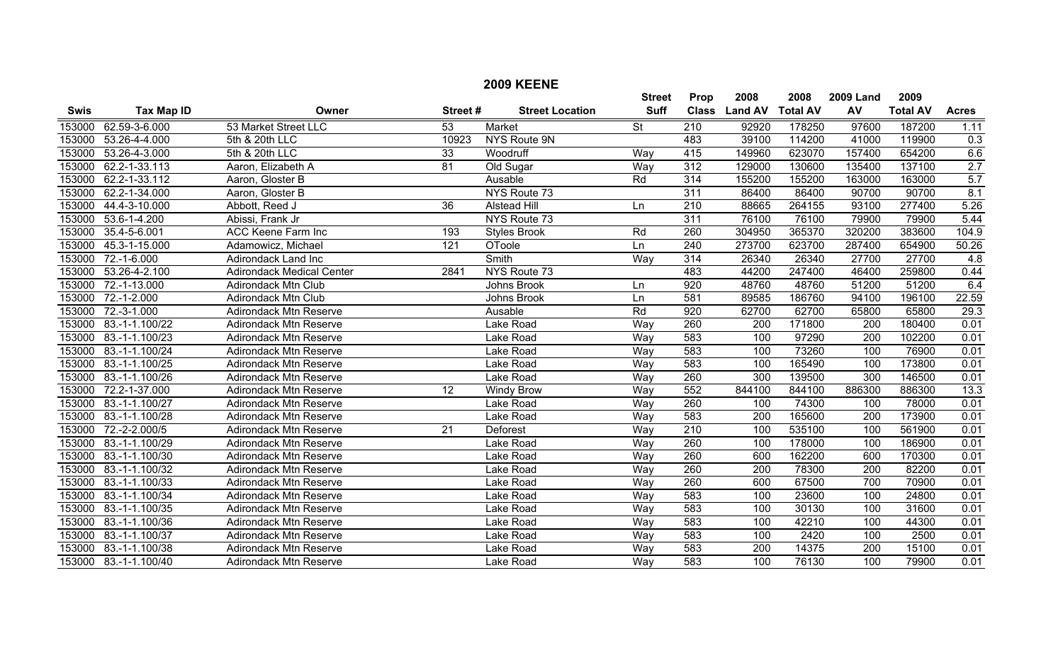# 2009 KEENE

| Swis | Tax Map ID | Owner | Street # | Street Location | Street Suff | Prop Class | 2008 Land AV | 2008 Total AV | 2009 Land AV | 2009 Total AV | Acres |
|---|---|---|---|---|---|---|---|---|---|---|---|
| 153000 | 62.59-3-6.000 | 53 Market Street LLC | 53 | Market | St | 210 | 92920 | 178250 | 97600 | 187200 | 1.11 |
| 153000 | 53.26-4-4.000 | 5th & 20th LLC | 10923 | NYS Route 9N | | 483 | 39100 | 114200 | 41000 | 119900 | 0.3 |
| 153000 | 53.26-4-3.000 | 5th & 20th LLC | 33 | Woodruff | Way | 415 | 149960 | 623070 | 157400 | 654200 | 6.6 |
| 153000 | 62.2-1-33.113 | Aaron, Elizabeth A | 81 | Old Sugar | Way | 312 | 129000 | 130600 | 135400 | 137100 | 2.7 |
| 153000 | 62.2-1-33.112 | Aaron, Gloster B | | Ausable | Rd | 314 | 155200 | 155200 | 163000 | 163000 | 5.7 |
| 153000 | 62.2-1-34.000 | Aaron, Gloster B | | NYS Route 73 | | 311 | 86400 | 86400 | 90700 | 90700 | 8.1 |
| 153000 | 44.4-3-10.000 | Abbott, Reed J | 36 | Alstead Hill | Ln | 210 | 88665 | 264155 | 93100 | 277400 | 5.26 |
| 153000 | 53.6-1-4.200 | Abissi, Frank Jr | | NYS Route 73 | | 311 | 76100 | 76100 | 79900 | 79900 | 5.44 |
| 153000 | 35.4-5-6.001 | ACC Keene Farm Inc | 193 | Styles Brook | Rd | 260 | 304950 | 365370 | 320200 | 383600 | 104.9 |
| 153000 | 45.3-1-15.000 | Adamowicz, Michael | 121 | OToole | Ln | 240 | 273700 | 623700 | 287400 | 654900 | 50.26 |
| 153000 | 72.-1-6.000 | Adirondack Land Inc | | Smith | Way | 314 | 26340 | 26340 | 27700 | 27700 | 4.8 |
| 153000 | 53.26-4-2.100 | Adirondack Medical Center | 2841 | NYS Route 73 | | 483 | 44200 | 247400 | 46400 | 259800 | 0.44 |
| 153000 | 72.-1-13.000 | Adirondack Mtn Club | | Johns Brook | Ln | 920 | 48760 | 48760 | 51200 | 51200 | 6.4 |
| 153000 | 72.-1-2.000 | Adirondack Mtn Club | | Johns Brook | Ln | 581 | 89585 | 186760 | 94100 | 196100 | 22.59 |
| 153000 | 72.-3-1.000 | Adirondack Mtn Reserve | | Ausable | Rd | 920 | 62700 | 62700 | 65800 | 65800 | 29.3 |
| 153000 | 83.-1-1.100/22 | Adirondack Mtn Reserve | | Lake Road | Way | 260 | 200 | 171800 | 200 | 180400 | 0.01 |
| 153000 | 83.-1-1.100/23 | Adirondack Mtn Reserve | | Lake Road | Way | 583 | 100 | 97290 | 200 | 102200 | 0.01 |
| 153000 | 83.-1-1.100/24 | Adirondack Mtn Reserve | | Lake Road | Way | 583 | 100 | 73260 | 100 | 76900 | 0.01 |
| 153000 | 83.-1-1.100/25 | Adirondack Mtn Reserve | | Lake Road | Way | 583 | 100 | 165490 | 100 | 173800 | 0.01 |
| 153000 | 83.-1-1.100/26 | Adirondack Mtn Reserve | | Lake Road | Way | 260 | 300 | 139500 | 300 | 146500 | 0.01 |
| 153000 | 72.2-1-37.000 | Adirondack Mtn Reserve | 12 | Windy Brow | Way | 552 | 844100 | 844100 | 886300 | 886300 | 13.3 |
| 153000 | 83.-1-1.100/27 | Adirondack Mtn Reserve | | Lake Road | Way | 260 | 100 | 74300 | 100 | 78000 | 0.01 |
| 153000 | 83.-1-1.100/28 | Adirondack Mtn Reserve | | Lake Road | Way | 583 | 200 | 165600 | 200 | 173900 | 0.01 |
| 153000 | 72.-2-2.000/5 | Adirondack Mtn Reserve | 21 | Deforest | Way | 210 | 100 | 535100 | 100 | 561900 | 0.01 |
| 153000 | 83.-1-1.100/29 | Adirondack Mtn Reserve | | Lake Road | Way | 260 | 100 | 178000 | 100 | 186900 | 0.01 |
| 153000 | 83.-1-1.100/30 | Adirondack Mtn Reserve | | Lake Road | Way | 260 | 600 | 162200 | 600 | 170300 | 0.01 |
| 153000 | 83.-1-1.100/32 | Adirondack Mtn Reserve | | Lake Road | Way | 260 | 200 | 78300 | 200 | 82200 | 0.01 |
| 153000 | 83.-1-1.100/33 | Adirondack Mtn Reserve | | Lake Road | Way | 260 | 600 | 67500 | 700 | 70900 | 0.01 |
| 153000 | 83.-1-1.100/34 | Adirondack Mtn Reserve | | Lake Road | Way | 583 | 100 | 23600 | 100 | 24800 | 0.01 |
| 153000 | 83.-1-1.100/35 | Adirondack Mtn Reserve | | Lake Road | Way | 583 | 100 | 30130 | 100 | 31600 | 0.01 |
| 153000 | 83.-1-1.100/36 | Adirondack Mtn Reserve | | Lake Road | Way | 583 | 100 | 42210 | 100 | 44300 | 0.01 |
| 153000 | 83.-1-1.100/37 | Adirondack Mtn Reserve | | Lake Road | Way | 583 | 100 | 2420 | 100 | 2500 | 0.01 |
| 153000 | 83.-1-1.100/38 | Adirondack Mtn Reserve | | Lake Road | Way | 583 | 200 | 14375 | 200 | 15100 | 0.01 |
| 153000 | 83.-1-1.100/40 | Adirondack Mtn Reserve | | Lake Road | Way | 583 | 100 | 76130 | 100 | 79900 | 0.01 |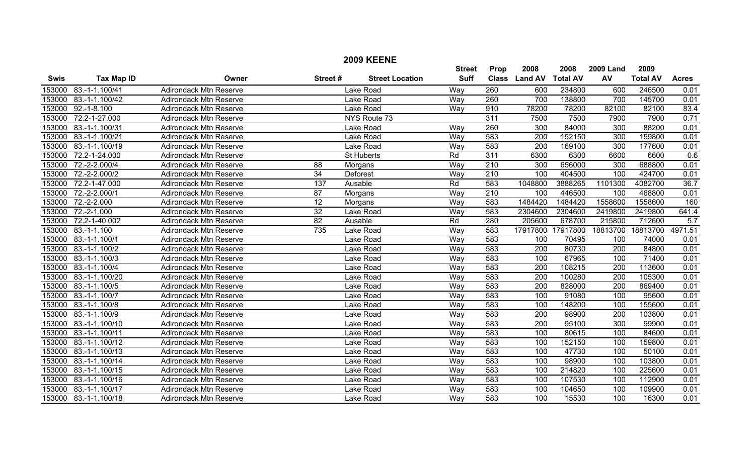## 2009 KEENE

| Swis | Tax Map ID | Owner | Street # | Street Location | Street Suff | Prop Class | 2008 Land AV | 2008 Total AV | 2009 Land AV | 2009 Total AV | Acres |
|---|---|---|---|---|---|---|---|---|---|---|---|
| 153000 | 83.-1-1.100/41 | Adirondack Mtn Reserve | | Lake Road | Way | 260 | 600 | 234800 | 600 | 246500 | 0.01 |
| 153000 | 83.-1-1.100/42 | Adirondack Mtn Reserve | | Lake Road | Way | 260 | 700 | 138800 | 700 | 145700 | 0.01 |
| 153000 | 92.-1-8.100 | Adirondack Mtn Reserve | | Lake Road | Way | 910 | 78200 | 78200 | 82100 | 82100 | 83.4 |
| 153000 | 72.2-1-27.000 | Adirondack Mtn Reserve | | NYS Route 73 | | 311 | 7500 | 7500 | 7900 | 7900 | 0.71 |
| 153000 | 83.-1-1.100/31 | Adirondack Mtn Reserve | | Lake Road | Way | 260 | 300 | 84000 | 300 | 88200 | 0.01 |
| 153000 | 83.-1-1.100/21 | Adirondack Mtn Reserve | | Lake Road | Way | 583 | 200 | 152150 | 300 | 159800 | 0.01 |
| 153000 | 83.-1-1.100/19 | Adirondack Mtn Reserve | | Lake Road | Way | 583 | 200 | 169100 | 300 | 177600 | 0.01 |
| 153000 | 72.2-1-24.000 | Adirondack Mtn Reserve | | St Huberts | Rd | 311 | 6300 | 6300 | 6600 | 6600 | 0.6 |
| 153000 | 72.-2-2.000/4 | Adirondack Mtn Reserve | 88 | Morgans | Way | 210 | 300 | 656000 | 300 | 688800 | 0.01 |
| 153000 | 72.-2-2.000/2 | Adirondack Mtn Reserve | 34 | Deforest | Way | 210 | 100 | 404500 | 100 | 424700 | 0.01 |
| 153000 | 72.2-1-47.000 | Adirondack Mtn Reserve | 137 | Ausable | Rd | 583 | 1048800 | 3888265 | 1101300 | 4082700 | 36.7 |
| 153000 | 72.-2-2.000/1 | Adirondack Mtn Reserve | 87 | Morgans | Way | 210 | 100 | 446500 | 100 | 468800 | 0.01 |
| 153000 | 72.-2-2.000 | Adirondack Mtn Reserve | 12 | Morgans | Way | 583 | 1484420 | 1484420 | 1558600 | 1558600 | 160 |
| 153000 | 72.-2-1.000 | Adirondack Mtn Reserve | 32 | Lake Road | Way | 583 | 2304600 | 2304600 | 2419800 | 2419800 | 641.4 |
| 153000 | 72.2-1-40.002 | Adirondack Mtn Reserve | 82 | Ausable | Rd | 280 | 205600 | 678700 | 215800 | 712600 | 5.7 |
| 153000 | 83.-1-1.100 | Adirondack Mtn Reserve | 735 | Lake Road | Way | 583 | 17917800 | 17917800 | 18813700 | 18813700 | 4971.51 |
| 153000 | 83.-1-1.100/1 | Adirondack Mtn Reserve | | Lake Road | Way | 583 | 100 | 70495 | 100 | 74000 | 0.01 |
| 153000 | 83.-1-1.100/2 | Adirondack Mtn Reserve | | Lake Road | Way | 583 | 200 | 80730 | 200 | 84800 | 0.01 |
| 153000 | 83.-1-1.100/3 | Adirondack Mtn Reserve | | Lake Road | Way | 583 | 100 | 67965 | 100 | 71400 | 0.01 |
| 153000 | 83.-1-1.100/4 | Adirondack Mtn Reserve | | Lake Road | Way | 583 | 200 | 108215 | 200 | 113600 | 0.01 |
| 153000 | 83.-1-1.100/20 | Adirondack Mtn Reserve | | Lake Road | Way | 583 | 200 | 100280 | 200 | 105300 | 0.01 |
| 153000 | 83.-1-1.100/5 | Adirondack Mtn Reserve | | Lake Road | Way | 583 | 200 | 828000 | 200 | 869400 | 0.01 |
| 153000 | 83.-1-1.100/7 | Adirondack Mtn Reserve | | Lake Road | Way | 583 | 100 | 91080 | 100 | 95600 | 0.01 |
| 153000 | 83.-1-1.100/8 | Adirondack Mtn Reserve | | Lake Road | Way | 583 | 100 | 148200 | 100 | 155600 | 0.01 |
| 153000 | 83.-1-1.100/9 | Adirondack Mtn Reserve | | Lake Road | Way | 583 | 200 | 98900 | 200 | 103800 | 0.01 |
| 153000 | 83.-1-1.100/10 | Adirondack Mtn Reserve | | Lake Road | Way | 583 | 200 | 95100 | 300 | 99900 | 0.01 |
| 153000 | 83.-1-1.100/11 | Adirondack Mtn Reserve | | Lake Road | Way | 583 | 100 | 80615 | 100 | 84600 | 0.01 |
| 153000 | 83.-1-1.100/12 | Adirondack Mtn Reserve | | Lake Road | Way | 583 | 100 | 152150 | 100 | 159800 | 0.01 |
| 153000 | 83.-1-1.100/13 | Adirondack Mtn Reserve | | Lake Road | Way | 583 | 100 | 47730 | 100 | 50100 | 0.01 |
| 153000 | 83.-1-1.100/14 | Adirondack Mtn Reserve | | Lake Road | Way | 583 | 100 | 98900 | 100 | 103800 | 0.01 |
| 153000 | 83.-1-1.100/15 | Adirondack Mtn Reserve | | Lake Road | Way | 583 | 100 | 214820 | 100 | 225600 | 0.01 |
| 153000 | 83.-1-1.100/16 | Adirondack Mtn Reserve | | Lake Road | Way | 583 | 100 | 107530 | 100 | 112900 | 0.01 |
| 153000 | 83.-1-1.100/17 | Adirondack Mtn Reserve | | Lake Road | Way | 583 | 100 | 104650 | 100 | 109900 | 0.01 |
| 153000 | 83.-1-1.100/18 | Adirondack Mtn Reserve | | Lake Road | Way | 583 | 100 | 15530 | 100 | 16300 | 0.01 |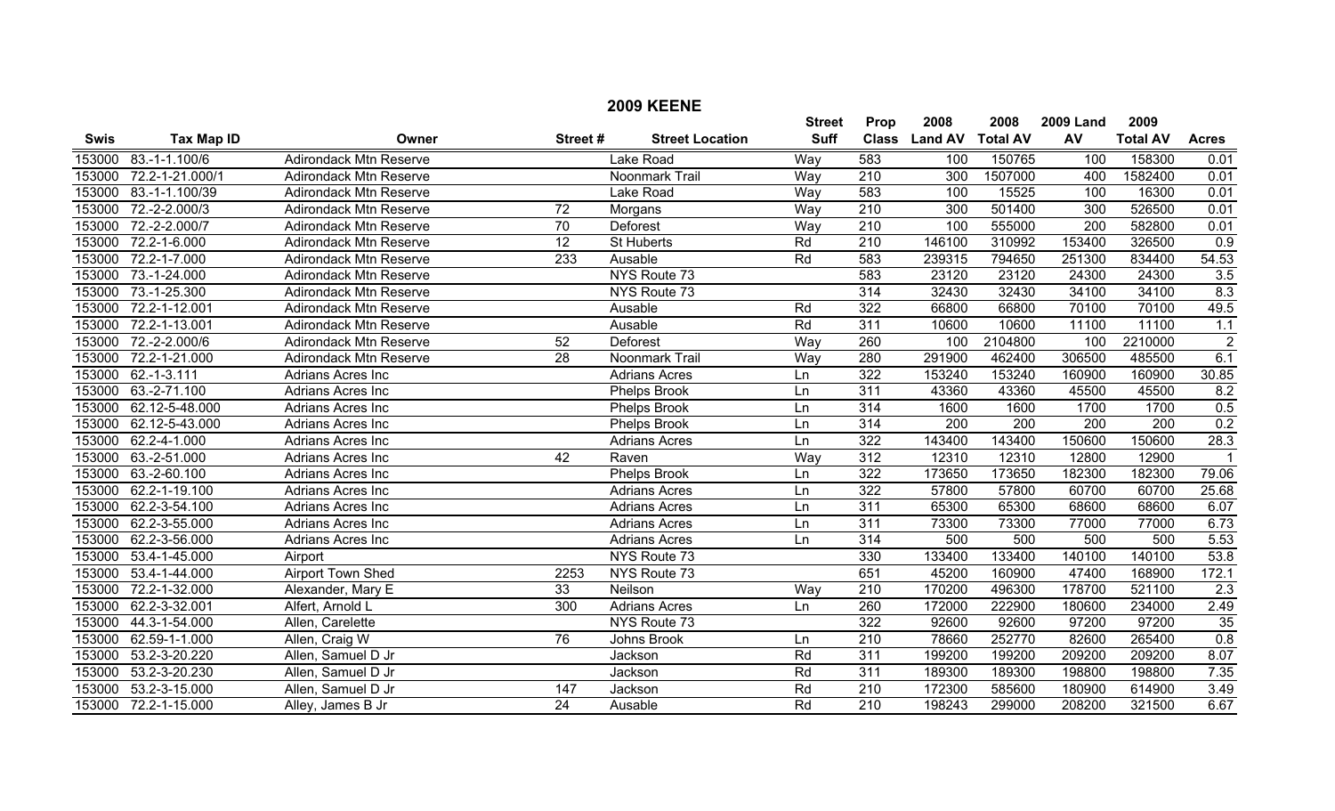# 2009 KEENE

| Swis | Tax Map ID | Owner | Street # | Street Location | Street Suff | Prop Class | 2008 Land AV | 2008 Total AV | 2009 Land AV | 2009 Total AV | Acres |
|---|---|---|---|---|---|---|---|---|---|---|---|
| 153000 | 83.-1-1.100/6 | Adirondack Mtn Reserve | | Lake Road | Way | 583 | 100 | 150765 | 100 | 158300 | 0.01 |
| 153000 | 72.2-1-21.000/1 | Adirondack Mtn Reserve | | Noonmark Trail | Way | 210 | 300 | 1507000 | 400 | 1582400 | 0.01 |
| 153000 | 83.-1-1.100/39 | Adirondack Mtn Reserve | | Lake Road | Way | 583 | 100 | 15525 | 100 | 16300 | 0.01 |
| 153000 | 72.-2-2.000/3 | Adirondack Mtn Reserve | 72 | Morgans | Way | 210 | 300 | 501400 | 300 | 526500 | 0.01 |
| 153000 | 72.-2-2.000/7 | Adirondack Mtn Reserve | 70 | Deforest | Way | 210 | 100 | 555000 | 200 | 582800 | 0.01 |
| 153000 | 72.2-1-6.000 | Adirondack Mtn Reserve | 12 | St Huberts | Rd | 210 | 146100 | 310992 | 153400 | 326500 | 0.9 |
| 153000 | 72.2-1-7.000 | Adirondack Mtn Reserve | 233 | Ausable | Rd | 583 | 239315 | 794650 | 251300 | 834400 | 54.53 |
| 153000 | 73.-1-24.000 | Adirondack Mtn Reserve | | NYS Route 73 | | 583 | 23120 | 23120 | 24300 | 24300 | 3.5 |
| 153000 | 73.-1-25.300 | Adirondack Mtn Reserve | | NYS Route 73 | | 314 | 32430 | 32430 | 34100 | 34100 | 8.3 |
| 153000 | 72.2-1-12.001 | Adirondack Mtn Reserve | | Ausable | Rd | 322 | 66800 | 66800 | 70100 | 70100 | 49.5 |
| 153000 | 72.2-1-13.001 | Adirondack Mtn Reserve | | Ausable | Rd | 311 | 10600 | 10600 | 11100 | 11100 | 1.1 |
| 153000 | 72.-2-2.000/6 | Adirondack Mtn Reserve | 52 | Deforest | Way | 260 | 100 | 2104800 | 100 | 2210000 | 2 |
| 153000 | 72.2-1-21.000 | Adirondack Mtn Reserve | 28 | Noonmark Trail | Way | 280 | 291900 | 462400 | 306500 | 485500 | 6.1 |
| 153000 | 62.-1-3.111 | Adrians Acres Inc | | Adrians Acres | Ln | 322 | 153240 | 153240 | 160900 | 160900 | 30.85 |
| 153000 | 63.-2-71.100 | Adrians Acres Inc | | Phelps Brook | Ln | 311 | 43360 | 43360 | 45500 | 45500 | 8.2 |
| 153000 | 62.12-5-48.000 | Adrians Acres Inc | | Phelps Brook | Ln | 314 | 1600 | 1600 | 1700 | 1700 | 0.5 |
| 153000 | 62.12-5-43.000 | Adrians Acres Inc | | Phelps Brook | Ln | 314 | 200 | 200 | 200 | 200 | 0.2 |
| 153000 | 62.2-4-1.000 | Adrians Acres Inc | | Adrians Acres | Ln | 322 | 143400 | 143400 | 150600 | 150600 | 28.3 |
| 153000 | 63.-2-51.000 | Adrians Acres Inc | 42 | Raven | Way | 312 | 12310 | 12310 | 12800 | 12900 | 1 |
| 153000 | 63.-2-60.100 | Adrians Acres Inc | | Phelps Brook | Ln | 322 | 173650 | 173650 | 182300 | 182300 | 79.06 |
| 153000 | 62.2-1-19.100 | Adrians Acres Inc | | Adrians Acres | Ln | 322 | 57800 | 57800 | 60700 | 60700 | 25.68 |
| 153000 | 62.2-3-54.100 | Adrians Acres Inc | | Adrians Acres | Ln | 311 | 65300 | 65300 | 68600 | 68600 | 6.07 |
| 153000 | 62.2-3-55.000 | Adrians Acres Inc | | Adrians Acres | Ln | 311 | 73300 | 73300 | 77000 | 77000 | 6.73 |
| 153000 | 62.2-3-56.000 | Adrians Acres Inc | | Adrians Acres | Ln | 314 | 500 | 500 | 500 | 500 | 5.53 |
| 153000 | 53.4-1-45.000 | Airport | | NYS Route 73 | | 330 | 133400 | 133400 | 140100 | 140100 | 53.8 |
| 153000 | 53.4-1-44.000 | Airport Town Shed | 2253 | NYS Route 73 | | 651 | 45200 | 160900 | 47400 | 168900 | 172.1 |
| 153000 | 72.2-1-32.000 | Alexander, Mary E | 33 | Neilson | Way | 210 | 170200 | 496300 | 178700 | 521100 | 2.3 |
| 153000 | 62.2-3-32.001 | Alfert, Arnold L | 300 | Adrians Acres | Ln | 260 | 172000 | 222900 | 180600 | 234000 | 2.49 |
| 153000 | 44.3-1-54.000 | Allen, Carelette | | NYS Route 73 | | 322 | 92600 | 92600 | 97200 | 97200 | 35 |
| 153000 | 62.59-1-1.000 | Allen, Craig W | 76 | Johns Brook | Ln | 210 | 78660 | 252770 | 82600 | 265400 | 0.8 |
| 153000 | 53.2-3-20.220 | Allen, Samuel D Jr | | Jackson | Rd | 311 | 199200 | 199200 | 209200 | 209200 | 8.07 |
| 153000 | 53.2-3-20.230 | Allen, Samuel D Jr | | Jackson | Rd | 311 | 189300 | 189300 | 198800 | 198800 | 7.35 |
| 153000 | 53.2-3-15.000 | Allen, Samuel D Jr | 147 | Jackson | Rd | 210 | 172300 | 585600 | 180900 | 614900 | 3.49 |
| 153000 | 72.2-1-15.000 | Alley, James B Jr | 24 | Ausable | Rd | 210 | 198243 | 299000 | 208200 | 321500 | 6.67 |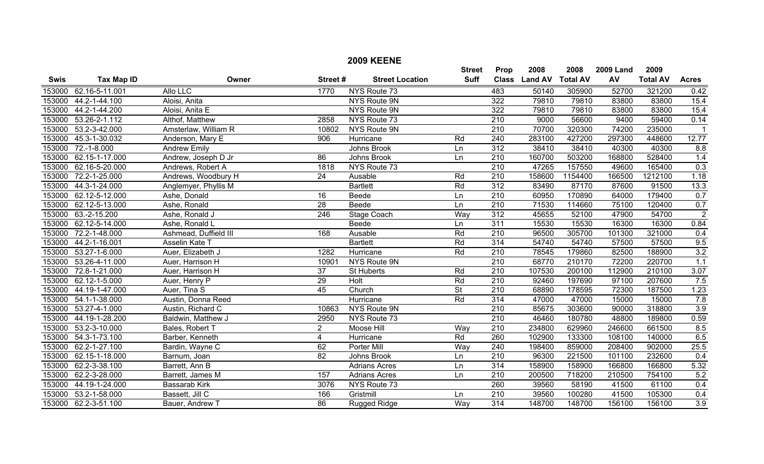# 2009 KEENE

| Swis | Tax Map ID | Owner | Street # | Street Location | Street Suff | Prop Class | 2008 Land AV | 2008 Total AV | 2009 Land AV | 2009 Total AV | Acres |
|---|---|---|---|---|---|---|---|---|---|---|---|
| 153000 | 62.16-5-11.001 | Allo LLC | 1770 | NYS Route 73 | | 483 | 50140 | 305900 | 52700 | 321200 | 0.42 |
| 153000 | 44.2-1-44.100 | Aloisi, Anita | | NYS Route 9N | | 322 | 79810 | 79810 | 83800 | 83800 | 15.4 |
| 153000 | 44.2-1-44.200 | Aloisi, Anita E | | NYS Route 9N | | 322 | 79810 | 79810 | 83800 | 83800 | 15.4 |
| 153000 | 53.26-2-1.112 | Althof, Matthew | 2858 | NYS Route 73 | | 210 | 9000 | 56600 | 9400 | 59400 | 0.14 |
| 153000 | 53.2-3-42.000 | Amsterlaw, William R | 10802 | NYS Route 9N | | 210 | 70700 | 320300 | 74200 | 235000 | 1 |
| 153000 | 45.3-1-30.032 | Anderson, Mary E | 906 | Hurricane | Rd | 240 | 283100 | 427200 | 297300 | 448600 | 12.77 |
| 153000 | 72.-1-8.000 | Andrew Emily | | Johns Brook | Ln | 312 | 38410 | 38410 | 40300 | 40300 | 8.8 |
| 153000 | 62.15-1-17.000 | Andrew, Joseph D Jr | 86 | Johns Brook | Ln | 210 | 160700 | 503200 | 168800 | 528400 | 1.4 |
| 153000 | 62.16-5-20.000 | Andrews, Robert A | 1818 | NYS Route 73 | | 210 | 47265 | 157550 | 49600 | 165400 | 0.3 |
| 153000 | 72.2-1-25.000 | Andrews, Woodbury H | 24 | Ausable | Rd | 210 | 158600 | 1154400 | 166500 | 1212100 | 1.18 |
| 153000 | 44.3-1-24.000 | Anglemyer, Phyllis M | | Bartlett | Rd | 312 | 83490 | 87170 | 87600 | 91500 | 13.3 |
| 153000 | 62.12-5-12.000 | Ashe, Donald | 16 | Beede | Ln | 210 | 60950 | 170890 | 64000 | 179400 | 0.7 |
| 153000 | 62.12-5-13.000 | Ashe, Ronald | 28 | Beede | Ln | 210 | 71530 | 114660 | 75100 | 120400 | 0.7 |
| 153000 | 63.-2-15.200 | Ashe, Ronald J | 246 | Stage Coach | Way | 312 | 45655 | 52100 | 47900 | 54700 | 2 |
| 153000 | 62.12-5-14.000 | Ashe, Ronald L | | Beede | Ln | 311 | 15530 | 15530 | 16300 | 16300 | 0.84 |
| 153000 | 72.2-1-48.000 | Ashmead, Duffield III | 168 | Ausable | Rd | 210 | 96500 | 305700 | 101300 | 321000 | 0.4 |
| 153000 | 44.2-1-16.001 | Asselin Kate T | | Bartlett | Rd | 314 | 54740 | 54740 | 57500 | 57500 | 9.5 |
| 153000 | 53.27-1-6.000 | Auer, Elizabeth J | 1282 | Hurricane | Rd | 210 | 78545 | 179860 | 82500 | 188900 | 3.2 |
| 153000 | 53.26-4-11.000 | Auer, Harrison H | 10901 | NYS Route 9N | | 210 | 68770 | 210170 | 72200 | 220700 | 1.1 |
| 153000 | 72.8-1-21.000 | Auer, Harrison H | 37 | St Huberts | Rd | 210 | 107530 | 200100 | 112900 | 210100 | 3.07 |
| 153000 | 62.12-1-5.000 | Auer, Henry P | 29 | Holt | Rd | 210 | 92460 | 197690 | 97100 | 207600 | 7.5 |
| 153000 | 44.19-1-47.000 | Auer, Tina S | 45 | Church | St | 210 | 68890 | 178595 | 72300 | 187500 | 1.23 |
| 153000 | 54.1-1-38.000 | Austin, Donna Reed | | Hurricane | Rd | 314 | 47000 | 47000 | 15000 | 15000 | 7.8 |
| 153000 | 53.27-4-1.000 | Austin, Richard C | 10863 | NYS Route 9N | | 210 | 85675 | 303600 | 90000 | 318800 | 3.9 |
| 153000 | 44.19-1-28.200 | Baldwin, Matthew J | 2950 | NYS Route 73 | | 210 | 46460 | 180780 | 48800 | 189800 | 0.59 |
| 153000 | 53.2-3-10.000 | Bales, Robert T | 2 | Moose Hill | Way | 210 | 234800 | 629960 | 246600 | 661500 | 8.5 |
| 153000 | 54.3-1-73.100 | Barber, Kenneth | 4 | Hurricane | Rd | 260 | 102900 | 133300 | 108100 | 140000 | 6.5 |
| 153000 | 62.2-1-27.100 | Bardin, Wayne C | 62 | Porter Mill | Way | 240 | 198400 | 859000 | 208400 | 902000 | 25.5 |
| 153000 | 62.15-1-18.000 | Barnum, Joan | 82 | Johns Brook | Ln | 210 | 96300 | 221500 | 101100 | 232600 | 0.4 |
| 153000 | 62.2-3-38.100 | Barrett, Ann B | | Adrians Acres | Ln | 314 | 158900 | 158900 | 166800 | 166800 | 5.32 |
| 153000 | 62.2-3-28.000 | Barrett, James M | 157 | Adrians Acres | Ln | 210 | 200500 | 718200 | 210500 | 754100 | 5.2 |
| 153000 | 44.19-1-24.000 | Bassarab Kirk | 3076 | NYS Route 73 | | 260 | 39560 | 58190 | 41500 | 61100 | 0.4 |
| 153000 | 53.2-1-58.000 | Bassett, Jill C | 166 | Gristmill | Ln | 210 | 39560 | 100280 | 41500 | 105300 | 0.4 |
| 153000 | 62.2-3-51.100 | Bauer, Andrew T | 86 | Rugged Ridge | Way | 314 | 148700 | 148700 | 156100 | 156100 | 3.9 |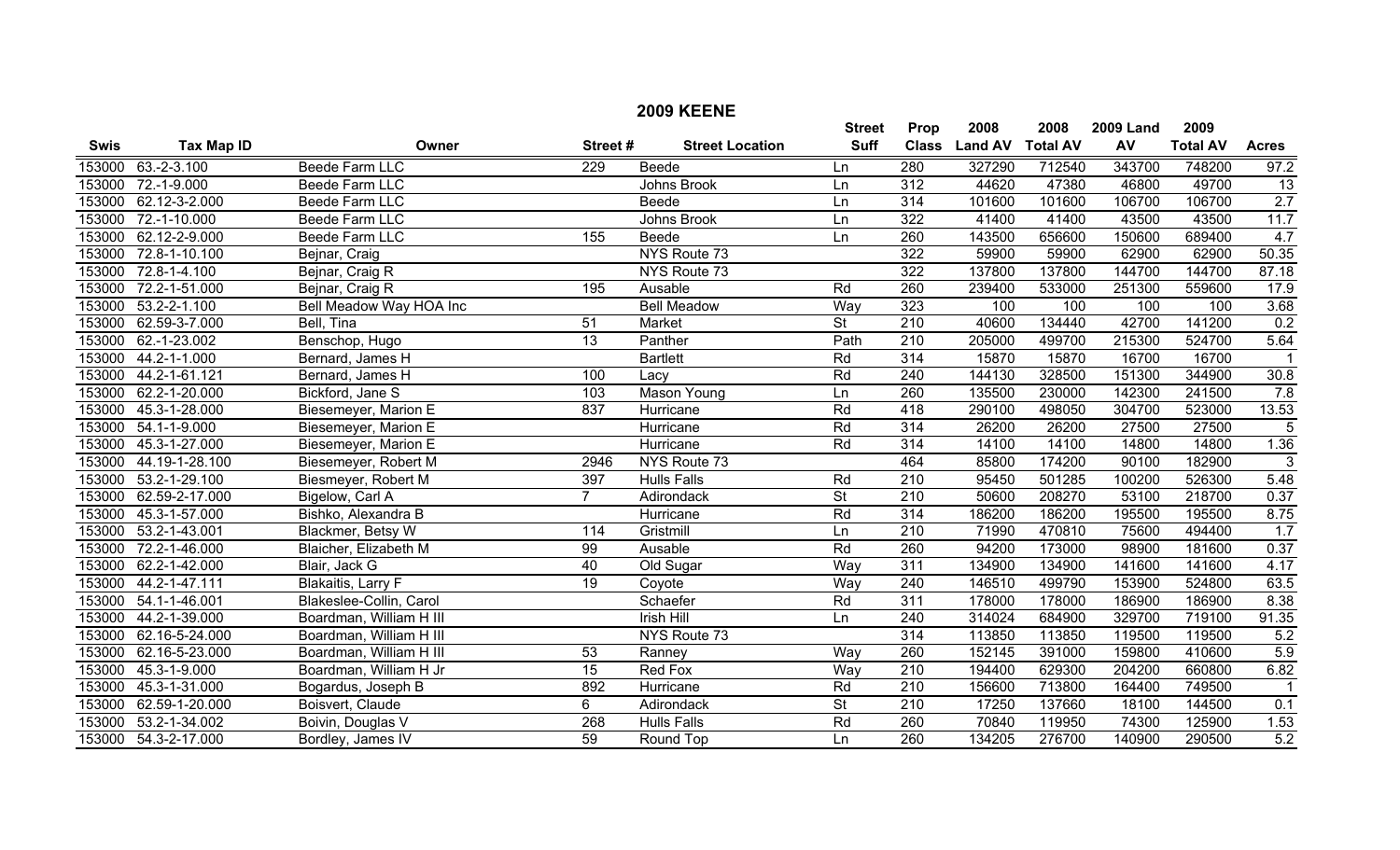# 2009 KEENE

| Swis | Tax Map ID | Owner | Street # | Street Location | Street Suff | Prop Class | 2008 Land AV | 2008 Total AV | 2009 Land AV | 2009 Total AV | Acres |
|---|---|---|---|---|---|---|---|---|---|---|---|
| 153000 | 63.-2-3.100 | Beede Farm LLC | 229 | Beede | Ln | 280 | 327290 | 712540 | 343700 | 748200 | 97.2 |
| 153000 | 72.-1-9.000 | Beede Farm LLC | | Johns Brook | Ln | 312 | 44620 | 47380 | 46800 | 49700 | 13 |
| 153000 | 62.12-3-2.000 | Beede Farm LLC | | Beede | Ln | 314 | 101600 | 101600 | 106700 | 106700 | 2.7 |
| 153000 | 72.-1-10.000 | Beede Farm LLC | | Johns Brook | Ln | 322 | 41400 | 41400 | 43500 | 43500 | 11.7 |
| 153000 | 62.12-2-9.000 | Beede Farm LLC | 155 | Beede | Ln | 260 | 143500 | 656600 | 150600 | 689400 | 4.7 |
| 153000 | 72.8-1-10.100 | Bejnar, Craig | | NYS Route 73 | | 322 | 59900 | 59900 | 62900 | 62900 | 50.35 |
| 153000 | 72.8-1-4.100 | Bejnar, Craig R | | NYS Route 73 | | 322 | 137800 | 137800 | 144700 | 144700 | 87.18 |
| 153000 | 72.2-1-51.000 | Bejnar, Craig R | 195 | Ausable | Rd | 260 | 239400 | 533000 | 251300 | 559600 | 17.9 |
| 153000 | 53.2-2-1.100 | Bell Meadow Way HOA Inc | | Bell Meadow | Way | 323 | 100 | 100 | 100 | 100 | 3.68 |
| 153000 | 62.59-3-7.000 | Bell, Tina | 51 | Market | St | 210 | 40600 | 134440 | 42700 | 141200 | 0.2 |
| 153000 | 62.-1-23.002 | Benschop, Hugo | 13 | Panther | Path | 210 | 205000 | 499700 | 215300 | 524700 | 5.64 |
| 153000 | 44.2-1-1.000 | Bernard, James H | | Bartlett | Rd | 314 | 15870 | 15870 | 16700 | 16700 | 1 |
| 153000 | 44.2-1-61.121 | Bernard, James H | 100 | Lacy | Rd | 240 | 144130 | 328500 | 151300 | 344900 | 30.8 |
| 153000 | 62.2-1-20.000 | Bickford, Jane S | 103 | Mason Young | Ln | 260 | 135500 | 230000 | 142300 | 241500 | 7.8 |
| 153000 | 45.3-1-28.000 | Biesemeyer, Marion E | 837 | Hurricane | Rd | 418 | 290100 | 498050 | 304700 | 523000 | 13.53 |
| 153000 | 54.1-1-9.000 | Biesemeyer, Marion E | | Hurricane | Rd | 314 | 26200 | 26200 | 27500 | 27500 | 5 |
| 153000 | 45.3-1-27.000 | Biesemeyer, Marion E | | Hurricane | Rd | 314 | 14100 | 14100 | 14800 | 14800 | 1.36 |
| 153000 | 44.19-1-28.100 | Biesemeyer, Robert M | 2946 | NYS Route 73 | | 464 | 85800 | 174200 | 90100 | 182900 | 3 |
| 153000 | 53.2-1-29.100 | Biesmeyer, Robert M | 397 | Hulls Falls | Rd | 210 | 95450 | 501285 | 100200 | 526300 | 5.48 |
| 153000 | 62.59-2-17.000 | Bigelow, Carl A | 7 | Adirondack | St | 210 | 50600 | 208270 | 53100 | 218700 | 0.37 |
| 153000 | 45.3-1-57.000 | Bishko, Alexandra B | | Hurricane | Rd | 314 | 186200 | 186200 | 195500 | 195500 | 8.75 |
| 153000 | 53.2-1-43.001 | Blackmer, Betsy W | 114 | Gristmill | Ln | 210 | 71990 | 470810 | 75600 | 494400 | 1.7 |
| 153000 | 72.2-1-46.000 | Blaicher, Elizabeth M | 99 | Ausable | Rd | 260 | 94200 | 173000 | 98900 | 181600 | 0.37 |
| 153000 | 62.2-1-42.000 | Blair, Jack G | 40 | Old Sugar | Way | 311 | 134900 | 134900 | 141600 | 141600 | 4.17 |
| 153000 | 44.2-1-47.111 | Blakaitis, Larry F | 19 | Coyote | Way | 240 | 146510 | 499790 | 153900 | 524800 | 63.5 |
| 153000 | 54.1-1-46.001 | Blakeslee-Collin, Carol | | Schaefer | Rd | 311 | 178000 | 178000 | 186900 | 186900 | 8.38 |
| 153000 | 44.2-1-39.000 | Boardman, William H III | | Irish Hill | Ln | 240 | 314024 | 684900 | 329700 | 719100 | 91.35 |
| 153000 | 62.16-5-24.000 | Boardman, William H III | | NYS Route 73 | | 314 | 113850 | 113850 | 119500 | 119500 | 5.2 |
| 153000 | 62.16-5-23.000 | Boardman, William H III | 53 | Ranney | Way | 260 | 152145 | 391000 | 159800 | 410600 | 5.9 |
| 153000 | 45.3-1-9.000 | Boardman, William H Jr | 15 | Red Fox | Way | 210 | 194400 | 629300 | 204200 | 660800 | 6.82 |
| 153000 | 45.3-1-31.000 | Bogardus, Joseph B | 892 | Hurricane | Rd | 210 | 156600 | 713800 | 164400 | 749500 | 1 |
| 153000 | 62.59-1-20.000 | Boisvert, Claude | 6 | Adirondack | St | 210 | 17250 | 137660 | 18100 | 144500 | 0.1 |
| 153000 | 53.2-1-34.002 | Boivin, Douglas V | 268 | Hulls Falls | Rd | 260 | 70840 | 119950 | 74300 | 125900 | 1.53 |
| 153000 | 54.3-2-17.000 | Bordley, James IV | 59 | Round Top | Ln | 260 | 134205 | 276700 | 140900 | 290500 | 5.2 |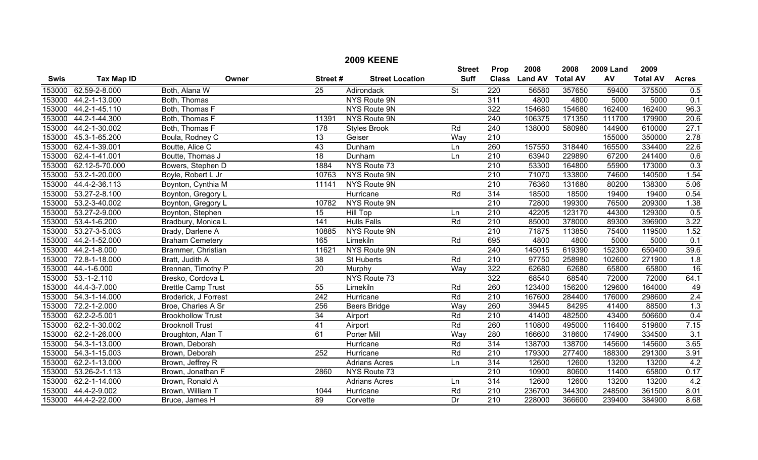## 2009 KEENE

| Swis | Tax Map ID | Owner | Street # | Street Location | Street Suff | Prop Class | 2008 Land AV | 2008 Total AV | 2009 Land AV | 2009 Total AV | Acres |
|---|---|---|---|---|---|---|---|---|---|---|---|
| 153000 | 62.59-2-8.000 | Both, Alana W | 25 | Adirondack | St | 220 | 56580 | 357650 | 59400 | 375500 | 0.5 |
| 153000 | 44.2-1-13.000 | Both, Thomas | | NYS Route 9N | | 311 | 4800 | 4800 | 5000 | 5000 | 0.1 |
| 153000 | 44.2-1-45.110 | Both, Thomas F | | NYS Route 9N | | 322 | 154680 | 154680 | 162400 | 162400 | 96.3 |
| 153000 | 44.2-1-44.300 | Both, Thomas F | 11391 | NYS Route 9N | | 240 | 106375 | 171350 | 111700 | 179900 | 20.6 |
| 153000 | 44.2-1-30.002 | Both, Thomas F | 178 | Styles Brook | Rd | 240 | 138000 | 580980 | 144900 | 610000 | 27.1 |
| 153000 | 45.3-1-65.200 | Boula, Rodney C | 13 | Geiser | Way | 210 | | | 155000 | 350000 | 2.78 |
| 153000 | 62.4-1-39.001 | Boutte, Alice C | 43 | Dunham | Ln | 260 | 157550 | 318440 | 165500 | 334400 | 22.6 |
| 153000 | 62.4-1-41.001 | Boutte, Thomas J | 18 | Dunham | Ln | 210 | 63940 | 229890 | 67200 | 241400 | 0.6 |
| 153000 | 62.12-5-70.000 | Bowers, Stephen D | 1884 | NYS Route 73 | | 210 | 53300 | 164800 | 55900 | 173000 | 0.3 |
| 153000 | 53.2-1-20.000 | Boyle, Robert L Jr | 10763 | NYS Route 9N | | 210 | 71070 | 133800 | 74600 | 140500 | 1.54 |
| 153000 | 44.4-2-36.113 | Boynton, Cynthia M | 11141 | NYS Route 9N | | 210 | 76360 | 131680 | 80200 | 138300 | 5.06 |
| 153000 | 53.27-2-8.100 | Boynton, Gregory L | | Hurricane | Rd | 314 | 18500 | 18500 | 19400 | 19400 | 0.54 |
| 153000 | 53.2-3-40.002 | Boynton, Gregory L | 10782 | NYS Route 9N | | 210 | 72800 | 199300 | 76500 | 209300 | 1.38 |
| 153000 | 53.27-2-9.000 | Boynton, Stephen | 15 | Hill Top | Ln | 210 | 42205 | 123170 | 44300 | 129300 | 0.5 |
| 153000 | 53.4-1-6.200 | Bradbury, Monica L | 141 | Hulls Falls | Rd | 210 | 85000 | 378000 | 89300 | 396900 | 3.22 |
| 153000 | 53.27-3-5.003 | Brady, Darlene A | 10885 | NYS Route 9N | | 210 | 71875 | 113850 | 75400 | 119500 | 1.52 |
| 153000 | 44.2-1-52.000 | Braham Cemetery | 165 | Limekiln | Rd | 695 | 4800 | 4800 | 5000 | 5000 | 0.1 |
| 153000 | 44.2-1-8.000 | Brammer, Christian | 11621 | NYS Route 9N | | 240 | 145015 | 619390 | 152300 | 650400 | 39.6 |
| 153000 | 72.8-1-18.000 | Bratt, Judith A | 38 | St Huberts | Rd | 210 | 97750 | 258980 | 102600 | 271900 | 1.8 |
| 153000 | 44.-1-6.000 | Brennan, Timothy P | 20 | Murphy | Way | 322 | 62680 | 62680 | 65800 | 65800 | 16 |
| 153000 | 53.-1-2.110 | Bresko, Cordova L | | NYS Route 73 | | 322 | 68540 | 68540 | 72000 | 72000 | 64.1 |
| 153000 | 44.4-3-7.000 | Brettle Camp Trust | 55 | Limekiln | Rd | 260 | 123400 | 156200 | 129600 | 164000 | 49 |
| 153000 | 54.3-1-14.000 | Broderick, J Forrest | 242 | Hurricane | Rd | 210 | 167600 | 284400 | 176000 | 298600 | 2.4 |
| 153000 | 72.2-1-2.000 | Broe, Charles A Sr | 256 | Beers Bridge | Way | 260 | 39445 | 84295 | 41400 | 88500 | 1.3 |
| 153000 | 62.2-2-5.001 | Brookhollow Trust | 34 | Airport | Rd | 210 | 41400 | 482500 | 43400 | 506600 | 0.4 |
| 153000 | 62.2-1-30.002 | Brooknoll Trust | 41 | Airport | Rd | 260 | 110800 | 495000 | 116400 | 519800 | 7.15 |
| 153000 | 62.2-1-26.000 | Broughton, Alan T | 61 | Porter Mill | Way | 280 | 166600 | 318600 | 174900 | 334500 | 3.1 |
| 153000 | 54.3-1-13.000 | Brown, Deborah | | Hurricane | Rd | 314 | 138700 | 138700 | 145600 | 145600 | 3.65 |
| 153000 | 54.3-1-15.003 | Brown, Deborah | 252 | Hurricane | Rd | 210 | 179300 | 277400 | 188300 | 291300 | 3.91 |
| 153000 | 62.2-1-13.000 | Brown, Jeffrey R | | Adrians Acres | Ln | 314 | 12600 | 12600 | 13200 | 13200 | 4.2 |
| 153000 | 53.26-2-1.113 | Brown, Jonathan F | 2860 | NYS Route 73 | | 210 | 10900 | 80600 | 11400 | 65800 | 0.17 |
| 153000 | 62.2-1-14.000 | Brown, Ronald A | | Adrians Acres | Ln | 314 | 12600 | 12600 | 13200 | 13200 | 4.2 |
| 153000 | 44.4-2-9.002 | Brown, William T | 1044 | Hurricane | Rd | 210 | 236700 | 344300 | 248500 | 361500 | 8.01 |
| 153000 | 44.4-2-22.000 | Bruce, James H | 89 | Corvette | Dr | 210 | 228000 | 366600 | 239400 | 384900 | 8.68 |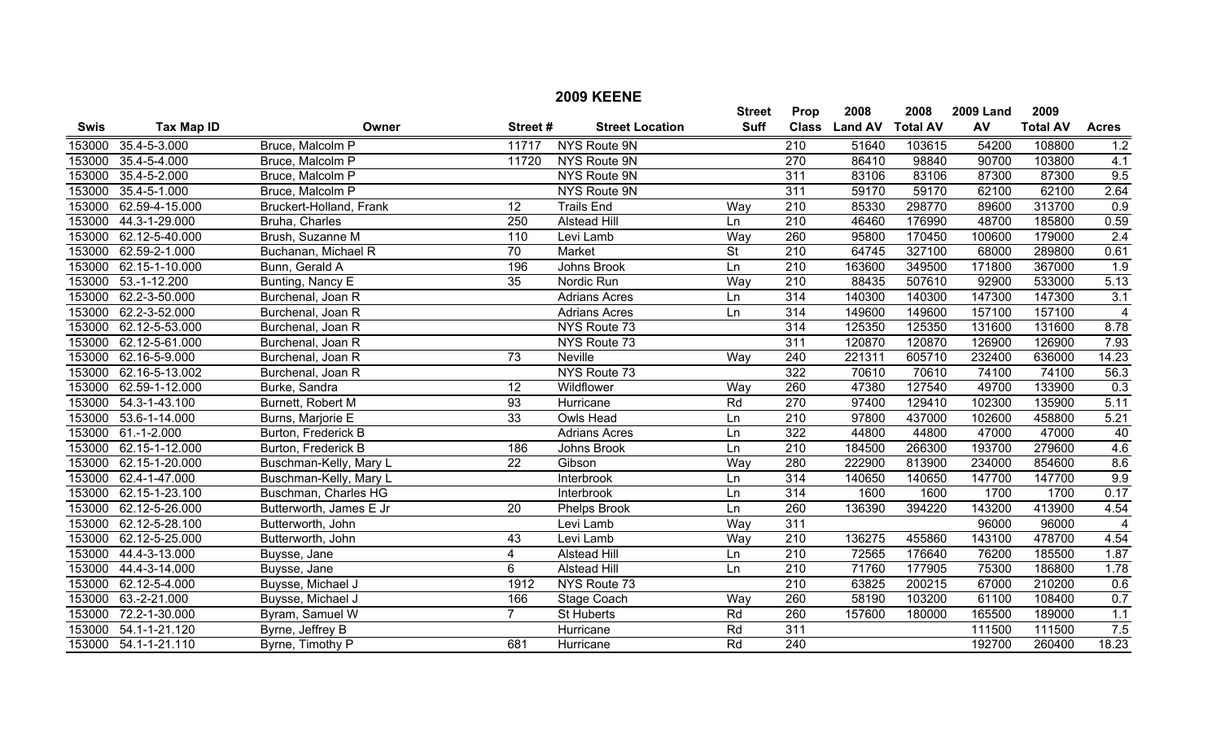# 2009 KEENE

| Swis | Tax Map ID | Owner | Street # | Street Location | Street Suff | Prop Class | 2008 Land AV | 2008 Total AV | 2009 Land AV | 2009 Total AV | Acres |
|---|---|---|---|---|---|---|---|---|---|---|---|
| 153000 | 35.4-5-3.000 | Bruce, Malcolm P | 11717 | NYS Route 9N | | 210 | 51640 | 103615 | 54200 | 108800 | 1.2 |
| 153000 | 35.4-5-4.000 | Bruce, Malcolm P | 11720 | NYS Route 9N | | 270 | 86410 | 98840 | 90700 | 103800 | 4.1 |
| 153000 | 35.4-5-2.000 | Bruce, Malcolm P | | NYS Route 9N | | 311 | 83106 | 83106 | 87300 | 87300 | 9.5 |
| 153000 | 35.4-5-1.000 | Bruce, Malcolm P | | NYS Route 9N | | 311 | 59170 | 59170 | 62100 | 62100 | 2.64 |
| 153000 | 62.59-4-15.000 | Bruckert-Holland, Frank | 12 | Trails End | Way | 210 | 85330 | 298770 | 89600 | 313700 | 0.9 |
| 153000 | 44.3-1-29.000 | Bruha, Charles | 250 | Alstead Hill | Ln | 210 | 46460 | 176990 | 48700 | 185800 | 0.59 |
| 153000 | 62.12-5-40.000 | Brush, Suzanne M | 110 | Levi Lamb | Way | 260 | 95800 | 170450 | 100600 | 179000 | 2.4 |
| 153000 | 62.59-2-1.000 | Buchanan, Michael R | 70 | Market | St | 210 | 64745 | 327100 | 68000 | 289800 | 0.61 |
| 153000 | 62.15-1-10.000 | Bunn, Gerald A | 196 | Johns Brook | Ln | 210 | 163600 | 349500 | 171800 | 367000 | 1.9 |
| 153000 | 53.-1-12.200 | Bunting, Nancy E | 35 | Nordic Run | Way | 210 | 88435 | 507610 | 92900 | 533000 | 5.13 |
| 153000 | 62.2-3-50.000 | Burchenal, Joan R | | Adrians Acres | Ln | 314 | 140300 | 140300 | 147300 | 147300 | 3.1 |
| 153000 | 62.2-3-52.000 | Burchenal, Joan R | | Adrians Acres | Ln | 314 | 149600 | 149600 | 157100 | 157100 | 4 |
| 153000 | 62.12-5-53.000 | Burchenal, Joan R | | NYS Route 73 | | 314 | 125350 | 125350 | 131600 | 131600 | 8.78 |
| 153000 | 62.12-5-61.000 | Burchenal, Joan R | | NYS Route 73 | | 311 | 120870 | 120870 | 126900 | 126900 | 7.93 |
| 153000 | 62.16-5-9.000 | Burchenal, Joan R | 73 | Neville | Way | 240 | 221311 | 605710 | 232400 | 636000 | 14.23 |
| 153000 | 62.16-5-13.002 | Burchenal, Joan R | | NYS Route 73 | | 322 | 70610 | 70610 | 74100 | 74100 | 56.3 |
| 153000 | 62.59-1-12.000 | Burke, Sandra | 12 | Wildflower | Way | 260 | 47380 | 127540 | 49700 | 133900 | 0.3 |
| 153000 | 54.3-1-43.100 | Burnett, Robert M | 93 | Hurricane | Rd | 270 | 97400 | 129410 | 102300 | 135900 | 5.11 |
| 153000 | 53.6-1-14.000 | Burns, Marjorie E | 33 | Owls Head | Ln | 210 | 97800 | 437000 | 102600 | 458800 | 5.21 |
| 153000 | 61.-1-2.000 | Burton, Frederick B | | Adrians Acres | Ln | 322 | 44800 | 44800 | 47000 | 47000 | 40 |
| 153000 | 62.15-1-12.000 | Burton, Frederick B | 186 | Johns Brook | Ln | 210 | 184500 | 266300 | 193700 | 279600 | 4.6 |
| 153000 | 62.15-1-20.000 | Buschman-Kelly, Mary L | 22 | Gibson | Way | 280 | 222900 | 813900 | 234000 | 854600 | 8.6 |
| 153000 | 62.4-1-47.000 | Buschman-Kelly, Mary L | | Interbrook | Ln | 314 | 140650 | 140650 | 147700 | 147700 | 9.9 |
| 153000 | 62.15-1-23.100 | Buschman, Charles HG | | Interbrook | Ln | 314 | 1600 | 1600 | 1700 | 1700 | 0.17 |
| 153000 | 62.12-5-26.000 | Butterworth, James E Jr | 20 | Phelps Brook | Ln | 260 | 136390 | 394220 | 143200 | 413900 | 4.54 |
| 153000 | 62.12-5-28.100 | Butterworth, John | | Levi Lamb | Way | 311 | | | 96000 | 96000 | 4 |
| 153000 | 62.12-5-25.000 | Butterworth, John | 43 | Levi Lamb | Way | 210 | 136275 | 455860 | 143100 | 478700 | 4.54 |
| 153000 | 44.4-3-13.000 | Buysse, Jane | 4 | Alstead Hill | Ln | 210 | 72565 | 176640 | 76200 | 185500 | 1.87 |
| 153000 | 44.4-3-14.000 | Buysse, Jane | 6 | Alstead Hill | Ln | 210 | 71760 | 177905 | 75300 | 186800 | 1.78 |
| 153000 | 62.12-5-4.000 | Buysse, Michael J | 1912 | NYS Route 73 | | 210 | 63825 | 200215 | 67000 | 210200 | 0.6 |
| 153000 | 63.-2-21.000 | Buysse, Michael J | 166 | Stage Coach | Way | 260 | 58190 | 103200 | 61100 | 108400 | 0.7 |
| 153000 | 72.2-1-30.000 | Byram, Samuel W | 7 | St Huberts | Rd | 260 | 157600 | 180000 | 165500 | 189000 | 1.1 |
| 153000 | 54.1-1-21.120 | Byrne, Jeffrey B | | Hurricane | Rd | 311 | | | 111500 | 111500 | 7.5 |
| 153000 | 54.1-1-21.110 | Byrne, Timothy P | 681 | Hurricane | Rd | 240 | | | 192700 | 260400 | 18.23 |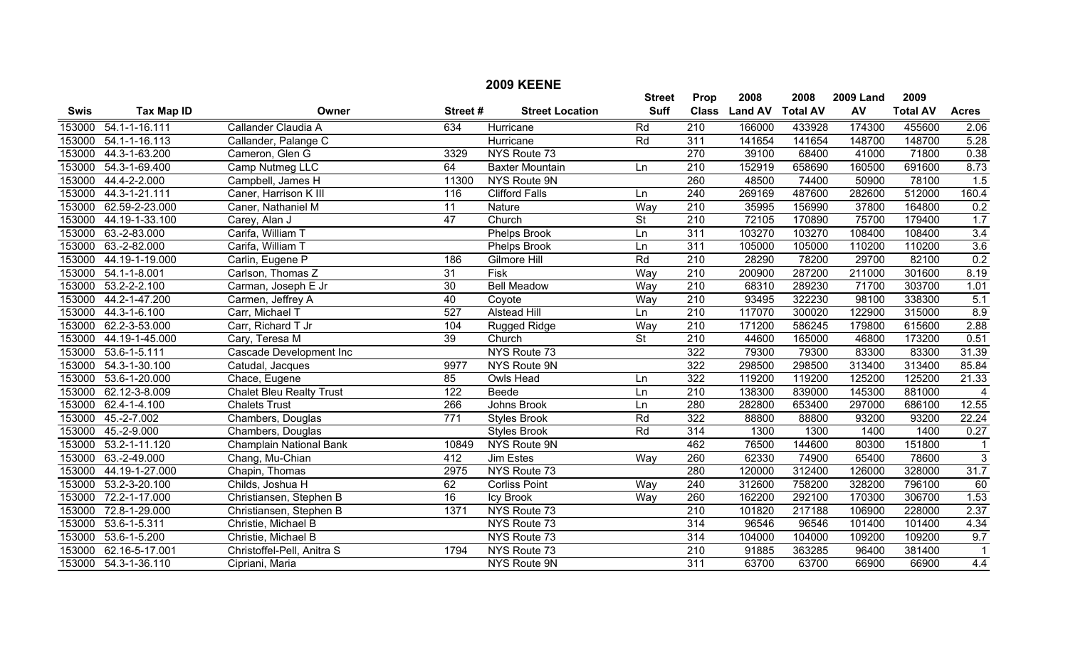# 2009 KEENE

| Swis | Tax Map ID | Owner | Street # | Street Location | Street Suff | Prop Class | 2008 Land AV | 2008 Total AV | 2009 Land AV | 2009 Total AV | Acres |
|---|---|---|---|---|---|---|---|---|---|---|---|
| 153000 | 54.1-1-16.111 | Callander Claudia A | 634 | Hurricane | Rd | 210 | 166000 | 433928 | 174300 | 455600 | 2.06 |
| 153000 | 54.1-1-16.113 | Callander, Palange C | | Hurricane | Rd | 311 | 141654 | 141654 | 148700 | 148700 | 5.28 |
| 153000 | 44.3-1-63.200 | Cameron, Glen G | 3329 | NYS Route 73 | | 270 | 39100 | 68400 | 41000 | 71800 | 0.38 |
| 153000 | 54.3-1-69.400 | Camp Nutmeg LLC | 64 | Baxter Mountain | Ln | 210 | 152919 | 658690 | 160500 | 691600 | 8.73 |
| 153000 | 44.4-2-2.000 | Campbell, James H | 11300 | NYS Route 9N | | 260 | 48500 | 74400 | 50900 | 78100 | 1.5 |
| 153000 | 44.3-1-21.111 | Caner, Harrison K III | 116 | Clifford Falls | Ln | 240 | 269169 | 487600 | 282600 | 512000 | 160.4 |
| 153000 | 62.59-2-23.000 | Caner, Nathaniel M | 11 | Nature | Way | 210 | 35995 | 156990 | 37800 | 164800 | 0.2 |
| 153000 | 44.19-1-33.100 | Carey, Alan J | 47 | Church | St | 210 | 72105 | 170890 | 75700 | 179400 | 1.7 |
| 153000 | 63.-2-83.000 | Carifa, William T | | Phelps Brook | Ln | 311 | 103270 | 103270 | 108400 | 108400 | 3.4 |
| 153000 | 63.-2-82.000 | Carifa, William T | | Phelps Brook | Ln | 311 | 105000 | 105000 | 110200 | 110200 | 3.6 |
| 153000 | 44.19-1-19.000 | Carlin, Eugene P | 186 | Gilmore Hill | Rd | 210 | 28290 | 78200 | 29700 | 82100 | 0.2 |
| 153000 | 54.1-1-8.001 | Carlson, Thomas Z | 31 | Fisk | Way | 210 | 200900 | 287200 | 211000 | 301600 | 8.19 |
| 153000 | 53.2-2-2.100 | Carman, Joseph E Jr | 30 | Bell Meadow | Way | 210 | 68310 | 289230 | 71700 | 303700 | 1.01 |
| 153000 | 44.2-1-47.200 | Carmen, Jeffrey A | 40 | Coyote | Way | 210 | 93495 | 322230 | 98100 | 338300 | 5.1 |
| 153000 | 44.3-1-6.100 | Carr, Michael T | 527 | Alstead Hill | Ln | 210 | 117070 | 300020 | 122900 | 315000 | 8.9 |
| 153000 | 62.2-3-53.000 | Carr, Richard T Jr | 104 | Rugged Ridge | Way | 210 | 171200 | 586245 | 179800 | 615600 | 2.88 |
| 153000 | 44.19-1-45.000 | Cary, Teresa M | 39 | Church | St | 210 | 44600 | 165000 | 46800 | 173200 | 0.51 |
| 153000 | 53.6-1-5.111 | Cascade Development Inc | | NYS Route 73 | | 322 | 79300 | 79300 | 83300 | 83300 | 31.39 |
| 153000 | 54.3-1-30.100 | Catudal, Jacques | 9977 | NYS Route 9N | | 322 | 298500 | 298500 | 313400 | 313400 | 85.84 |
| 153000 | 53.6-1-20.000 | Chace, Eugene | 85 | Owls Head | Ln | 322 | 119200 | 119200 | 125200 | 125200 | 21.33 |
| 153000 | 62.12-3-8.009 | Chalet Bleu Realty Trust | 122 | Beede | Ln | 210 | 138300 | 839000 | 145300 | 881000 | 4 |
| 153000 | 62.4-1-4.100 | Chalets Trust | 266 | Johns Brook | Ln | 280 | 282800 | 653400 | 297000 | 686100 | 12.55 |
| 153000 | 45.-2-7.002 | Chambers, Douglas | 771 | Styles Brook | Rd | 322 | 88800 | 88800 | 93200 | 93200 | 22.24 |
| 153000 | 45.-2-9.000 | Chambers, Douglas | | Styles Brook | Rd | 314 | 1300 | 1300 | 1400 | 1400 | 0.27 |
| 153000 | 53.2-1-11.120 | Champlain National Bank | 10849 | NYS Route 9N | | 462 | 76500 | 144600 | 80300 | 151800 | 1 |
| 153000 | 63.-2-49.000 | Chang, Mu-Chian | 412 | Jim Estes | Way | 260 | 62330 | 74900 | 65400 | 78600 | 3 |
| 153000 | 44.19-1-27.000 | Chapin, Thomas | 2975 | NYS Route 73 | | 280 | 120000 | 312400 | 126000 | 328000 | 31.7 |
| 153000 | 53.2-3-20.100 | Childs, Joshua H | 62 | Corliss Point | Way | 240 | 312600 | 758200 | 328200 | 796100 | 60 |
| 153000 | 72.2-1-17.000 | Christiansen, Stephen B | 16 | Icy Brook | Way | 260 | 162200 | 292100 | 170300 | 306700 | 1.53 |
| 153000 | 72.8-1-29.000 | Christiansen, Stephen B | 1371 | NYS Route 73 | | 210 | 101820 | 217188 | 106900 | 228000 | 2.37 |
| 153000 | 53.6-1-5.311 | Christie, Michael B | | NYS Route 73 | | 314 | 96546 | 96546 | 101400 | 101400 | 4.34 |
| 153000 | 53.6-1-5.200 | Christie, Michael B | | NYS Route 73 | | 314 | 104000 | 104000 | 109200 | 109200 | 9.7 |
| 153000 | 62.16-5-17.001 | Christoffel-Pell, Anitra S | 1794 | NYS Route 73 | | 210 | 91885 | 363285 | 96400 | 381400 | 1 |
| 153000 | 54.3-1-36.110 | Cipriani, Maria | | NYS Route 9N | | 311 | 63700 | 63700 | 66900 | 66900 | 4.4 |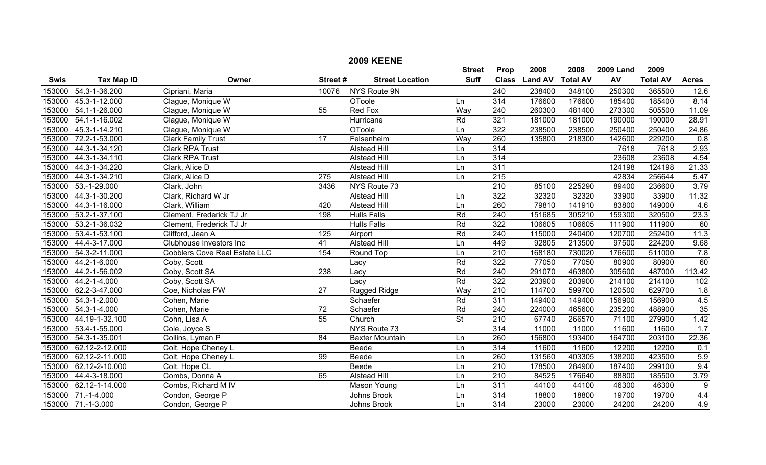## 2009 KEENE

| Swis | Tax Map ID | Owner | Street # | Street Location | Street Suff | Prop Class | 2008 Land AV | 2008 Total AV | 2009 Land AV | 2009 Total AV | Acres |
|---|---|---|---|---|---|---|---|---|---|---|---|
| 153000 | 54.3-1-36.200 | Cipriani, Maria | 10076 | NYS Route 9N | | 240 | 238400 | 348100 | 250300 | 365500 | 12.6 |
| 153000 | 45.3-1-12.000 | Clague, Monique W | | OToole | Ln | 314 | 176600 | 176600 | 185400 | 185400 | 8.14 |
| 153000 | 54.1-1-26.000 | Clague, Monique W | 55 | Red Fox | Way | 240 | 260300 | 481400 | 273300 | 505500 | 11.09 |
| 153000 | 54.1-1-16.002 | Clague, Monique W | | Hurricane | Rd | 321 | 181000 | 181000 | 190000 | 190000 | 28.91 |
| 153000 | 45.3-1-14.210 | Clague, Monique W | | OToole | Ln | 322 | 238500 | 238500 | 250400 | 250400 | 24.86 |
| 153000 | 72.2-1-53.000 | Clark Family Trust | 17 | Felsenheim | Way | 260 | 135800 | 218300 | 142600 | 229200 | 0.8 |
| 153000 | 44.3-1-34.120 | Clark RPA Trust | | Alstead Hill | Ln | 314 | | | 7618 | 7618 | 2.93 |
| 153000 | 44.3-1-34.110 | Clark RPA Trust | | Alstead Hill | Ln | 314 | | | 23608 | 23608 | 4.54 |
| 153000 | 44.3-1-34.220 | Clark, Alice D | | Alstead Hill | Ln | 311 | | | 124198 | 124198 | 21.33 |
| 153000 | 44.3-1-34.210 | Clark, Alice D | 275 | Alstead Hill | Ln | 215 | | | 42834 | 256644 | 5.47 |
| 153000 | 53.-1-29.000 | Clark, John | 3436 | NYS Route 73 | | 210 | 85100 | 225290 | 89400 | 236600 | 3.79 |
| 153000 | 44.3-1-30.200 | Clark, Richard W Jr | | Alstead Hill | Ln | 322 | 32320 | 32320 | 33900 | 33900 | 11.32 |
| 153000 | 44.3-1-16.000 | Clark, William | 420 | Alstead Hill | Ln | 260 | 79810 | 141910 | 83800 | 149000 | 4.6 |
| 153000 | 53.2-1-37.100 | Clement, Frederick TJ Jr | 198 | Hulls Falls | Rd | 240 | 151685 | 305210 | 159300 | 320500 | 23.3 |
| 153000 | 53.2-1-36.032 | Clement, Frederick TJ Jr | | Hulls Falls | Rd | 322 | 106605 | 106605 | 111900 | 111900 | 60 |
| 153000 | 53.4-1-53.100 | Clifford, Jean A | 125 | Airport | Rd | 240 | 115000 | 240400 | 120700 | 252400 | 11.3 |
| 153000 | 44.4-3-17.000 | Clubhouse Investors Inc | 41 | Alstead Hill | Ln | 449 | 92805 | 213500 | 97500 | 224200 | 9.68 |
| 153000 | 54.3-2-11.000 | Cobblers Cove Real Estate LLC | 154 | Round Top | Ln | 210 | 168180 | 730020 | 176600 | 511000 | 7.8 |
| 153000 | 44.2-1-6.000 | Coby, Scott | | Lacy | Rd | 322 | 77050 | 77050 | 80900 | 80900 | 60 |
| 153000 | 44.2-1-56.002 | Coby, Scott SA | 238 | Lacy | Rd | 240 | 291070 | 463800 | 305600 | 487000 | 113.42 |
| 153000 | 44.2-1-4.000 | Coby, Scott SA | | Lacy | Rd | 322 | 203900 | 203900 | 214100 | 214100 | 102 |
| 153000 | 62.2-3-47.000 | Coe, Nicholas PW | 27 | Rugged Ridge | Way | 210 | 114700 | 599700 | 120500 | 629700 | 1.8 |
| 153000 | 54.3-1-2.000 | Cohen, Marie | | Schaefer | Rd | 311 | 149400 | 149400 | 156900 | 156900 | 4.5 |
| 153000 | 54.3-1-4.000 | Cohen, Marie | 72 | Schaefer | Rd | 240 | 224000 | 465600 | 235200 | 488900 | 35 |
| 153000 | 44.19-1-32.100 | Cohn, Lisa A | 55 | Church | St | 210 | 67740 | 266570 | 71100 | 279900 | 1.42 |
| 153000 | 53.4-1-55.000 | Cole, Joyce S | | NYS Route 73 | | 314 | 11000 | 11000 | 11600 | 11600 | 1.7 |
| 153000 | 54.3-1-35.001 | Collins, Lyman P | 84 | Baxter Mountain | Ln | 260 | 156800 | 193400 | 164700 | 203100 | 22.36 |
| 153000 | 62.12-2-12.000 | Colt, Hope Cheney L | | Beede | Ln | 314 | 11600 | 11600 | 12200 | 12200 | 0.1 |
| 153000 | 62.12-2-11.000 | Colt, Hope Cheney L | 99 | Beede | Ln | 260 | 131560 | 403305 | 138200 | 423500 | 5.9 |
| 153000 | 62.12-2-10.000 | Colt, Hope CL | | Beede | Ln | 210 | 178500 | 284900 | 187400 | 299100 | 9.4 |
| 153000 | 44.4-3-18.000 | Combs, Donna A | 65 | Alstead Hill | Ln | 210 | 84525 | 176640 | 88800 | 185500 | 3.79 |
| 153000 | 62.12-1-14.000 | Combs, Richard M IV | | Mason Young | Ln | 311 | 44100 | 44100 | 46300 | 46300 | 9 |
| 153000 | 71.-1-4.000 | Condon, George P | | Johns Brook | Ln | 314 | 18800 | 18800 | 19700 | 19700 | 4.4 |
| 153000 | 71.-1-3.000 | Condon, George P | | Johns Brook | Ln | 314 | 23000 | 23000 | 24200 | 24200 | 4.9 |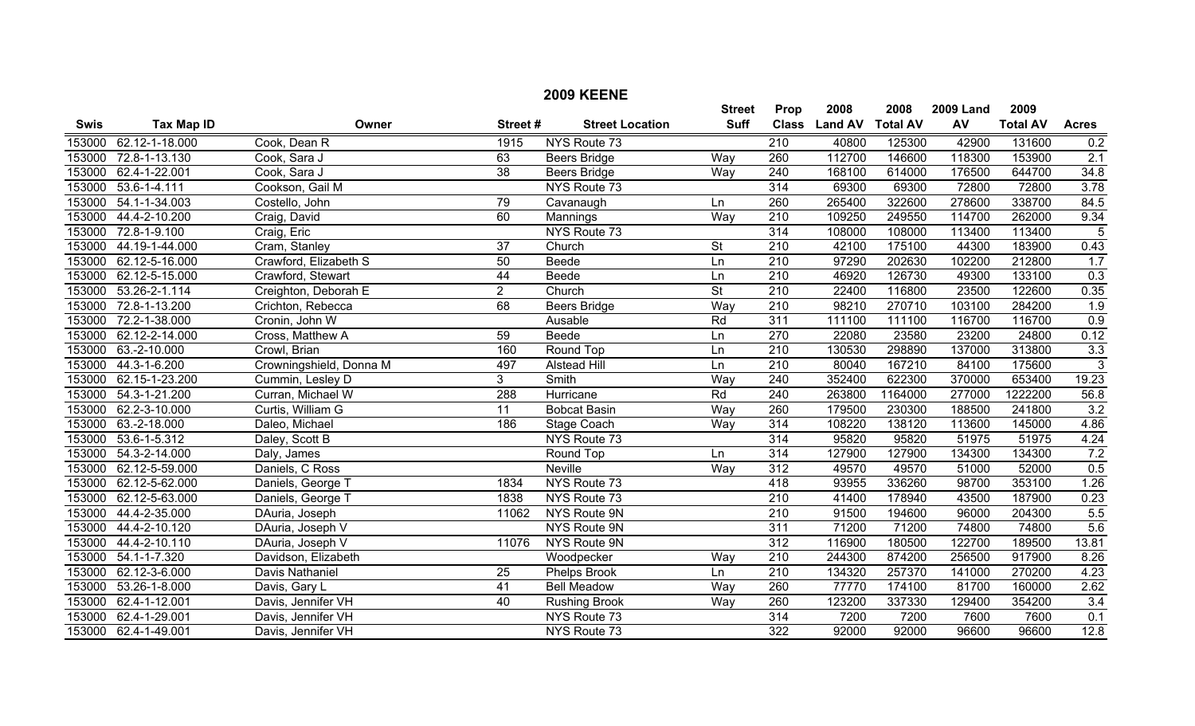## 2009 KEENE

| Swis | Tax Map ID | Owner | Street # | Street Location | Street Suff | Prop Class | 2008 Land AV | 2008 Total AV | 2009 Land AV | 2009 Total AV | Acres |
|---|---|---|---|---|---|---|---|---|---|---|---|
| 153000 | 62.12-1-18.000 | Cook, Dean R | 1915 | NYS Route 73 | | 210 | 40800 | 125300 | 42900 | 131600 | 0.2 |
| 153000 | 72.8-1-13.130 | Cook, Sara J | 63 | Beers Bridge | Way | 260 | 112700 | 146600 | 118300 | 153900 | 2.1 |
| 153000 | 62.4-1-22.001 | Cook, Sara J | 38 | Beers Bridge | Way | 240 | 168100 | 614000 | 176500 | 644700 | 34.8 |
| 153000 | 53.6-1-4.111 | Cookson, Gail M | | NYS Route 73 | | 314 | 69300 | 69300 | 72800 | 72800 | 3.78 |
| 153000 | 54.1-1-34.003 | Costello, John | 79 | Cavanaugh | Ln | 260 | 265400 | 322600 | 278600 | 338700 | 84.5 |
| 153000 | 44.4-2-10.200 | Craig, David | 60 | Mannings | Way | 210 | 109250 | 249550 | 114700 | 262000 | 9.34 |
| 153000 | 72.8-1-9.100 | Craig, Eric | | NYS Route 73 | | 314 | 108000 | 108000 | 113400 | 113400 | 5 |
| 153000 | 44.19-1-44.000 | Cram, Stanley | 37 | Church | St | 210 | 42100 | 175100 | 44300 | 183900 | 0.43 |
| 153000 | 62.12-5-16.000 | Crawford, Elizabeth S | 50 | Beede | Ln | 210 | 97290 | 202630 | 102200 | 212800 | 1.7 |
| 153000 | 62.12-5-15.000 | Crawford, Stewart | 44 | Beede | Ln | 210 | 46920 | 126730 | 49300 | 133100 | 0.3 |
| 153000 | 53.26-2-1.114 | Creighton, Deborah E | 2 | Church | St | 210 | 22400 | 116800 | 23500 | 122600 | 0.35 |
| 153000 | 72.8-1-13.200 | Crichton, Rebecca | 68 | Beers Bridge | Way | 210 | 98210 | 270710 | 103100 | 284200 | 1.9 |
| 153000 | 72.2-1-38.000 | Cronin, John W | | Ausable | Rd | 311 | 111100 | 111100 | 116700 | 116700 | 0.9 |
| 153000 | 62.12-2-14.000 | Cross, Matthew A | 59 | Beede | Ln | 270 | 22080 | 23580 | 23200 | 24800 | 0.12 |
| 153000 | 63.-2-10.000 | Crowl, Brian | 160 | Round Top | Ln | 210 | 130530 | 298890 | 137000 | 313800 | 3.3 |
| 153000 | 44.3-1-6.200 | Crowningshield, Donna M | 497 | Alstead Hill | Ln | 210 | 80040 | 167210 | 84100 | 175600 | 3 |
| 153000 | 62.15-1-23.200 | Cummin, Lesley D | 3 | Smith | Way | 240 | 352400 | 622300 | 370000 | 653400 | 19.23 |
| 153000 | 54.3-1-21.200 | Curran, Michael W | 288 | Hurricane | Rd | 240 | 263800 | 1164000 | 277000 | 1222200 | 56.8 |
| 153000 | 62.2-3-10.000 | Curtis, William G | 11 | Bobcat Basin | Way | 260 | 179500 | 230300 | 188500 | 241800 | 3.2 |
| 153000 | 63.-2-18.000 | Daleo, Michael | 186 | Stage Coach | Way | 314 | 108220 | 138120 | 113600 | 145000 | 4.86 |
| 153000 | 53.6-1-5.312 | Daley, Scott B | | NYS Route 73 | | 314 | 95820 | 95820 | 51975 | 51975 | 4.24 |
| 153000 | 54.3-2-14.000 | Daly, James | | Round Top | Ln | 314 | 127900 | 127900 | 134300 | 134300 | 7.2 |
| 153000 | 62.12-5-59.000 | Daniels, C Ross | | Neville | Way | 312 | 49570 | 49570 | 51000 | 52000 | 0.5 |
| 153000 | 62.12-5-62.000 | Daniels, George T | 1834 | NYS Route 73 | | 418 | 93955 | 336260 | 98700 | 353100 | 1.26 |
| 153000 | 62.12-5-63.000 | Daniels, George T | 1838 | NYS Route 73 | | 210 | 41400 | 178940 | 43500 | 187900 | 0.23 |
| 153000 | 44.4-2-35.000 | DAuria, Joseph | 11062 | NYS Route 9N | | 210 | 91500 | 194600 | 96000 | 204300 | 5.5 |
| 153000 | 44.4-2-10.120 | DAuria, Joseph V | | NYS Route 9N | | 311 | 71200 | 71200 | 74800 | 74800 | 5.6 |
| 153000 | 44.4-2-10.110 | DAuria, Joseph V | 11076 | NYS Route 9N | | 312 | 116900 | 180500 | 122700 | 189500 | 13.81 |
| 153000 | 54.1-1-7.320 | Davidson, Elizabeth | | Woodpecker | Way | 210 | 244300 | 874200 | 256500 | 917900 | 8.26 |
| 153000 | 62.12-3-6.000 | Davis Nathaniel | 25 | Phelps Brook | Ln | 210 | 134320 | 257370 | 141000 | 270200 | 4.23 |
| 153000 | 53.26-1-8.000 | Davis, Gary L | 41 | Bell Meadow | Way | 260 | 77770 | 174100 | 81700 | 160000 | 2.62 |
| 153000 | 62.4-1-12.001 | Davis, Jennifer VH | 40 | Rushing Brook | Way | 260 | 123200 | 337330 | 129400 | 354200 | 3.4 |
| 153000 | 62.4-1-29.001 | Davis, Jennifer VH | | NYS Route 73 | | 314 | 7200 | 7200 | 7600 | 7600 | 0.1 |
| 153000 | 62.4-1-49.001 | Davis, Jennifer VH | | NYS Route 73 | | 322 | 92000 | 92000 | 96600 | 96600 | 12.8 |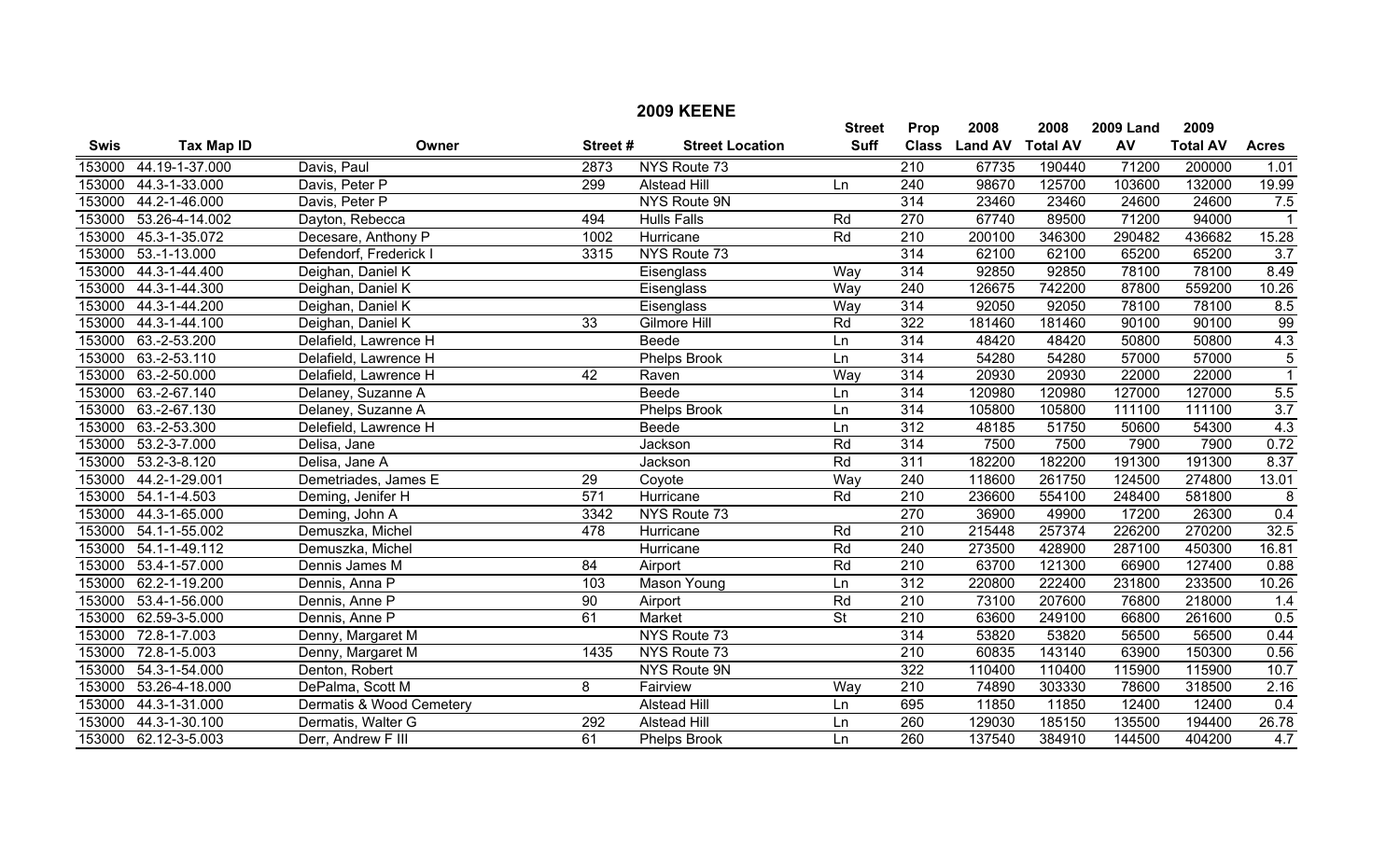# 2009 KEENE

| Swis | Tax Map ID | Owner | Street # | Street Location | Street Suff | Prop Class | 2008 Land AV | 2008 Total AV | 2009 Land AV | 2009 Total AV | Acres |
|---|---|---|---|---|---|---|---|---|---|---|---|
| 153000 | 44.19-1-37.000 | Davis, Paul | 2873 | NYS Route 73 | | 210 | 67735 | 190440 | 71200 | 200000 | 1.01 |
| 153000 | 44.3-1-33.000 | Davis, Peter P | 299 | Alstead Hill | Ln | 240 | 98670 | 125700 | 103600 | 132000 | 19.99 |
| 153000 | 44.2-1-46.000 | Davis, Peter P | | NYS Route 9N | | 314 | 23460 | 23460 | 24600 | 24600 | 7.5 |
| 153000 | 53.26-4-14.002 | Dayton, Rebecca | 494 | Hulls Falls | Rd | 270 | 67740 | 89500 | 71200 | 94000 | 1 |
| 153000 | 45.3-1-35.072 | Decesare, Anthony P | 1002 | Hurricane | Rd | 210 | 200100 | 346300 | 290482 | 436682 | 15.28 |
| 153000 | 53.-1-13.000 | Defendorf, Frederick I | 3315 | NYS Route 73 | | 314 | 62100 | 62100 | 65200 | 65200 | 3.7 |
| 153000 | 44.3-1-44.400 | Deighan, Daniel K | | Eisenglass | Way | 314 | 92850 | 92850 | 78100 | 78100 | 8.49 |
| 153000 | 44.3-1-44.300 | Deighan, Daniel K | | Eisenglass | Way | 240 | 126675 | 742200 | 87800 | 559200 | 10.26 |
| 153000 | 44.3-1-44.200 | Deighan, Daniel K | | Eisenglass | Way | 314 | 92050 | 92050 | 78100 | 78100 | 8.5 |
| 153000 | 44.3-1-44.100 | Deighan, Daniel K | 33 | Gilmore Hill | Rd | 322 | 181460 | 181460 | 90100 | 90100 | 99 |
| 153000 | 63.-2-53.200 | Delafield, Lawrence H | | Beede | Ln | 314 | 48420 | 48420 | 50800 | 50800 | 4.3 |
| 153000 | 63.-2-53.110 | Delafield, Lawrence H | | Phelps Brook | Ln | 314 | 54280 | 54280 | 57000 | 57000 | 5 |
| 153000 | 63.-2-50.000 | Delafield, Lawrence H | 42 | Raven | Way | 314 | 20930 | 20930 | 22000 | 22000 | 1 |
| 153000 | 63.-2-67.140 | Delaney, Suzanne A | | Beede | Ln | 314 | 120980 | 120980 | 127000 | 127000 | 5.5 |
| 153000 | 63.-2-67.130 | Delaney, Suzanne A | | Phelps Brook | Ln | 314 | 105800 | 105800 | 111100 | 111100 | 3.7 |
| 153000 | 63.-2-53.300 | Delefield, Lawrence H | | Beede | Ln | 312 | 48185 | 51750 | 50600 | 54300 | 4.3 |
| 153000 | 53.2-3-7.000 | Delisa, Jane | | Jackson | Rd | 314 | 7500 | 7500 | 7900 | 7900 | 0.72 |
| 153000 | 53.2-3-8.120 | Delisa, Jane A | | Jackson | Rd | 311 | 182200 | 182200 | 191300 | 191300 | 8.37 |
| 153000 | 44.2-1-29.001 | Demetriades, James E | 29 | Coyote | Way | 240 | 118600 | 261750 | 124500 | 274800 | 13.01 |
| 153000 | 54.1-1-4.503 | Deming, Jenifer H | 571 | Hurricane | Rd | 210 | 236600 | 554100 | 248400 | 581800 | 8 |
| 153000 | 44.3-1-65.000 | Deming, John A | 3342 | NYS Route 73 | | 270 | 36900 | 49900 | 17200 | 26300 | 0.4 |
| 153000 | 54.1-1-55.002 | Demuszka, Michel | 478 | Hurricane | Rd | 210 | 215448 | 257374 | 226200 | 270200 | 32.5 |
| 153000 | 54.1-1-49.112 | Demuszka, Michel | | Hurricane | Rd | 240 | 273500 | 428900 | 287100 | 450300 | 16.81 |
| 153000 | 53.4-1-57.000 | Dennis James M | 84 | Airport | Rd | 210 | 63700 | 121300 | 66900 | 127400 | 0.88 |
| 153000 | 62.2-1-19.200 | Dennis, Anna P | 103 | Mason Young | Ln | 312 | 220800 | 222400 | 231800 | 233500 | 10.26 |
| 153000 | 53.4-1-56.000 | Dennis, Anne P | 90 | Airport | Rd | 210 | 73100 | 207600 | 76800 | 218000 | 1.4 |
| 153000 | 62.59-3-5.000 | Dennis, Anne P | 61 | Market | St | 210 | 63600 | 249100 | 66800 | 261600 | 0.5 |
| 153000 | 72.8-1-7.003 | Denny, Margaret M | | NYS Route 73 | | 314 | 53820 | 53820 | 56500 | 56500 | 0.44 |
| 153000 | 72.8-1-5.003 | Denny, Margaret M | 1435 | NYS Route 73 | | 210 | 60835 | 143140 | 63900 | 150300 | 0.56 |
| 153000 | 54.3-1-54.000 | Denton, Robert | | NYS Route 9N | | 322 | 110400 | 110400 | 115900 | 115900 | 10.7 |
| 153000 | 53.26-4-18.000 | DePalma, Scott M | 8 | Fairview | Way | 210 | 74890 | 303330 | 78600 | 318500 | 2.16 |
| 153000 | 44.3-1-31.000 | Dermatis & Wood Cemetery | | Alstead Hill | Ln | 695 | 11850 | 11850 | 12400 | 12400 | 0.4 |
| 153000 | 44.3-1-30.100 | Dermatis, Walter G | 292 | Alstead Hill | Ln | 260 | 129030 | 185150 | 135500 | 194400 | 26.78 |
| 153000 | 62.12-3-5.003 | Derr, Andrew F III | 61 | Phelps Brook | Ln | 260 | 137540 | 384910 | 144500 | 404200 | 4.7 |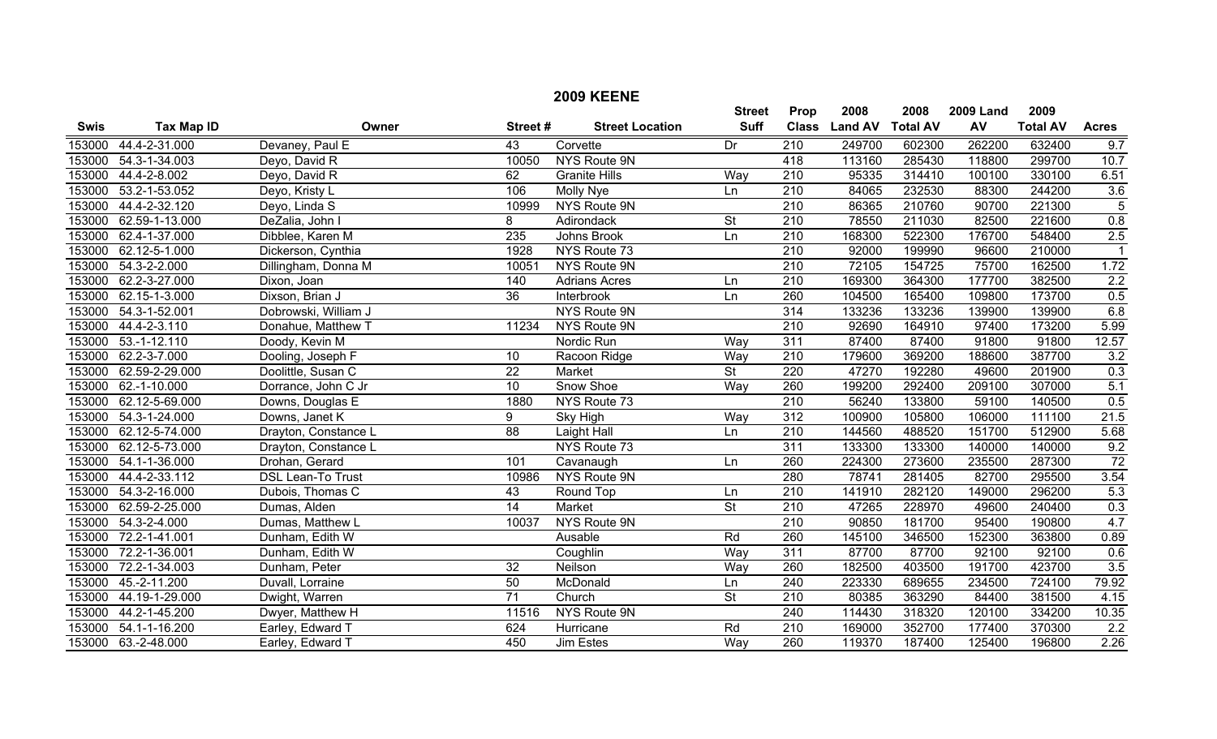## 2009 KEENE

| Swis | Tax Map ID | Owner | Street # | Street Location | Street Suff | Prop Class | 2008 Land AV | 2008 Total AV | 2009 Land AV | 2009 Total AV | Acres |
|---|---|---|---|---|---|---|---|---|---|---|---|
| 153000 | 44.4-2-31.000 | Devaney, Paul E | 43 | Corvette | Dr | 210 | 249700 | 602300 | 262200 | 632400 | 9.7 |
| 153000 | 54.3-1-34.003 | Deyo, David R | 10050 | NYS Route 9N | | 418 | 113160 | 285430 | 118800 | 299700 | 10.7 |
| 153000 | 44.4-2-8.002 | Deyo, David R | 62 | Granite Hills | Way | 210 | 95335 | 314410 | 100100 | 330100 | 6.51 |
| 153000 | 53.2-1-53.052 | Deyo, Kristy L | 106 | Molly Nye | Ln | 210 | 84065 | 232530 | 88300 | 244200 | 3.6 |
| 153000 | 44.4-2-32.120 | Deyo, Linda S | 10999 | NYS Route 9N | | 210 | 86365 | 210760 | 90700 | 221300 | 5 |
| 153000 | 62.59-1-13.000 | DeZalia, John I | 8 | Adirondack | St | 210 | 78550 | 211030 | 82500 | 221600 | 0.8 |
| 153000 | 62.4-1-37.000 | Dibblee, Karen M | 235 | Johns Brook | Ln | 210 | 168300 | 522300 | 176700 | 548400 | 2.5 |
| 153000 | 62.12-5-1.000 | Dickerson, Cynthia | 1928 | NYS Route 73 | | 210 | 92000 | 199990 | 96600 | 210000 | 1 |
| 153000 | 54.3-2-2.000 | Dillingham, Donna M | 10051 | NYS Route 9N | | 210 | 72105 | 154725 | 75700 | 162500 | 1.72 |
| 153000 | 62.2-3-27.000 | Dixon, Joan | 140 | Adrians Acres | Ln | 210 | 169300 | 364300 | 177700 | 382500 | 2.2 |
| 153000 | 62.15-1-3.000 | Dixson, Brian J | 36 | Interbrook | Ln | 260 | 104500 | 165400 | 109800 | 173700 | 0.5 |
| 153000 | 54.3-1-52.001 | Dobrowski, William J | | NYS Route 9N | | 314 | 133236 | 133236 | 139900 | 139900 | 6.8 |
| 153000 | 44.4-2-3.110 | Donahue, Matthew T | 11234 | NYS Route 9N | | 210 | 92690 | 164910 | 97400 | 173200 | 5.99 |
| 153000 | 53.-1-12.110 | Doody, Kevin M | | Nordic Run | Way | 311 | 87400 | 87400 | 91800 | 91800 | 12.57 |
| 153000 | 62.2-3-7.000 | Dooling, Joseph F | 10 | Racoon Ridge | Way | 210 | 179600 | 369200 | 188600 | 387700 | 3.2 |
| 153000 | 62.59-2-29.000 | Doolittle, Susan C | 22 | Market | St | 220 | 47270 | 192280 | 49600 | 201900 | 0.3 |
| 153000 | 62.-1-10.000 | Dorrance, John C Jr | 10 | Snow Shoe | Way | 260 | 199200 | 292400 | 209100 | 307000 | 5.1 |
| 153000 | 62.12-5-69.000 | Downs, Douglas E | 1880 | NYS Route 73 | | 210 | 56240 | 133800 | 59100 | 140500 | 0.5 |
| 153000 | 54.3-1-24.000 | Downs, Janet K | 9 | Sky High | Way | 312 | 100900 | 105800 | 106000 | 111100 | 21.5 |
| 153000 | 62.12-5-74.000 | Drayton, Constance L | 88 | Laight Hall | Ln | 210 | 144560 | 488520 | 151700 | 512900 | 5.68 |
| 153000 | 62.12-5-73.000 | Drayton, Constance L | | NYS Route 73 | | 311 | 133300 | 133300 | 140000 | 140000 | 9.2 |
| 153000 | 54.1-1-36.000 | Drohan, Gerard | 101 | Cavanaugh | Ln | 260 | 224300 | 273600 | 235500 | 287300 | 72 |
| 153000 | 44.4-2-33.112 | DSL Lean-To Trust | 10986 | NYS Route 9N | | 280 | 78741 | 281405 | 82700 | 295500 | 3.54 |
| 153000 | 54.3-2-16.000 | Dubois, Thomas C | 43 | Round Top | Ln | 210 | 141910 | 282120 | 149000 | 296200 | 5.3 |
| 153000 | 62.59-2-25.000 | Dumas, Alden | 14 | Market | St | 210 | 47265 | 228970 | 49600 | 240400 | 0.3 |
| 153000 | 54.3-2-4.000 | Dumas, Matthew L | 10037 | NYS Route 9N | | 210 | 90850 | 181700 | 95400 | 190800 | 4.7 |
| 153000 | 72.2-1-41.001 | Dunham, Edith W | | Ausable | Rd | 260 | 145100 | 346500 | 152300 | 363800 | 0.89 |
| 153000 | 72.2-1-36.001 | Dunham, Edith W | | Coughlin | Way | 311 | 87700 | 87700 | 92100 | 92100 | 0.6 |
| 153000 | 72.2-1-34.003 | Dunham, Peter | 32 | Neilson | Way | 260 | 182500 | 403500 | 191700 | 423700 | 3.5 |
| 153000 | 45.-2-11.200 | Duvall, Lorraine | 50 | McDonald | Ln | 240 | 223330 | 689655 | 234500 | 724100 | 79.92 |
| 153000 | 44.19-1-29.000 | Dwight, Warren | 71 | Church | St | 210 | 80385 | 363290 | 84400 | 381500 | 4.15 |
| 153000 | 44.2-1-45.200 | Dwyer, Matthew H | 11516 | NYS Route 9N | | 240 | 114430 | 318320 | 120100 | 334200 | 10.35 |
| 153000 | 54.1-1-16.200 | Earley, Edward T | 624 | Hurricane | Rd | 210 | 169000 | 352700 | 177400 | 370300 | 2.2 |
| 153000 | 63.-2-48.000 | Earley, Edward T | 450 | Jim Estes | Way | 260 | 119370 | 187400 | 125400 | 196800 | 2.26 |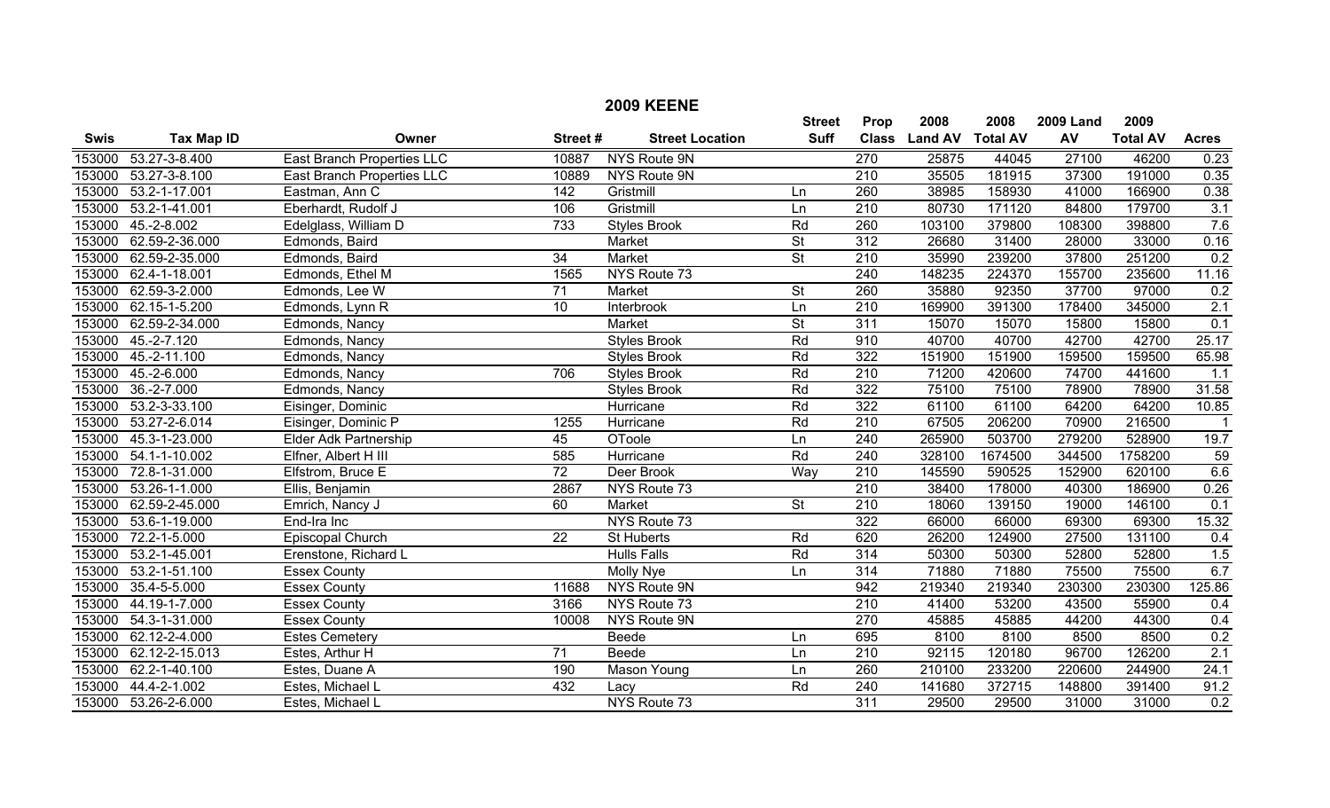# 2009 KEENE

| Swis | Tax Map ID | Owner | Street # | Street Location | Street Suff | Prop Class | 2008 Land AV | 2008 Total AV | 2009 Land AV | 2009 Total AV | Acres |
|---|---|---|---|---|---|---|---|---|---|---|---|
| 153000 | 53.27-3-8.400 | East Branch Properties LLC | 10887 | NYS Route 9N | | 270 | 25875 | 44045 | 27100 | 46200 | 0.23 |
| 153000 | 53.27-3-8.100 | East Branch Properties LLC | 10889 | NYS Route 9N | | 210 | 35505 | 181915 | 37300 | 191000 | 0.35 |
| 153000 | 53.2-1-17.001 | Eastman, Ann C | 142 | Gristmill | Ln | 260 | 38985 | 158930 | 41000 | 166900 | 0.38 |
| 153000 | 53.2-1-41.001 | Eberhardt, Rudolf J | 106 | Gristmill | Ln | 210 | 80730 | 171120 | 84800 | 179700 | 3.1 |
| 153000 | 45.-2-8.002 | Edelglass, William D | 733 | Styles Brook | Rd | 260 | 103100 | 379800 | 108300 | 398800 | 7.6 |
| 153000 | 62.59-2-36.000 | Edmonds, Baird | | Market | St | 312 | 26680 | 31400 | 28000 | 33000 | 0.16 |
| 153000 | 62.59-2-35.000 | Edmonds, Baird | 34 | Market | St | 210 | 35990 | 239200 | 37800 | 251200 | 0.2 |
| 153000 | 62.4-1-18.001 | Edmonds, Ethel M | 1565 | NYS Route 73 | | 240 | 148235 | 224370 | 155700 | 235600 | 11.16 |
| 153000 | 62.59-3-2.000 | Edmonds, Lee W | 71 | Market | St | 260 | 35880 | 92350 | 37700 | 97000 | 0.2 |
| 153000 | 62.15-1-5.200 | Edmonds, Lynn R | 10 | Interbrook | Ln | 210 | 169900 | 391300 | 178400 | 345000 | 2.1 |
| 153000 | 62.59-2-34.000 | Edmonds, Nancy | | Market | St | 311 | 15070 | 15070 | 15800 | 15800 | 0.1 |
| 153000 | 45.-2-7.120 | Edmonds, Nancy | | Styles Brook | Rd | 910 | 40700 | 40700 | 42700 | 42700 | 25.17 |
| 153000 | 45.-2-11.100 | Edmonds, Nancy | | Styles Brook | Rd | 322 | 151900 | 151900 | 159500 | 159500 | 65.98 |
| 153000 | 45.-2-6.000 | Edmonds, Nancy | 706 | Styles Brook | Rd | 210 | 71200 | 420600 | 74700 | 441600 | 1.1 |
| 153000 | 36.-2-7.000 | Edmonds, Nancy | | Styles Brook | Rd | 322 | 75100 | 75100 | 78900 | 78900 | 31.58 |
| 153000 | 53.2-3-33.100 | Eisinger, Dominic | | Hurricane | Rd | 322 | 61100 | 61100 | 64200 | 64200 | 10.85 |
| 153000 | 53.27-2-6.014 | Eisinger, Dominic P | 1255 | Hurricane | Rd | 210 | 67505 | 206200 | 70900 | 216500 | 1 |
| 153000 | 45.3-1-23.000 | Elder Adk Partnership | 45 | OToole | Ln | 240 | 265900 | 503700 | 279200 | 528900 | 19.7 |
| 153000 | 54.1-1-10.002 | Elfner, Albert H III | 585 | Hurricane | Rd | 240 | 328100 | 1674500 | 344500 | 1758200 | 59 |
| 153000 | 72.8-1-31.000 | Elfstrom, Bruce E | 72 | Deer Brook | Way | 210 | 145590 | 590525 | 152900 | 620100 | 6.6 |
| 153000 | 53.26-1-1.000 | Ellis, Benjamin | 2867 | NYS Route 73 | | 210 | 38400 | 178000 | 40300 | 186900 | 0.26 |
| 153000 | 62.59-2-45.000 | Emrich, Nancy J | 60 | Market | St | 210 | 18060 | 139150 | 19000 | 146100 | 0.1 |
| 153000 | 53.6-1-19.000 | End-Ira Inc | | NYS Route 73 | | 322 | 66000 | 66000 | 69300 | 69300 | 15.32 |
| 153000 | 72.2-1-5.000 | Episcopal Church | 22 | St Huberts | Rd | 620 | 26200 | 124900 | 27500 | 131100 | 0.4 |
| 153000 | 53.2-1-45.001 | Erenstone, Richard L | | Hulls Falls | Rd | 314 | 50300 | 50300 | 52800 | 52800 | 1.5 |
| 153000 | 53.2-1-51.100 | Essex County | | Molly Nye | Ln | 314 | 71880 | 71880 | 75500 | 75500 | 6.7 |
| 153000 | 35.4-5-5.000 | Essex County | 11688 | NYS Route 9N | | 942 | 219340 | 219340 | 230300 | 230300 | 125.86 |
| 153000 | 44.19-1-7.000 | Essex County | 3166 | NYS Route 73 | | 210 | 41400 | 53200 | 43500 | 55900 | 0.4 |
| 153000 | 54.3-1-31.000 | Essex County | 10008 | NYS Route 9N | | 270 | 45885 | 45885 | 44200 | 44300 | 0.4 |
| 153000 | 62.12-2-4.000 | Estes Cemetery | | Beede | Ln | 695 | 8100 | 8100 | 8500 | 8500 | 0.2 |
| 153000 | 62.12-2-15.013 | Estes, Arthur H | 71 | Beede | Ln | 210 | 92115 | 120180 | 96700 | 126200 | 2.1 |
| 153000 | 62.2-1-40.100 | Estes, Duane A | 190 | Mason Young | Ln | 260 | 210100 | 233200 | 220600 | 244900 | 24.1 |
| 153000 | 44.4-2-1.002 | Estes, Michael L | 432 | Lacy | Rd | 240 | 141680 | 372715 | 148800 | 391400 | 91.2 |
| 153000 | 53.26-2-6.000 | Estes, Michael L | | NYS Route 73 | | 311 | 29500 | 29500 | 31000 | 31000 | 0.2 |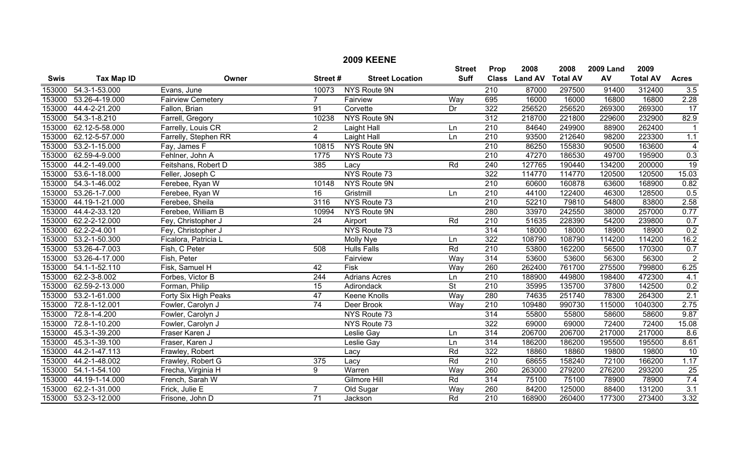# 2009 KEENE

| Swis | Tax Map ID | Owner | Street # | Street Location | Street Suff | Prop Class | 2008 Land AV | 2008 Total AV | 2009 Land AV | 2009 Total AV | Acres |
|---|---|---|---|---|---|---|---|---|---|---|---|
| 153000 | 54.3-1-53.000 | Evans, June | 10073 | NYS Route 9N | | 210 | 87000 | 297500 | 91400 | 312400 | 3.5 |
| 153000 | 53.26-4-19.000 | Fairview Cemetery | 7 | Fairview | Way | 695 | 16000 | 16000 | 16800 | 16800 | 2.28 |
| 153000 | 44.4-2-21.200 | Fallon, Brian | 91 | Corvette | Dr | 322 | 256520 | 256520 | 269300 | 269300 | 17 |
| 153000 | 54.3-1-8.210 | Farrell, Gregory | 10238 | NYS Route 9N | | 312 | 218700 | 221800 | 229600 | 232900 | 82.9 |
| 153000 | 62.12-5-58.000 | Farrelly, Louis CR | 2 | Laight Hall | Ln | 210 | 84640 | 249900 | 88900 | 262400 | 1 |
| 153000 | 62.12-5-57.000 | Farrelly, Stephen RR | 4 | Laight Hall | Ln | 210 | 93500 | 212640 | 98200 | 223300 | 1.1 |
| 153000 | 53.2-1-15.000 | Fay, James F | 10815 | NYS Route 9N | | 210 | 86250 | 155830 | 90500 | 163600 | 4 |
| 153000 | 62.59-4-9.000 | Fehlner, John A | 1775 | NYS Route 73 | | 210 | 47270 | 186530 | 49700 | 195900 | 0.3 |
| 153000 | 44.2-1-49.000 | Feitshans, Robert D | 385 | Lacy | Rd | 240 | 127765 | 190440 | 134200 | 200000 | 19 |
| 153000 | 53.6-1-18.000 | Feller, Joseph C | | NYS Route 73 | | 322 | 114770 | 114770 | 120500 | 120500 | 15.03 |
| 153000 | 54.3-1-46.002 | Ferebee, Ryan W | 10148 | NYS Route 9N | | 210 | 60600 | 160878 | 63600 | 168900 | 0.82 |
| 153000 | 53.26-1-7.000 | Ferebee, Ryan W | 16 | Gristmill | Ln | 210 | 44100 | 122400 | 46300 | 128500 | 0.5 |
| 153000 | 44.19-1-21.000 | Ferebee, Sheila | 3116 | NYS Route 73 | | 210 | 52210 | 79810 | 54800 | 83800 | 2.58 |
| 153000 | 44.4-2-33.120 | Ferebee, William B | 10994 | NYS Route 9N | | 280 | 33970 | 242550 | 38000 | 257000 | 0.77 |
| 153000 | 62.2-2-12.000 | Fey, Christopher J | 24 | Airport | Rd | 210 | 51635 | 228390 | 54200 | 239800 | 0.7 |
| 153000 | 62.2-2-4.001 | Fey, Christopher J | | NYS Route 73 | | 314 | 18000 | 18000 | 18900 | 18900 | 0.2 |
| 153000 | 53.2-1-50.300 | Ficalora, Patricia L | | Molly Nye | Ln | 322 | 108790 | 108790 | 114200 | 114200 | 16.2 |
| 153000 | 53.26-4-7.003 | Fish, C Peter | 508 | Hulls Falls | Rd | 210 | 53800 | 162200 | 56500 | 170300 | 0.7 |
| 153000 | 53.26-4-17.000 | Fish, Peter | | Fairview | Way | 314 | 53600 | 53600 | 56300 | 56300 | 2 |
| 153000 | 54.1-1-52.110 | Fisk, Samuel H | 42 | Fisk | Way | 260 | 262400 | 761700 | 275500 | 799800 | 6.25 |
| 153000 | 62.2-3-8.002 | Forbes, Victor B | 244 | Adrians Acres | Ln | 210 | 188900 | 449800 | 198400 | 472300 | 4.1 |
| 153000 | 62.59-2-13.000 | Forman, Philip | 15 | Adirondack | St | 210 | 35995 | 135700 | 37800 | 142500 | 0.2 |
| 153000 | 53.2-1-61.000 | Forty Six High Peaks | 47 | Keene Knolls | Way | 280 | 74635 | 251740 | 78300 | 264300 | 2.1 |
| 153000 | 72.8-1-12.001 | Fowler, Carolyn J | 74 | Deer Brook | Way | 210 | 109480 | 990730 | 115000 | 1040300 | 2.75 |
| 153000 | 72.8-1-4.200 | Fowler, Carolyn J | | NYS Route 73 | | 314 | 55800 | 55800 | 58600 | 58600 | 9.87 |
| 153000 | 72.8-1-10.200 | Fowler, Carolyn J | | NYS Route 73 | | 322 | 69000 | 69000 | 72400 | 72400 | 15.08 |
| 153000 | 45.3-1-39.200 | Fraser Karen J | | Leslie Gay | Ln | 314 | 206700 | 206700 | 217000 | 217000 | 8.6 |
| 153000 | 45.3-1-39.100 | Fraser, Karen J | | Leslie Gay | Ln | 314 | 186200 | 186200 | 195500 | 195500 | 8.61 |
| 153000 | 44.2-1-47.113 | Frawley, Robert | | Lacy | Rd | 322 | 18860 | 18860 | 19800 | 19800 | 10 |
| 153000 | 44.2-1-48.002 | Frawley, Robert G | 375 | Lacy | Rd | 210 | 68655 | 158240 | 72100 | 166200 | 1.17 |
| 153000 | 54.1-1-54.100 | Frecha, Virginia H | 9 | Warren | Way | 260 | 263000 | 279200 | 276200 | 293200 | 25 |
| 153000 | 44.19-1-14.000 | French, Sarah W | | Gilmore Hill | Rd | 314 | 75100 | 75100 | 78900 | 78900 | 7.4 |
| 153000 | 62.2-1-31.000 | Frick, Julie E | 7 | Old Sugar | Way | 260 | 84200 | 125000 | 88400 | 131200 | 3.1 |
| 153000 | 53.2-3-12.000 | Frisone, John D | 71 | Jackson | Rd | 210 | 168900 | 260400 | 177300 | 273400 | 3.32 |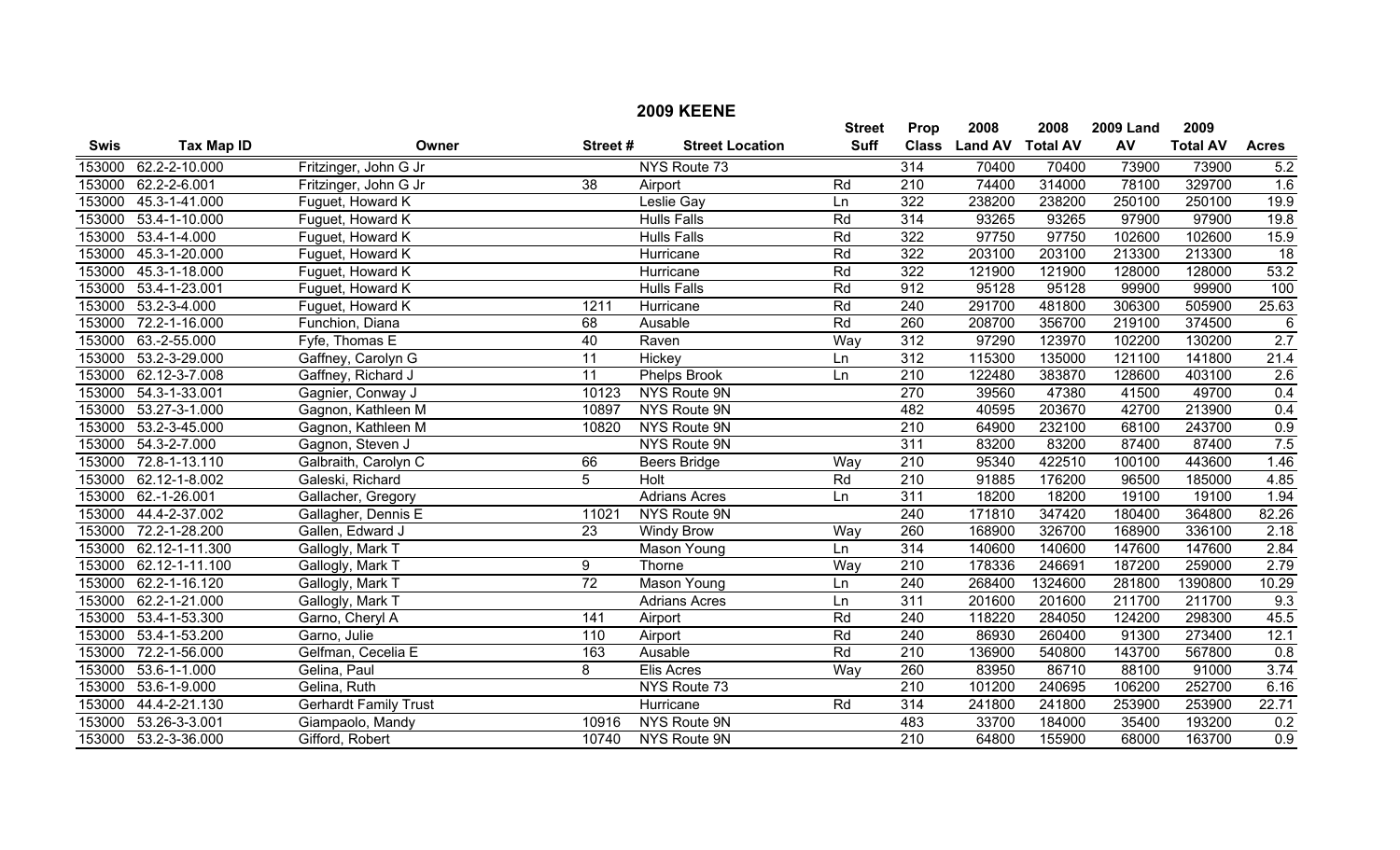## 2009 KEENE

| Swis | Tax Map ID | Owner | Street # | Street Location | Street Suff | Prop Class | 2008 Land AV | 2008 Total AV | 2009 Land AV | 2009 Total AV | Acres |
|---|---|---|---|---|---|---|---|---|---|---|---|
| 153000 | 62.2-2-10.000 | Fritzinger, John G Jr | | NYS Route 73 | | 314 | 70400 | 70400 | 73900 | 73900 | 5.2 |
| 153000 | 62.2-2-6.001 | Fritzinger, John G Jr | 38 | Airport | Rd | 210 | 74400 | 314000 | 78100 | 329700 | 1.6 |
| 153000 | 45.3-1-41.000 | Fuguet, Howard K | | Leslie Gay | Ln | 322 | 238200 | 238200 | 250100 | 250100 | 19.9 |
| 153000 | 53.4-1-10.000 | Fuguet, Howard K | | Hulls Falls | Rd | 314 | 93265 | 93265 | 97900 | 97900 | 19.8 |
| 153000 | 53.4-1-4.000 | Fuguet, Howard K | | Hulls Falls | Rd | 322 | 97750 | 97750 | 102600 | 102600 | 15.9 |
| 153000 | 45.3-1-20.000 | Fuguet, Howard K | | Hurricane | Rd | 322 | 203100 | 203100 | 213300 | 213300 | 18 |
| 153000 | 45.3-1-18.000 | Fuguet, Howard K | | Hurricane | Rd | 322 | 121900 | 121900 | 128000 | 128000 | 53.2 |
| 153000 | 53.4-1-23.001 | Fuguet, Howard K | | Hulls Falls | Rd | 912 | 95128 | 95128 | 99900 | 99900 | 100 |
| 153000 | 53.2-3-4.000 | Fuguet, Howard K | 1211 | Hurricane | Rd | 240 | 291700 | 481800 | 306300 | 505900 | 25.63 |
| 153000 | 72.2-1-16.000 | Funchion, Diana | 68 | Ausable | Rd | 260 | 208700 | 356700 | 219100 | 374500 | 6 |
| 153000 | 63.-2-55.000 | Fyfe, Thomas E | 40 | Raven | Way | 312 | 97290 | 123970 | 102200 | 130200 | 2.7 |
| 153000 | 53.2-3-29.000 | Gaffney, Carolyn G | 11 | Hickey | Ln | 312 | 115300 | 135000 | 121100 | 141800 | 21.4 |
| 153000 | 62.12-3-7.008 | Gaffney, Richard J | 11 | Phelps Brook | Ln | 210 | 122480 | 383870 | 128600 | 403100 | 2.6 |
| 153000 | 54.3-1-33.001 | Gagnier, Conway J | 10123 | NYS Route 9N | | 270 | 39560 | 47380 | 41500 | 49700 | 0.4 |
| 153000 | 53.27-3-1.000 | Gagnon, Kathleen M | 10897 | NYS Route 9N | | 482 | 40595 | 203670 | 42700 | 213900 | 0.4 |
| 153000 | 53.2-3-45.000 | Gagnon, Kathleen M | 10820 | NYS Route 9N | | 210 | 64900 | 232100 | 68100 | 243700 | 0.9 |
| 153000 | 54.3-2-7.000 | Gagnon, Steven J | | NYS Route 9N | | 311 | 83200 | 83200 | 87400 | 87400 | 7.5 |
| 153000 | 72.8-1-13.110 | Galbraith, Carolyn C | 66 | Beers Bridge | Way | 210 | 95340 | 422510 | 100100 | 443600 | 1.46 |
| 153000 | 62.12-1-8.002 | Galeski, Richard | 5 | Holt | Rd | 210 | 91885 | 176200 | 96500 | 185000 | 4.85 |
| 153000 | 62.-1-26.001 | Gallacher, Gregory | | Adrians Acres | Ln | 311 | 18200 | 18200 | 19100 | 19100 | 1.94 |
| 153000 | 44.4-2-37.002 | Gallagher, Dennis E | 11021 | NYS Route 9N | | 240 | 171810 | 347420 | 180400 | 364800 | 82.26 |
| 153000 | 72.2-1-28.200 | Gallen, Edward J | 23 | Windy Brow | Way | 260 | 168900 | 326700 | 168900 | 336100 | 2.18 |
| 153000 | 62.12-1-11.300 | Gallogly, Mark T | | Mason Young | Ln | 314 | 140600 | 140600 | 147600 | 147600 | 2.84 |
| 153000 | 62.12-1-11.100 | Gallogly, Mark T | 9 | Thorne | Way | 210 | 178336 | 246691 | 187200 | 259000 | 2.79 |
| 153000 | 62.2-1-16.120 | Gallogly, Mark T | 72 | Mason Young | Ln | 240 | 268400 | 1324600 | 281800 | 1390800 | 10.29 |
| 153000 | 62.2-1-21.000 | Gallogly, Mark T | | Adrians Acres | Ln | 311 | 201600 | 201600 | 211700 | 211700 | 9.3 |
| 153000 | 53.4-1-53.300 | Garno, Cheryl A | 141 | Airport | Rd | 240 | 118220 | 284050 | 124200 | 298300 | 45.5 |
| 153000 | 53.4-1-53.200 | Garno, Julie | 110 | Airport | Rd | 240 | 86930 | 260400 | 91300 | 273400 | 12.1 |
| 153000 | 72.2-1-56.000 | Gelfman, Cecelia E | 163 | Ausable | Rd | 210 | 136900 | 540800 | 143700 | 567800 | 0.8 |
| 153000 | 53.6-1-1.000 | Gelina, Paul | 8 | Elis Acres | Way | 260 | 83950 | 86710 | 88100 | 91000 | 3.74 |
| 153000 | 53.6-1-9.000 | Gelina, Ruth | | NYS Route 73 | | 210 | 101200 | 240695 | 106200 | 252700 | 6.16 |
| 153000 | 44.4-2-21.130 | Gerhardt Family Trust | | Hurricane | Rd | 314 | 241800 | 241800 | 253900 | 253900 | 22.71 |
| 153000 | 53.26-3-3.001 | Giampaolo, Mandy | 10916 | NYS Route 9N | | 483 | 33700 | 184000 | 35400 | 193200 | 0.2 |
| 153000 | 53.2-3-36.000 | Gifford, Robert | 10740 | NYS Route 9N | | 210 | 64800 | 155900 | 68000 | 163700 | 0.9 |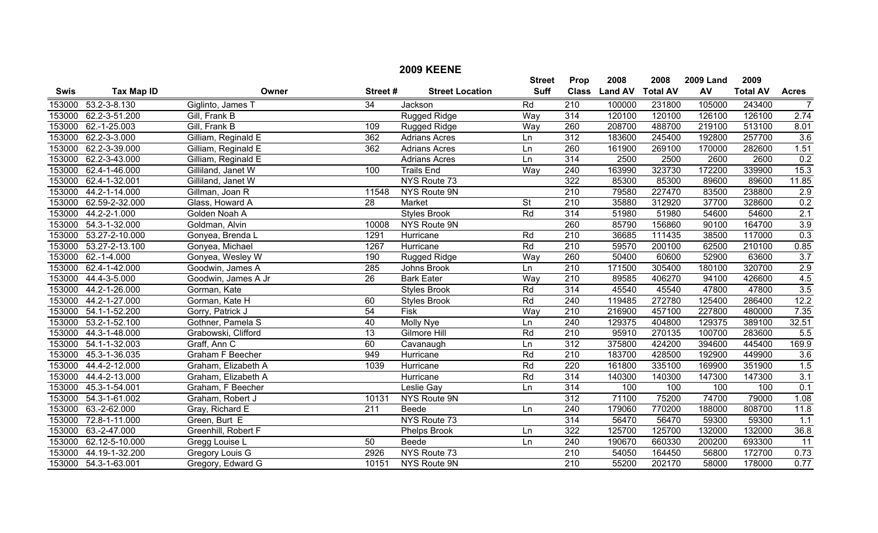# 2009 KEENE

| Swis | Tax Map ID | Owner | Street # | Street Location | Street Suff | Prop Class | 2008 Land AV | 2008 Total AV | 2009 Land AV | 2009 Total AV | Acres |
|---|---|---|---|---|---|---|---|---|---|---|---|
| 153000 | 53.2-3-8.130 | Giglinto, James T | 34 | Jackson | Rd | 210 | 100000 | 231800 | 105000 | 243400 | 7 |
| 153000 | 62.2-3-51.200 | Gill, Frank B | | Rugged Ridge | Way | 314 | 120100 | 120100 | 126100 | 126100 | 2.74 |
| 153000 | 62.-1-25.003 | Gill, Frank B | 109 | Rugged Ridge | Way | 260 | 208700 | 488700 | 219100 | 513100 | 8.01 |
| 153000 | 62.2-3-3.000 | Gilliam, Reginald E | 362 | Adrians Acres | Ln | 312 | 183600 | 245400 | 192800 | 257700 | 3.6 |
| 153000 | 62.2-3-39.000 | Gilliam, Reginald E | 362 | Adrians Acres | Ln | 260 | 161900 | 269100 | 170000 | 282600 | 1.51 |
| 153000 | 62.2-3-43.000 | Gilliam, Reginald E | | Adrians Acres | Ln | 314 | 2500 | 2500 | 2600 | 2600 | 0.2 |
| 153000 | 62.4-1-46.000 | Gilliland, Janet W | 100 | Trails End | Way | 240 | 163990 | 323730 | 172200 | 339900 | 15.3 |
| 153000 | 62.4-1-32.001 | Gilliland, Janet W | | NYS Route 73 | | 322 | 85300 | 85300 | 89600 | 89600 | 11.85 |
| 153000 | 44.2-1-14.000 | Gillman, Joan R | 11548 | NYS Route 9N | | 210 | 79580 | 227470 | 83500 | 238800 | 2.9 |
| 153000 | 62.59-2-32.000 | Glass, Howard A | 28 | Market | St | 210 | 35880 | 312920 | 37700 | 328600 | 0.2 |
| 153000 | 44.2-2-1.000 | Golden Noah A | | Styles Brook | Rd | 314 | 51980 | 51980 | 54600 | 54600 | 2.1 |
| 153000 | 54.3-1-32.000 | Goldman, Alvin | 10008 | NYS Route 9N | | 260 | 85790 | 156860 | 90100 | 164700 | 3.9 |
| 153000 | 53.27-2-10.000 | Gonyea, Brenda L | 1291 | Hurricane | Rd | 210 | 36685 | 111435 | 38500 | 117000 | 0.3 |
| 153000 | 53.27-2-13.100 | Gonyea, Michael | 1267 | Hurricane | Rd | 210 | 59570 | 200100 | 62500 | 210100 | 0.85 |
| 153000 | 62.-1-4.000 | Gonyea, Wesley W | 190 | Rugged Ridge | Way | 260 | 50400 | 60600 | 52900 | 63600 | 3.7 |
| 153000 | 62.4-1-42.000 | Goodwin, James A | 285 | Johns Brook | Ln | 210 | 171500 | 305400 | 180100 | 320700 | 2.9 |
| 153000 | 44.4-3-5.000 | Goodwin, James A Jr | 26 | Bark Eater | Way | 210 | 89585 | 406270 | 94100 | 426600 | 4.5 |
| 153000 | 44.2-1-26.000 | Gorman, Kate | | Styles Brook | Rd | 314 | 45540 | 45540 | 47800 | 47800 | 3.5 |
| 153000 | 44.2-1-27.000 | Gorman, Kate H | 60 | Styles Brook | Rd | 240 | 119485 | 272780 | 125400 | 286400 | 12.2 |
| 153000 | 54.1-1-52.200 | Gorry, Patrick J | 54 | Fisk | Way | 210 | 216900 | 457100 | 227800 | 480000 | 7.35 |
| 153000 | 53.2-1-52.100 | Gothner, Pamela S | 40 | Molly Nye | Ln | 240 | 129375 | 404800 | 129375 | 389100 | 32.51 |
| 153000 | 44.3-1-48.000 | Grabowski, Clifford | 13 | Gilmore Hill | Rd | 210 | 95910 | 270135 | 100700 | 283600 | 5.5 |
| 153000 | 54.1-1-32.003 | Graff, Ann C | 60 | Cavanaugh | Ln | 312 | 375800 | 424200 | 394600 | 445400 | 169.9 |
| 153000 | 45.3-1-36.035 | Graham F Beecher | 949 | Hurricane | Rd | 210 | 183700 | 428500 | 192900 | 449900 | 3.6 |
| 153000 | 44.4-2-12.000 | Graham, Elizabeth A | 1039 | Hurricane | Rd | 220 | 161800 | 335100 | 169900 | 351900 | 1.5 |
| 153000 | 44.4-2-13.000 | Graham, Elizabeth A | | Hurricane | Rd | 314 | 140300 | 140300 | 147300 | 147300 | 3.1 |
| 153000 | 45.3-1-54.001 | Graham, F Beecher | | Leslie Gay | Ln | 314 | 100 | 100 | 100 | 100 | 0.1 |
| 153000 | 54.3-1-61.002 | Graham, Robert J | 10131 | NYS Route 9N | | 312 | 71100 | 75200 | 74700 | 79000 | 1.08 |
| 153000 | 63.-2-62.000 | Gray, Richard E | 211 | Beede | Ln | 240 | 179060 | 770200 | 188000 | 808700 | 11.8 |
| 153000 | 72.8-1-11.000 | Green, Burt E | | NYS Route 73 | | 314 | 56470 | 56470 | 59300 | 59300 | 1.1 |
| 153000 | 63.-2-47.000 | Greenhill, Robert F | | Phelps Brook | Ln | 322 | 125700 | 125700 | 132000 | 132000 | 36.8 |
| 153000 | 62.12-5-10.000 | Gregg Louise L | 50 | Beede | Ln | 240 | 190670 | 660330 | 200200 | 693300 | 11 |
| 153000 | 44.19-1-32.200 | Gregory Louis G | 2926 | NYS Route 73 | | 210 | 54050 | 164450 | 56800 | 172700 | 0.73 |
| 153000 | 54.3-1-63.001 | Gregory, Edward G | 10151 | NYS Route 9N | | 210 | 55200 | 202170 | 58000 | 178000 | 0.77 |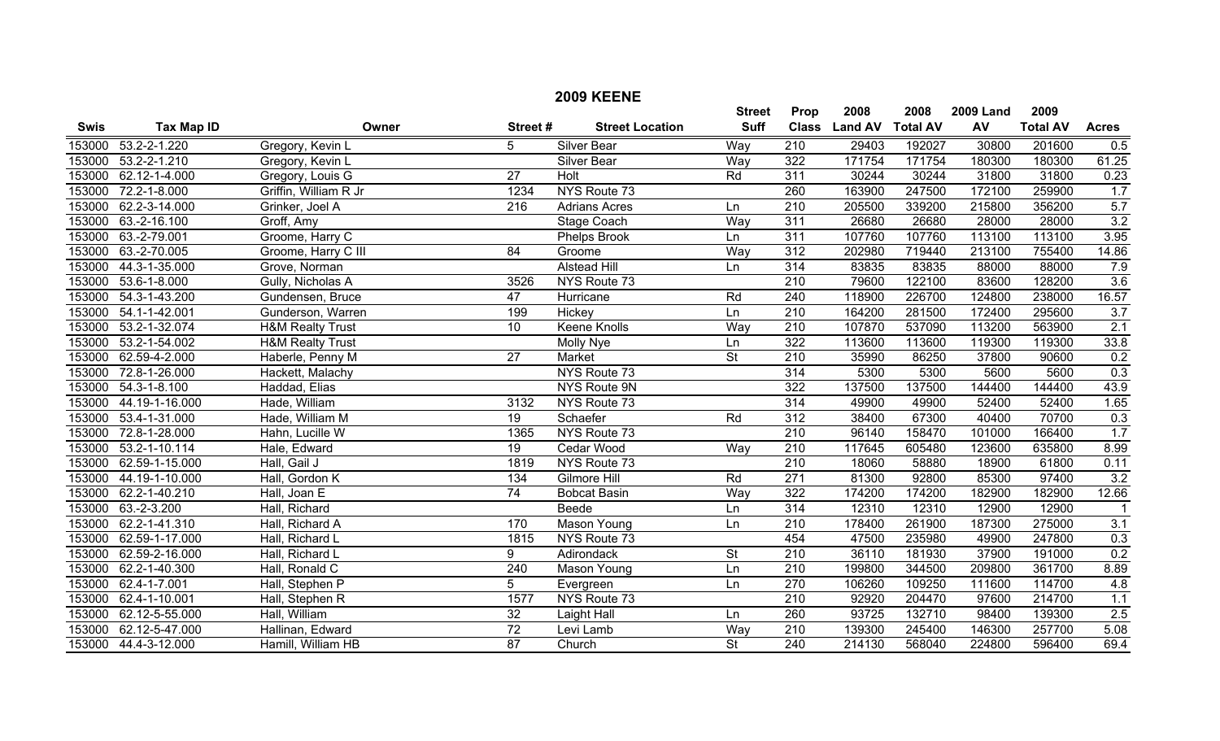# 2009 KEENE

| Swis | Tax Map ID | Owner | Street # | Street Location | Street Suff | Prop Class | 2008 Land AV | 2008 Total AV | 2009 Land AV | 2009 Total AV | Acres |
|---|---|---|---|---|---|---|---|---|---|---|---|
| 153000 | 53.2-2-1.220 | Gregory, Kevin L | 5 | Silver Bear | Way | 210 | 29403 | 192027 | 30800 | 201600 | 0.5 |
| 153000 | 53.2-2-1.210 | Gregory, Kevin L | | Silver Bear | Way | 322 | 171754 | 171754 | 180300 | 180300 | 61.25 |
| 153000 | 62.12-1-4.000 | Gregory, Louis G | 27 | Holt | Rd | 311 | 30244 | 30244 | 31800 | 31800 | 0.23 |
| 153000 | 72.2-1-8.000 | Griffin, William R Jr | 1234 | NYS Route 73 | | 260 | 163900 | 247500 | 172100 | 259900 | 1.7 |
| 153000 | 62.2-3-14.000 | Grinker, Joel A | 216 | Adrians Acres | Ln | 210 | 205500 | 339200 | 215800 | 356200 | 5.7 |
| 153000 | 63.-2-16.100 | Groff, Amy | | Stage Coach | Way | 311 | 26680 | 26680 | 28000 | 28000 | 3.2 |
| 153000 | 63.-2-79.001 | Groome, Harry C | | Phelps Brook | Ln | 311 | 107760 | 107760 | 113100 | 113100 | 3.95 |
| 153000 | 63.-2-70.005 | Groome, Harry C III | 84 | Groome | Way | 312 | 202980 | 719440 | 213100 | 755400 | 14.86 |
| 153000 | 44.3-1-35.000 | Grove, Norman | | Alstead Hill | Ln | 314 | 83835 | 83835 | 88000 | 88000 | 7.9 |
| 153000 | 53.6-1-8.000 | Gully, Nicholas A | 3526 | NYS Route 73 | | 210 | 79600 | 122100 | 83600 | 128200 | 3.6 |
| 153000 | 54.3-1-43.200 | Gundensen, Bruce | 47 | Hurricane | Rd | 240 | 118900 | 226700 | 124800 | 238000 | 16.57 |
| 153000 | 54.1-1-42.001 | Gunderson, Warren | 199 | Hickey | Ln | 210 | 164200 | 281500 | 172400 | 295600 | 3.7 |
| 153000 | 53.2-1-32.074 | H&M Realty Trust | 10 | Keene Knolls | Way | 210 | 107870 | 537090 | 113200 | 563900 | 2.1 |
| 153000 | 53.2-1-54.002 | H&M Realty Trust | | Molly Nye | Ln | 322 | 113600 | 113600 | 119300 | 119300 | 33.8 |
| 153000 | 62.59-4-2.000 | Haberle, Penny M | 27 | Market | St | 210 | 35990 | 86250 | 37800 | 90600 | 0.2 |
| 153000 | 72.8-1-26.000 | Hackett, Malachy | | NYS Route 73 | | 314 | 5300 | 5300 | 5600 | 5600 | 0.3 |
| 153000 | 54.3-1-8.100 | Haddad, Elias | | NYS Route 9N | | 322 | 137500 | 137500 | 144400 | 144400 | 43.9 |
| 153000 | 44.19-1-16.000 | Hade, William | 3132 | NYS Route 73 | | 314 | 49900 | 49900 | 52400 | 52400 | 1.65 |
| 153000 | 53.4-1-31.000 | Hade, William M | 19 | Schaefer | Rd | 312 | 38400 | 67300 | 40400 | 70700 | 0.3 |
| 153000 | 72.8-1-28.000 | Hahn, Lucille W | 1365 | NYS Route 73 | | 210 | 96140 | 158470 | 101000 | 166400 | 1.7 |
| 153000 | 53.2-1-10.114 | Hale, Edward | 19 | Cedar Wood | Way | 210 | 117645 | 605480 | 123600 | 635800 | 8.99 |
| 153000 | 62.59-1-15.000 | Hall, Gail J | 1819 | NYS Route 73 | | 210 | 18060 | 58880 | 18900 | 61800 | 0.11 |
| 153000 | 44.19-1-10.000 | Hall, Gordon K | 134 | Gilmore Hill | Rd | 271 | 81300 | 92800 | 85300 | 97400 | 3.2 |
| 153000 | 62.2-1-40.210 | Hall, Joan E | 74 | Bobcat Basin | Way | 322 | 174200 | 174200 | 182900 | 182900 | 12.66 |
| 153000 | 63.-2-3.200 | Hall, Richard | | Beede | Ln | 314 | 12310 | 12310 | 12900 | 12900 | 1 |
| 153000 | 62.2-1-41.310 | Hall, Richard A | 170 | Mason Young | Ln | 210 | 178400 | 261900 | 187300 | 275000 | 3.1 |
| 153000 | 62.59-1-17.000 | Hall, Richard L | 1815 | NYS Route 73 | | 454 | 47500 | 235980 | 49900 | 247800 | 0.3 |
| 153000 | 62.59-2-16.000 | Hall, Richard L | 9 | Adirondack | St | 210 | 36110 | 181930 | 37900 | 191000 | 0.2 |
| 153000 | 62.2-1-40.300 | Hall, Ronald C | 240 | Mason Young | Ln | 210 | 199800 | 344500 | 209800 | 361700 | 8.89 |
| 153000 | 62.4-1-7.001 | Hall, Stephen P | 5 | Evergreen | Ln | 270 | 106260 | 109250 | 111600 | 114700 | 4.8 |
| 153000 | 62.4-1-10.001 | Hall, Stephen R | 1577 | NYS Route 73 | | 210 | 92920 | 204470 | 97600 | 214700 | 1.1 |
| 153000 | 62.12-5-55.000 | Hall, William | 32 | Laight Hall | Ln | 260 | 93725 | 132710 | 98400 | 139300 | 2.5 |
| 153000 | 62.12-5-47.000 | Hallinan, Edward | 72 | Levi Lamb | Way | 210 | 139300 | 245400 | 146300 | 257700 | 5.08 |
| 153000 | 44.4-3-12.000 | Hamill, William HB | 87 | Church | St | 240 | 214130 | 568040 | 224800 | 596400 | 69.4 |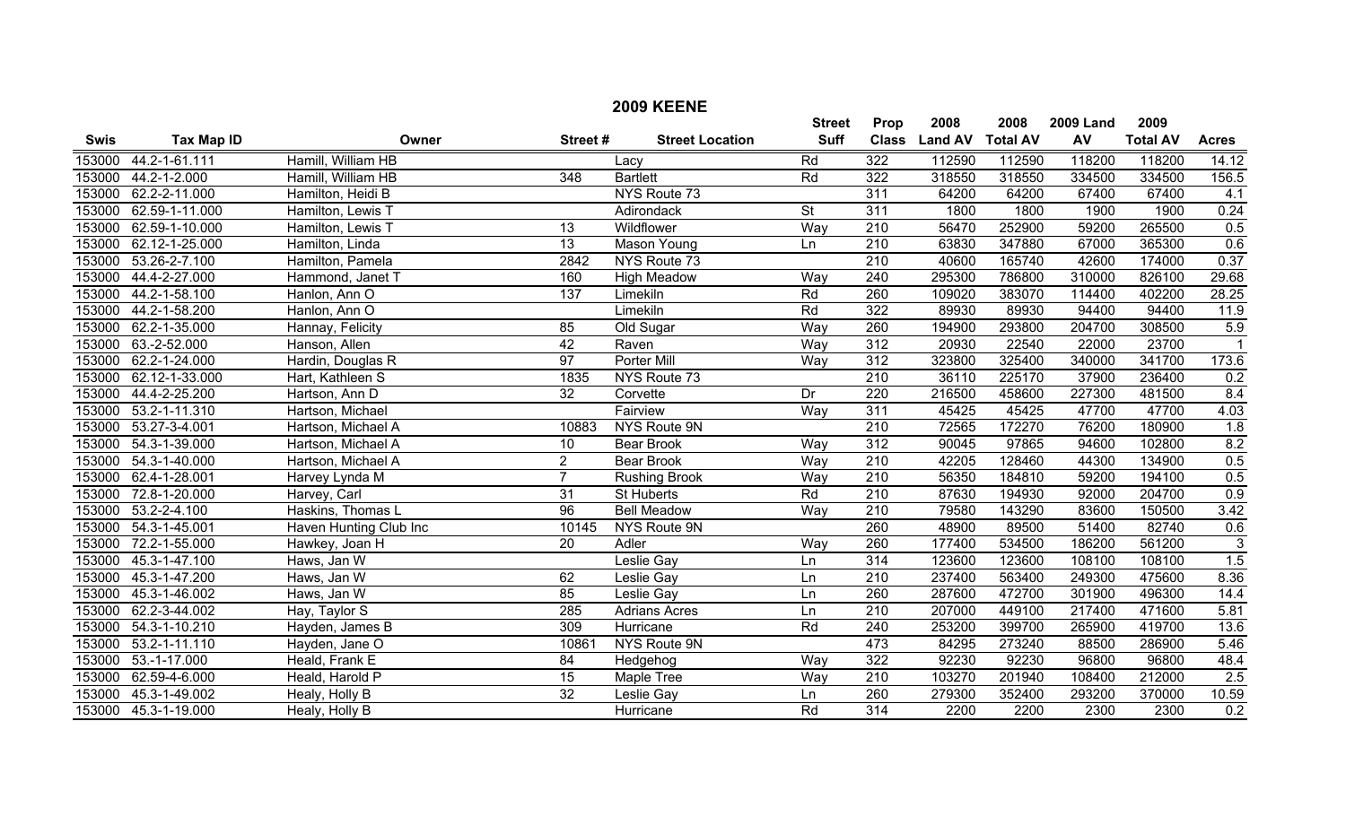# 2009 KEENE

| Swis | Tax Map ID | Owner | Street # | Street Location | Street Suff | Prop Class | 2008 Land AV | 2008 Total AV | 2009 Land AV | 2009 Total AV | Acres |
|---|---|---|---|---|---|---|---|---|---|---|---|
| 153000 | 44.2-1-61.111 | Hamill, William HB | | Lacy | Rd | 322 | 112590 | 112590 | 118200 | 118200 | 14.12 |
| 153000 | 44.2-1-2.000 | Hamill, William HB | 348 | Bartlett | Rd | 322 | 318550 | 318550 | 334500 | 334500 | 156.5 |
| 153000 | 62.2-2-11.000 | Hamilton, Heidi B | | NYS Route 73 | | 311 | 64200 | 64200 | 67400 | 67400 | 4.1 |
| 153000 | 62.59-1-11.000 | Hamilton, Lewis T | | Adirondack | St | 311 | 1800 | 1800 | 1900 | 1900 | 0.24 |
| 153000 | 62.59-1-10.000 | Hamilton, Lewis T | 13 | Wildflower | Way | 210 | 56470 | 252900 | 59200 | 265500 | 0.5 |
| 153000 | 62.12-1-25.000 | Hamilton, Linda | 13 | Mason Young | Ln | 210 | 63830 | 347880 | 67000 | 365300 | 0.6 |
| 153000 | 53.26-2-7.100 | Hamilton, Pamela | 2842 | NYS Route 73 | | 210 | 40600 | 165740 | 42600 | 174000 | 0.37 |
| 153000 | 44.4-2-27.000 | Hammond, Janet T | 160 | High Meadow | Way | 240 | 295300 | 786800 | 310000 | 826100 | 29.68 |
| 153000 | 44.2-1-58.100 | Hanlon, Ann O | 137 | Limekiln | Rd | 260 | 109020 | 383070 | 114400 | 402200 | 28.25 |
| 153000 | 44.2-1-58.200 | Hanlon, Ann O | | Limekiln | Rd | 322 | 89930 | 89930 | 94400 | 94400 | 11.9 |
| 153000 | 62.2-1-35.000 | Hannay, Felicity | 85 | Old Sugar | Way | 260 | 194900 | 293800 | 204700 | 308500 | 5.9 |
| 153000 | 63.-2-52.000 | Hanson, Allen | 42 | Raven | Way | 312 | 20930 | 22540 | 22000 | 23700 | 1 |
| 153000 | 62.2-1-24.000 | Hardin, Douglas R | 97 | Porter Mill | Way | 312 | 323800 | 325400 | 340000 | 341700 | 173.6 |
| 153000 | 62.12-1-33.000 | Hart, Kathleen S | 1835 | NYS Route 73 | | 210 | 36110 | 225170 | 37900 | 236400 | 0.2 |
| 153000 | 44.4-2-25.200 | Hartson, Ann D | 32 | Corvette | Dr | 220 | 216500 | 458600 | 227300 | 481500 | 8.4 |
| 153000 | 53.2-1-11.310 | Hartson, Michael | | Fairview | Way | 311 | 45425 | 45425 | 47700 | 47700 | 4.03 |
| 153000 | 53.27-3-4.001 | Hartson, Michael A | 10883 | NYS Route 9N | | 210 | 72565 | 172270 | 76200 | 180900 | 1.8 |
| 153000 | 54.3-1-39.000 | Hartson, Michael A | 10 | Bear Brook | Way | 312 | 90045 | 97865 | 94600 | 102800 | 8.2 |
| 153000 | 54.3-1-40.000 | Hartson, Michael A | 2 | Bear Brook | Way | 210 | 42205 | 128460 | 44300 | 134900 | 0.5 |
| 153000 | 62.4-1-28.001 | Harvey Lynda M | 7 | Rushing Brook | Way | 210 | 56350 | 184810 | 59200 | 194100 | 0.5 |
| 153000 | 72.8-1-20.000 | Harvey, Carl | 31 | St Huberts | Rd | 210 | 87630 | 194930 | 92000 | 204700 | 0.9 |
| 153000 | 53.2-2-4.100 | Haskins, Thomas L | 96 | Bell Meadow | Way | 210 | 79580 | 143290 | 83600 | 150500 | 3.42 |
| 153000 | 54.3-1-45.001 | Haven Hunting Club Inc | 10145 | NYS Route 9N | | 260 | 48900 | 89500 | 51400 | 82740 | 0.6 |
| 153000 | 72.2-1-55.000 | Hawkey, Joan H | 20 | Adler | Way | 260 | 177400 | 534500 | 186200 | 561200 | 3 |
| 153000 | 45.3-1-47.100 | Haws, Jan W | | Leslie Gay | Ln | 314 | 123600 | 123600 | 108100 | 108100 | 1.5 |
| 153000 | 45.3-1-47.200 | Haws, Jan W | 62 | Leslie Gay | Ln | 210 | 237400 | 563400 | 249300 | 475600 | 8.36 |
| 153000 | 45.3-1-46.002 | Haws, Jan W | 85 | Leslie Gay | Ln | 260 | 287600 | 472700 | 301900 | 496300 | 14.4 |
| 153000 | 62.2-3-44.002 | Hay, Taylor S | 285 | Adrians Acres | Ln | 210 | 207000 | 449100 | 217400 | 471600 | 5.81 |
| 153000 | 54.3-1-10.210 | Hayden, James B | 309 | Hurricane | Rd | 240 | 253200 | 399700 | 265900 | 419700 | 13.6 |
| 153000 | 53.2-1-11.110 | Hayden, Jane O | 10861 | NYS Route 9N | | 473 | 84295 | 273240 | 88500 | 286900 | 5.46 |
| 153000 | 53.-1-17.000 | Heald, Frank E | 84 | Hedgehog | Way | 322 | 92230 | 92230 | 96800 | 96800 | 48.4 |
| 153000 | 62.59-4-6.000 | Heald, Harold P | 15 | Maple Tree | Way | 210 | 103270 | 201940 | 108400 | 212000 | 2.5 |
| 153000 | 45.3-1-49.002 | Healy, Holly B | 32 | Leslie Gay | Ln | 260 | 279300 | 352400 | 293200 | 370000 | 10.59 |
| 153000 | 45.3-1-19.000 | Healy, Holly B | | Hurricane | Rd | 314 | 2200 | 2200 | 2300 | 2300 | 0.2 |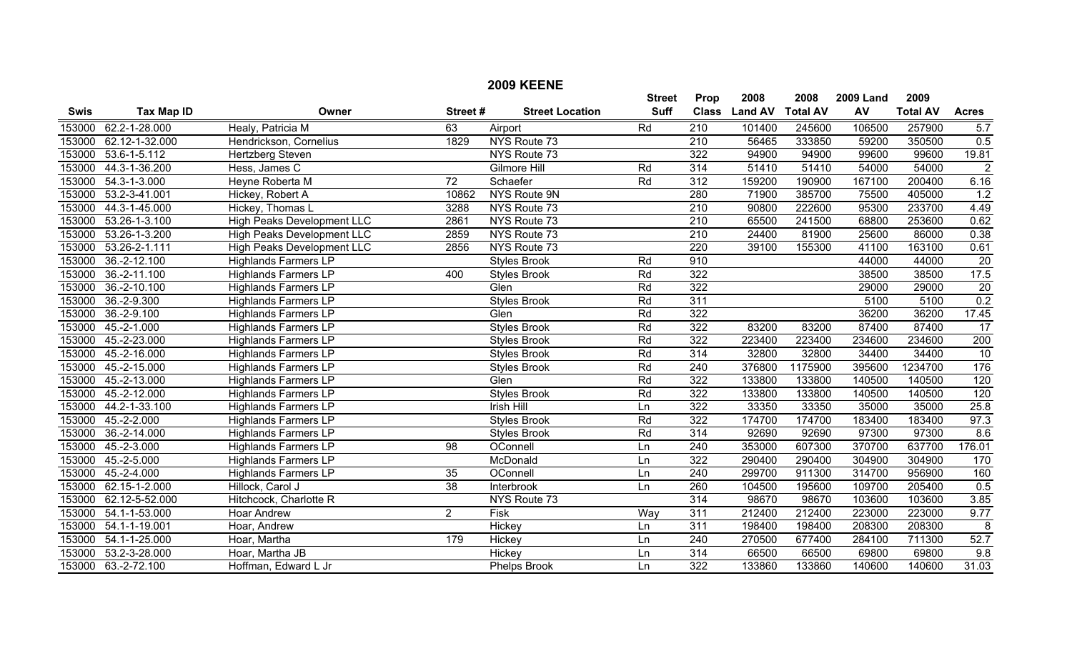## 2009 KEENE

| Swis | Tax Map ID | Owner | Street # | Street Location | Street Suff | Prop Class | 2008 Land AV | 2008 Total AV | 2009 Land AV | 2009 Total AV | Acres |
|---|---|---|---|---|---|---|---|---|---|---|---|
| 153000 | 62.2-1-28.000 | Healy, Patricia M | 63 | Airport | Rd | 210 | 101400 | 245600 | 106500 | 257900 | 5.7 |
| 153000 | 62.12-1-32.000 | Hendrickson, Cornelius | 1829 | NYS Route 73 | | 210 | 56465 | 333850 | 59200 | 350500 | 0.5 |
| 153000 | 53.6-1-5.112 | Hertzberg Steven | | NYS Route 73 | | 322 | 94900 | 94900 | 99600 | 99600 | 19.81 |
| 153000 | 44.3-1-36.200 | Hess, James C | | Gilmore Hill | Rd | 314 | 51410 | 51410 | 54000 | 54000 | 2 |
| 153000 | 54.3-1-3.000 | Heyne Roberta M | 72 | Schaefer | Rd | 312 | 159200 | 190900 | 167100 | 200400 | 6.16 |
| 153000 | 53.2-3-41.001 | Hickey, Robert A | 10862 | NYS Route 9N | | 280 | 71900 | 385700 | 75500 | 405000 | 1.2 |
| 153000 | 44.3-1-45.000 | Hickey, Thomas L | 3288 | NYS Route 73 | | 210 | 90800 | 222600 | 95300 | 233700 | 4.49 |
| 153000 | 53.26-1-3.100 | High Peaks Development LLC | 2861 | NYS Route 73 | | 210 | 65500 | 241500 | 68800 | 253600 | 0.62 |
| 153000 | 53.26-1-3.200 | High Peaks Development LLC | 2859 | NYS Route 73 | | 210 | 24400 | 81900 | 25600 | 86000 | 0.38 |
| 153000 | 53.26-2-1.111 | High Peaks Development LLC | 2856 | NYS Route 73 | | 220 | 39100 | 155300 | 41100 | 163100 | 0.61 |
| 153000 | 36.-2-12.100 | Highlands Farmers LP | | Styles Brook | Rd | 910 | | | 44000 | 44000 | 20 |
| 153000 | 36.-2-11.100 | Highlands Farmers LP | 400 | Styles Brook | Rd | 322 | | | 38500 | 38500 | 17.5 |
| 153000 | 36.-2-10.100 | Highlands Farmers LP | | Glen | Rd | 322 | | | 29000 | 29000 | 20 |
| 153000 | 36.-2-9.300 | Highlands Farmers LP | | Styles Brook | Rd | 311 | | | 5100 | 5100 | 0.2 |
| 153000 | 36.-2-9.100 | Highlands Farmers LP | | Glen | Rd | 322 | | | 36200 | 36200 | 17.45 |
| 153000 | 45.-2-1.000 | Highlands Farmers LP | | Styles Brook | Rd | 322 | 83200 | 83200 | 87400 | 87400 | 17 |
| 153000 | 45.-2-23.000 | Highlands Farmers LP | | Styles Brook | Rd | 322 | 223400 | 223400 | 234600 | 234600 | 200 |
| 153000 | 45.-2-16.000 | Highlands Farmers LP | | Styles Brook | Rd | 314 | 32800 | 32800 | 34400 | 34400 | 10 |
| 153000 | 45.-2-15.000 | Highlands Farmers LP | | Styles Brook | Rd | 240 | 376800 | 1175900 | 395600 | 1234700 | 176 |
| 153000 | 45.-2-13.000 | Highlands Farmers LP | | Glen | Rd | 322 | 133800 | 133800 | 140500 | 140500 | 120 |
| 153000 | 45.-2-12.000 | Highlands Farmers LP | | Styles Brook | Rd | 322 | 133800 | 133800 | 140500 | 140500 | 120 |
| 153000 | 44.2-1-33.100 | Highlands Farmers LP | | Irish Hill | Ln | 322 | 33350 | 33350 | 35000 | 35000 | 25.8 |
| 153000 | 45.-2-2.000 | Highlands Farmers LP | | Styles Brook | Rd | 322 | 174700 | 174700 | 183400 | 183400 | 97.3 |
| 153000 | 36.-2-14.000 | Highlands Farmers LP | | Styles Brook | Rd | 314 | 92690 | 92690 | 97300 | 97300 | 8.6 |
| 153000 | 45.-2-3.000 | Highlands Farmers LP | 98 | OConnell | Ln | 240 | 353000 | 607300 | 370700 | 637700 | 176.01 |
| 153000 | 45.-2-5.000 | Highlands Farmers LP | | McDonald | Ln | 322 | 290400 | 290400 | 304900 | 304900 | 170 |
| 153000 | 45.-2-4.000 | Highlands Farmers LP | 35 | OConnell | Ln | 240 | 299700 | 911300 | 314700 | 956900 | 160 |
| 153000 | 62.15-1-2.000 | Hillock, Carol J | 38 | Interbrook | Ln | 260 | 104500 | 195600 | 109700 | 205400 | 0.5 |
| 153000 | 62.12-5-52.000 | Hitchcock, Charlotte R | | NYS Route 73 | | 314 | 98670 | 98670 | 103600 | 103600 | 3.85 |
| 153000 | 54.1-1-53.000 | Hoar Andrew | 2 | Fisk | Way | 311 | 212400 | 212400 | 223000 | 223000 | 9.77 |
| 153000 | 54.1-1-19.001 | Hoar, Andrew | | Hickey | Ln | 311 | 198400 | 198400 | 208300 | 208300 | 8 |
| 153000 | 54.1-1-25.000 | Hoar, Martha | 179 | Hickey | Ln | 240 | 270500 | 677400 | 284100 | 711300 | 52.7 |
| 153000 | 53.2-3-28.000 | Hoar, Martha JB | | Hickey | Ln | 314 | 66500 | 66500 | 69800 | 69800 | 9.8 |
| 153000 | 63.-2-72.100 | Hoffman, Edward L Jr | | Phelps Brook | Ln | 322 | 133860 | 133860 | 140600 | 140600 | 31.03 |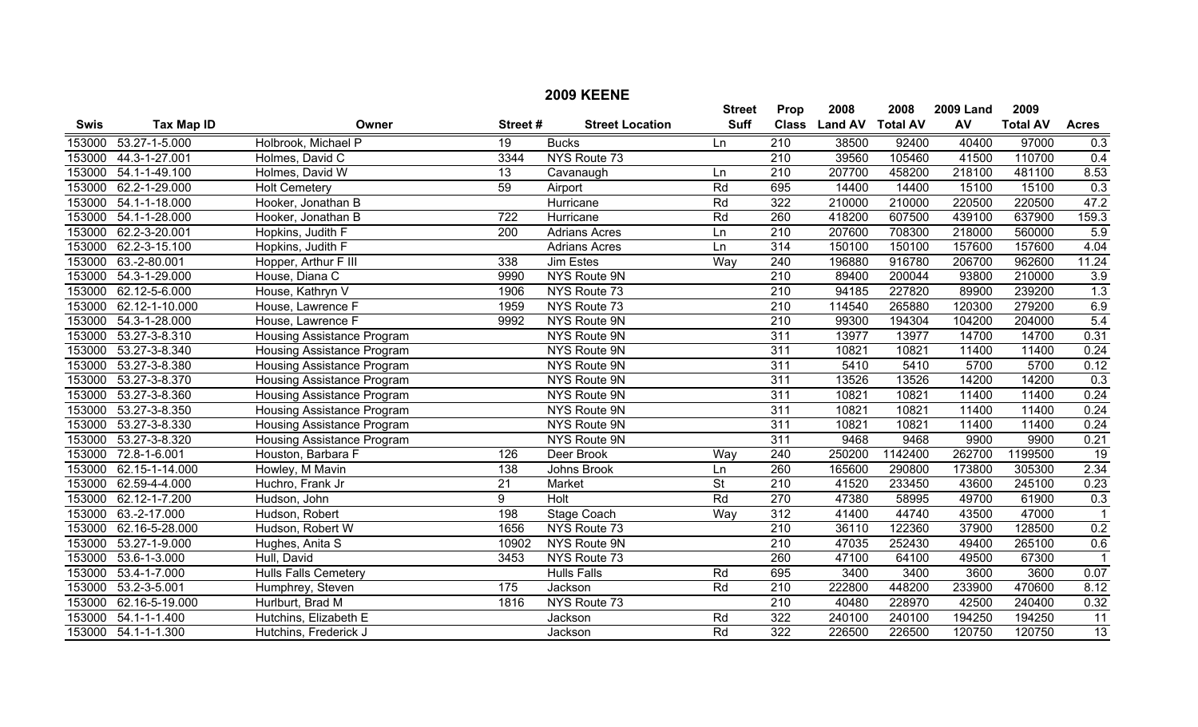# 2009 KEENE

| Swis | Tax Map ID | Owner | Street # | Street Location | Street Suff | Prop Class | 2008 Land AV | 2008 Total AV | 2009 Land AV | 2009 Total AV | Acres |
|---|---|---|---|---|---|---|---|---|---|---|---|
| 153000 | 53.27-1-5.000 | Holbrook, Michael P | 19 | Bucks | Ln | 210 | 38500 | 92400 | 40400 | 97000 | 0.3 |
| 153000 | 44.3-1-27.001 | Holmes, David C | 3344 | NYS Route 73 | | 210 | 39560 | 105460 | 41500 | 110700 | 0.4 |
| 153000 | 54.1-1-49.100 | Holmes, David W | 13 | Cavanaugh | Ln | 210 | 207700 | 458200 | 218100 | 481100 | 8.53 |
| 153000 | 62.2-1-29.000 | Holt Cemetery | 59 | Airport | Rd | 695 | 14400 | 14400 | 15100 | 15100 | 0.3 |
| 153000 | 54.1-1-18.000 | Hooker, Jonathan B | | Hurricane | Rd | 322 | 210000 | 210000 | 220500 | 220500 | 47.2 |
| 153000 | 54.1-1-28.000 | Hooker, Jonathan B | 722 | Hurricane | Rd | 260 | 418200 | 607500 | 439100 | 637900 | 159.3 |
| 153000 | 62.2-3-20.001 | Hopkins, Judith F | 200 | Adrians Acres | Ln | 210 | 207600 | 708300 | 218000 | 560000 | 5.9 |
| 153000 | 62.2-3-15.100 | Hopkins, Judith F | | Adrians Acres | Ln | 314 | 150100 | 150100 | 157600 | 157600 | 4.04 |
| 153000 | 63.-2-80.001 | Hopper, Arthur F III | 338 | Jim Estes | Way | 240 | 196880 | 916780 | 206700 | 962600 | 11.24 |
| 153000 | 54.3-1-29.000 | House, Diana C | 9990 | NYS Route 9N | | 210 | 89400 | 200044 | 93800 | 210000 | 3.9 |
| 153000 | 62.12-5-6.000 | House, Kathryn V | 1906 | NYS Route 73 | | 210 | 94185 | 227820 | 89900 | 239200 | 1.3 |
| 153000 | 62.12-1-10.000 | House, Lawrence F | 1959 | NYS Route 73 | | 210 | 114540 | 265880 | 120300 | 279200 | 6.9 |
| 153000 | 54.3-1-28.000 | House, Lawrence F | 9992 | NYS Route 9N | | 210 | 99300 | 194304 | 104200 | 204000 | 5.4 |
| 153000 | 53.27-3-8.310 | Housing Assistance Program | | NYS Route 9N | | 311 | 13977 | 13977 | 14700 | 14700 | 0.31 |
| 153000 | 53.27-3-8.340 | Housing Assistance Program | | NYS Route 9N | | 311 | 10821 | 10821 | 11400 | 11400 | 0.24 |
| 153000 | 53.27-3-8.380 | Housing Assistance Program | | NYS Route 9N | | 311 | 5410 | 5410 | 5700 | 5700 | 0.12 |
| 153000 | 53.27-3-8.370 | Housing Assistance Program | | NYS Route 9N | | 311 | 13526 | 13526 | 14200 | 14200 | 0.3 |
| 153000 | 53.27-3-8.360 | Housing Assistance Program | | NYS Route 9N | | 311 | 10821 | 10821 | 11400 | 11400 | 0.24 |
| 153000 | 53.27-3-8.350 | Housing Assistance Program | | NYS Route 9N | | 311 | 10821 | 10821 | 11400 | 11400 | 0.24 |
| 153000 | 53.27-3-8.330 | Housing Assistance Program | | NYS Route 9N | | 311 | 10821 | 10821 | 11400 | 11400 | 0.24 |
| 153000 | 53.27-3-8.320 | Housing Assistance Program | | NYS Route 9N | | 311 | 9468 | 9468 | 9900 | 9900 | 0.21 |
| 153000 | 72.8-1-6.001 | Houston, Barbara F | 126 | Deer Brook | Way | 240 | 250200 | 1142400 | 262700 | 1199500 | 19 |
| 153000 | 62.15-1-14.000 | Howley, M Mavin | 138 | Johns Brook | Ln | 260 | 165600 | 290800 | 173800 | 305300 | 2.34 |
| 153000 | 62.59-4-4.000 | Huchro, Frank Jr | 21 | Market | St | 210 | 41520 | 233450 | 43600 | 245100 | 0.23 |
| 153000 | 62.12-1-7.200 | Hudson, John | 9 | Holt | Rd | 270 | 47380 | 58995 | 49700 | 61900 | 0.3 |
| 153000 | 63.-2-17.000 | Hudson, Robert | 198 | Stage Coach | Way | 312 | 41400 | 44740 | 43500 | 47000 | 1 |
| 153000 | 62.16-5-28.000 | Hudson, Robert W | 1656 | NYS Route 73 | | 210 | 36110 | 122360 | 37900 | 128500 | 0.2 |
| 153000 | 53.27-1-9.000 | Hughes, Anita S | 10902 | NYS Route 9N | | 210 | 47035 | 252430 | 49400 | 265100 | 0.6 |
| 153000 | 53.6-1-3.000 | Hull, David | 3453 | NYS Route 73 | | 260 | 47100 | 64100 | 49500 | 67300 | 1 |
| 153000 | 53.4-1-7.000 | Hulls Falls Cemetery | | Hulls Falls | Rd | 695 | 3400 | 3400 | 3600 | 3600 | 0.07 |
| 153000 | 53.2-3-5.001 | Humphrey, Steven | 175 | Jackson | Rd | 210 | 222800 | 448200 | 233900 | 470600 | 8.12 |
| 153000 | 62.16-5-19.000 | Hurlburt, Brad M | 1816 | NYS Route 73 | | 210 | 40480 | 228970 | 42500 | 240400 | 0.32 |
| 153000 | 54.1-1-1.400 | Hutchins, Elizabeth E | | Jackson | Rd | 322 | 240100 | 240100 | 194250 | 194250 | 11 |
| 153000 | 54.1-1-1.300 | Hutchins, Frederick J | | Jackson | Rd | 322 | 226500 | 226500 | 120750 | 120750 | 13 |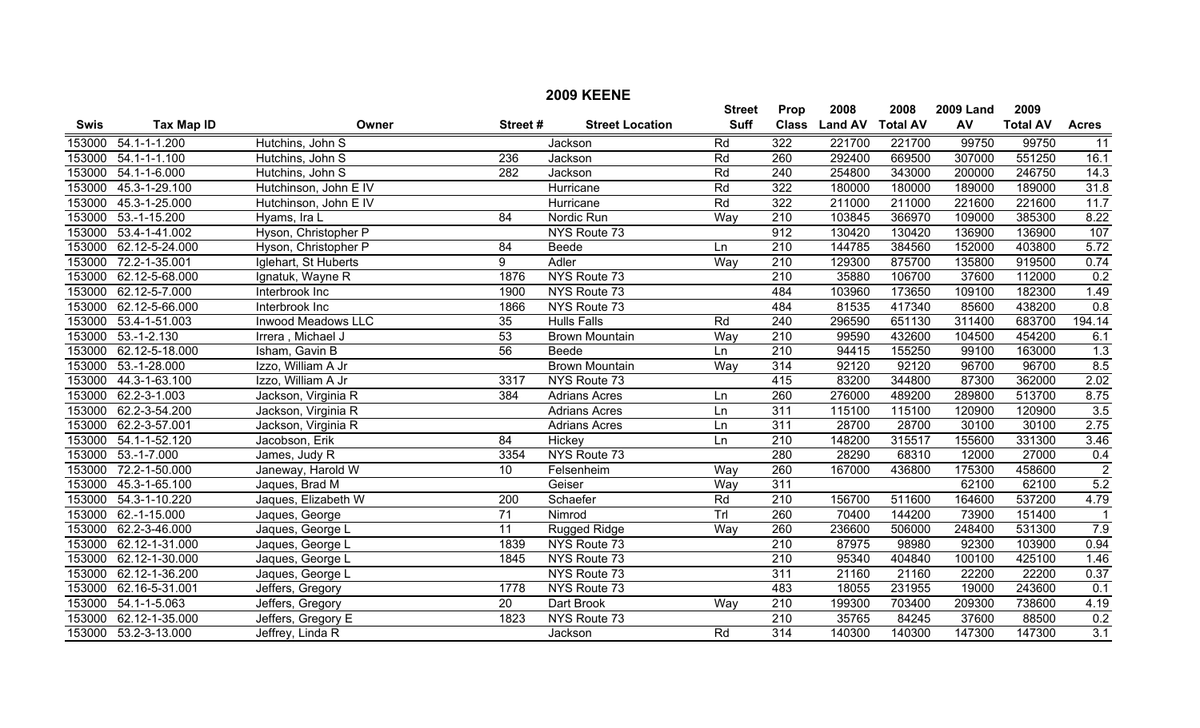## 2009 KEENE

| Swis | Tax Map ID | Owner | Street # | Street Location | Street Suff | Prop Class | 2008 Land AV | 2008 Total AV | 2009 Land AV | 2009 Total AV | Acres |
|---|---|---|---|---|---|---|---|---|---|---|---|
| 153000 | 54.1-1-1.200 | Hutchins, John S | | Jackson | Rd | 322 | 221700 | 221700 | 99750 | 99750 | 11 |
| 153000 | 54.1-1-1.100 | Hutchins, John S | 236 | Jackson | Rd | 260 | 292400 | 669500 | 307000 | 551250 | 16.1 |
| 153000 | 54.1-1-6.000 | Hutchins, John S | 282 | Jackson | Rd | 240 | 254800 | 343000 | 200000 | 246750 | 14.3 |
| 153000 | 45.3-1-29.100 | Hutchinson, John E IV | | Hurricane | Rd | 322 | 180000 | 180000 | 189000 | 189000 | 31.8 |
| 153000 | 45.3-1-25.000 | Hutchinson, John E IV | | Hurricane | Rd | 322 | 211000 | 211000 | 221600 | 221600 | 11.7 |
| 153000 | 53.-1-15.200 | Hyams, Ira L | 84 | Nordic Run | Way | 210 | 103845 | 366970 | 109000 | 385300 | 8.22 |
| 153000 | 53.4-1-41.002 | Hyson, Christopher P | | NYS Route 73 | | 912 | 130420 | 130420 | 136900 | 136900 | 107 |
| 153000 | 62.12-5-24.000 | Hyson, Christopher P | 84 | Beede | Ln | 210 | 144785 | 384560 | 152000 | 403800 | 5.72 |
| 153000 | 72.2-1-35.001 | Iglehart, St Huberts | 9 | Adler | Way | 210 | 129300 | 875700 | 135800 | 919500 | 0.74 |
| 153000 | 62.12-5-68.000 | Ignatuk, Wayne R | 1876 | NYS Route 73 | | 210 | 35880 | 106700 | 37600 | 112000 | 0.2 |
| 153000 | 62.12-5-7.000 | Interbrook Inc | 1900 | NYS Route 73 | | 484 | 103960 | 173650 | 109100 | 182300 | 1.49 |
| 153000 | 62.12-5-66.000 | Interbrook Inc | 1866 | NYS Route 73 | | 484 | 81535 | 417340 | 85600 | 438200 | 0.8 |
| 153000 | 53.4-1-51.003 | Inwood Meadows LLC | 35 | Hulls Falls | Rd | 240 | 296590 | 651130 | 311400 | 683700 | 194.14 |
| 153000 | 53.-1-2.130 | Irrera , Michael J | 53 | Brown Mountain | Way | 210 | 99590 | 432600 | 104500 | 454200 | 6.1 |
| 153000 | 62.12-5-18.000 | Isham, Gavin B | 56 | Beede | Ln | 210 | 94415 | 155250 | 99100 | 163000 | 1.3 |
| 153000 | 53.-1-28.000 | Izzo, William A Jr | | Brown Mountain | Way | 314 | 92120 | 92120 | 96700 | 96700 | 8.5 |
| 153000 | 44.3-1-63.100 | Izzo, William A Jr | 3317 | NYS Route 73 | | 415 | 83200 | 344800 | 87300 | 362000 | 2.02 |
| 153000 | 62.2-3-1.003 | Jackson, Virginia R | 384 | Adrians Acres | Ln | 260 | 276000 | 489200 | 289800 | 513700 | 8.75 |
| 153000 | 62.2-3-54.200 | Jackson, Virginia R | | Adrians Acres | Ln | 311 | 115100 | 115100 | 120900 | 120900 | 3.5 |
| 153000 | 62.2-3-57.001 | Jackson, Virginia R | | Adrians Acres | Ln | 311 | 28700 | 28700 | 30100 | 30100 | 2.75 |
| 153000 | 54.1-1-52.120 | Jacobson, Erik | 84 | Hickey | Ln | 210 | 148200 | 315517 | 155600 | 331300 | 3.46 |
| 153000 | 53.-1-7.000 | James, Judy R | 3354 | NYS Route 73 | | 280 | 28290 | 68310 | 12000 | 27000 | 0.4 |
| 153000 | 72.2-1-50.000 | Janeway, Harold W | 10 | Felsenheim | Way | 260 | 167000 | 436800 | 175300 | 458600 | 2 |
| 153000 | 45.3-1-65.100 | Jaques, Brad M | | Geiser | Way | 311 | | | 62100 | 62100 | 5.2 |
| 153000 | 54.3-1-10.220 | Jaques, Elizabeth W | 200 | Schaefer | Rd | 210 | 156700 | 511600 | 164600 | 537200 | 4.79 |
| 153000 | 62.-1-15.000 | Jaques, George | 71 | Nimrod | Trl | 260 | 70400 | 144200 | 73900 | 151400 | 1 |
| 153000 | 62.2-3-46.000 | Jaques, George L | 11 | Rugged Ridge | Way | 260 | 236600 | 506000 | 248400 | 531300 | 7.9 |
| 153000 | 62.12-1-31.000 | Jaques, George L | 1839 | NYS Route 73 | | 210 | 87975 | 98980 | 92300 | 103900 | 0.94 |
| 153000 | 62.12-1-30.000 | Jaques, George L | 1845 | NYS Route 73 | | 210 | 95340 | 404840 | 100100 | 425100 | 1.46 |
| 153000 | 62.12-1-36.200 | Jaques, George L | | NYS Route 73 | | 311 | 21160 | 21160 | 22200 | 22200 | 0.37 |
| 153000 | 62.16-5-31.001 | Jeffers, Gregory | 1778 | NYS Route 73 | | 483 | 18055 | 231955 | 19000 | 243600 | 0.1 |
| 153000 | 54.1-1-5.063 | Jeffers, Gregory | 20 | Dart Brook | Way | 210 | 199300 | 703400 | 209300 | 738600 | 4.19 |
| 153000 | 62.12-1-35.000 | Jeffers, Gregory E | 1823 | NYS Route 73 | | 210 | 35765 | 84245 | 37600 | 88500 | 0.2 |
| 153000 | 53.2-3-13.000 | Jeffrey, Linda R | | Jackson | Rd | 314 | 140300 | 140300 | 147300 | 147300 | 3.1 |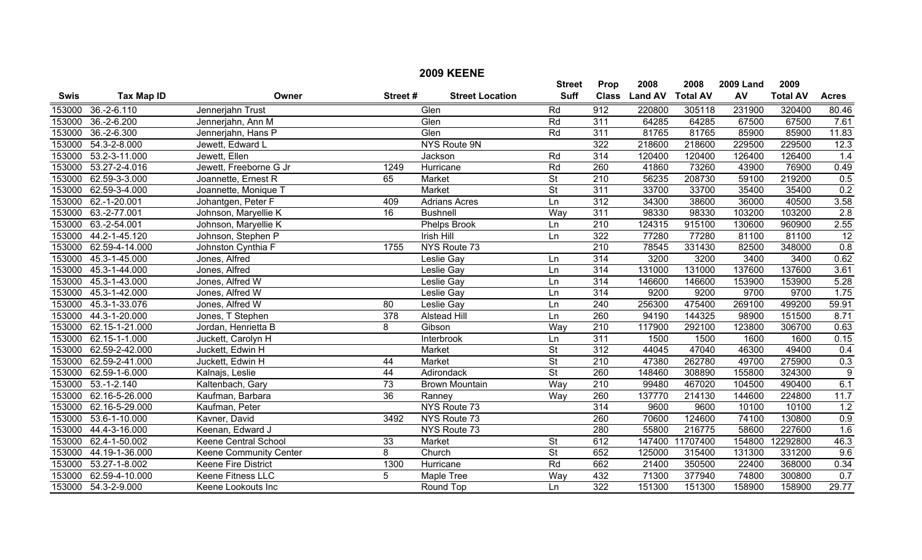# 2009 KEENE

| Swis | Tax Map ID | Owner | Street # | Street Location | Street Suff | Prop Class | 2008 Land AV | 2008 Total AV | 2009 Land AV | 2009 Total AV | Acres |
|---|---|---|---|---|---|---|---|---|---|---|---|
| 153000 | 36.-2-6.110 | Jennerjahn Trust | | Glen | Rd | 912 | 220800 | 305118 | 231900 | 320400 | 80.46 |
| 153000 | 36.-2-6.200 | Jennerjahn, Ann M | | Glen | Rd | 311 | 64285 | 64285 | 67500 | 67500 | 7.61 |
| 153000 | 36.-2-6.300 | Jennerjahn, Hans P | | Glen | Rd | 311 | 81765 | 81765 | 85900 | 85900 | 11.83 |
| 153000 | 54.3-2-8.000 | Jewett, Edward L | | NYS Route 9N | | 322 | 218600 | 218600 | 229500 | 229500 | 12.3 |
| 153000 | 53.2-3-11.000 | Jewett, Ellen | | Jackson | Rd | 314 | 120400 | 120400 | 126400 | 126400 | 1.4 |
| 153000 | 53.27-2-4.016 | Jewett, Freeborne G Jr | 1249 | Hurricane | Rd | 260 | 41860 | 73260 | 43900 | 76900 | 0.49 |
| 153000 | 62.59-3-3.000 | Joannette, Ernest R | 65 | Market | St | 210 | 56235 | 208730 | 59100 | 219200 | 0.5 |
| 153000 | 62.59-3-4.000 | Joannette, Monique T | | Market | St | 311 | 33700 | 33700 | 35400 | 35400 | 0.2 |
| 153000 | 62.-1-20.001 | Johantgen, Peter F | 409 | Adrians Acres | Ln | 312 | 34300 | 38600 | 36000 | 40500 | 3.58 |
| 153000 | 63.-2-77.001 | Johnson, Maryellie K | 16 | Bushnell | Way | 311 | 98330 | 98330 | 103200 | 103200 | 2.8 |
| 153000 | 63.-2-54.001 | Johnson, Maryellie K | | Phelps Brook | Ln | 210 | 124315 | 915100 | 130600 | 960900 | 2.55 |
| 153000 | 44.2-1-45.120 | Johnson, Stephen P | | Irish Hill | Ln | 322 | 77280 | 77280 | 81100 | 81100 | 12 |
| 153000 | 62.59-4-14.000 | Johnston Cynthia F | 1755 | NYS Route 73 | | 210 | 78545 | 331430 | 82500 | 348000 | 0.8 |
| 153000 | 45.3-1-45.000 | Jones, Alfred | | Leslie Gay | Ln | 314 | 3200 | 3200 | 3400 | 3400 | 0.62 |
| 153000 | 45.3-1-44.000 | Jones, Alfred | | Leslie Gay | Ln | 314 | 131000 | 131000 | 137600 | 137600 | 3.61 |
| 153000 | 45.3-1-43.000 | Jones, Alfred W | | Leslie Gay | Ln | 314 | 146600 | 146600 | 153900 | 153900 | 5.28 |
| 153000 | 45.3-1-42.000 | Jones, Alfred W | | Leslie Gay | Ln | 314 | 9200 | 9200 | 9700 | 9700 | 1.75 |
| 153000 | 45.3-1-33.076 | Jones, Alfred W | 80 | Leslie Gay | Ln | 240 | 256300 | 475400 | 269100 | 499200 | 59.91 |
| 153000 | 44.3-1-20.000 | Jones, T Stephen | 378 | Alstead Hill | Ln | 260 | 94190 | 144325 | 98900 | 151500 | 8.71 |
| 153000 | 62.15-1-21.000 | Jordan, Henrietta B | 8 | Gibson | Way | 210 | 117900 | 292100 | 123800 | 306700 | 0.63 |
| 153000 | 62.15-1-1.000 | Juckett, Carolyn H | | Interbrook | Ln | 311 | 1500 | 1500 | 1600 | 1600 | 0.15 |
| 153000 | 62.59-2-42.000 | Juckett, Edwin H | | Market | St | 312 | 44045 | 47040 | 46300 | 49400 | 0.4 |
| 153000 | 62.59-2-41.000 | Juckett, Edwin H | 44 | Market | St | 210 | 47380 | 262780 | 49700 | 275900 | 0.3 |
| 153000 | 62.59-1-6.000 | Kalnajs, Leslie | 44 | Adirondack | St | 260 | 148460 | 308890 | 155800 | 324300 | 9 |
| 153000 | 53.-1-2.140 | Kaltenbach, Gary | 73 | Brown Mountain | Way | 210 | 99480 | 467020 | 104500 | 490400 | 6.1 |
| 153000 | 62.16-5-26.000 | Kaufman, Barbara | 36 | Ranney | Way | 260 | 137770 | 214130 | 144600 | 224800 | 11.7 |
| 153000 | 62.16-5-29.000 | Kaufman, Peter | | NYS Route 73 | | 314 | 9600 | 9600 | 10100 | 10100 | 1.2 |
| 153000 | 53.6-1-10.000 | Kavner, David | 3492 | NYS Route 73 | | 260 | 70600 | 124600 | 74100 | 130800 | 0.9 |
| 153000 | 44.4-3-16.000 | Keenan, Edward J | | NYS Route 73 | | 280 | 55800 | 216775 | 58600 | 227600 | 1.6 |
| 153000 | 62.4-1-50.002 | Keene Central School | 33 | Market | St | 612 | 147400 | 11707400 | 154800 | 12292800 | 46.3 |
| 153000 | 44.19-1-36.000 | Keene Community Center | 8 | Church | St | 652 | 125000 | 315400 | 131300 | 331200 | 9.6 |
| 153000 | 53.27-1-8.002 | Keene Fire District | 1300 | Hurricane | Rd | 662 | 21400 | 350500 | 22400 | 368000 | 0.34 |
| 153000 | 62.59-4-10.000 | Keene Fitness LLC | 5 | Maple Tree | Way | 432 | 71300 | 377940 | 74800 | 300800 | 0.7 |
| 153000 | 54.3-2-9.000 | Keene Lookouts Inc | | Round Top | Ln | 322 | 151300 | 151300 | 158900 | 158900 | 29.77 |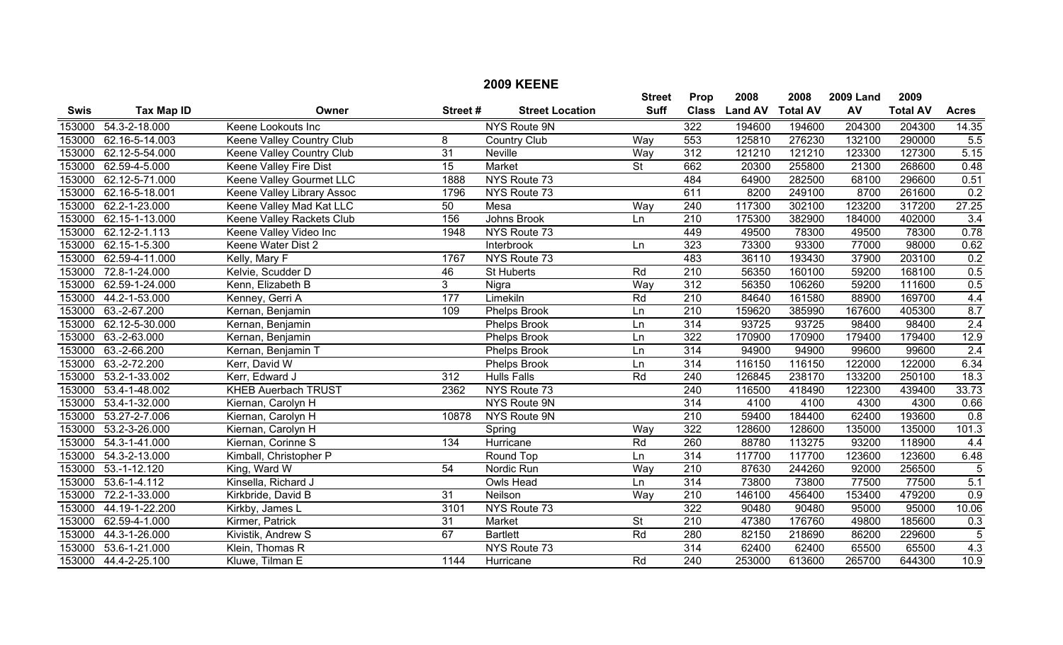# 2009 KEENE

| Swis | Tax Map ID | Owner | Street # | Street Location | Street Suff | Prop Class | 2008 Land AV | 2008 Total AV | 2009 Land AV | 2009 Total AV | Acres |
|---|---|---|---|---|---|---|---|---|---|---|---|
| 153000 | 54.3-2-18.000 | Keene Lookouts Inc | | NYS Route 9N | | 322 | 194600 | 194600 | 204300 | 204300 | 14.35 |
| 153000 | 62.16-5-14.003 | Keene Valley Country Club | 8 | Country Club | Way | 553 | 125810 | 276230 | 132100 | 290000 | 5.5 |
| 153000 | 62.12-5-54.000 | Keene Valley Country Club | 31 | Neville | Way | 312 | 121210 | 121210 | 123300 | 127300 | 5.15 |
| 153000 | 62.59-4-5.000 | Keene Valley Fire Dist | 15 | Market | St | 662 | 20300 | 255800 | 21300 | 268600 | 0.48 |
| 153000 | 62.12-5-71.000 | Keene Valley Gourmet LLC | 1888 | NYS Route 73 | | 484 | 64900 | 282500 | 68100 | 296600 | 0.51 |
| 153000 | 62.16-5-18.001 | Keene Valley Library Assoc | 1796 | NYS Route 73 | | 611 | 8200 | 249100 | 8700 | 261600 | 0.2 |
| 153000 | 62.2-1-23.000 | Keene Valley Mad Kat LLC | 50 | Mesa | Way | 240 | 117300 | 302100 | 123200 | 317200 | 27.25 |
| 153000 | 62.15-1-13.000 | Keene Valley Rackets Club | 156 | Johns Brook | Ln | 210 | 175300 | 382900 | 184000 | 402000 | 3.4 |
| 153000 | 62.12-2-1.113 | Keene Valley Video Inc | 1948 | NYS Route 73 | | 449 | 49500 | 78300 | 49500 | 78300 | 0.78 |
| 153000 | 62.15-1-5.300 | Keene Water Dist 2 | | Interbrook | Ln | 323 | 73300 | 93300 | 77000 | 98000 | 0.62 |
| 153000 | 62.59-4-11.000 | Kelly, Mary F | 1767 | NYS Route 73 | | 483 | 36110 | 193430 | 37900 | 203100 | 0.2 |
| 153000 | 72.8-1-24.000 | Kelvie, Scudder D | 46 | St Huberts | Rd | 210 | 56350 | 160100 | 59200 | 168100 | 0.5 |
| 153000 | 62.59-1-24.000 | Kenn, Elizabeth B | 3 | Nigra | Way | 312 | 56350 | 106260 | 59200 | 111600 | 0.5 |
| 153000 | 44.2-1-53.000 | Kenney, Gerri A | 177 | Limekiln | Rd | 210 | 84640 | 161580 | 88900 | 169700 | 4.4 |
| 153000 | 63.-2-67.200 | Kernan, Benjamin | 109 | Phelps Brook | Ln | 210 | 159620 | 385990 | 167600 | 405300 | 8.7 |
| 153000 | 62.12-5-30.000 | Kernan, Benjamin | | Phelps Brook | Ln | 314 | 93725 | 93725 | 98400 | 98400 | 2.4 |
| 153000 | 63.-2-63.000 | Kernan, Benjamin | | Phelps Brook | Ln | 322 | 170900 | 170900 | 179400 | 179400 | 12.9 |
| 153000 | 63.-2-66.200 | Kernan, Benjamin T | | Phelps Brook | Ln | 314 | 94900 | 94900 | 99600 | 99600 | 2.4 |
| 153000 | 63.-2-72.200 | Kerr, David W | | Phelps Brook | Ln | 314 | 116150 | 116150 | 122000 | 122000 | 6.34 |
| 153000 | 53.2-1-33.002 | Kerr, Edward J | 312 | Hulls Falls | Rd | 240 | 126845 | 238170 | 133200 | 250100 | 18.3 |
| 153000 | 53.4-1-48.002 | KHEB Auerbach TRUST | 2362 | NYS Route 73 | | 240 | 116500 | 418490 | 122300 | 439400 | 33.73 |
| 153000 | 53.4-1-32.000 | Kiernan, Carolyn H | | NYS Route 9N | | 314 | 4100 | 4100 | 4300 | 4300 | 0.66 |
| 153000 | 53.27-2-7.006 | Kiernan, Carolyn H | 10878 | NYS Route 9N | | 210 | 59400 | 184400 | 62400 | 193600 | 0.8 |
| 153000 | 53.2-3-26.000 | Kiernan, Carolyn H | | Spring | Way | 322 | 128600 | 128600 | 135000 | 135000 | 101.3 |
| 153000 | 54.3-1-41.000 | Kiernan, Corinne S | 134 | Hurricane | Rd | 260 | 88780 | 113275 | 93200 | 118900 | 4.4 |
| 153000 | 54.3-2-13.000 | Kimball, Christopher P | | Round Top | Ln | 314 | 117700 | 117700 | 123600 | 123600 | 6.48 |
| 153000 | 53.-1-12.120 | King, Ward W | 54 | Nordic Run | Way | 210 | 87630 | 244260 | 92000 | 256500 | 5 |
| 153000 | 53.6-1-4.112 | Kinsella, Richard J | | Owls Head | Ln | 314 | 73800 | 73800 | 77500 | 77500 | 5.1 |
| 153000 | 72.2-1-33.000 | Kirkbride, David B | 31 | Neilson | Way | 210 | 146100 | 456400 | 153400 | 479200 | 0.9 |
| 153000 | 44.19-1-22.200 | Kirkby, James L | 3101 | NYS Route 73 | | 322 | 90480 | 90480 | 95000 | 95000 | 10.06 |
| 153000 | 62.59-4-1.000 | Kirmer, Patrick | 31 | Market | St | 210 | 47380 | 176760 | 49800 | 185600 | 0.3 |
| 153000 | 44.3-1-26.000 | Kivistik, Andrew S | 67 | Bartlett | Rd | 280 | 82150 | 218690 | 86200 | 229600 | 5 |
| 153000 | 53.6-1-21.000 | Klein, Thomas R | | NYS Route 73 | | 314 | 62400 | 62400 | 65500 | 65500 | 4.3 |
| 153000 | 44.4-2-25.100 | Kluwe, Tilman E | 1144 | Hurricane | Rd | 240 | 253000 | 613600 | 265700 | 644300 | 10.9 |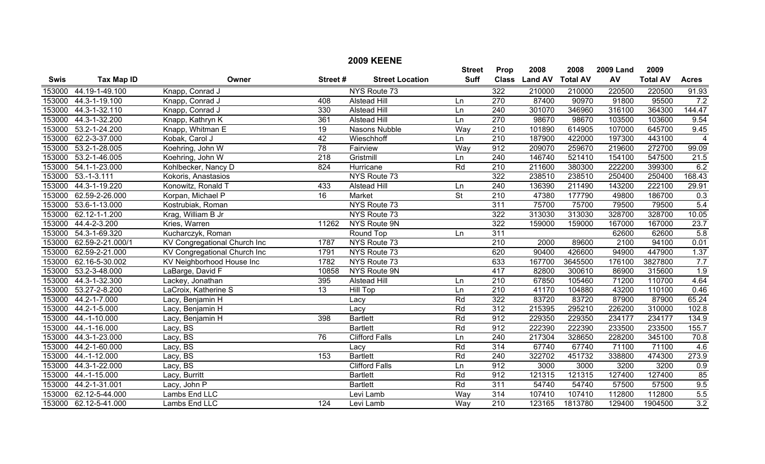# 2009 KEENE

| Swis | Tax Map ID | Owner | Street # | Street Location | Street Suff | Prop Class | 2008 Land AV | 2008 Total AV | 2009 Land AV | 2009 Total AV | Acres |
|---|---|---|---|---|---|---|---|---|---|---|---|
| 153000 | 44.19-1-49.100 | Knapp, Conrad J | | NYS Route 73 | | 322 | 210000 | 210000 | 220500 | 220500 | 91.93 |
| 153000 | 44.3-1-19.100 | Knapp, Conrad J | 408 | Alstead Hill | Ln | 270 | 87400 | 90970 | 91800 | 95500 | 7.2 |
| 153000 | 44.3-1-32.110 | Knapp, Conrad J | 330 | Alstead Hill | Ln | 240 | 301070 | 346960 | 316100 | 364300 | 144.47 |
| 153000 | 44.3-1-32.200 | Knapp, Kathryn K | 361 | Alstead Hill | Ln | 270 | 98670 | 98670 | 103500 | 103600 | 9.54 |
| 153000 | 53.2-1-24.200 | Knapp, Whitman E | 19 | Nasons Nubble | Way | 210 | 101890 | 614905 | 107000 | 645700 | 9.45 |
| 153000 | 62.2-3-37.000 | Kobak, Carol J | 42 | Wieschhoff | Ln | 210 | 187900 | 422000 | 197300 | 443100 | 4 |
| 153000 | 53.2-1-28.005 | Koehring, John W | 78 | Fairview | Way | 912 | 209070 | 259670 | 219600 | 272700 | 99.09 |
| 153000 | 53.2-1-46.005 | Koehring, John W | 218 | Gristmill | Ln | 240 | 146740 | 521410 | 154100 | 547500 | 21.5 |
| 153000 | 54.1-1-23.000 | Kohlbecker, Nancy D | 824 | Hurricane | Rd | 210 | 211600 | 380300 | 222200 | 399300 | 6.2 |
| 153000 | 53.-1-3.111 | Kokoris, Anastasios | | NYS Route 73 | | 322 | 238510 | 238510 | 250400 | 250400 | 168.43 |
| 153000 | 44.3-1-19.220 | Konowitz, Ronald T | 433 | Alstead Hill | Ln | 240 | 136390 | 211490 | 143200 | 222100 | 29.91 |
| 153000 | 62.59-2-26.000 | Korpan, Michael P | 16 | Market | St | 210 | 47380 | 177790 | 49800 | 186700 | 0.3 |
| 153000 | 53.6-1-13.000 | Kostrubiak, Roman | | NYS Route 73 | | 311 | 75700 | 75700 | 79500 | 79500 | 5.4 |
| 153000 | 62.12-1-1.200 | Krag, William B Jr | | NYS Route 73 | | 322 | 313030 | 313030 | 328700 | 328700 | 10.05 |
| 153000 | 44.4-2-3.200 | Kries, Warren | 11262 | NYS Route 9N | | 322 | 159000 | 159000 | 167000 | 167000 | 23.7 |
| 153000 | 54.3-1-69.320 | Kucharczyk, Roman | | Round Top | Ln | 311 | | | 62600 | 62600 | 5.8 |
| 153000 | 62.59-2-21.000/1 | KV Congregational Church Inc | 1787 | NYS Route 73 | | 210 | 2000 | 89600 | 2100 | 94100 | 0.01 |
| 153000 | 62.59-2-21.000 | KV Congregational Church Inc | 1791 | NYS Route 73 | | 620 | 90400 | 426600 | 94900 | 447900 | 1.37 |
| 153000 | 62.16-5-30.002 | KV Neighborhood House Inc | 1782 | NYS Route 73 | | 633 | 167700 | 3645500 | 176100 | 3827800 | 7.7 |
| 153000 | 53.2-3-48.000 | LaBarge, David F | 10858 | NYS Route 9N | | 417 | 82800 | 300610 | 86900 | 315600 | 1.9 |
| 153000 | 44.3-1-32.300 | Lackey, Jonathan | 395 | Alstead Hill | Ln | 210 | 67850 | 105460 | 71200 | 110700 | 4.64 |
| 153000 | 53.27-2-8.200 | LaCroix, Katherine S | 13 | Hill Top | Ln | 210 | 41170 | 104880 | 43200 | 110100 | 0.46 |
| 153000 | 44.2-1-7.000 | Lacy, Benjamin H | | Lacy | Rd | 322 | 83720 | 83720 | 87900 | 87900 | 65.24 |
| 153000 | 44.2-1-5.000 | Lacy, Benjamin H | | Lacy | Rd | 312 | 215395 | 295210 | 226200 | 310000 | 102.8 |
| 153000 | 44.-1-10.000 | Lacy, Benjamin H | 398 | Bartlett | Rd | 912 | 229350 | 229350 | 234177 | 234177 | 134.9 |
| 153000 | 44.-1-16.000 | Lacy, BS | | Bartlett | Rd | 912 | 222390 | 222390 | 233500 | 233500 | 155.7 |
| 153000 | 44.3-1-23.000 | Lacy, BS | 76 | Clifford Falls | Ln | 240 | 217304 | 328650 | 228200 | 345100 | 70.8 |
| 153000 | 44.2-1-60.000 | Lacy, BS | | Lacy | Rd | 314 | 67740 | 67740 | 71100 | 71100 | 4.6 |
| 153000 | 44.-1-12.000 | Lacy, BS | 153 | Bartlett | Rd | 240 | 322702 | 451732 | 338800 | 474300 | 273.9 |
| 153000 | 44.3-1-22.000 | Lacy, BS | | Clifford Falls | Ln | 912 | 3000 | 3000 | 3200 | 3200 | 0.9 |
| 153000 | 44.-1-15.000 | Lacy, Burritt | | Bartlett | Rd | 912 | 121315 | 121315 | 127400 | 127400 | 85 |
| 153000 | 44.2-1-31.001 | Lacy, John P | | Bartlett | Rd | 311 | 54740 | 54740 | 57500 | 57500 | 9.5 |
| 153000 | 62.12-5-44.000 | Lambs End LLC | | Levi Lamb | Way | 314 | 107410 | 107410 | 112800 | 112800 | 5.5 |
| 153000 | 62.12-5-41.000 | Lambs End LLC | 124 | Levi Lamb | Way | 210 | 123165 | 1813780 | 129400 | 1904500 | 3.2 |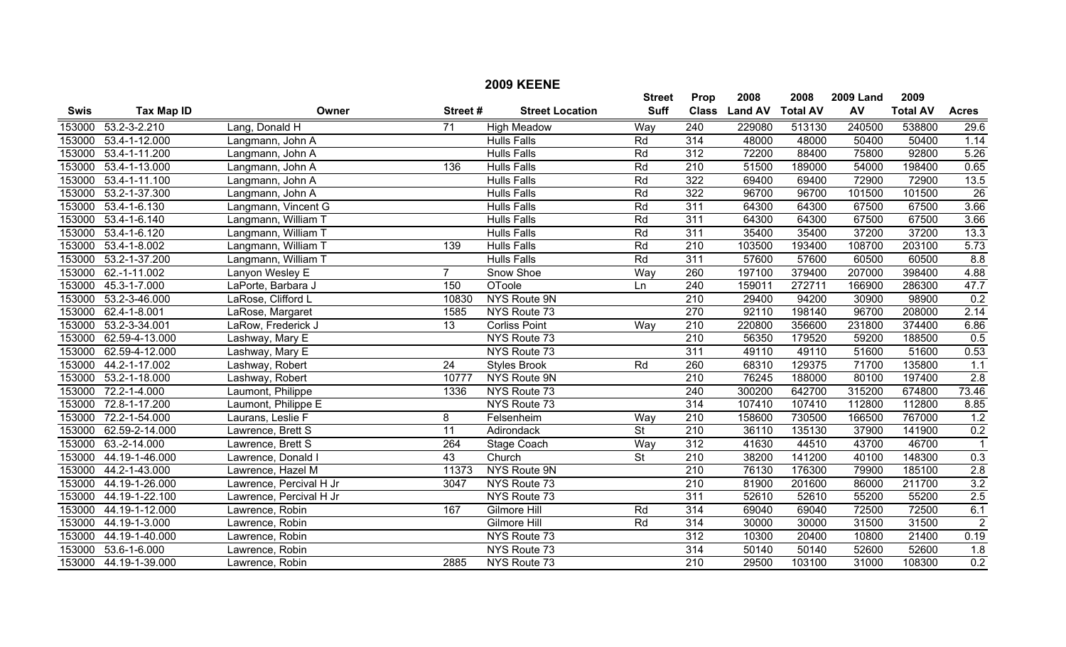# 2009 KEENE

| Swis | Tax Map ID | Owner | Street # | Street Location | Street Suff | Prop Class | 2008 Land AV | 2008 Total AV | 2009 Land AV | 2009 Total AV | Acres |
|---|---|---|---|---|---|---|---|---|---|---|---|
| 153000 | 53.2-3-2.210 | Lang, Donald H | 71 | High Meadow | Way | 240 | 229080 | 513130 | 240500 | 538800 | 29.6 |
| 153000 | 53.4-1-12.000 | Langmann, John A | | Hulls Falls | Rd | 314 | 48000 | 48000 | 50400 | 50400 | 1.14 |
| 153000 | 53.4-1-11.200 | Langmann, John A | | Hulls Falls | Rd | 312 | 72200 | 88400 | 75800 | 92800 | 5.26 |
| 153000 | 53.4-1-13.000 | Langmann, John A | 136 | Hulls Falls | Rd | 210 | 51500 | 189000 | 54000 | 198400 | 0.65 |
| 153000 | 53.4-1-11.100 | Langmann, John A | | Hulls Falls | Rd | 322 | 69400 | 69400 | 72900 | 72900 | 13.5 |
| 153000 | 53.2-1-37.300 | Langmann, John A | | Hulls Falls | Rd | 322 | 96700 | 96700 | 101500 | 101500 | 26 |
| 153000 | 53.4-1-6.130 | Langmann, Vincent G | | Hulls Falls | Rd | 311 | 64300 | 64300 | 67500 | 67500 | 3.66 |
| 153000 | 53.4-1-6.140 | Langmann, William T | | Hulls Falls | Rd | 311 | 64300 | 64300 | 67500 | 67500 | 3.66 |
| 153000 | 53.4-1-6.120 | Langmann, William T | | Hulls Falls | Rd | 311 | 35400 | 35400 | 37200 | 37200 | 13.3 |
| 153000 | 53.4-1-8.002 | Langmann, William T | 139 | Hulls Falls | Rd | 210 | 103500 | 193400 | 108700 | 203100 | 5.73 |
| 153000 | 53.2-1-37.200 | Langmann, William T | | Hulls Falls | Rd | 311 | 57600 | 57600 | 60500 | 60500 | 8.8 |
| 153000 | 62.-1-11.002 | Lanyon Wesley E | 7 | Snow Shoe | Way | 260 | 197100 | 379400 | 207000 | 398400 | 4.88 |
| 153000 | 45.3-1-7.000 | LaPorte, Barbara J | 150 | OToole | Ln | 240 | 159011 | 272711 | 166900 | 286300 | 47.7 |
| 153000 | 53.2-3-46.000 | LaRose, Clifford L | 10830 | NYS Route 9N | | 210 | 29400 | 94200 | 30900 | 98900 | 0.2 |
| 153000 | 62.4-1-8.001 | LaRose, Margaret | 1585 | NYS Route 73 | | 270 | 92110 | 198140 | 96700 | 208000 | 2.14 |
| 153000 | 53.2-3-34.001 | LaRow, Frederick J | 13 | Corliss Point | Way | 210 | 220800 | 356600 | 231800 | 374400 | 6.86 |
| 153000 | 62.59-4-13.000 | Lashway, Mary E | | NYS Route 73 | | 210 | 56350 | 179520 | 59200 | 188500 | 0.5 |
| 153000 | 62.59-4-12.000 | Lashway, Mary E | | NYS Route 73 | | 311 | 49110 | 49110 | 51600 | 51600 | 0.53 |
| 153000 | 44.2-1-17.002 | Lashway, Robert | 24 | Styles Brook | Rd | 260 | 68310 | 129375 | 71700 | 135800 | 1.1 |
| 153000 | 53.2-1-18.000 | Lashway, Robert | 10777 | NYS Route 9N | | 210 | 76245 | 188000 | 80100 | 197400 | 2.8 |
| 153000 | 72.2-1-4.000 | Laumont, Philippe | 1336 | NYS Route 73 | | 240 | 300200 | 642700 | 315200 | 674800 | 73.46 |
| 153000 | 72.8-1-17.200 | Laumont, Philippe E | | NYS Route 73 | | 314 | 107410 | 107410 | 112800 | 112800 | 8.85 |
| 153000 | 72.2-1-54.000 | Laurans, Leslie F | 8 | Felsenheim | Way | 210 | 158600 | 730500 | 166500 | 767000 | 1.2 |
| 153000 | 62.59-2-14.000 | Lawrence, Brett S | 11 | Adirondack | St | 210 | 36110 | 135130 | 37900 | 141900 | 0.2 |
| 153000 | 63.-2-14.000 | Lawrence, Brett S | 264 | Stage Coach | Way | 312 | 41630 | 44510 | 43700 | 46700 | 1 |
| 153000 | 44.19-1-46.000 | Lawrence, Donald I | 43 | Church | St | 210 | 38200 | 141200 | 40100 | 148300 | 0.3 |
| 153000 | 44.2-1-43.000 | Lawrence, Hazel M | 11373 | NYS Route 9N | | 210 | 76130 | 176300 | 79900 | 185100 | 2.8 |
| 153000 | 44.19-1-26.000 | Lawrence, Percival H Jr | 3047 | NYS Route 73 | | 210 | 81900 | 201600 | 86000 | 211700 | 3.2 |
| 153000 | 44.19-1-22.100 | Lawrence, Percival H Jr | | NYS Route 73 | | 311 | 52610 | 52610 | 55200 | 55200 | 2.5 |
| 153000 | 44.19-1-12.000 | Lawrence, Robin | 167 | Gilmore Hill | Rd | 314 | 69040 | 69040 | 72500 | 72500 | 6.1 |
| 153000 | 44.19-1-3.000 | Lawrence, Robin | | Gilmore Hill | Rd | 314 | 30000 | 30000 | 31500 | 31500 | 2 |
| 153000 | 44.19-1-40.000 | Lawrence, Robin | | NYS Route 73 | | 312 | 10300 | 20400 | 10800 | 21400 | 0.19 |
| 153000 | 53.6-1-6.000 | Lawrence, Robin | | NYS Route 73 | | 314 | 50140 | 50140 | 52600 | 52600 | 1.8 |
| 153000 | 44.19-1-39.000 | Lawrence, Robin | 2885 | NYS Route 73 | | 210 | 29500 | 103100 | 31000 | 108300 | 0.2 |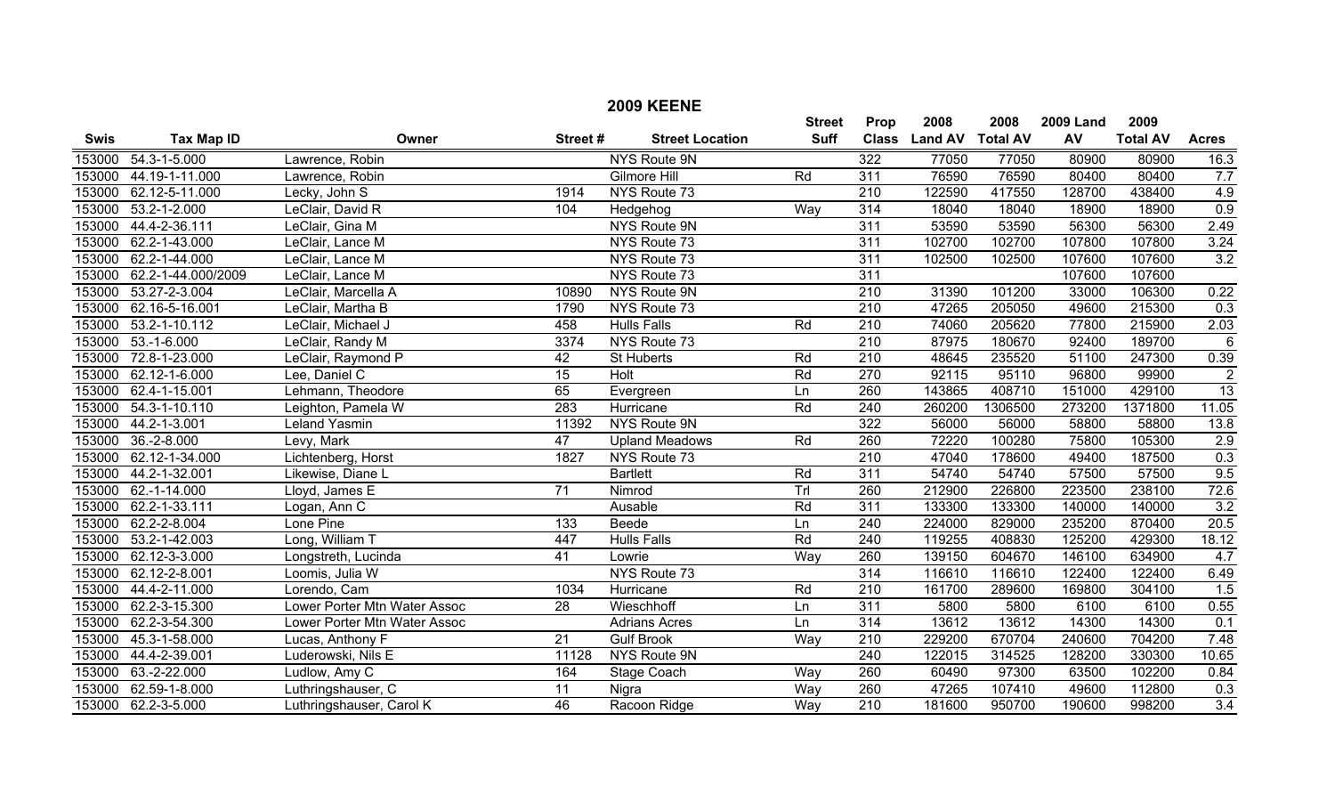# 2009 KEENE

| Swis | Tax Map ID | Owner | Street # | Street Location | Street Suff | Prop Class | 2008 Land AV | 2008 Total AV | 2009 Land AV | 2009 Total AV | Acres |
|---|---|---|---|---|---|---|---|---|---|---|---|
| 153000 | 54.3-1-5.000 | Lawrence, Robin | | NYS Route 9N | | 322 | 77050 | 77050 | 80900 | 80900 | 16.3 |
| 153000 | 44.19-1-11.000 | Lawrence, Robin | | Gilmore Hill | Rd | 311 | 76590 | 76590 | 80400 | 80400 | 7.7 |
| 153000 | 62.12-5-11.000 | Lecky, John S | 1914 | NYS Route 73 | | 210 | 122590 | 417550 | 128700 | 438400 | 4.9 |
| 153000 | 53.2-1-2.000 | LeClair, David R | 104 | Hedgehog | Way | 314 | 18040 | 18040 | 18900 | 18900 | 0.9 |
| 153000 | 44.4-2-36.111 | LeClair, Gina M | | NYS Route 9N | | 311 | 53590 | 53590 | 56300 | 56300 | 2.49 |
| 153000 | 62.2-1-43.000 | LeClair, Lance M | | NYS Route 73 | | 311 | 102700 | 102700 | 107800 | 107800 | 3.24 |
| 153000 | 62.2-1-44.000 | LeClair, Lance M | | NYS Route 73 | | 311 | 102500 | 102500 | 107600 | 107600 | 3.2 |
| 153000 | 62.2-1-44.000/2009 | LeClair, Lance M | | NYS Route 73 | | 311 | | | 107600 | 107600 | |
| 153000 | 53.27-2-3.004 | LeClair, Marcella A | 10890 | NYS Route 9N | | 210 | 31390 | 101200 | 33000 | 106300 | 0.22 |
| 153000 | 62.16-5-16.001 | LeClair, Martha B | 1790 | NYS Route 73 | | 210 | 47265 | 205050 | 49600 | 215300 | 0.3 |
| 153000 | 53.2-1-10.112 | LeClair, Michael J | 458 | Hulls Falls | Rd | 210 | 74060 | 205620 | 77800 | 215900 | 2.03 |
| 153000 | 53.-1-6.000 | LeClair, Randy M | 3374 | NYS Route 73 | | 210 | 87975 | 180670 | 92400 | 189700 | 6 |
| 153000 | 72.8-1-23.000 | LeClair, Raymond P | 42 | St Huberts | Rd | 210 | 48645 | 235520 | 51100 | 247300 | 0.39 |
| 153000 | 62.12-1-6.000 | Lee, Daniel C | 15 | Holt | Rd | 270 | 92115 | 95110 | 96800 | 99900 | 2 |
| 153000 | 62.4-1-15.001 | Lehmann, Theodore | 65 | Evergreen | Ln | 260 | 143865 | 408710 | 151000 | 429100 | 13 |
| 153000 | 54.3-1-10.110 | Leighton, Pamela W | 283 | Hurricane | Rd | 240 | 260200 | 1306500 | 273200 | 1371800 | 11.05 |
| 153000 | 44.2-1-3.001 | Leland Yasmin | 11392 | NYS Route 9N | | 322 | 56000 | 56000 | 58800 | 58800 | 13.8 |
| 153000 | 36.-2-8.000 | Levy, Mark | 47 | Upland Meadows | Rd | 260 | 72220 | 100280 | 75800 | 105300 | 2.9 |
| 153000 | 62.12-1-34.000 | Lichtenberg, Horst | 1827 | NYS Route 73 | | 210 | 47040 | 178600 | 49400 | 187500 | 0.3 |
| 153000 | 44.2-1-32.001 | Likewise, Diane L | | Bartlett | Rd | 311 | 54740 | 54740 | 57500 | 57500 | 9.5 |
| 153000 | 62.-1-14.000 | Lloyd, James E | 71 | Nimrod | Trl | 260 | 212900 | 226800 | 223500 | 238100 | 72.6 |
| 153000 | 62.2-1-33.111 | Logan, Ann C | | Ausable | Rd | 311 | 133300 | 133300 | 140000 | 140000 | 3.2 |
| 153000 | 62.2-2-8.004 | Lone Pine | 133 | Beede | Ln | 240 | 224000 | 829000 | 235200 | 870400 | 20.5 |
| 153000 | 53.2-1-42.003 | Long, William T | 447 | Hulls Falls | Rd | 240 | 119255 | 408830 | 125200 | 429300 | 18.12 |
| 153000 | 62.12-3-3.000 | Longstreth, Lucinda | 41 | Lowrie | Way | 260 | 139150 | 604670 | 146100 | 634900 | 4.7 |
| 153000 | 62.12-2-8.001 | Loomis, Julia W | | NYS Route 73 | | 314 | 116610 | 116610 | 122400 | 122400 | 6.49 |
| 153000 | 44.4-2-11.000 | Lorendo, Cam | 1034 | Hurricane | Rd | 210 | 161700 | 289600 | 169800 | 304100 | 1.5 |
| 153000 | 62.2-3-15.300 | Lower Porter Mtn Water Assoc | 28 | Wieschhoff | Ln | 311 | 5800 | 5800 | 6100 | 6100 | 0.55 |
| 153000 | 62.2-3-54.300 | Lower Porter Mtn Water Assoc | | Adrians Acres | Ln | 314 | 13612 | 13612 | 14300 | 14300 | 0.1 |
| 153000 | 45.3-1-58.000 | Lucas, Anthony F | 21 | Gulf Brook | Way | 210 | 229200 | 670704 | 240600 | 704200 | 7.48 |
| 153000 | 44.4-2-39.001 | Luderowski, Nils E | 11128 | NYS Route 9N | | 240 | 122015 | 314525 | 128200 | 330300 | 10.65 |
| 153000 | 63.-2-22.000 | Ludlow, Amy C | 164 | Stage Coach | Way | 260 | 60490 | 97300 | 63500 | 102200 | 0.84 |
| 153000 | 62.59-1-8.000 | Luthringshauser, C | 11 | Nigra | Way | 260 | 47265 | 107410 | 49600 | 112800 | 0.3 |
| 153000 | 62.2-3-5.000 | Luthringshauser, Carol K | 46 | Racoon Ridge | Way | 210 | 181600 | 950700 | 190600 | 998200 | 3.4 |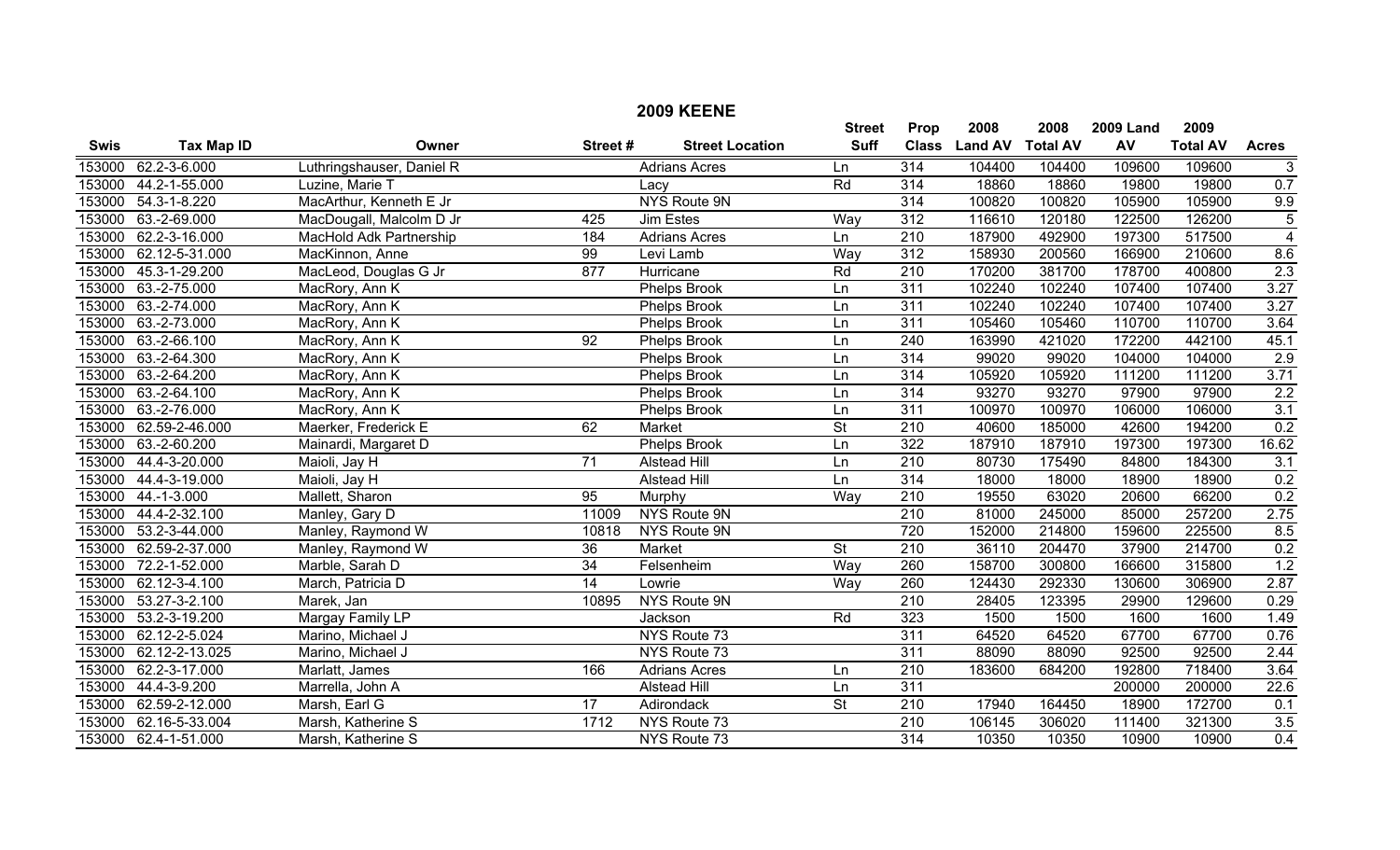## 2009 KEENE

| Swis | Tax Map ID | Owner | Street # | Street Location | Street Suff | Prop Class | 2008 Land AV | 2008 Total AV | 2009 Land AV | 2009 Total AV | Acres |
|---|---|---|---|---|---|---|---|---|---|---|---|
| 153000 | 62.2-3-6.000 | Luthringshauser, Daniel R | | Adrians Acres | Ln | 314 | 104400 | 104400 | 109600 | 109600 | 3 |
| 153000 | 44.2-1-55.000 | Luzine, Marie T | | Lacy | Rd | 314 | 18860 | 18860 | 19800 | 19800 | 0.7 |
| 153000 | 54.3-1-8.220 | MacArthur, Kenneth E Jr | | NYS Route 9N | | 314 | 100820 | 100820 | 105900 | 105900 | 9.9 |
| 153000 | 63.-2-69.000 | MacDougall, Malcolm D Jr | 425 | Jim Estes | Way | 312 | 116610 | 120180 | 122500 | 126200 | 5 |
| 153000 | 62.2-3-16.000 | MacHold Adk Partnership | 184 | Adrians Acres | Ln | 210 | 187900 | 492900 | 197300 | 517500 | 4 |
| 153000 | 62.12-5-31.000 | MacKinnon, Anne | 99 | Levi Lamb | Way | 312 | 158930 | 200560 | 166900 | 210600 | 8.6 |
| 153000 | 45.3-1-29.200 | MacLeod, Douglas G Jr | 877 | Hurricane | Rd | 210 | 170200 | 381700 | 178700 | 400800 | 2.3 |
| 153000 | 63.-2-75.000 | MacRory, Ann K | | Phelps Brook | Ln | 311 | 102240 | 102240 | 107400 | 107400 | 3.27 |
| 153000 | 63.-2-74.000 | MacRory, Ann K | | Phelps Brook | Ln | 311 | 102240 | 102240 | 107400 | 107400 | 3.27 |
| 153000 | 63.-2-73.000 | MacRory, Ann K | | Phelps Brook | Ln | 311 | 105460 | 105460 | 110700 | 110700 | 3.64 |
| 153000 | 63.-2-66.100 | MacRory, Ann K | 92 | Phelps Brook | Ln | 240 | 163990 | 421020 | 172200 | 442100 | 45.1 |
| 153000 | 63.-2-64.300 | MacRory, Ann K | | Phelps Brook | Ln | 314 | 99020 | 99020 | 104000 | 104000 | 2.9 |
| 153000 | 63.-2-64.200 | MacRory, Ann K | | Phelps Brook | Ln | 314 | 105920 | 105920 | 111200 | 111200 | 3.71 |
| 153000 | 63.-2-64.100 | MacRory, Ann K | | Phelps Brook | Ln | 314 | 93270 | 93270 | 97900 | 97900 | 2.2 |
| 153000 | 63.-2-76.000 | MacRory, Ann K | | Phelps Brook | Ln | 311 | 100970 | 100970 | 106000 | 106000 | 3.1 |
| 153000 | 62.59-2-46.000 | Maerker, Frederick E | 62 | Market | St | 210 | 40600 | 185000 | 42600 | 194200 | 0.2 |
| 153000 | 63.-2-60.200 | Mainardi, Margaret D | | Phelps Brook | Ln | 322 | 187910 | 187910 | 197300 | 197300 | 16.62 |
| 153000 | 44.4-3-20.000 | Maioli, Jay H | 71 | Alstead Hill | Ln | 210 | 80730 | 175490 | 84800 | 184300 | 3.1 |
| 153000 | 44.4-3-19.000 | Maioli, Jay H | | Alstead Hill | Ln | 314 | 18000 | 18000 | 18900 | 18900 | 0.2 |
| 153000 | 44.-1-3.000 | Mallett, Sharon | 95 | Murphy | Way | 210 | 19550 | 63020 | 20600 | 66200 | 0.2 |
| 153000 | 44.4-2-32.100 | Manley, Gary D | 11009 | NYS Route 9N | | 210 | 81000 | 245000 | 85000 | 257200 | 2.75 |
| 153000 | 53.2-3-44.000 | Manley, Raymond W | 10818 | NYS Route 9N | | 720 | 152000 | 214800 | 159600 | 225500 | 8.5 |
| 153000 | 62.59-2-37.000 | Manley, Raymond W | 36 | Market | St | 210 | 36110 | 204470 | 37900 | 214700 | 0.2 |
| 153000 | 72.2-1-52.000 | Marble, Sarah D | 34 | Felsenheim | Way | 260 | 158700 | 300800 | 166600 | 315800 | 1.2 |
| 153000 | 62.12-3-4.100 | March, Patricia D | 14 | Lowrie | Way | 260 | 124430 | 292330 | 130600 | 306900 | 2.87 |
| 153000 | 53.27-3-2.100 | Marek, Jan | 10895 | NYS Route 9N | | 210 | 28405 | 123395 | 29900 | 129600 | 0.29 |
| 153000 | 53.2-3-19.200 | Margay Family LP | | Jackson | Rd | 323 | 1500 | 1500 | 1600 | 1600 | 1.49 |
| 153000 | 62.12-2-5.024 | Marino, Michael J | | NYS Route 73 | | 311 | 64520 | 64520 | 67700 | 67700 | 0.76 |
| 153000 | 62.12-2-13.025 | Marino, Michael J | | NYS Route 73 | | 311 | 88090 | 88090 | 92500 | 92500 | 2.44 |
| 153000 | 62.2-3-17.000 | Marlatt, James | 166 | Adrians Acres | Ln | 210 | 183600 | 684200 | 192800 | 718400 | 3.64 |
| 153000 | 44.4-3-9.200 | Marrella, John A | | Alstead Hill | Ln | 311 | | | 200000 | 200000 | 22.6 |
| 153000 | 62.59-2-12.000 | Marsh, Earl G | 17 | Adirondack | St | 210 | 17940 | 164450 | 18900 | 172700 | 0.1 |
| 153000 | 62.16-5-33.004 | Marsh, Katherine S | 1712 | NYS Route 73 | | 210 | 106145 | 306020 | 111400 | 321300 | 3.5 |
| 153000 | 62.4-1-51.000 | Marsh, Katherine S | | NYS Route 73 | | 314 | 10350 | 10350 | 10900 | 10900 | 0.4 |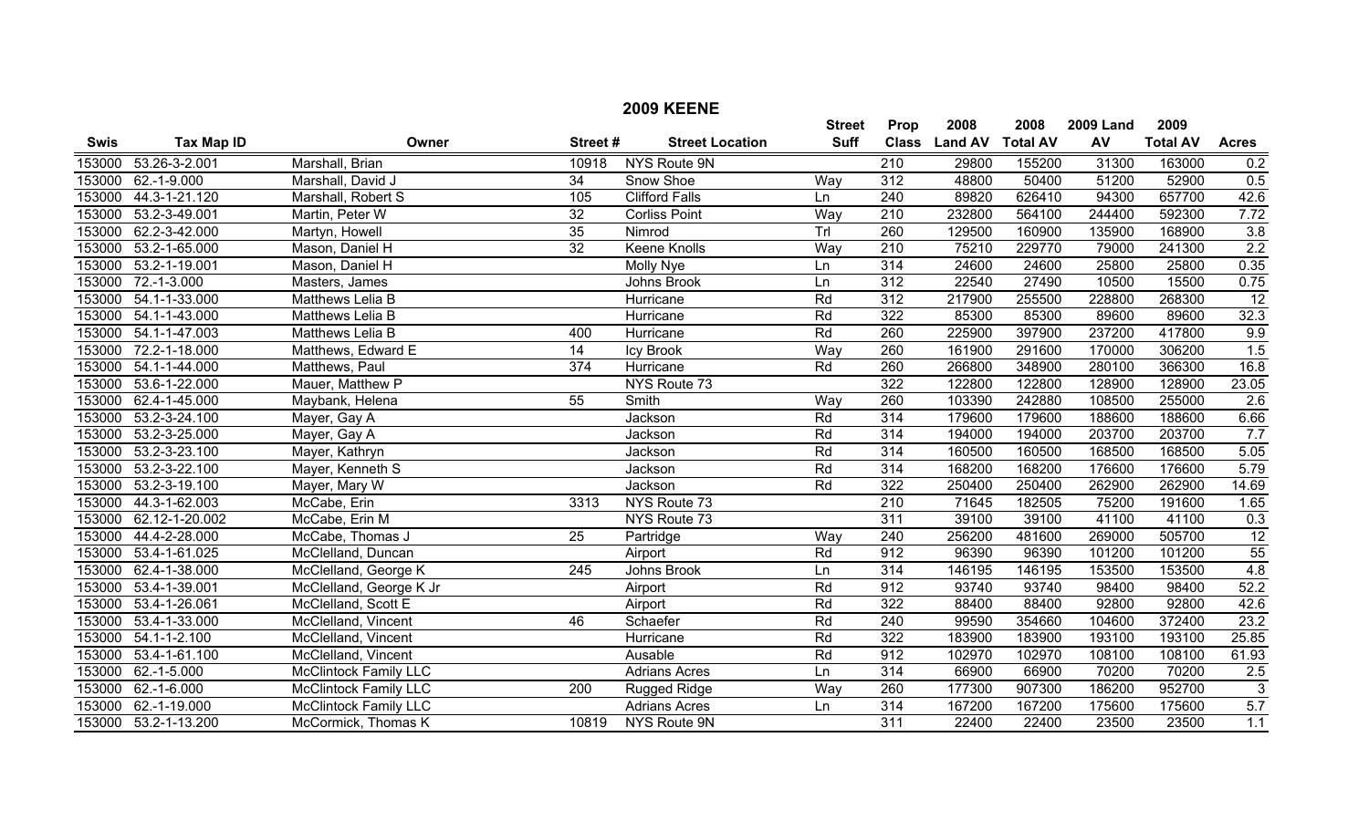## 2009 KEENE

| Swis | Tax Map ID | Owner | Street # | Street Location | Street Suff | Prop Class | 2008 Land AV | 2008 Total AV | 2009 Land AV | 2009 Total AV | Acres |
|---|---|---|---|---|---|---|---|---|---|---|---|
| 153000 | 53.26-3-2.001 | Marshall, Brian | 10918 | NYS Route 9N | | 210 | 29800 | 155200 | 31300 | 163000 | 0.2 |
| 153000 | 62.-1-9.000 | Marshall, David J | 34 | Snow Shoe | Way | 312 | 48800 | 50400 | 51200 | 52900 | 0.5 |
| 153000 | 44.3-1-21.120 | Marshall, Robert S | 105 | Clifford Falls | Ln | 240 | 89820 | 626410 | 94300 | 657700 | 42.6 |
| 153000 | 53.2-3-49.001 | Martin, Peter W | 32 | Corliss Point | Way | 210 | 232800 | 564100 | 244400 | 592300 | 7.72 |
| 153000 | 62.2-3-42.000 | Martyn, Howell | 35 | Nimrod | Trl | 260 | 129500 | 160900 | 135900 | 168900 | 3.8 |
| 153000 | 53.2-1-65.000 | Mason, Daniel H | 32 | Keene Knolls | Way | 210 | 75210 | 229770 | 79000 | 241300 | 2.2 |
| 153000 | 53.2-1-19.001 | Mason, Daniel H | | Molly Nye | Ln | 314 | 24600 | 24600 | 25800 | 25800 | 0.35 |
| 153000 | 72.-1-3.000 | Masters, James | | Johns Brook | Ln | 312 | 22540 | 27490 | 10500 | 15500 | 0.75 |
| 153000 | 54.1-1-33.000 | Matthews Lelia B | | Hurricane | Rd | 312 | 217900 | 255500 | 228800 | 268300 | 12 |
| 153000 | 54.1-1-43.000 | Matthews Lelia B | | Hurricane | Rd | 322 | 85300 | 85300 | 89600 | 89600 | 32.3 |
| 153000 | 54.1-1-47.003 | Matthews Lelia B | 400 | Hurricane | Rd | 260 | 225900 | 397900 | 237200 | 417800 | 9.9 |
| 153000 | 72.2-1-18.000 | Matthews, Edward E | 14 | Icy Brook | Way | 260 | 161900 | 291600 | 170000 | 306200 | 1.5 |
| 153000 | 54.1-1-44.000 | Matthews, Paul | 374 | Hurricane | Rd | 260 | 266800 | 348900 | 280100 | 366300 | 16.8 |
| 153000 | 53.6-1-22.000 | Mauer, Matthew P | | NYS Route 73 | | 322 | 122800 | 122800 | 128900 | 128900 | 23.05 |
| 153000 | 62.4-1-45.000 | Maybank, Helena | 55 | Smith | Way | 260 | 103390 | 242880 | 108500 | 255000 | 2.6 |
| 153000 | 53.2-3-24.100 | Mayer, Gay A | | Jackson | Rd | 314 | 179600 | 179600 | 188600 | 188600 | 6.66 |
| 153000 | 53.2-3-25.000 | Mayer, Gay A | | Jackson | Rd | 314 | 194000 | 194000 | 203700 | 203700 | 7.7 |
| 153000 | 53.2-3-23.100 | Mayer, Kathryn | | Jackson | Rd | 314 | 160500 | 160500 | 168500 | 168500 | 5.05 |
| 153000 | 53.2-3-22.100 | Mayer, Kenneth S | | Jackson | Rd | 314 | 168200 | 168200 | 176600 | 176600 | 5.79 |
| 153000 | 53.2-3-19.100 | Mayer, Mary W | | Jackson | Rd | 322 | 250400 | 250400 | 262900 | 262900 | 14.69 |
| 153000 | 44.3-1-62.003 | McCabe, Erin | 3313 | NYS Route 73 | | 210 | 71645 | 182505 | 75200 | 191600 | 1.65 |
| 153000 | 62.12-1-20.002 | McCabe, Erin M | | NYS Route 73 | | 311 | 39100 | 39100 | 41100 | 41100 | 0.3 |
| 153000 | 44.4-2-28.000 | McCabe, Thomas J | 25 | Partridge | Way | 240 | 256200 | 481600 | 269000 | 505700 | 12 |
| 153000 | 53.4-1-61.025 | McClelland, Duncan | | Airport | Rd | 912 | 96390 | 96390 | 101200 | 101200 | 55 |
| 153000 | 62.4-1-38.000 | McClelland, George K | 245 | Johns Brook | Ln | 314 | 146195 | 146195 | 153500 | 153500 | 4.8 |
| 153000 | 53.4-1-39.001 | McClelland, George K Jr | | Airport | Rd | 912 | 93740 | 93740 | 98400 | 98400 | 52.2 |
| 153000 | 53.4-1-26.061 | McClelland, Scott E | | Airport | Rd | 322 | 88400 | 88400 | 92800 | 92800 | 42.6 |
| 153000 | 53.4-1-33.000 | McClelland, Vincent | 46 | Schaefer | Rd | 240 | 99590 | 354660 | 104600 | 372400 | 23.2 |
| 153000 | 54.1-1-2.100 | McClelland, Vincent | | Hurricane | Rd | 322 | 183900 | 183900 | 193100 | 193100 | 25.85 |
| 153000 | 53.4-1-61.100 | McClelland, Vincent | | Ausable | Rd | 912 | 102970 | 102970 | 108100 | 108100 | 61.93 |
| 153000 | 62.-1-5.000 | McClintock Family LLC | | Adrians Acres | Ln | 314 | 66900 | 66900 | 70200 | 70200 | 2.5 |
| 153000 | 62.-1-6.000 | McClintock Family LLC | 200 | Rugged Ridge | Way | 260 | 177300 | 907300 | 186200 | 952700 | 3 |
| 153000 | 62.-1-19.000 | McClintock Family LLC | | Adrians Acres | Ln | 314 | 167200 | 167200 | 175600 | 175600 | 5.7 |
| 153000 | 53.2-1-13.200 | McCormick, Thomas K | 10819 | NYS Route 9N | | 311 | 22400 | 22400 | 23500 | 23500 | 1.1 |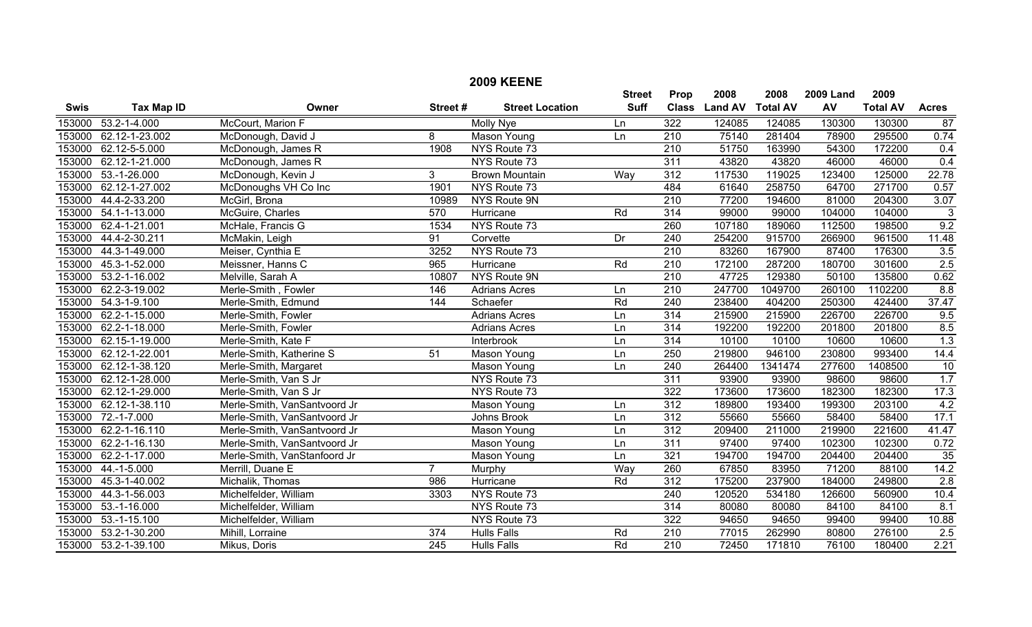# 2009 KEENE

| Swis | Tax Map ID | Owner | Street # | Street Location | Street Suff | Prop Class | 2008 Land AV | 2008 Total AV | 2009 Land AV | 2009 Total AV | Acres |
|---|---|---|---|---|---|---|---|---|---|---|---|
| 153000 | 53.2-1-4.000 | McCourt, Marion F | | Molly Nye | Ln | 322 | 124085 | 124085 | 130300 | 130300 | 87 |
| 153000 | 62.12-1-23.002 | McDonough, David J | 8 | Mason Young | Ln | 210 | 75140 | 281404 | 78900 | 295500 | 0.74 |
| 153000 | 62.12-5-5.000 | McDonough, James R | 1908 | NYS Route 73 | | 210 | 51750 | 163990 | 54300 | 172200 | 0.4 |
| 153000 | 62.12-1-21.000 | McDonough, James R | | NYS Route 73 | | 311 | 43820 | 43820 | 46000 | 46000 | 0.4 |
| 153000 | 53.-1-26.000 | McDonough, Kevin J | 3 | Brown Mountain | Way | 312 | 117530 | 119025 | 123400 | 125000 | 22.78 |
| 153000 | 62.12-1-27.002 | McDonoughs VH Co Inc | 1901 | NYS Route 73 | | 484 | 61640 | 258750 | 64700 | 271700 | 0.57 |
| 153000 | 44.4-2-33.200 | McGirl, Brona | 10989 | NYS Route 9N | | 210 | 77200 | 194600 | 81000 | 204300 | 3.07 |
| 153000 | 54.1-1-13.000 | McGuire, Charles | 570 | Hurricane | Rd | 314 | 99000 | 99000 | 104000 | 104000 | 3 |
| 153000 | 62.4-1-21.001 | McHale, Francis G | 1534 | NYS Route 73 | | 260 | 107180 | 189060 | 112500 | 198500 | 9.2 |
| 153000 | 44.4-2-30.211 | McMakin, Leigh | 91 | Corvette | Dr | 240 | 254200 | 915700 | 266900 | 961500 | 11.48 |
| 153000 | 44.3-1-49.000 | Meiser, Cynthia E | 3252 | NYS Route 73 | | 210 | 83260 | 167900 | 87400 | 176300 | 3.5 |
| 153000 | 45.3-1-52.000 | Meissner, Hanns C | 965 | Hurricane | Rd | 210 | 172100 | 287200 | 180700 | 301600 | 2.5 |
| 153000 | 53.2-1-16.002 | Melville, Sarah A | 10807 | NYS Route 9N | | 210 | 47725 | 129380 | 50100 | 135800 | 0.62 |
| 153000 | 62.2-3-19.002 | Merle-Smith , Fowler | 146 | Adrians Acres | Ln | 210 | 247700 | 1049700 | 260100 | 1102200 | 8.8 |
| 153000 | 54.3-1-9.100 | Merle-Smith, Edmund | 144 | Schaefer | Rd | 240 | 238400 | 404200 | 250300 | 424400 | 37.47 |
| 153000 | 62.2-1-15.000 | Merle-Smith, Fowler | | Adrians Acres | Ln | 314 | 215900 | 215900 | 226700 | 226700 | 9.5 |
| 153000 | 62.2-1-18.000 | Merle-Smith, Fowler | | Adrians Acres | Ln | 314 | 192200 | 192200 | 201800 | 201800 | 8.5 |
| 153000 | 62.15-1-19.000 | Merle-Smith, Kate F | | Interbrook | Ln | 314 | 10100 | 10100 | 10600 | 10600 | 1.3 |
| 153000 | 62.12-1-22.001 | Merle-Smith, Katherine S | 51 | Mason Young | Ln | 250 | 219800 | 946100 | 230800 | 993400 | 14.4 |
| 153000 | 62.12-1-38.120 | Merle-Smith, Margaret | | Mason Young | Ln | 240 | 264400 | 1341474 | 277600 | 1408500 | 10 |
| 153000 | 62.12-1-28.000 | Merle-Smith, Van S Jr | | NYS Route 73 | | 311 | 93900 | 93900 | 98600 | 98600 | 1.7 |
| 153000 | 62.12-1-29.000 | Merle-Smith, Van S Jr | | NYS Route 73 | | 322 | 173600 | 173600 | 182300 | 182300 | 17.3 |
| 153000 | 62.12-1-38.110 | Merle-Smith, VanSantvoord Jr | | Mason Young | Ln | 312 | 189800 | 193400 | 199300 | 203100 | 4.2 |
| 153000 | 72.-1-7.000 | Merle-Smith, VanSantvoord Jr | | Johns Brook | Ln | 312 | 55660 | 55660 | 58400 | 58400 | 17.1 |
| 153000 | 62.2-1-16.110 | Merle-Smith, VanSantvoord Jr | | Mason Young | Ln | 312 | 209400 | 211000 | 219900 | 221600 | 41.47 |
| 153000 | 62.2-1-16.130 | Merle-Smith, VanSantvoord Jr | | Mason Young | Ln | 311 | 97400 | 97400 | 102300 | 102300 | 0.72 |
| 153000 | 62.2-1-17.000 | Merle-Smith, VanStanfoord Jr | | Mason Young | Ln | 321 | 194700 | 194700 | 204400 | 204400 | 35 |
| 153000 | 44.-1-5.000 | Merrill, Duane E | 7 | Murphy | Way | 260 | 67850 | 83950 | 71200 | 88100 | 14.2 |
| 153000 | 45.3-1-40.002 | Michalik, Thomas | 986 | Hurricane | Rd | 312 | 175200 | 237900 | 184000 | 249800 | 2.8 |
| 153000 | 44.3-1-56.003 | Michelfelder, William | 3303 | NYS Route 73 | | 240 | 120520 | 534180 | 126600 | 560900 | 10.4 |
| 153000 | 53.-1-16.000 | Michelfelder, William | | NYS Route 73 | | 314 | 80080 | 80080 | 84100 | 84100 | 8.1 |
| 153000 | 53.-1-15.100 | Michelfelder, William | | NYS Route 73 | | 322 | 94650 | 94650 | 99400 | 99400 | 10.88 |
| 153000 | 53.2-1-30.200 | Mihill, Lorraine | 374 | Hulls Falls | Rd | 210 | 77015 | 262990 | 80800 | 276100 | 2.5 |
| 153000 | 53.2-1-39.100 | Mikus, Doris | 245 | Hulls Falls | Rd | 210 | 72450 | 171810 | 76100 | 180400 | 2.21 |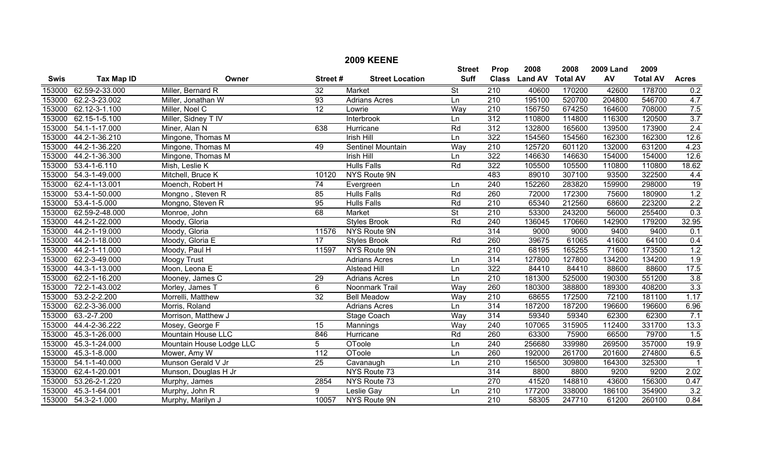## 2009 KEENE

| Swis | Tax Map ID | Owner | Street # | Street Location | Street Suff | Prop Class | 2008 Land AV | 2008 Total AV | 2009 Land AV | 2009 Total AV | Acres |
|---|---|---|---|---|---|---|---|---|---|---|---|
| 153000 | 62.59-2-33.000 | Miller, Bernard R | 32 | Market | St | 210 | 40600 | 170200 | 42600 | 178700 | 0.2 |
| 153000 | 62.2-3-23.002 | Miller, Jonathan W | 93 | Adrians Acres | Ln | 210 | 195100 | 520700 | 204800 | 546700 | 4.7 |
| 153000 | 62.12-3-1.100 | Miller, Noel C | 12 | Lowrie | Way | 210 | 156750 | 674250 | 164600 | 708000 | 7.5 |
| 153000 | 62.15-1-5.100 | Miller, Sidney T IV | | Interbrook | Ln | 312 | 110800 | 114800 | 116300 | 120500 | 3.7 |
| 153000 | 54.1-1-17.000 | Miner, Alan N | 638 | Hurricane | Rd | 312 | 132800 | 165600 | 139500 | 173900 | 2.4 |
| 153000 | 44.2-1-36.210 | Mingone, Thomas M | | Irish Hill | Ln | 322 | 154560 | 154560 | 162300 | 162300 | 12.6 |
| 153000 | 44.2-1-36.220 | Mingone, Thomas M | 49 | Sentinel Mountain | Way | 210 | 125720 | 601120 | 132000 | 631200 | 4.23 |
| 153000 | 44.2-1-36.300 | Mingone, Thomas M | | Irish Hill | Ln | 322 | 146630 | 146630 | 154000 | 154000 | 12.6 |
| 153000 | 53.4-1-6.110 | Mish, Leslie K | | Hulls Falls | Rd | 322 | 105500 | 105500 | 110800 | 110800 | 18.62 |
| 153000 | 54.3-1-49.000 | Mitchell, Bruce K | 10120 | NYS Route 9N | | 483 | 89010 | 307100 | 93500 | 322500 | 4.4 |
| 153000 | 62.4-1-13.001 | Moench, Robert H | 74 | Evergreen | Ln | 240 | 152260 | 283820 | 159900 | 298000 | 19 |
| 153000 | 53.4-1-50.000 | Mongno , Steven R | 85 | Hulls Falls | Rd | 260 | 72000 | 172300 | 75600 | 180900 | 1.2 |
| 153000 | 53.4-1-5.000 | Mongno, Steven R | 95 | Hulls Falls | Rd | 210 | 65340 | 212560 | 68600 | 223200 | 2.2 |
| 153000 | 62.59-2-48.000 | Monroe, John | 68 | Market | St | 210 | 53300 | 243200 | 56000 | 255400 | 0.3 |
| 153000 | 44.2-1-22.000 | Moody, Gloria | | Styles Brook | Rd | 240 | 136045 | 170660 | 142900 | 179200 | 32.95 |
| 153000 | 44.2-1-19.000 | Moody, Gloria | 11576 | NYS Route 9N | | 314 | 9000 | 9000 | 9400 | 9400 | 0.1 |
| 153000 | 44.2-1-18.000 | Moody, Gloria E | 17 | Styles Brook | Rd | 260 | 39675 | 61065 | 41600 | 64100 | 0.4 |
| 153000 | 44.2-1-11.000 | Moody, Paul H | 11597 | NYS Route 9N | | 210 | 68195 | 165255 | 71600 | 173500 | 1.2 |
| 153000 | 62.2-3-49.000 | Moogy Trust | | Adrians Acres | Ln | 314 | 127800 | 127800 | 134200 | 134200 | 1.9 |
| 153000 | 44.3-1-13.000 | Moon, Leona E | | Alstead Hill | Ln | 322 | 84410 | 84410 | 88600 | 88600 | 17.5 |
| 153000 | 62.2-1-16.200 | Mooney, James C | 29 | Adrians Acres | Ln | 210 | 181300 | 525000 | 190300 | 551200 | 3.8 |
| 153000 | 72.2-1-43.002 | Morley, James T | 6 | Noonmark Trail | Way | 260 | 180300 | 388800 | 189300 | 408200 | 3.3 |
| 153000 | 53.2-2-2.200 | Morrelli, Matthew | 32 | Bell Meadow | Way | 210 | 68655 | 172500 | 72100 | 181100 | 1.17 |
| 153000 | 62.2-3-36.000 | Morris, Roland | | Adrians Acres | Ln | 314 | 187200 | 187200 | 196600 | 196600 | 6.96 |
| 153000 | 63.-2-7.200 | Morrison, Matthew J | | Stage Coach | Way | 314 | 59340 | 59340 | 62300 | 62300 | 7.1 |
| 153000 | 44.4-2-36.222 | Mosey, George F | 15 | Mannings | Way | 240 | 107065 | 315905 | 112400 | 331700 | 13.3 |
| 153000 | 45.3-1-26.000 | Mountain House LLC | 846 | Hurricane | Rd | 260 | 63300 | 75900 | 66500 | 79700 | 1.5 |
| 153000 | 45.3-1-24.000 | Mountain House Lodge LLC | 5 | OToole | Ln | 240 | 256680 | 339980 | 269500 | 357000 | 19.9 |
| 153000 | 45.3-1-8.000 | Mower, Amy W | 112 | OToole | Ln | 260 | 192000 | 261700 | 201600 | 274800 | 6.5 |
| 153000 | 54.1-1-40.000 | Munson Gerald V Jr | 25 | Cavanaugh | Ln | 210 | 156500 | 309800 | 164300 | 325300 | 1 |
| 153000 | 62.4-1-20.001 | Munson, Douglas H Jr | | NYS Route 73 | | 314 | 8800 | 8800 | 9200 | 9200 | 2.02 |
| 153000 | 53.26-2-1.220 | Murphy, James | 2854 | NYS Route 73 | | 270 | 41520 | 148810 | 43600 | 156300 | 0.47 |
| 153000 | 45.3-1-64.001 | Murphy, John R | 9 | Leslie Gay | Ln | 210 | 177200 | 338000 | 186100 | 354900 | 3.2 |
| 153000 | 54.3-2-1.000 | Murphy, Marilyn J | 10057 | NYS Route 9N | | 210 | 58305 | 247710 | 61200 | 260100 | 0.84 |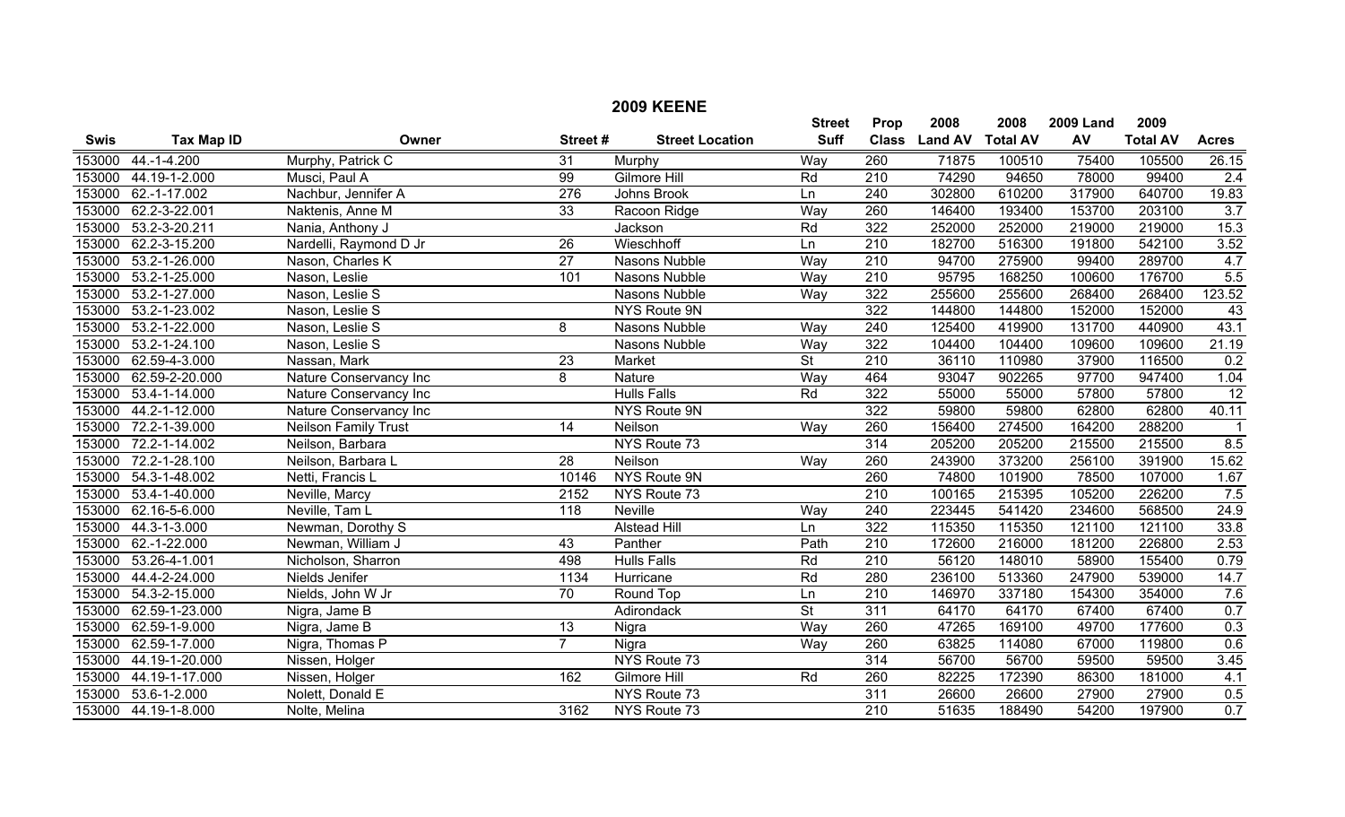## 2009 KEENE

| Swis | Tax Map ID | Owner | Street # | Street Location | Street Suff | Prop Class | 2008 Land AV | 2008 Total AV | 2009 Land AV | 2009 Total AV | Acres |
|---|---|---|---|---|---|---|---|---|---|---|---|
| 153000 | 44.-1-4.200 | Murphy, Patrick C | 31 | Murphy | Way | 260 | 71875 | 100510 | 75400 | 105500 | 26.15 |
| 153000 | 44.19-1-2.000 | Musci, Paul A | 99 | Gilmore Hill | Rd | 210 | 74290 | 94650 | 78000 | 99400 | 2.4 |
| 153000 | 62.-1-17.002 | Nachbur, Jennifer A | 276 | Johns Brook | Ln | 240 | 302800 | 610200 | 317900 | 640700 | 19.83 |
| 153000 | 62.2-3-22.001 | Naktenis, Anne M | 33 | Racoon Ridge | Way | 260 | 146400 | 193400 | 153700 | 203100 | 3.7 |
| 153000 | 53.2-3-20.211 | Nania, Anthony J | | Jackson | Rd | 322 | 252000 | 252000 | 219000 | 219000 | 15.3 |
| 153000 | 62.2-3-15.200 | Nardelli, Raymond D Jr | 26 | Wieschhoff | Ln | 210 | 182700 | 516300 | 191800 | 542100 | 3.52 |
| 153000 | 53.2-1-26.000 | Nason, Charles K | 27 | Nasons Nubble | Way | 210 | 94700 | 275900 | 99400 | 289700 | 4.7 |
| 153000 | 53.2-1-25.000 | Nason, Leslie | 101 | Nasons Nubble | Way | 210 | 95795 | 168250 | 100600 | 176700 | 5.5 |
| 153000 | 53.2-1-27.000 | Nason, Leslie S | | Nasons Nubble | Way | 322 | 255600 | 255600 | 268400 | 268400 | 123.52 |
| 153000 | 53.2-1-23.002 | Nason, Leslie S | | NYS Route 9N | | 322 | 144800 | 144800 | 152000 | 152000 | 43 |
| 153000 | 53.2-1-22.000 | Nason, Leslie S | 8 | Nasons Nubble | Way | 240 | 125400 | 419900 | 131700 | 440900 | 43.1 |
| 153000 | 53.2-1-24.100 | Nason, Leslie S | | Nasons Nubble | Way | 322 | 104400 | 104400 | 109600 | 109600 | 21.19 |
| 153000 | 62.59-4-3.000 | Nassan, Mark | 23 | Market | St | 210 | 36110 | 110980 | 37900 | 116500 | 0.2 |
| 153000 | 62.59-2-20.000 | Nature Conservancy Inc | 8 | Nature | Way | 464 | 93047 | 902265 | 97700 | 947400 | 1.04 |
| 153000 | 53.4-1-14.000 | Nature Conservancy Inc | | Hulls Falls | Rd | 322 | 55000 | 55000 | 57800 | 57800 | 12 |
| 153000 | 44.2-1-12.000 | Nature Conservancy Inc | | NYS Route 9N | | 322 | 59800 | 59800 | 62800 | 62800 | 40.11 |
| 153000 | 72.2-1-39.000 | Neilson Family Trust | 14 | Neilson | Way | 260 | 156400 | 274500 | 164200 | 288200 | 1 |
| 153000 | 72.2-1-14.002 | Neilson, Barbara | | NYS Route 73 | | 314 | 205200 | 205200 | 215500 | 215500 | 8.5 |
| 153000 | 72.2-1-28.100 | Neilson, Barbara L | 28 | Neilson | Way | 260 | 243900 | 373200 | 256100 | 391900 | 15.62 |
| 153000 | 54.3-1-48.002 | Netti, Francis L | 10146 | NYS Route 9N | | 260 | 74800 | 101900 | 78500 | 107000 | 1.67 |
| 153000 | 53.4-1-40.000 | Neville, Marcy | 2152 | NYS Route 73 | | 210 | 100165 | 215395 | 105200 | 226200 | 7.5 |
| 153000 | 62.16-5-6.000 | Neville, Tam L | 118 | Neville | Way | 240 | 223445 | 541420 | 234600 | 568500 | 24.9 |
| 153000 | 44.3-1-3.000 | Newman, Dorothy S | | Alstead Hill | Ln | 322 | 115350 | 115350 | 121100 | 121100 | 33.8 |
| 153000 | 62.-1-22.000 | Newman, William J | 43 | Panther | Path | 210 | 172600 | 216000 | 181200 | 226800 | 2.53 |
| 153000 | 53.26-4-1.001 | Nicholson, Sharron | 498 | Hulls Falls | Rd | 210 | 56120 | 148010 | 58900 | 155400 | 0.79 |
| 153000 | 44.4-2-24.000 | Nields Jenifer | 1134 | Hurricane | Rd | 280 | 236100 | 513360 | 247900 | 539000 | 14.7 |
| 153000 | 54.3-2-15.000 | Nields, John W Jr | 70 | Round Top | Ln | 210 | 146970 | 337180 | 154300 | 354000 | 7.6 |
| 153000 | 62.59-1-23.000 | Nigra, Jame B | | Adirondack | St | 311 | 64170 | 64170 | 67400 | 67400 | 0.7 |
| 153000 | 62.59-1-9.000 | Nigra, Jame B | 13 | Nigra | Way | 260 | 47265 | 169100 | 49700 | 177600 | 0.3 |
| 153000 | 62.59-1-7.000 | Nigra, Thomas P | 7 | Nigra | Way | 260 | 63825 | 114080 | 67000 | 119800 | 0.6 |
| 153000 | 44.19-1-20.000 | Nissen, Holger | | NYS Route 73 | | 314 | 56700 | 56700 | 59500 | 59500 | 3.45 |
| 153000 | 44.19-1-17.000 | Nissen, Holger | 162 | Gilmore Hill | Rd | 260 | 82225 | 172390 | 86300 | 181000 | 4.1 |
| 153000 | 53.6-1-2.000 | Nolett, Donald E | | NYS Route 73 | | 311 | 26600 | 26600 | 27900 | 27900 | 0.5 |
| 153000 | 44.19-1-8.000 | Nolte, Melina | 3162 | NYS Route 73 | | 210 | 51635 | 188490 | 54200 | 197900 | 0.7 |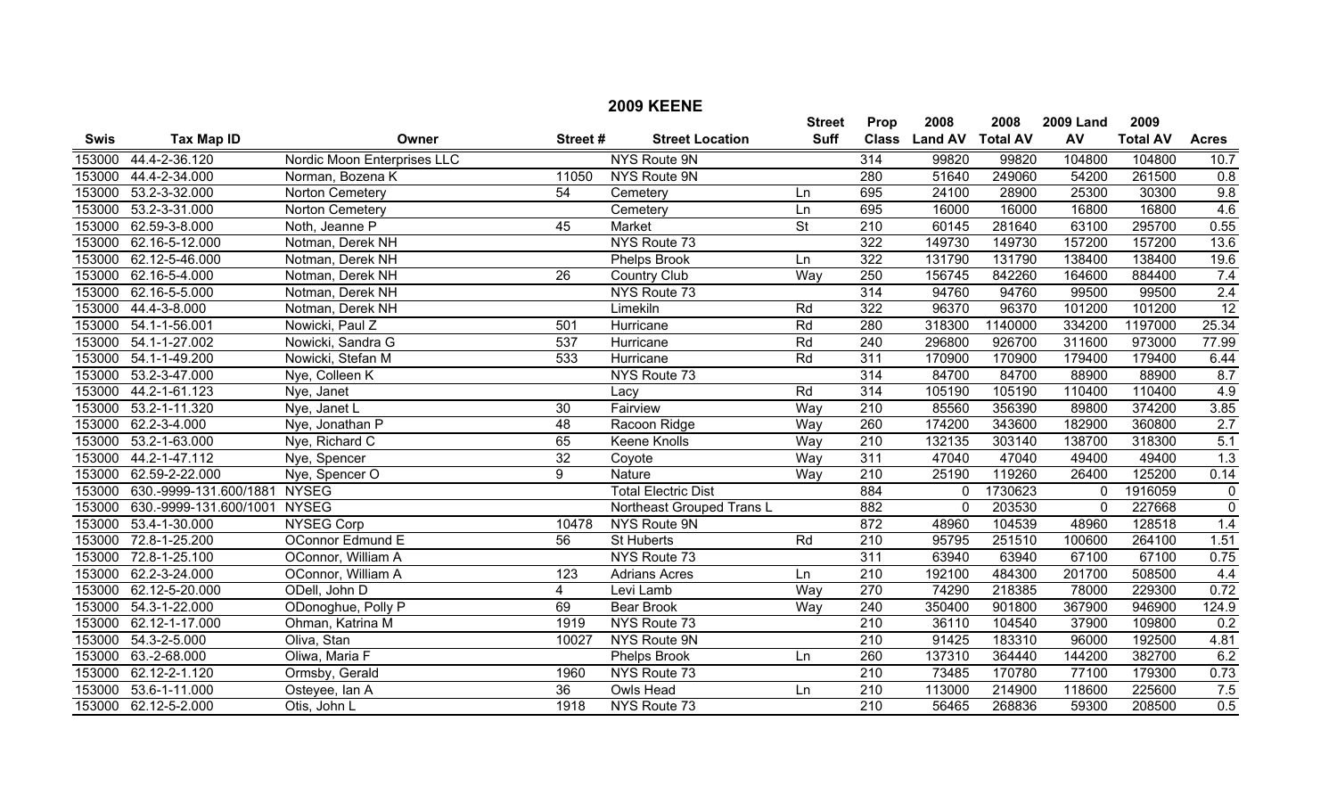## 2009 KEENE

| Swis | Tax Map ID | Owner | Street # | Street Location | Street Suff | Prop Class | 2008 Land AV | 2008 Total AV | 2009 Land AV | 2009 Total AV | Acres |
|---|---|---|---|---|---|---|---|---|---|---|---|
| 153000 | 44.4-2-36.120 | Nordic Moon Enterprises LLC | | NYS Route 9N | | 314 | 99820 | 99820 | 104800 | 104800 | 10.7 |
| 153000 | 44.4-2-34.000 | Norman, Bozena K | 11050 | NYS Route 9N | | 280 | 51640 | 249060 | 54200 | 261500 | 0.8 |
| 153000 | 53.2-3-32.000 | Norton Cemetery | 54 | Cemetery | Ln | 695 | 24100 | 28900 | 25300 | 30300 | 9.8 |
| 153000 | 53.2-3-31.000 | Norton Cemetery | | Cemetery | Ln | 695 | 16000 | 16000 | 16800 | 16800 | 4.6 |
| 153000 | 62.59-3-8.000 | Noth, Jeanne P | 45 | Market | St | 210 | 60145 | 281640 | 63100 | 295700 | 0.55 |
| 153000 | 62.16-5-12.000 | Notman, Derek NH | | NYS Route 73 | | 322 | 149730 | 149730 | 157200 | 157200 | 13.6 |
| 153000 | 62.12-5-46.000 | Notman, Derek NH | | Phelps Brook | Ln | 322 | 131790 | 131790 | 138400 | 138400 | 19.6 |
| 153000 | 62.16-5-4.000 | Notman, Derek NH | 26 | Country Club | Way | 250 | 156745 | 842260 | 164600 | 884400 | 7.4 |
| 153000 | 62.16-5-5.000 | Notman, Derek NH | | NYS Route 73 | | 314 | 94760 | 94760 | 99500 | 99500 | 2.4 |
| 153000 | 44.4-3-8.000 | Notman, Derek NH | | Limekiln | Rd | 322 | 96370 | 96370 | 101200 | 101200 | 12 |
| 153000 | 54.1-1-56.001 | Nowicki, Paul Z | 501 | Hurricane | Rd | 280 | 318300 | 1140000 | 334200 | 1197000 | 25.34 |
| 153000 | 54.1-1-27.002 | Nowicki, Sandra G | 537 | Hurricane | Rd | 240 | 296800 | 926700 | 311600 | 973000 | 77.99 |
| 153000 | 54.1-1-49.200 | Nowicki, Stefan M | 533 | Hurricane | Rd | 311 | 170900 | 170900 | 179400 | 179400 | 6.44 |
| 153000 | 53.2-3-47.000 | Nye, Colleen K | | NYS Route 73 | | 314 | 84700 | 84700 | 88900 | 88900 | 8.7 |
| 153000 | 44.2-1-61.123 | Nye, Janet | | Lacy | Rd | 314 | 105190 | 105190 | 110400 | 110400 | 4.9 |
| 153000 | 53.2-1-11.320 | Nye, Janet L | 30 | Fairview | Way | 210 | 85560 | 356390 | 89800 | 374200 | 3.85 |
| 153000 | 62.2-3-4.000 | Nye, Jonathan P | 48 | Racoon Ridge | Way | 260 | 174200 | 343600 | 182900 | 360800 | 2.7 |
| 153000 | 53.2-1-63.000 | Nye, Richard C | 65 | Keene Knolls | Way | 210 | 132135 | 303140 | 138700 | 318300 | 5.1 |
| 153000 | 44.2-1-47.112 | Nye, Spencer | 32 | Coyote | Way | 311 | 47040 | 47040 | 49400 | 49400 | 1.3 |
| 153000 | 62.59-2-22.000 | Nye, Spencer O | 9 | Nature | Way | 210 | 25190 | 119260 | 26400 | 125200 | 0.14 |
| 153000 | 630.-9999-131.600/1881 | NYSEG | | Total Electric Dist | | 884 | 0 | 1730623 | 0 | 1916059 | 0 |
| 153000 | 630.-9999-131.600/1001 | NYSEG | | Northeast Grouped Trans L | | 882 | 0 | 203530 | 0 | 227668 | 0 |
| 153000 | 53.4-1-30.000 | NYSEG Corp | 10478 | NYS Route 9N | | 872 | 48960 | 104539 | 48960 | 128518 | 1.4 |
| 153000 | 72.8-1-25.200 | OConnor Edmund E | 56 | St Huberts | Rd | 210 | 95795 | 251510 | 100600 | 264100 | 1.51 |
| 153000 | 72.8-1-25.100 | OConnor, William A | | NYS Route 73 | | 311 | 63940 | 63940 | 67100 | 67100 | 0.75 |
| 153000 | 62.2-3-24.000 | OConnor, William A | 123 | Adrians Acres | Ln | 210 | 192100 | 484300 | 201700 | 508500 | 4.4 |
| 153000 | 62.12-5-20.000 | ODell, John D | 4 | Levi Lamb | Way | 270 | 74290 | 218385 | 78000 | 229300 | 0.72 |
| 153000 | 54.3-1-22.000 | ODonoghue, Polly P | 69 | Bear Brook | Way | 240 | 350400 | 901800 | 367900 | 946900 | 124.9 |
| 153000 | 62.12-1-17.000 | Ohman, Katrina M | 1919 | NYS Route 73 | | 210 | 36110 | 104540 | 37900 | 109800 | 0.2 |
| 153000 | 54.3-2-5.000 | Oliva, Stan | 10027 | NYS Route 9N | | 210 | 91425 | 183310 | 96000 | 192500 | 4.81 |
| 153000 | 63.-2-68.000 | Oliwa, Maria F | | Phelps Brook | Ln | 260 | 137310 | 364440 | 144200 | 382700 | 6.2 |
| 153000 | 62.12-2-1.120 | Ormsby, Gerald | 1960 | NYS Route 73 | | 210 | 73485 | 170780 | 77100 | 179300 | 0.73 |
| 153000 | 53.6-1-11.000 | Osteyee, Ian A | 36 | Owls Head | Ln | 210 | 113000 | 214900 | 118600 | 225600 | 7.5 |
| 153000 | 62.12-5-2.000 | Otis, John L | 1918 | NYS Route 73 | | 210 | 56465 | 268836 | 59300 | 208500 | 0.5 |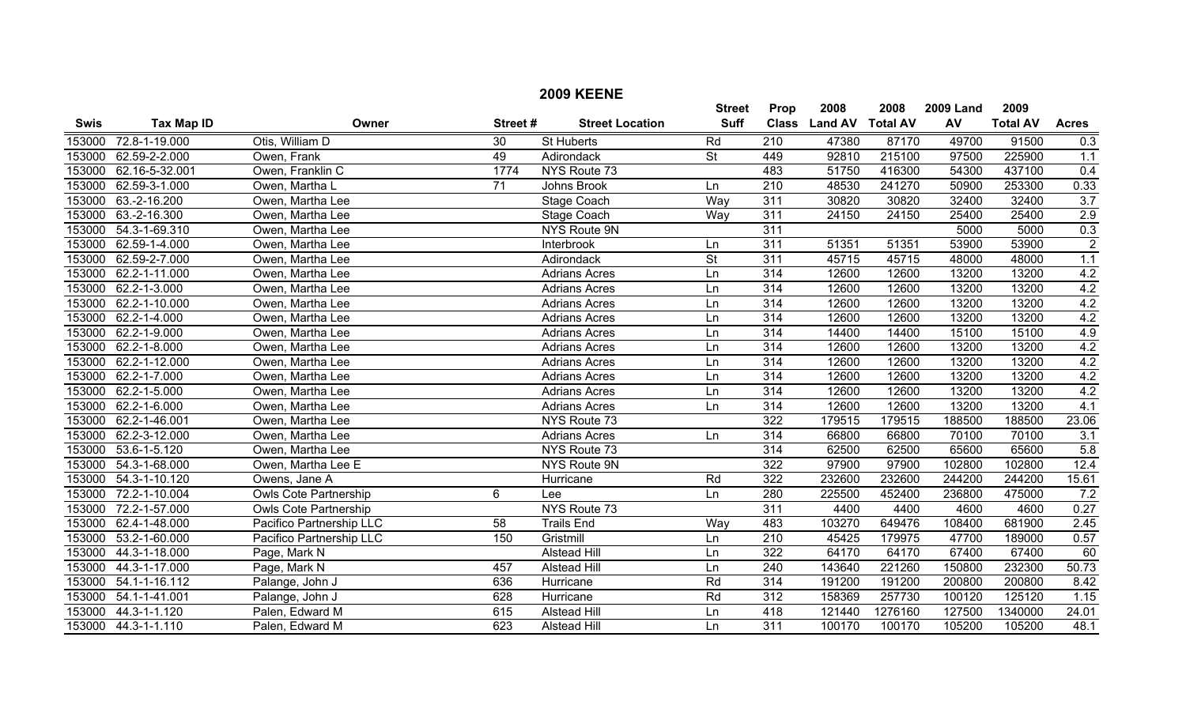## 2009 KEENE

| Swis | Tax Map ID | Owner | Street # | Street Location | Street Suff | Prop Class | 2008 Land AV | 2008 Total AV | 2009 Land AV | 2009 Total AV | Acres |
|---|---|---|---|---|---|---|---|---|---|---|---|
| 153000 | 72.8-1-19.000 | Otis, William D | 30 | St Huberts | Rd | 210 | 47380 | 87170 | 49700 | 91500 | 0.3 |
| 153000 | 62.59-2-2.000 | Owen, Frank | 49 | Adirondack | St | 449 | 92810 | 215100 | 97500 | 225900 | 1.1 |
| 153000 | 62.16-5-32.001 | Owen, Franklin C | 1774 | NYS Route 73 | | 483 | 51750 | 416300 | 54300 | 437100 | 0.4 |
| 153000 | 62.59-3-1.000 | Owen, Martha L | 71 | Johns Brook | Ln | 210 | 48530 | 241270 | 50900 | 253300 | 0.33 |
| 153000 | 63.-2-16.200 | Owen, Martha Lee | | Stage Coach | Way | 311 | 30820 | 30820 | 32400 | 32400 | 3.7 |
| 153000 | 63.-2-16.300 | Owen, Martha Lee | | Stage Coach | Way | 311 | 24150 | 24150 | 25400 | 25400 | 2.9 |
| 153000 | 54.3-1-69.310 | Owen, Martha Lee | | NYS Route 9N | | 311 | | | 5000 | 5000 | 0.3 |
| 153000 | 62.59-1-4.000 | Owen, Martha Lee | | Interbrook | Ln | 311 | 51351 | 51351 | 53900 | 53900 | 2 |
| 153000 | 62.59-2-7.000 | Owen, Martha Lee | | Adirondack | St | 311 | 45715 | 45715 | 48000 | 48000 | 1.1 |
| 153000 | 62.2-1-11.000 | Owen, Martha Lee | | Adrians Acres | Ln | 314 | 12600 | 12600 | 13200 | 13200 | 4.2 |
| 153000 | 62.2-1-3.000 | Owen, Martha Lee | | Adrians Acres | Ln | 314 | 12600 | 12600 | 13200 | 13200 | 4.2 |
| 153000 | 62.2-1-10.000 | Owen, Martha Lee | | Adrians Acres | Ln | 314 | 12600 | 12600 | 13200 | 13200 | 4.2 |
| 153000 | 62.2-1-4.000 | Owen, Martha Lee | | Adrians Acres | Ln | 314 | 12600 | 12600 | 13200 | 13200 | 4.2 |
| 153000 | 62.2-1-9.000 | Owen, Martha Lee | | Adrians Acres | Ln | 314 | 14400 | 14400 | 15100 | 15100 | 4.9 |
| 153000 | 62.2-1-8.000 | Owen, Martha Lee | | Adrians Acres | Ln | 314 | 12600 | 12600 | 13200 | 13200 | 4.2 |
| 153000 | 62.2-1-12.000 | Owen, Martha Lee | | Adrians Acres | Ln | 314 | 12600 | 12600 | 13200 | 13200 | 4.2 |
| 153000 | 62.2-1-7.000 | Owen, Martha Lee | | Adrians Acres | Ln | 314 | 12600 | 12600 | 13200 | 13200 | 4.2 |
| 153000 | 62.2-1-5.000 | Owen, Martha Lee | | Adrians Acres | Ln | 314 | 12600 | 12600 | 13200 | 13200 | 4.2 |
| 153000 | 62.2-1-6.000 | Owen, Martha Lee | | Adrians Acres | Ln | 314 | 12600 | 12600 | 13200 | 13200 | 4.1 |
| 153000 | 62.2-1-46.001 | Owen, Martha Lee | | NYS Route 73 | | 322 | 179515 | 179515 | 188500 | 188500 | 23.06 |
| 153000 | 62.2-3-12.000 | Owen, Martha Lee | | Adrians Acres | Ln | 314 | 66800 | 66800 | 70100 | 70100 | 3.1 |
| 153000 | 53.6-1-5.120 | Owen, Martha Lee | | NYS Route 73 | | 314 | 62500 | 62500 | 65600 | 65600 | 5.8 |
| 153000 | 54.3-1-68.000 | Owen, Martha Lee E | | NYS Route 9N | | 322 | 97900 | 97900 | 102800 | 102800 | 12.4 |
| 153000 | 54.3-1-10.120 | Owens, Jane A | | Hurricane | Rd | 322 | 232600 | 232600 | 244200 | 244200 | 15.61 |
| 153000 | 72.2-1-10.004 | Owls Cote Partnership | 6 | Lee | Ln | 280 | 225500 | 452400 | 236800 | 475000 | 7.2 |
| 153000 | 72.2-1-57.000 | Owls Cote Partnership | | NYS Route 73 | | 311 | 4400 | 4400 | 4600 | 4600 | 0.27 |
| 153000 | 62.4-1-48.000 | Pacifico Partnership LLC | 58 | Trails End | Way | 483 | 103270 | 649476 | 108400 | 681900 | 2.45 |
| 153000 | 53.2-1-60.000 | Pacifico Partnership LLC | 150 | Gristmill | Ln | 210 | 45425 | 179975 | 47700 | 189000 | 0.57 |
| 153000 | 44.3-1-18.000 | Page, Mark N | | Alstead Hill | Ln | 322 | 64170 | 64170 | 67400 | 67400 | 60 |
| 153000 | 44.3-1-17.000 | Page, Mark N | 457 | Alstead Hill | Ln | 240 | 143640 | 221260 | 150800 | 232300 | 50.73 |
| 153000 | 54.1-1-16.112 | Palange, John J | 636 | Hurricane | Rd | 314 | 191200 | 191200 | 200800 | 200800 | 8.42 |
| 153000 | 54.1-1-41.001 | Palange, John J | 628 | Hurricane | Rd | 312 | 158369 | 257730 | 100120 | 125120 | 1.15 |
| 153000 | 44.3-1-1.120 | Palen, Edward M | 615 | Alstead Hill | Ln | 418 | 121440 | 1276160 | 127500 | 1340000 | 24.01 |
| 153000 | 44.3-1-1.110 | Palen, Edward M | 623 | Alstead Hill | Ln | 311 | 100170 | 100170 | 105200 | 105200 | 48.1 |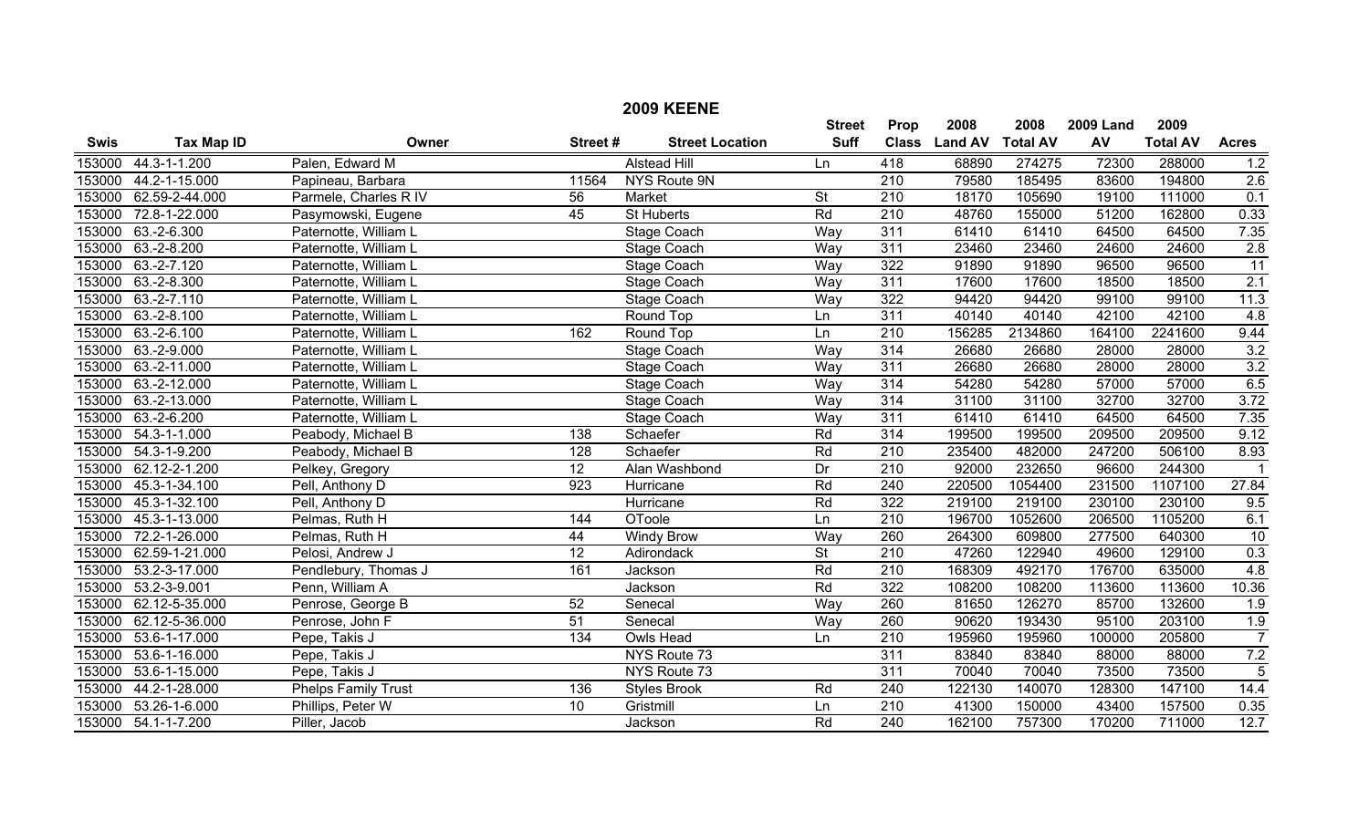# 2009 KEENE

| Swis | Tax Map ID | Owner | Street # | Street Location | Street Suff | Prop Class | 2008 Land AV | 2008 Total AV | 2009 Land AV | 2009 Total AV | Acres |
|---|---|---|---|---|---|---|---|---|---|---|---|
| 153000 | 44.3-1-1.200 | Palen, Edward M | | Alstead Hill | Ln | 418 | 68890 | 274275 | 72300 | 288000 | 1.2 |
| 153000 | 44.2-1-15.000 | Papineau, Barbara | 11564 | NYS Route 9N | | 210 | 79580 | 185495 | 83600 | 194800 | 2.6 |
| 153000 | 62.59-2-44.000 | Parmele, Charles R IV | 56 | Market | St | 210 | 18170 | 105690 | 19100 | 111000 | 0.1 |
| 153000 | 72.8-1-22.000 | Pasymowski, Eugene | 45 | St Huberts | Rd | 210 | 48760 | 155000 | 51200 | 162800 | 0.33 |
| 153000 | 63.-2-6.300 | Paternotte, William L | | Stage Coach | Way | 311 | 61410 | 61410 | 64500 | 64500 | 7.35 |
| 153000 | 63.-2-8.200 | Paternotte, William L | | Stage Coach | Way | 311 | 23460 | 23460 | 24600 | 24600 | 2.8 |
| 153000 | 63.-2-7.120 | Paternotte, William L | | Stage Coach | Way | 322 | 91890 | 91890 | 96500 | 96500 | 11 |
| 153000 | 63.-2-8.300 | Paternotte, William L | | Stage Coach | Way | 311 | 17600 | 17600 | 18500 | 18500 | 2.1 |
| 153000 | 63.-2-7.110 | Paternotte, William L | | Stage Coach | Way | 322 | 94420 | 94420 | 99100 | 99100 | 11.3 |
| 153000 | 63.-2-8.100 | Paternotte, William L | | Round Top | Ln | 311 | 40140 | 40140 | 42100 | 42100 | 4.8 |
| 153000 | 63.-2-6.100 | Paternotte, William L | 162 | Round Top | Ln | 210 | 156285 | 2134860 | 164100 | 2241600 | 9.44 |
| 153000 | 63.-2-9.000 | Paternotte, William L | | Stage Coach | Way | 314 | 26680 | 26680 | 28000 | 28000 | 3.2 |
| 153000 | 63.-2-11.000 | Paternotte, William L | | Stage Coach | Way | 311 | 26680 | 26680 | 28000 | 28000 | 3.2 |
| 153000 | 63.-2-12.000 | Paternotte, William L | | Stage Coach | Way | 314 | 54280 | 54280 | 57000 | 57000 | 6.5 |
| 153000 | 63.-2-13.000 | Paternotte, William L | | Stage Coach | Way | 314 | 31100 | 31100 | 32700 | 32700 | 3.72 |
| 153000 | 63.-2-6.200 | Paternotte, William L | | Stage Coach | Way | 311 | 61410 | 61410 | 64500 | 64500 | 7.35 |
| 153000 | 54.3-1-1.000 | Peabody, Michael B | 138 | Schaefer | Rd | 314 | 199500 | 199500 | 209500 | 209500 | 9.12 |
| 153000 | 54.3-1-9.200 | Peabody, Michael B | 128 | Schaefer | Rd | 210 | 235400 | 482000 | 247200 | 506100 | 8.93 |
| 153000 | 62.12-2-1.200 | Pelkey, Gregory | 12 | Alan Washbond | Dr | 210 | 92000 | 232650 | 96600 | 244300 | 1 |
| 153000 | 45.3-1-34.100 | Pell, Anthony D | 923 | Hurricane | Rd | 240 | 220500 | 1054400 | 231500 | 1107100 | 27.84 |
| 153000 | 45.3-1-32.100 | Pell, Anthony D | | Hurricane | Rd | 322 | 219100 | 219100 | 230100 | 230100 | 9.5 |
| 153000 | 45.3-1-13.000 | Pelmas, Ruth H | 144 | OToole | Ln | 210 | 196700 | 1052600 | 206500 | 1105200 | 6.1 |
| 153000 | 72.2-1-26.000 | Pelmas, Ruth H | 44 | Windy Brow | Way | 260 | 264300 | 609800 | 277500 | 640300 | 10 |
| 153000 | 62.59-1-21.000 | Pelosi, Andrew J | 12 | Adirondack | St | 210 | 47260 | 122940 | 49600 | 129100 | 0.3 |
| 153000 | 53.2-3-17.000 | Pendlebury, Thomas J | 161 | Jackson | Rd | 210 | 168309 | 492170 | 176700 | 635000 | 4.8 |
| 153000 | 53.2-3-9.001 | Penn, William A | | Jackson | Rd | 322 | 108200 | 108200 | 113600 | 113600 | 10.36 |
| 153000 | 62.12-5-35.000 | Penrose, George B | 52 | Senecal | Way | 260 | 81650 | 126270 | 85700 | 132600 | 1.9 |
| 153000 | 62.12-5-36.000 | Penrose, John F | 51 | Senecal | Way | 260 | 90620 | 193430 | 95100 | 203100 | 1.9 |
| 153000 | 53.6-1-17.000 | Pepe, Takis J | 134 | Owls Head | Ln | 210 | 195960 | 195960 | 100000 | 205800 | 7 |
| 153000 | 53.6-1-16.000 | Pepe, Takis J | | NYS Route 73 | | 311 | 83840 | 83840 | 88000 | 88000 | 7.2 |
| 153000 | 53.6-1-15.000 | Pepe, Takis J | | NYS Route 73 | | 311 | 70040 | 70040 | 73500 | 73500 | 5 |
| 153000 | 44.2-1-28.000 | Phelps Family Trust | 136 | Styles Brook | Rd | 240 | 122130 | 140070 | 128300 | 147100 | 14.4 |
| 153000 | 53.26-1-6.000 | Phillips, Peter W | 10 | Gristmill | Ln | 210 | 41300 | 150000 | 43400 | 157500 | 0.35 |
| 153000 | 54.1-1-7.200 | Piller, Jacob | | Jackson | Rd | 240 | 162100 | 757300 | 170200 | 711000 | 12.7 |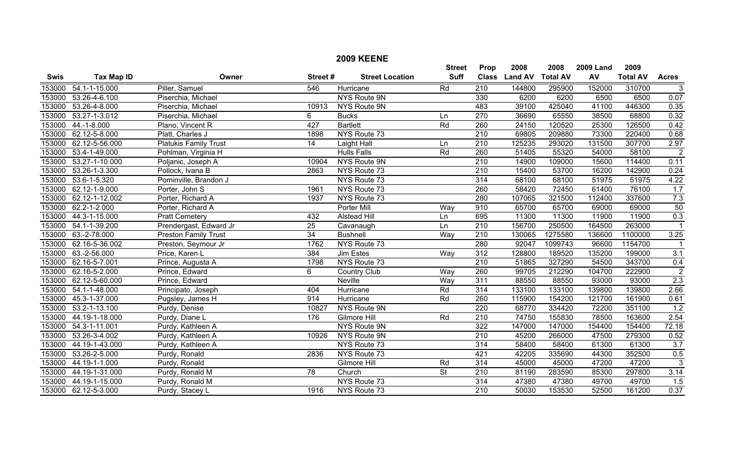# 2009 KEENE

| Swis | Tax Map ID | Owner | Street # | Street Location | Street Suff | Prop Class | 2008 Land AV | 2008 Total AV | 2009 Land AV | 2009 Total AV | Acres |
|---|---|---|---|---|---|---|---|---|---|---|---|
| 153000 | 54.1-1-15.000 | Piller, Samuel | 546 | Hurricane | Rd | 210 | 144800 | 295900 | 152000 | 310700 | 3 |
| 153000 | 53.26-4-6.100 | Piserchia, Michael | | NYS Route 9N | | 330 | 6200 | 6200 | 6500 | 6500 | 0.07 |
| 153000 | 53.26-4-8.000 | Piserchia, Michael | 10913 | NYS Route 9N | | 483 | 39100 | 425040 | 41100 | 446300 | 0.35 |
| 153000 | 53.27-1-3.012 | Piserchia, Michael | 6 | Bucks | Ln | 270 | 36690 | 65550 | 38500 | 68800 | 0.32 |
| 153000 | 44.-1-8.000 | Plano, Vincent R | 427 | Bartlett | Rd | 260 | 24150 | 120520 | 25300 | 126500 | 0.42 |
| 153000 | 62.12-5-8.000 | Platt, Charles J | 1898 | NYS Route 73 | | 210 | 69805 | 209880 | 73300 | 220400 | 0.68 |
| 153000 | 62.12-5-56.000 | Platukis Family Trust | 14 | Laight Hall | Ln | 210 | 125235 | 293020 | 131500 | 307700 | 2.97 |
| 153000 | 53.4-1-49.000 | Pohlman, Virginia H | | Hulls Falls | Rd | 260 | 51405 | 55320 | 54000 | 58100 | 2 |
| 153000 | 53.27-1-10.000 | Poljanic, Joseph A | 10904 | NYS Route 9N | | 210 | 14900 | 109000 | 15600 | 114400 | 0.11 |
| 153000 | 53.26-1-3.300 | Pollock, Ivana B | 2863 | NYS Route 73 | | 210 | 15400 | 53700 | 16200 | 142900 | 0.24 |
| 153000 | 53.6-1-5.320 | Pominville, Brandon J | | NYS Route 73 | | 314 | 68100 | 68100 | 51975 | 51975 | 4.22 |
| 153000 | 62.12-1-9.000 | Porter, John S | 1961 | NYS Route 73 | | 260 | 58420 | 72450 | 61400 | 76100 | 1.7 |
| 153000 | 62.12-1-12.002 | Porter, Richard A | 1937 | NYS Route 73 | | 280 | 107065 | 321500 | 112400 | 337600 | 7.3 |
| 153000 | 62.2-1-2.000 | Porter, Richard A | | Porter Mill | Way | 910 | 65700 | 65700 | 69000 | 69000 | 50 |
| 153000 | 44.3-1-15.000 | Pratt Cemetery | 432 | Alstead Hill | Ln | 695 | 11300 | 11300 | 11900 | 11900 | 0.3 |
| 153000 | 54.1-1-39.200 | Prendergast, Edward Jr | 25 | Cavanaugh | Ln | 210 | 156700 | 250500 | 164500 | 263000 | 1 |
| 153000 | 63.-2-78.000 | Preston Family Trust | 34 | Bushnell | Way | 210 | 130065 | 1275580 | 136600 | 1100000 | 3.25 |
| 153000 | 62.16-5-36.002 | Preston, Seymour Jr | 1762 | NYS Route 73 | | 280 | 92047 | 1099743 | 96600 | 1154700 | 1 |
| 153000 | 63.-2-56.000 | Price, Karen L | 384 | Jim Estes | Way | 312 | 128800 | 189520 | 135200 | 199000 | 3.1 |
| 153000 | 62.16-5-7.001 | Prince, Augusta A | 1798 | NYS Route 73 | | 210 | 51865 | 327290 | 54500 | 343700 | 0.4 |
| 153000 | 62.16-5-2.000 | Prince, Edward | 6 | Country Club | Way | 260 | 99705 | 212290 | 104700 | 222900 | 2 |
| 153000 | 62.12-5-60.000 | Prince, Edward | | Neville | Way | 311 | 88550 | 88550 | 93000 | 93000 | 2.3 |
| 153000 | 54.1-1-48.000 | Principato, Joseph | 404 | Hurricane | Rd | 314 | 133100 | 133100 | 139800 | 139800 | 2.66 |
| 153000 | 45.3-1-37.000 | Pugsley, James H | 914 | Hurricane | Rd | 260 | 115900 | 154200 | 121700 | 161900 | 0.61 |
| 153000 | 53.2-1-13.100 | Purdy, Denise | 10827 | NYS Route 9N | | 220 | 68770 | 334420 | 72200 | 351100 | 1.2 |
| 153000 | 44.19-1-18.000 | Purdy, Diane L | 176 | Gilmore Hill | Rd | 210 | 74750 | 155830 | 78500 | 163600 | 2.54 |
| 153000 | 54.3-1-11.001 | Purdy, Kathleen A | | NYS Route 9N | | 322 | 147000 | 147000 | 154400 | 154400 | 72.18 |
| 153000 | 53.26-3-4.002 | Purdy, Kathleen A | 10926 | NYS Route 9N | | 210 | 45200 | 266000 | 47500 | 279300 | 0.52 |
| 153000 | 44.19-1-43.000 | Purdy, Kathleen A | | NYS Route 73 | | 314 | 58400 | 58400 | 61300 | 61300 | 3.7 |
| 153000 | 53.26-2-5.000 | Purdy, Ronald | 2836 | NYS Route 73 | | 421 | 42205 | 335690 | 44300 | 352500 | 0.5 |
| 153000 | 44.19-1-1.000 | Purdy, Ronald | | Gilmore Hill | Rd | 314 | 45000 | 45000 | 47200 | 47200 | 3 |
| 153000 | 44.19-1-31.000 | Purdy, Ronald M | 78 | Church | St | 210 | 81190 | 283590 | 85300 | 297800 | 3.14 |
| 153000 | 44.19-1-15.000 | Purdy, Ronald M | | NYS Route 73 | | 314 | 47380 | 47380 | 49700 | 49700 | 1.5 |
| 153000 | 62.12-5-3.000 | Purdy, Stacey L | 1916 | NYS Route 73 | | 210 | 50030 | 153530 | 52500 | 161200 | 0.37 |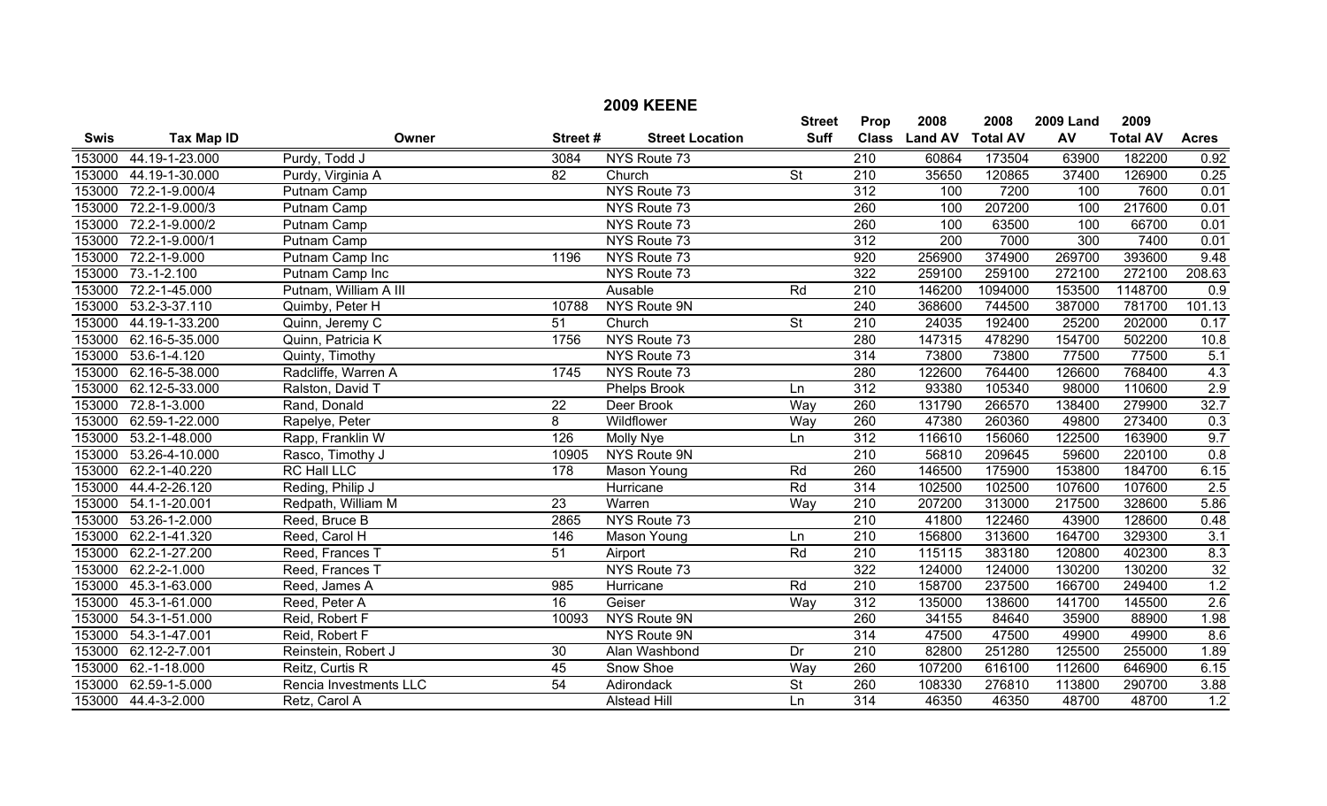# 2009 KEENE

| Swis | Tax Map ID | Owner | Street # | Street Location | Street Suff | Prop Class | 2008 Land AV | 2008 Total AV | 2009 Land AV | 2009 Total AV | Acres |
|---|---|---|---|---|---|---|---|---|---|---|---|
| 153000 | 44.19-1-23.000 | Purdy, Todd J | 3084 | NYS Route 73 | | 210 | 60864 | 173504 | 63900 | 182200 | 0.92 |
| 153000 | 44.19-1-30.000 | Purdy, Virginia A | 82 | Church | St | 210 | 35650 | 120865 | 37400 | 126900 | 0.25 |
| 153000 | 72.2-1-9.000/4 | Putnam Camp | | NYS Route 73 | | 312 | 100 | 7200 | 100 | 7600 | 0.01 |
| 153000 | 72.2-1-9.000/3 | Putnam Camp | | NYS Route 73 | | 260 | 100 | 207200 | 100 | 217600 | 0.01 |
| 153000 | 72.2-1-9.000/2 | Putnam Camp | | NYS Route 73 | | 260 | 100 | 63500 | 100 | 66700 | 0.01 |
| 153000 | 72.2-1-9.000/1 | Putnam Camp | | NYS Route 73 | | 312 | 200 | 7000 | 300 | 7400 | 0.01 |
| 153000 | 72.2-1-9.000 | Putnam Camp Inc | 1196 | NYS Route 73 | | 920 | 256900 | 374900 | 269700 | 393600 | 9.48 |
| 153000 | 73.-1-2.100 | Putnam Camp Inc | | NYS Route 73 | | 322 | 259100 | 259100 | 272100 | 272100 | 208.63 |
| 153000 | 72.2-1-45.000 | Putnam, William A III | | Ausable | Rd | 210 | 146200 | 1094000 | 153500 | 1148700 | 0.9 |
| 153000 | 53.2-3-37.110 | Quimby, Peter H | 10788 | NYS Route 9N | | 240 | 368600 | 744500 | 387000 | 781700 | 101.13 |
| 153000 | 44.19-1-33.200 | Quinn, Jeremy C | 51 | Church | St | 210 | 24035 | 192400 | 25200 | 202000 | 0.17 |
| 153000 | 62.16-5-35.000 | Quinn, Patricia K | 1756 | NYS Route 73 | | 280 | 147315 | 478290 | 154700 | 502200 | 10.8 |
| 153000 | 53.6-1-4.120 | Quinty, Timothy | | NYS Route 73 | | 314 | 73800 | 73800 | 77500 | 77500 | 5.1 |
| 153000 | 62.16-5-38.000 | Radcliffe, Warren A | 1745 | NYS Route 73 | | 280 | 122600 | 764400 | 126600 | 768400 | 4.3 |
| 153000 | 62.12-5-33.000 | Ralston, David T | | Phelps Brook | Ln | 312 | 93380 | 105340 | 98000 | 110600 | 2.9 |
| 153000 | 72.8-1-3.000 | Rand, Donald | 22 | Deer Brook | Way | 260 | 131790 | 266570 | 138400 | 279900 | 32.7 |
| 153000 | 62.59-1-22.000 | Rapelye, Peter | 8 | Wildflower | Way | 260 | 47380 | 260360 | 49800 | 273400 | 0.3 |
| 153000 | 53.2-1-48.000 | Rapp, Franklin W | 126 | Molly Nye | Ln | 312 | 116610 | 156060 | 122500 | 163900 | 9.7 |
| 153000 | 53.26-4-10.000 | Rasco, Timothy J | 10905 | NYS Route 9N | | 210 | 56810 | 209645 | 59600 | 220100 | 0.8 |
| 153000 | 62.2-1-40.220 | RC Hall LLC | 178 | Mason Young | Rd | 260 | 146500 | 175900 | 153800 | 184700 | 6.15 |
| 153000 | 44.4-2-26.120 | Reding, Philip J | | Hurricane | Rd | 314 | 102500 | 102500 | 107600 | 107600 | 2.5 |
| 153000 | 54.1-1-20.001 | Redpath, William M | 23 | Warren | Way | 210 | 207200 | 313000 | 217500 | 328600 | 5.86 |
| 153000 | 53.26-1-2.000 | Reed, Bruce B | 2865 | NYS Route 73 | | 210 | 41800 | 122460 | 43900 | 128600 | 0.48 |
| 153000 | 62.2-1-41.320 | Reed, Carol H | 146 | Mason Young | Ln | 210 | 156800 | 313600 | 164700 | 329300 | 3.1 |
| 153000 | 62.2-1-27.200 | Reed, Frances T | 51 | Airport | Rd | 210 | 115115 | 383180 | 120800 | 402300 | 8.3 |
| 153000 | 62.2-2-1.000 | Reed, Frances T | | NYS Route 73 | | 322 | 124000 | 124000 | 130200 | 130200 | 32 |
| 153000 | 45.3-1-63.000 | Reed, James A | 985 | Hurricane | Rd | 210 | 158700 | 237500 | 166700 | 249400 | 1.2 |
| 153000 | 45.3-1-61.000 | Reed, Peter A | 16 | Geiser | Way | 312 | 135000 | 138600 | 141700 | 145500 | 2.6 |
| 153000 | 54.3-1-51.000 | Reid, Robert F | 10093 | NYS Route 9N | | 260 | 34155 | 84640 | 35900 | 88900 | 1.98 |
| 153000 | 54.3-1-47.001 | Reid, Robert F | | NYS Route 9N | | 314 | 47500 | 47500 | 49900 | 49900 | 8.6 |
| 153000 | 62.12-2-7.001 | Reinstein, Robert J | 30 | Alan Washbond | Dr | 210 | 82800 | 251280 | 125500 | 255000 | 1.89 |
| 153000 | 62.-1-18.000 | Reitz, Curtis R | 45 | Snow Shoe | Way | 260 | 107200 | 616100 | 112600 | 646900 | 6.15 |
| 153000 | 62.59-1-5.000 | Rencia Investments LLC | 54 | Adirondack | St | 260 | 108330 | 276810 | 113800 | 290700 | 3.88 |
| 153000 | 44.4-3-2.000 | Retz, Carol A | | Alstead Hill | Ln | 314 | 46350 | 46350 | 48700 | 48700 | 1.2 |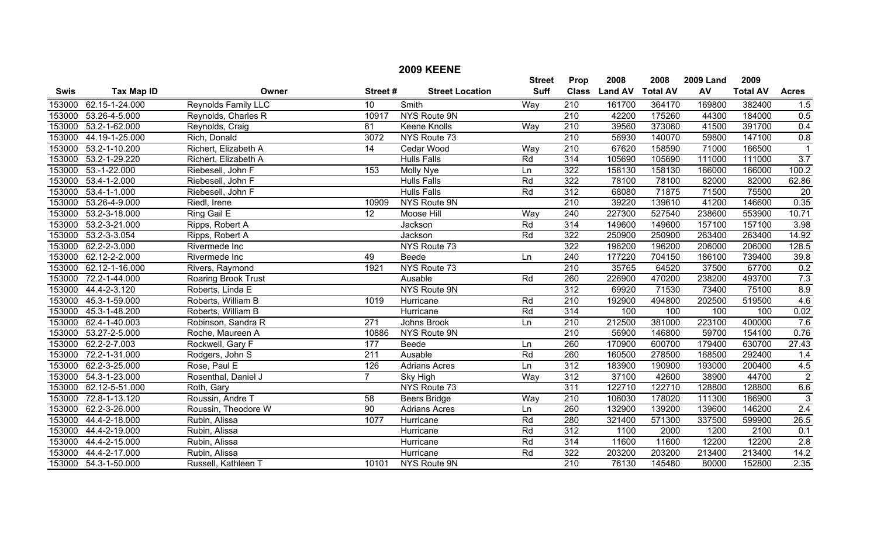# 2009 KEENE

| Swis | Tax Map ID | Owner | Street # | Street Location | Street Suff | Prop Class | 2008 Land AV | 2008 Total AV | 2009 Land AV | 2009 Total AV | Acres |
|---|---|---|---|---|---|---|---|---|---|---|---|
| 153000 | 62.15-1-24.000 | Reynolds Family LLC | 10 | Smith | Way | 210 | 161700 | 364170 | 169800 | 382400 | 1.5 |
| 153000 | 53.26-4-5.000 | Reynolds, Charles R | 10917 | NYS Route 9N | | 210 | 42200 | 175260 | 44300 | 184000 | 0.5 |
| 153000 | 53.2-1-62.000 | Reynolds, Craig | 61 | Keene Knolls | Way | 210 | 39560 | 373060 | 41500 | 391700 | 0.4 |
| 153000 | 44.19-1-25.000 | Rich, Donald | 3072 | NYS Route 73 | | 210 | 56930 | 140070 | 59800 | 147100 | 0.8 |
| 153000 | 53.2-1-10.200 | Richert, Elizabeth A | 14 | Cedar Wood | Way | 210 | 67620 | 158590 | 71000 | 166500 | 1 |
| 153000 | 53.2-1-29.220 | Richert, Elizabeth A | | Hulls Falls | Rd | 314 | 105690 | 105690 | 111000 | 111000 | 3.7 |
| 153000 | 53.-1-22.000 | Riebesell, John F | 153 | Molly Nye | Ln | 322 | 158130 | 158130 | 166000 | 166000 | 100.2 |
| 153000 | 53.4-1-2.000 | Riebesell, John F | | Hulls Falls | Rd | 322 | 78100 | 78100 | 82000 | 82000 | 62.86 |
| 153000 | 53.4-1-1.000 | Riebesell, John F | | Hulls Falls | Rd | 312 | 68080 | 71875 | 71500 | 75500 | 20 |
| 153000 | 53.26-4-9.000 | Riedl, Irene | 10909 | NYS Route 9N | | 210 | 39220 | 139610 | 41200 | 146600 | 0.35 |
| 153000 | 53.2-3-18.000 | Ring Gail E | 12 | Moose Hill | Way | 240 | 227300 | 527540 | 238600 | 553900 | 10.71 |
| 153000 | 53.2-3-21.000 | Ripps, Robert A | | Jackson | Rd | 314 | 149600 | 149600 | 157100 | 157100 | 3.98 |
| 153000 | 53.2-3-3.054 | Ripps, Robert A | | Jackson | Rd | 322 | 250900 | 250900 | 263400 | 263400 | 14.92 |
| 153000 | 62.2-2-3.000 | Rivermede Inc | | NYS Route 73 | | 322 | 196200 | 196200 | 206000 | 206000 | 128.5 |
| 153000 | 62.12-2-2.000 | Rivermede Inc | 49 | Beede | Ln | 240 | 177220 | 704150 | 186100 | 739400 | 39.8 |
| 153000 | 62.12-1-16.000 | Rivers, Raymond | 1921 | NYS Route 73 | | 210 | 35765 | 64520 | 37500 | 67700 | 0.2 |
| 153000 | 72.2-1-44.000 | Roaring Brook Trust | | Ausable | Rd | 260 | 226900 | 470200 | 238200 | 493700 | 7.3 |
| 153000 | 44.4-2-3.120 | Roberts, Linda E | | NYS Route 9N | | 312 | 69920 | 71530 | 73400 | 75100 | 8.9 |
| 153000 | 45.3-1-59.000 | Roberts, William B | 1019 | Hurricane | Rd | 210 | 192900 | 494800 | 202500 | 519500 | 4.6 |
| 153000 | 45.3-1-48.200 | Roberts, William B | | Hurricane | Rd | 314 | 100 | 100 | 100 | 100 | 0.02 |
| 153000 | 62.4-1-40.003 | Robinson, Sandra R | 271 | Johns Brook | Ln | 210 | 212500 | 381000 | 223100 | 400000 | 7.6 |
| 153000 | 53.27-2-5.000 | Roche, Maureen A | 10886 | NYS Route 9N | | 210 | 56900 | 146800 | 59700 | 154100 | 0.76 |
| 153000 | 62.2-2-7.003 | Rockwell, Gary F | 177 | Beede | Ln | 260 | 170900 | 600700 | 179400 | 630700 | 27.43 |
| 153000 | 72.2-1-31.000 | Rodgers, John S | 211 | Ausable | Rd | 260 | 160500 | 278500 | 168500 | 292400 | 1.4 |
| 153000 | 62.2-3-25.000 | Rose, Paul E | 126 | Adrians Acres | Ln | 312 | 183900 | 190900 | 193000 | 200400 | 4.5 |
| 153000 | 54.3-1-23.000 | Rosenthal, Daniel J | 7 | Sky High | Way | 312 | 37100 | 42600 | 38900 | 44700 | 2 |
| 153000 | 62.12-5-51.000 | Roth, Gary | | NYS Route 73 | | 311 | 122710 | 122710 | 128800 | 128800 | 6.6 |
| 153000 | 72.8-1-13.120 | Roussin, Andre T | 58 | Beers Bridge | Way | 210 | 106030 | 178020 | 111300 | 186900 | 3 |
| 153000 | 62.2-3-26.000 | Roussin, Theodore W | 90 | Adrians Acres | Ln | 260 | 132900 | 139200 | 139600 | 146200 | 2.4 |
| 153000 | 44.4-2-18.000 | Rubin, Alissa | 1077 | Hurricane | Rd | 280 | 321400 | 571300 | 337500 | 599900 | 26.5 |
| 153000 | 44.4-2-19.000 | Rubin, Alissa | | Hurricane | Rd | 312 | 1100 | 2000 | 1200 | 2100 | 0.1 |
| 153000 | 44.4-2-15.000 | Rubin, Alissa | | Hurricane | Rd | 314 | 11600 | 11600 | 12200 | 12200 | 2.8 |
| 153000 | 44.4-2-17.000 | Rubin, Alissa | | Hurricane | Rd | 322 | 203200 | 203200 | 213400 | 213400 | 14.2 |
| 153000 | 54.3-1-50.000 | Russell, Kathleen T | 10101 | NYS Route 9N | | 210 | 76130 | 145480 | 80000 | 152800 | 2.35 |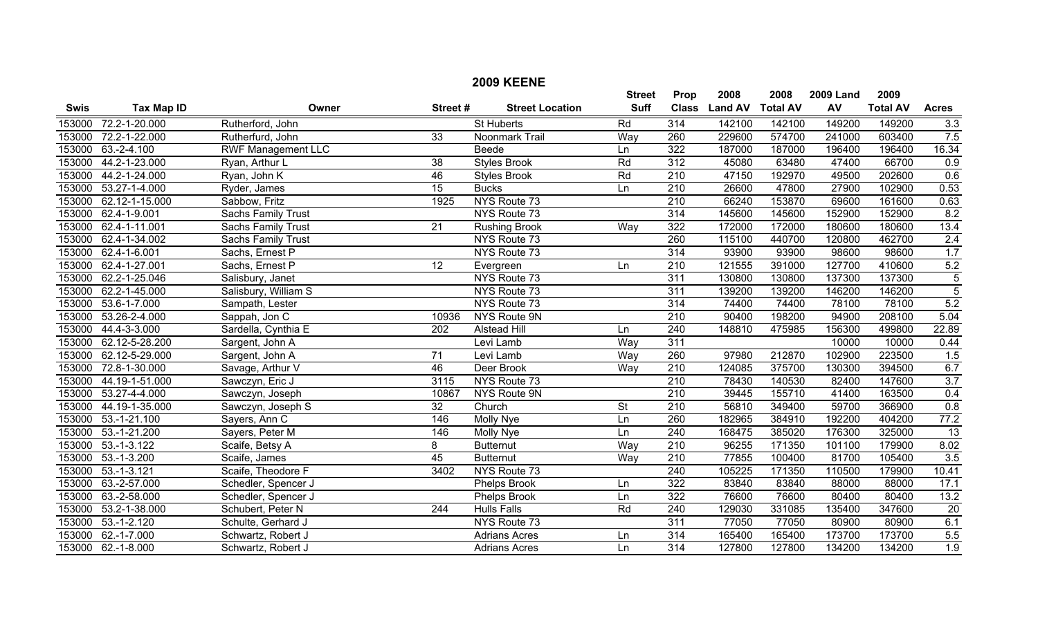# 2009 KEENE

| Swis | Tax Map ID | Owner | Street # | Street Location | Street Suff | Prop Class | 2008 Land AV | 2008 Total AV | 2009 Land AV | 2009 Total AV | Acres |
|---|---|---|---|---|---|---|---|---|---|---|---|
| 153000 | 72.2-1-20.000 | Rutherford, John | | St Huberts | Rd | 314 | 142100 | 142100 | 149200 | 149200 | 3.3 |
| 153000 | 72.2-1-22.000 | Rutherfurd, John | 33 | Noonmark Trail | Way | 260 | 229600 | 574700 | 241000 | 603400 | 7.5 |
| 153000 | 63.-2-4.100 | RWF Management LLC | | Beede | Ln | 322 | 187000 | 187000 | 196400 | 196400 | 16.34 |
| 153000 | 44.2-1-23.000 | Ryan, Arthur L | 38 | Styles Brook | Rd | 312 | 45080 | 63480 | 47400 | 66700 | 0.9 |
| 153000 | 44.2-1-24.000 | Ryan, John K | 46 | Styles Brook | Rd | 210 | 47150 | 192970 | 49500 | 202600 | 0.6 |
| 153000 | 53.27-1-4.000 | Ryder, James | 15 | Bucks | Ln | 210 | 26600 | 47800 | 27900 | 102900 | 0.53 |
| 153000 | 62.12-1-15.000 | Sabbow, Fritz | 1925 | NYS Route 73 | | 210 | 66240 | 153870 | 69600 | 161600 | 0.63 |
| 153000 | 62.4-1-9.001 | Sachs Family Trust | | NYS Route 73 | | 314 | 145600 | 145600 | 152900 | 152900 | 8.2 |
| 153000 | 62.4-1-11.001 | Sachs Family Trust | 21 | Rushing Brook | Way | 322 | 172000 | 172000 | 180600 | 180600 | 13.4 |
| 153000 | 62.4-1-34.002 | Sachs Family Trust | | NYS Route 73 | | 260 | 115100 | 440700 | 120800 | 462700 | 2.4 |
| 153000 | 62.4-1-6.001 | Sachs, Ernest P | | NYS Route 73 | | 314 | 93900 | 93900 | 98600 | 98600 | 1.7 |
| 153000 | 62.4-1-27.001 | Sachs, Ernest P | 12 | Evergreen | Ln | 210 | 121555 | 391000 | 127700 | 410600 | 5.2 |
| 153000 | 62.2-1-25.046 | Salisbury, Janet | | NYS Route 73 | | 311 | 130800 | 130800 | 137300 | 137300 | 5 |
| 153000 | 62.2-1-45.000 | Salisbury, William S | | NYS Route 73 | | 311 | 139200 | 139200 | 146200 | 146200 | 5 |
| 153000 | 53.6-1-7.000 | Sampath, Lester | | NYS Route 73 | | 314 | 74400 | 74400 | 78100 | 78100 | 5.2 |
| 153000 | 53.26-2-4.000 | Sappah, Jon C | 10936 | NYS Route 9N | | 210 | 90400 | 198200 | 94900 | 208100 | 5.04 |
| 153000 | 44.4-3-3.000 | Sardella, Cynthia E | 202 | Alstead Hill | Ln | 240 | 148810 | 475985 | 156300 | 499800 | 22.89 |
| 153000 | 62.12-5-28.200 | Sargent, John A | | Levi Lamb | Way | 311 | | | 10000 | 10000 | 0.44 |
| 153000 | 62.12-5-29.000 | Sargent, John A | 71 | Levi Lamb | Way | 260 | 97980 | 212870 | 102900 | 223500 | 1.5 |
| 153000 | 72.8-1-30.000 | Savage, Arthur V | 46 | Deer Brook | Way | 210 | 124085 | 375700 | 130300 | 394500 | 6.7 |
| 153000 | 44.19-1-51.000 | Sawczyn, Eric J | 3115 | NYS Route 73 | | 210 | 78430 | 140530 | 82400 | 147600 | 3.7 |
| 153000 | 53.27-4-4.000 | Sawczyn, Joseph | 10867 | NYS Route 9N | | 210 | 39445 | 155710 | 41400 | 163500 | 0.4 |
| 153000 | 44.19-1-35.000 | Sawczyn, Joseph S | 32 | Church | St | 210 | 56810 | 349400 | 59700 | 366900 | 0.8 |
| 153000 | 53.-1-21.100 | Sayers, Ann C | 146 | Molly Nye | Ln | 260 | 182965 | 384910 | 192200 | 404200 | 77.2 |
| 153000 | 53.-1-21.200 | Sayers, Peter M | 146 | Molly Nye | Ln | 240 | 168475 | 385020 | 176300 | 325000 | 13 |
| 153000 | 53.-1-3.122 | Scaife, Betsy A | 8 | Butternut | Way | 210 | 96255 | 171350 | 101100 | 179900 | 8.02 |
| 153000 | 53.-1-3.200 | Scaife, James | 45 | Butternut | Way | 210 | 77855 | 100400 | 81700 | 105400 | 3.5 |
| 153000 | 53.-1-3.121 | Scaife, Theodore F | 3402 | NYS Route 73 | | 240 | 105225 | 171350 | 110500 | 179900 | 10.41 |
| 153000 | 63.-2-57.000 | Schedler, Spencer J | | Phelps Brook | Ln | 322 | 83840 | 83840 | 88000 | 88000 | 17.1 |
| 153000 | 63.-2-58.000 | Schedler, Spencer J | | Phelps Brook | Ln | 322 | 76600 | 76600 | 80400 | 80400 | 13.2 |
| 153000 | 53.2-1-38.000 | Schubert, Peter N | 244 | Hulls Falls | Rd | 240 | 129030 | 331085 | 135400 | 347600 | 20 |
| 153000 | 53.-1-2.120 | Schulte, Gerhard J | | NYS Route 73 | | 311 | 77050 | 77050 | 80900 | 80900 | 6.1 |
| 153000 | 62.-1-7.000 | Schwartz, Robert J | | Adrians Acres | Ln | 314 | 165400 | 165400 | 173700 | 173700 | 5.5 |
| 153000 | 62.-1-8.000 | Schwartz, Robert J | | Adrians Acres | Ln | 314 | 127800 | 127800 | 134200 | 134200 | 1.9 |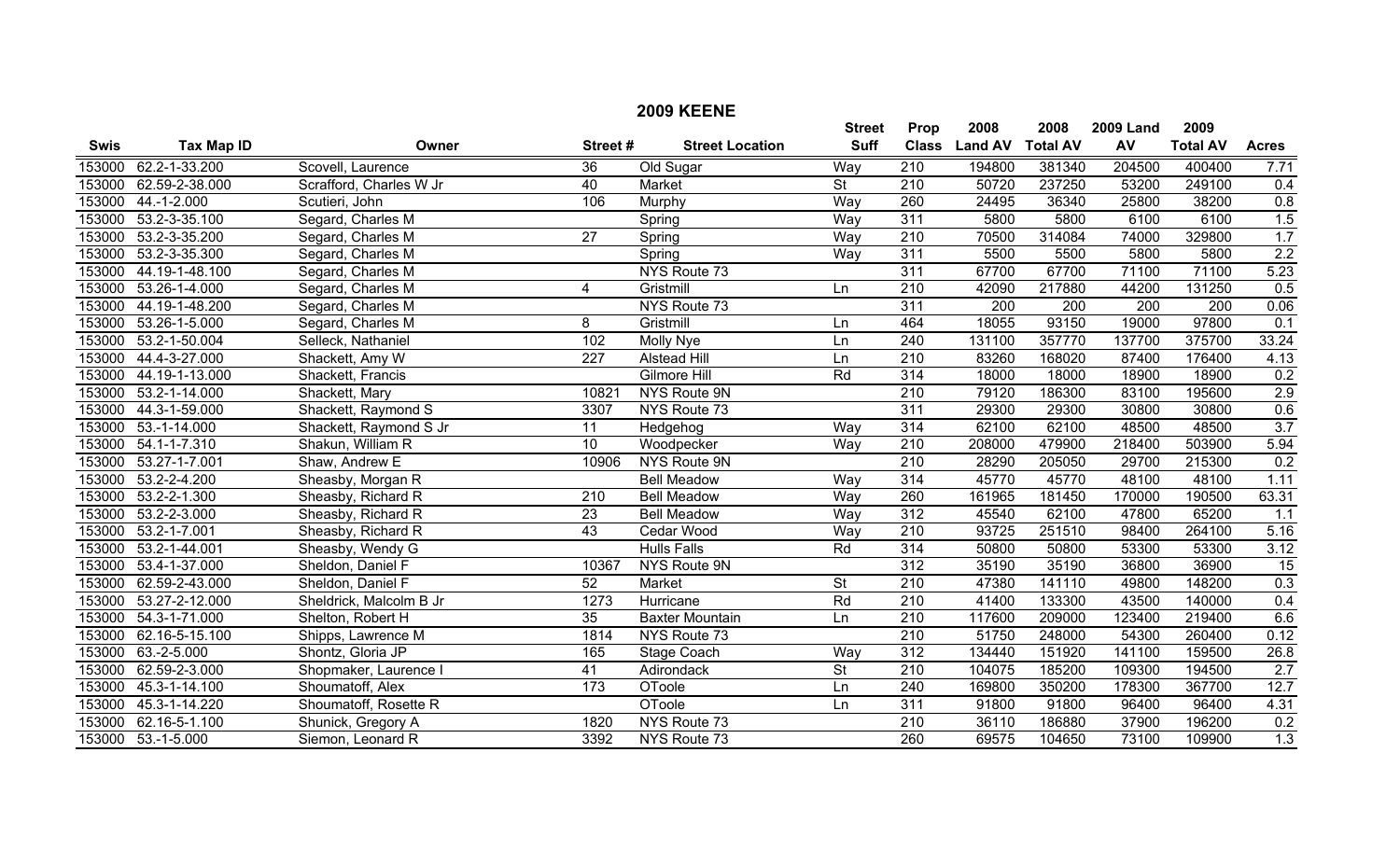## 2009 KEENE

| Swis | Tax Map ID | Owner | Street # | Street Location | Street Suff | Prop Class | 2008 Land AV | 2008 Total AV | 2009 Land AV | 2009 Total AV | Acres |
|---|---|---|---|---|---|---|---|---|---|---|---|
| 153000 | 62.2-1-33.200 | Scovell, Laurence | 36 | Old Sugar | Way | 210 | 194800 | 381340 | 204500 | 400400 | 7.71 |
| 153000 | 62.59-2-38.000 | Scrafford, Charles W Jr | 40 | Market | St | 210 | 50720 | 237250 | 53200 | 249100 | 0.4 |
| 153000 | 44.-1-2.000 | Scutieri, John | 106 | Murphy | Way | 260 | 24495 | 36340 | 25800 | 38200 | 0.8 |
| 153000 | 53.2-3-35.100 | Segard, Charles M | | Spring | Way | 311 | 5800 | 5800 | 6100 | 6100 | 1.5 |
| 153000 | 53.2-3-35.200 | Segard, Charles M | 27 | Spring | Way | 210 | 70500 | 314084 | 74000 | 329800 | 1.7 |
| 153000 | 53.2-3-35.300 | Segard, Charles M | | Spring | Way | 311 | 5500 | 5500 | 5800 | 5800 | 2.2 |
| 153000 | 44.19-1-48.100 | Segard, Charles M | | NYS Route 73 | | 311 | 67700 | 67700 | 71100 | 71100 | 5.23 |
| 153000 | 53.26-1-4.000 | Segard, Charles M | 4 | Gristmill | Ln | 210 | 42090 | 217880 | 44200 | 131250 | 0.5 |
| 153000 | 44.19-1-48.200 | Segard, Charles M | | NYS Route 73 | | 311 | 200 | 200 | 200 | 200 | 0.06 |
| 153000 | 53.26-1-5.000 | Segard, Charles M | 8 | Gristmill | Ln | 464 | 18055 | 93150 | 19000 | 97800 | 0.1 |
| 153000 | 53.2-1-50.004 | Selleck, Nathaniel | 102 | Molly Nye | Ln | 240 | 131100 | 357770 | 137700 | 375700 | 33.24 |
| 153000 | 44.4-3-27.000 | Shackett, Amy W | 227 | Alstead Hill | Ln | 210 | 83260 | 168020 | 87400 | 176400 | 4.13 |
| 153000 | 44.19-1-13.000 | Shackett, Francis | | Gilmore Hill | Rd | 314 | 18000 | 18000 | 18900 | 18900 | 0.2 |
| 153000 | 53.2-1-14.000 | Shackett, Mary | 10821 | NYS Route 9N | | 210 | 79120 | 186300 | 83100 | 195600 | 2.9 |
| 153000 | 44.3-1-59.000 | Shackett, Raymond S | 3307 | NYS Route 73 | | 311 | 29300 | 29300 | 30800 | 30800 | 0.6 |
| 153000 | 53.-1-14.000 | Shackett, Raymond S Jr | 11 | Hedgehog | Way | 314 | 62100 | 62100 | 48500 | 48500 | 3.7 |
| 153000 | 54.1-1-7.310 | Shakun, William R | 10 | Woodpecker | Way | 210 | 208000 | 479900 | 218400 | 503900 | 5.94 |
| 153000 | 53.27-1-7.001 | Shaw, Andrew E | 10906 | NYS Route 9N | | 210 | 28290 | 205050 | 29700 | 215300 | 0.2 |
| 153000 | 53.2-2-4.200 | Sheasby, Morgan R | | Bell Meadow | Way | 314 | 45770 | 45770 | 48100 | 48100 | 1.11 |
| 153000 | 53.2-2-1.300 | Sheasby, Richard R | 210 | Bell Meadow | Way | 260 | 161965 | 181450 | 170000 | 190500 | 63.31 |
| 153000 | 53.2-2-3.000 | Sheasby, Richard R | 23 | Bell Meadow | Way | 312 | 45540 | 62100 | 47800 | 65200 | 1.1 |
| 153000 | 53.2-1-7.001 | Sheasby, Richard R | 43 | Cedar Wood | Way | 210 | 93725 | 251510 | 98400 | 264100 | 5.16 |
| 153000 | 53.2-1-44.001 | Sheasby, Wendy G | | Hulls Falls | Rd | 314 | 50800 | 50800 | 53300 | 53300 | 3.12 |
| 153000 | 53.4-1-37.000 | Sheldon, Daniel F | 10367 | NYS Route 9N | | 312 | 35190 | 35190 | 36800 | 36900 | 15 |
| 153000 | 62.59-2-43.000 | Sheldon, Daniel F | 52 | Market | St | 210 | 47380 | 141110 | 49800 | 148200 | 0.3 |
| 153000 | 53.27-2-12.000 | Sheldrick, Malcolm B Jr | 1273 | Hurricane | Rd | 210 | 41400 | 133300 | 43500 | 140000 | 0.4 |
| 153000 | 54.3-1-71.000 | Shelton, Robert H | 35 | Baxter Mountain | Ln | 210 | 117600 | 209000 | 123400 | 219400 | 6.6 |
| 153000 | 62.16-5-15.100 | Shipps, Lawrence M | 1814 | NYS Route 73 | | 210 | 51750 | 248000 | 54300 | 260400 | 0.12 |
| 153000 | 63.-2-5.000 | Shontz, Gloria JP | 165 | Stage Coach | Way | 312 | 134440 | 151920 | 141100 | 159500 | 26.8 |
| 153000 | 62.59-2-3.000 | Shopmaker, Laurence I | 41 | Adirondack | St | 210 | 104075 | 185200 | 109300 | 194500 | 2.7 |
| 153000 | 45.3-1-14.100 | Shoumatoff, Alex | 173 | OToole | Ln | 240 | 169800 | 350200 | 178300 | 367700 | 12.7 |
| 153000 | 45.3-1-14.220 | Shoumatoff, Rosette R | | OToole | Ln | 311 | 91800 | 91800 | 96400 | 96400 | 4.31 |
| 153000 | 62.16-5-1.100 | Shunick, Gregory A | 1820 | NYS Route 73 | | 210 | 36110 | 186880 | 37900 | 196200 | 0.2 |
| 153000 | 53.-1-5.000 | Siemon, Leonard R | 3392 | NYS Route 73 | | 260 | 69575 | 104650 | 73100 | 109900 | 1.3 |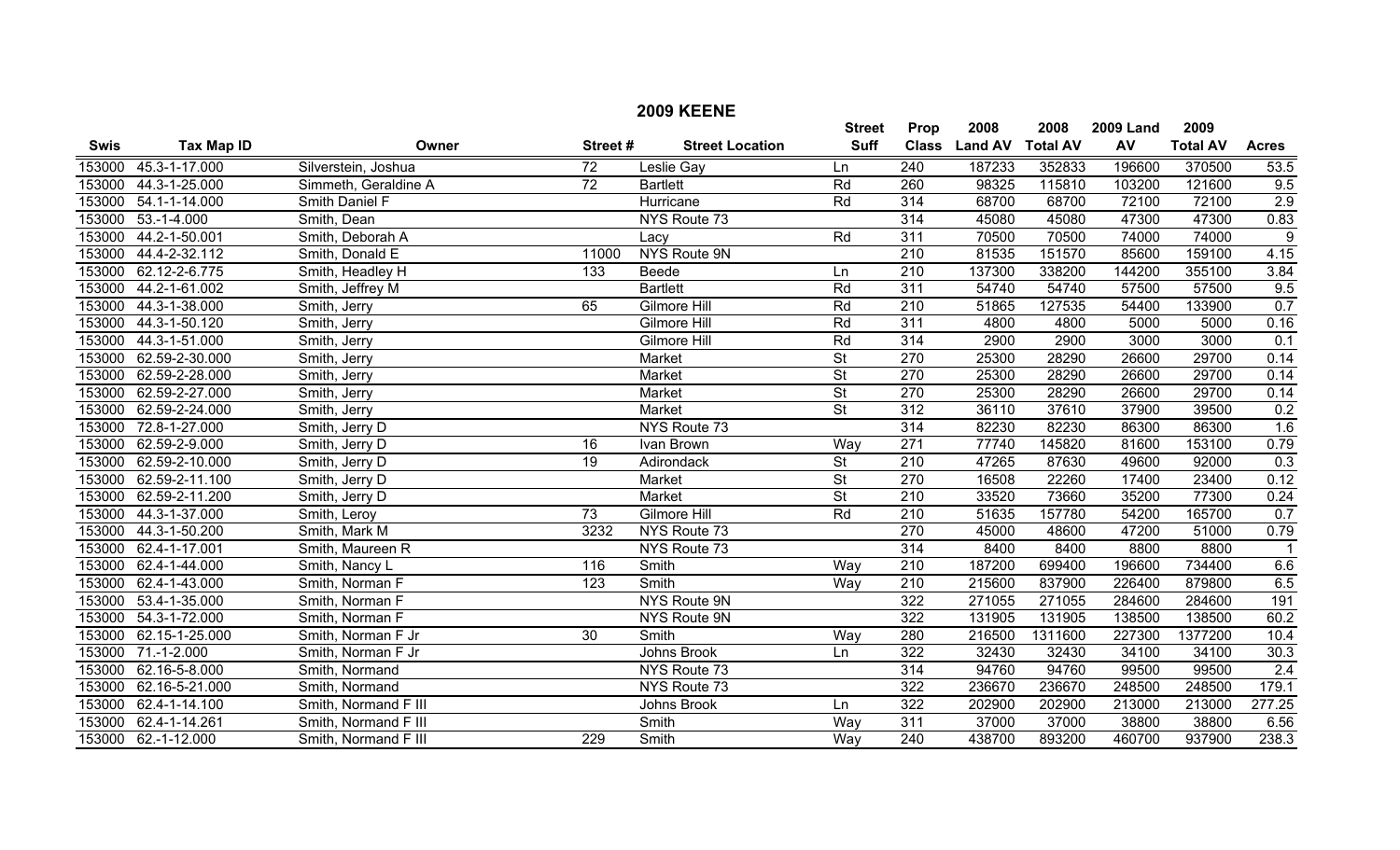# 2009 KEENE

| Swis | Tax Map ID | Owner | Street # | Street Location | Street Suff | Prop Class | 2008 Land AV | 2008 Total AV | 2009 Land AV | 2009 Total AV | Acres |
|---|---|---|---|---|---|---|---|---|---|---|---|
| 153000 | 45.3-1-17.000 | Silverstein, Joshua | 72 | Leslie Gay | Ln | 240 | 187233 | 352833 | 196600 | 370500 | 53.5 |
| 153000 | 44.3-1-25.000 | Simmeth, Geraldine A | 72 | Bartlett | Rd | 260 | 98325 | 115810 | 103200 | 121600 | 9.5 |
| 153000 | 54.1-1-14.000 | Smith Daniel F | | Hurricane | Rd | 314 | 68700 | 68700 | 72100 | 72100 | 2.9 |
| 153000 | 53.-1-4.000 | Smith, Dean | | NYS Route 73 | | 314 | 45080 | 45080 | 47300 | 47300 | 0.83 |
| 153000 | 44.2-1-50.001 | Smith, Deborah A | | Lacy | Rd | 311 | 70500 | 70500 | 74000 | 74000 | 9 |
| 153000 | 44.4-2-32.112 | Smith, Donald E | 11000 | NYS Route 9N | | 210 | 81535 | 151570 | 85600 | 159100 | 4.15 |
| 153000 | 62.12-2-6.775 | Smith, Headley H | 133 | Beede | Ln | 210 | 137300 | 338200 | 144200 | 355100 | 3.84 |
| 153000 | 44.2-1-61.002 | Smith, Jeffrey M | | Bartlett | Rd | 311 | 54740 | 54740 | 57500 | 57500 | 9.5 |
| 153000 | 44.3-1-38.000 | Smith, Jerry | 65 | Gilmore Hill | Rd | 210 | 51865 | 127535 | 54400 | 133900 | 0.7 |
| 153000 | 44.3-1-50.120 | Smith, Jerry | | Gilmore Hill | Rd | 311 | 4800 | 4800 | 5000 | 5000 | 0.16 |
| 153000 | 44.3-1-51.000 | Smith, Jerry | | Gilmore Hill | Rd | 314 | 2900 | 2900 | 3000 | 3000 | 0.1 |
| 153000 | 62.59-2-30.000 | Smith, Jerry | | Market | St | 270 | 25300 | 28290 | 26600 | 29700 | 0.14 |
| 153000 | 62.59-2-28.000 | Smith, Jerry | | Market | St | 270 | 25300 | 28290 | 26600 | 29700 | 0.14 |
| 153000 | 62.59-2-27.000 | Smith, Jerry | | Market | St | 270 | 25300 | 28290 | 26600 | 29700 | 0.14 |
| 153000 | 62.59-2-24.000 | Smith, Jerry | | Market | St | 312 | 36110 | 37610 | 37900 | 39500 | 0.2 |
| 153000 | 72.8-1-27.000 | Smith, Jerry D | | NYS Route 73 | | 314 | 82230 | 82230 | 86300 | 86300 | 1.6 |
| 153000 | 62.59-2-9.000 | Smith, Jerry D | 16 | Ivan Brown | Way | 271 | 77740 | 145820 | 81600 | 153100 | 0.79 |
| 153000 | 62.59-2-10.000 | Smith, Jerry D | 19 | Adirondack | St | 210 | 47265 | 87630 | 49600 | 92000 | 0.3 |
| 153000 | 62.59-2-11.100 | Smith, Jerry D | | Market | St | 270 | 16508 | 22260 | 17400 | 23400 | 0.12 |
| 153000 | 62.59-2-11.200 | Smith, Jerry D | | Market | St | 210 | 33520 | 73660 | 35200 | 77300 | 0.24 |
| 153000 | 44.3-1-37.000 | Smith, Leroy | 73 | Gilmore Hill | Rd | 210 | 51635 | 157780 | 54200 | 165700 | 0.7 |
| 153000 | 44.3-1-50.200 | Smith, Mark M | 3232 | NYS Route 73 | | 270 | 45000 | 48600 | 47200 | 51000 | 0.79 |
| 153000 | 62.4-1-17.001 | Smith, Maureen R | | NYS Route 73 | | 314 | 8400 | 8400 | 8800 | 8800 | 1 |
| 153000 | 62.4-1-44.000 | Smith, Nancy L | 116 | Smith | Way | 210 | 187200 | 699400 | 196600 | 734400 | 6.6 |
| 153000 | 62.4-1-43.000 | Smith, Norman F | 123 | Smith | Way | 210 | 215600 | 837900 | 226400 | 879800 | 6.5 |
| 153000 | 53.4-1-35.000 | Smith, Norman F | | NYS Route 9N | | 322 | 271055 | 271055 | 284600 | 284600 | 191 |
| 153000 | 54.3-1-72.000 | Smith, Norman F | | NYS Route 9N | | 322 | 131905 | 131905 | 138500 | 138500 | 60.2 |
| 153000 | 62.15-1-25.000 | Smith, Norman F Jr | 30 | Smith | Way | 280 | 216500 | 1311600 | 227300 | 1377200 | 10.4 |
| 153000 | 71.-1-2.000 | Smith, Norman F Jr | | Johns Brook | Ln | 322 | 32430 | 32430 | 34100 | 34100 | 30.3 |
| 153000 | 62.16-5-8.000 | Smith, Normand | | NYS Route 73 | | 314 | 94760 | 94760 | 99500 | 99500 | 2.4 |
| 153000 | 62.16-5-21.000 | Smith, Normand | | NYS Route 73 | | 322 | 236670 | 236670 | 248500 | 248500 | 179.1 |
| 153000 | 62.4-1-14.100 | Smith, Normand F III | | Johns Brook | Ln | 322 | 202900 | 202900 | 213000 | 213000 | 277.25 |
| 153000 | 62.4-1-14.261 | Smith, Normand F III | | Smith | Way | 311 | 37000 | 37000 | 38800 | 38800 | 6.56 |
| 153000 | 62.-1-12.000 | Smith, Normand F III | 229 | Smith | Way | 240 | 438700 | 893200 | 460700 | 937900 | 238.3 |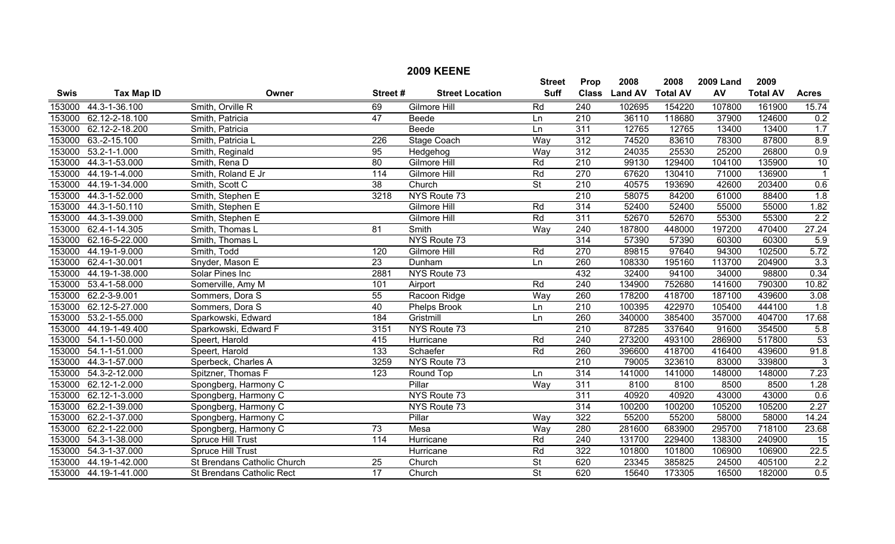# 2009 KEENE

| Swis | Tax Map ID | Owner | Street # | Street Location | Street Suff | Prop Class | 2008 Land AV | 2008 Total AV | 2009 Land AV | 2009 Total AV | Acres |
|---|---|---|---|---|---|---|---|---|---|---|---|
| 153000 | 44.3-1-36.100 | Smith, Orville R | 69 | Gilmore Hill | Rd | 240 | 102695 | 154220 | 107800 | 161900 | 15.74 |
| 153000 | 62.12-2-18.100 | Smith, Patricia | 47 | Beede | Ln | 210 | 36110 | 118680 | 37900 | 124600 | 0.2 |
| 153000 | 62.12-2-18.200 | Smith, Patricia | | Beede | Ln | 311 | 12765 | 12765 | 13400 | 13400 | 1.7 |
| 153000 | 63.-2-15.100 | Smith, Patricia L | 226 | Stage Coach | Way | 312 | 74520 | 83610 | 78300 | 87800 | 8.9 |
| 153000 | 53.2-1-1.000 | Smith, Reginald | 95 | Hedgehog | Way | 312 | 24035 | 25530 | 25200 | 26800 | 0.9 |
| 153000 | 44.3-1-53.000 | Smith, Rena D | 80 | Gilmore Hill | Rd | 210 | 99130 | 129400 | 104100 | 135900 | 10 |
| 153000 | 44.19-1-4.000 | Smith, Roland E Jr | 114 | Gilmore Hill | Rd | 270 | 67620 | 130410 | 71000 | 136900 | 1 |
| 153000 | 44.19-1-34.000 | Smith, Scott C | 38 | Church | St | 210 | 40575 | 193690 | 42600 | 203400 | 0.6 |
| 153000 | 44.3-1-52.000 | Smith, Stephen E | 3218 | NYS Route 73 | | 210 | 58075 | 84200 | 61000 | 88400 | 1.8 |
| 153000 | 44.3-1-50.110 | Smith, Stephen E | | Gilmore Hill | Rd | 314 | 52400 | 52400 | 55000 | 55000 | 1.82 |
| 153000 | 44.3-1-39.000 | Smith, Stephen E | | Gilmore Hill | Rd | 311 | 52670 | 52670 | 55300 | 55300 | 2.2 |
| 153000 | 62.4-1-14.305 | Smith, Thomas L | 81 | Smith | Way | 240 | 187800 | 448000 | 197200 | 470400 | 27.24 |
| 153000 | 62.16-5-22.000 | Smith, Thomas L | | NYS Route 73 | | 314 | 57390 | 57390 | 60300 | 60300 | 5.9 |
| 153000 | 44.19-1-9.000 | Smith, Todd | 120 | Gilmore Hill | Rd | 270 | 89815 | 97640 | 94300 | 102500 | 5.72 |
| 153000 | 62.4-1-30.001 | Snyder, Mason E | 23 | Dunham | Ln | 260 | 108330 | 195160 | 113700 | 204900 | 3.3 |
| 153000 | 44.19-1-38.000 | Solar Pines Inc | 2881 | NYS Route 73 | | 432 | 32400 | 94100 | 34000 | 98800 | 0.34 |
| 153000 | 53.4-1-58.000 | Somerville, Amy M | 101 | Airport | Rd | 240 | 134900 | 752680 | 141600 | 790300 | 10.82 |
| 153000 | 62.2-3-9.001 | Sommers, Dora S | 55 | Racoon Ridge | Way | 260 | 178200 | 418700 | 187100 | 439600 | 3.08 |
| 153000 | 62.12-5-27.000 | Sommers, Dora S | 40 | Phelps Brook | Ln | 210 | 100395 | 422970 | 105400 | 444100 | 1.8 |
| 153000 | 53.2-1-55.000 | Sparkowski, Edward | 184 | Gristmill | Ln | 260 | 340000 | 385400 | 357000 | 404700 | 17.68 |
| 153000 | 44.19-1-49.400 | Sparkowski, Edward F | 3151 | NYS Route 73 | | 210 | 87285 | 337640 | 91600 | 354500 | 5.8 |
| 153000 | 54.1-1-50.000 | Speert, Harold | 415 | Hurricane | Rd | 240 | 273200 | 493100 | 286900 | 517800 | 53 |
| 153000 | 54.1-1-51.000 | Speert, Harold | 133 | Schaefer | Rd | 260 | 396600 | 418700 | 416400 | 439600 | 91.8 |
| 153000 | 44.3-1-57.000 | Sperbeck, Charles A | 3259 | NYS Route 73 | | 210 | 79005 | 323610 | 83000 | 339800 | 3 |
| 153000 | 54.3-2-12.000 | Spitzner, Thomas F | 123 | Round Top | Ln | 314 | 141000 | 141000 | 148000 | 148000 | 7.23 |
| 153000 | 62.12-1-2.000 | Spongberg, Harmony C | | Pillar | Way | 311 | 8100 | 8100 | 8500 | 8500 | 1.28 |
| 153000 | 62.12-1-3.000 | Spongberg, Harmony C | | NYS Route 73 | | 311 | 40920 | 40920 | 43000 | 43000 | 0.6 |
| 153000 | 62.2-1-39.000 | Spongberg, Harmony C | | NYS Route 73 | | 314 | 100200 | 100200 | 105200 | 105200 | 2.27 |
| 153000 | 62.2-1-37.000 | Spongberg, Harmony C | | Pillar | Way | 322 | 55200 | 55200 | 58000 | 58000 | 14.24 |
| 153000 | 62.2-1-22.000 | Spongberg, Harmony C | 73 | Mesa | Way | 280 | 281600 | 683900 | 295700 | 718100 | 23.68 |
| 153000 | 54.3-1-38.000 | Spruce Hill Trust | 114 | Hurricane | Rd | 240 | 131700 | 229400 | 138300 | 240900 | 15 |
| 153000 | 54.3-1-37.000 | Spruce Hill Trust | | Hurricane | Rd | 322 | 101800 | 101800 | 106900 | 106900 | 22.5 |
| 153000 | 44.19-1-42.000 | St Brendans Catholic Church | 25 | Church | St | 620 | 23345 | 385825 | 24500 | 405100 | 2.2 |
| 153000 | 44.19-1-41.000 | St Brendans Catholic Rect | 17 | Church | St | 620 | 15640 | 173305 | 16500 | 182000 | 0.5 |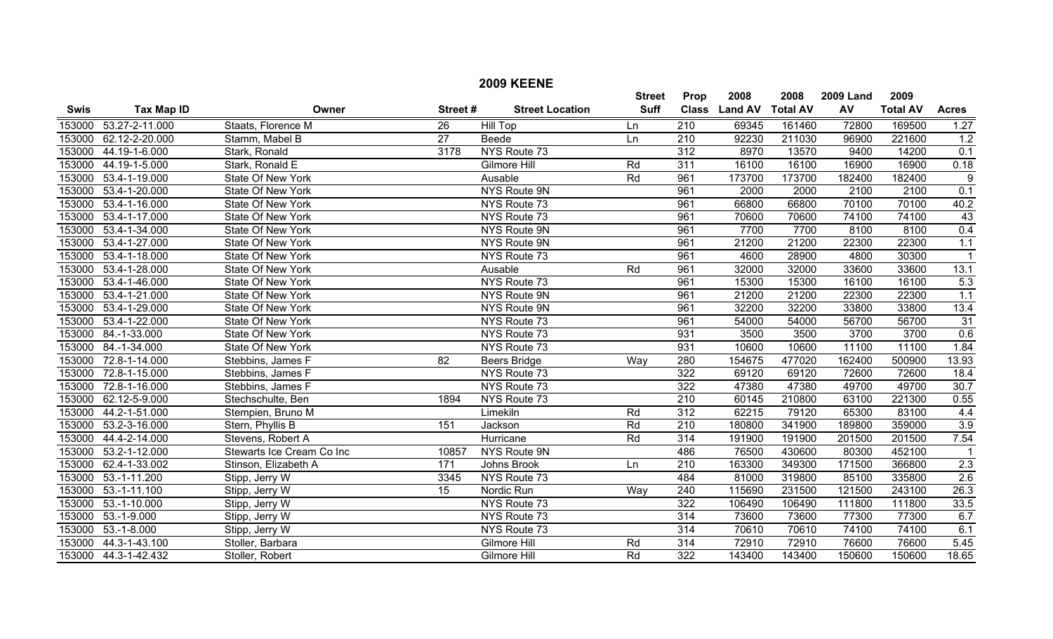# 2009 KEENE

| Swis | Tax Map ID | Owner | Street # | Street Location | Street Suff | Prop Class | 2008 Land AV | 2008 Total AV | 2009 Land AV | 2009 Total AV | Acres |
|---|---|---|---|---|---|---|---|---|---|---|---|
| 153000 | 53.27-2-11.000 | Staats, Florence M | 26 | Hill Top | Ln | 210 | 69345 | 161460 | 72800 | 169500 | 1.27 |
| 153000 | 62.12-2-20.000 | Stamm, Mabel B | 27 | Beede | Ln | 210 | 92230 | 211030 | 96900 | 221600 | 1.2 |
| 153000 | 44.19-1-6.000 | Stark, Ronald | 3178 | NYS Route 73 | | 312 | 8970 | 13570 | 9400 | 14200 | 0.1 |
| 153000 | 44.19-1-5.000 | Stark, Ronald E | | Gilmore Hill | Rd | 311 | 16100 | 16100 | 16900 | 16900 | 0.18 |
| 153000 | 53.4-1-19.000 | State Of New York | | Ausable | Rd | 961 | 173700 | 173700 | 182400 | 182400 | 9 |
| 153000 | 53.4-1-20.000 | State Of New York | | NYS Route 9N | | 961 | 2000 | 2000 | 2100 | 2100 | 0.1 |
| 153000 | 53.4-1-16.000 | State Of New York | | NYS Route 73 | | 961 | 66800 | 66800 | 70100 | 70100 | 40.2 |
| 153000 | 53.4-1-17.000 | State Of New York | | NYS Route 73 | | 961 | 70600 | 70600 | 74100 | 74100 | 43 |
| 153000 | 53.4-1-34.000 | State Of New York | | NYS Route 9N | | 961 | 7700 | 7700 | 8100 | 8100 | 0.4 |
| 153000 | 53.4-1-27.000 | State Of New York | | NYS Route 9N | | 961 | 21200 | 21200 | 22300 | 22300 | 1.1 |
| 153000 | 53.4-1-18.000 | State Of New York | | NYS Route 73 | | 961 | 4600 | 28900 | 4800 | 30300 | 1 |
| 153000 | 53.4-1-28.000 | State Of New York | | Ausable | Rd | 961 | 32000 | 32000 | 33600 | 33600 | 13.1 |
| 153000 | 53.4-1-46.000 | State Of New York | | NYS Route 73 | | 961 | 15300 | 15300 | 16100 | 16100 | 5.3 |
| 153000 | 53.4-1-21.000 | State Of New York | | NYS Route 9N | | 961 | 21200 | 21200 | 22300 | 22300 | 1.1 |
| 153000 | 53.4-1-29.000 | State Of New York | | NYS Route 9N | | 961 | 32200 | 32200 | 33800 | 33800 | 13.4 |
| 153000 | 53.4-1-22.000 | State Of New York | | NYS Route 73 | | 961 | 54000 | 54000 | 56700 | 56700 | 31 |
| 153000 | 84.-1-33.000 | State Of New York | | NYS Route 73 | | 931 | 3500 | 3500 | 3700 | 3700 | 0.6 |
| 153000 | 84.-1-34.000 | State Of New York | | NYS Route 73 | | 931 | 10600 | 10600 | 11100 | 11100 | 1.84 |
| 153000 | 72.8-1-14.000 | Stebbins, James F | 82 | Beers Bridge | Way | 280 | 154675 | 477020 | 162400 | 500900 | 13.93 |
| 153000 | 72.8-1-15.000 | Stebbins, James F | | NYS Route 73 | | 322 | 69120 | 69120 | 72600 | 72600 | 18.4 |
| 153000 | 72.8-1-16.000 | Stebbins, James F | | NYS Route 73 | | 322 | 47380 | 47380 | 49700 | 49700 | 30.7 |
| 153000 | 62.12-5-9.000 | Stechschulte, Ben | 1894 | NYS Route 73 | | 210 | 60145 | 210800 | 63100 | 221300 | 0.55 |
| 153000 | 44.2-1-51.000 | Stempien, Bruno M | | Limekiln | Rd | 312 | 62215 | 79120 | 65300 | 83100 | 4.4 |
| 153000 | 53.2-3-16.000 | Stern, Phyllis B | 151 | Jackson | Rd | 210 | 180800 | 341900 | 189800 | 359000 | 3.9 |
| 153000 | 44.4-2-14.000 | Stevens, Robert A | | Hurricane | Rd | 314 | 191900 | 191900 | 201500 | 201500 | 7.54 |
| 153000 | 53.2-1-12.000 | Stewarts Ice Cream Co Inc | 10857 | NYS Route 9N | | 486 | 76500 | 430600 | 80300 | 452100 | 1 |
| 153000 | 62.4-1-33.002 | Stinson, Elizabeth A | 171 | Johns Brook | Ln | 210 | 163300 | 349300 | 171500 | 366800 | 2.3 |
| 153000 | 53.-1-11.200 | Stipp, Jerry W | 3345 | NYS Route 73 | | 484 | 81000 | 319800 | 85100 | 335800 | 2.6 |
| 153000 | 53.-1-11.100 | Stipp, Jerry W | 15 | Nordic Run | Way | 240 | 115690 | 231500 | 121500 | 243100 | 26.3 |
| 153000 | 53.-1-10.000 | Stipp, Jerry W | | NYS Route 73 | | 322 | 106490 | 106490 | 111800 | 111800 | 33.5 |
| 153000 | 53.-1-9.000 | Stipp, Jerry W | | NYS Route 73 | | 314 | 73600 | 73600 | 77300 | 77300 | 6.7 |
| 153000 | 53.-1-8.000 | Stipp, Jerry W | | NYS Route 73 | | 314 | 70610 | 70610 | 74100 | 74100 | 6.1 |
| 153000 | 44.3-1-43.100 | Stoller, Barbara | | Gilmore Hill | Rd | 314 | 72910 | 72910 | 76600 | 76600 | 5.45 |
| 153000 | 44.3-1-42.432 | Stoller, Robert | | Gilmore Hill | Rd | 322 | 143400 | 143400 | 150600 | 150600 | 18.65 |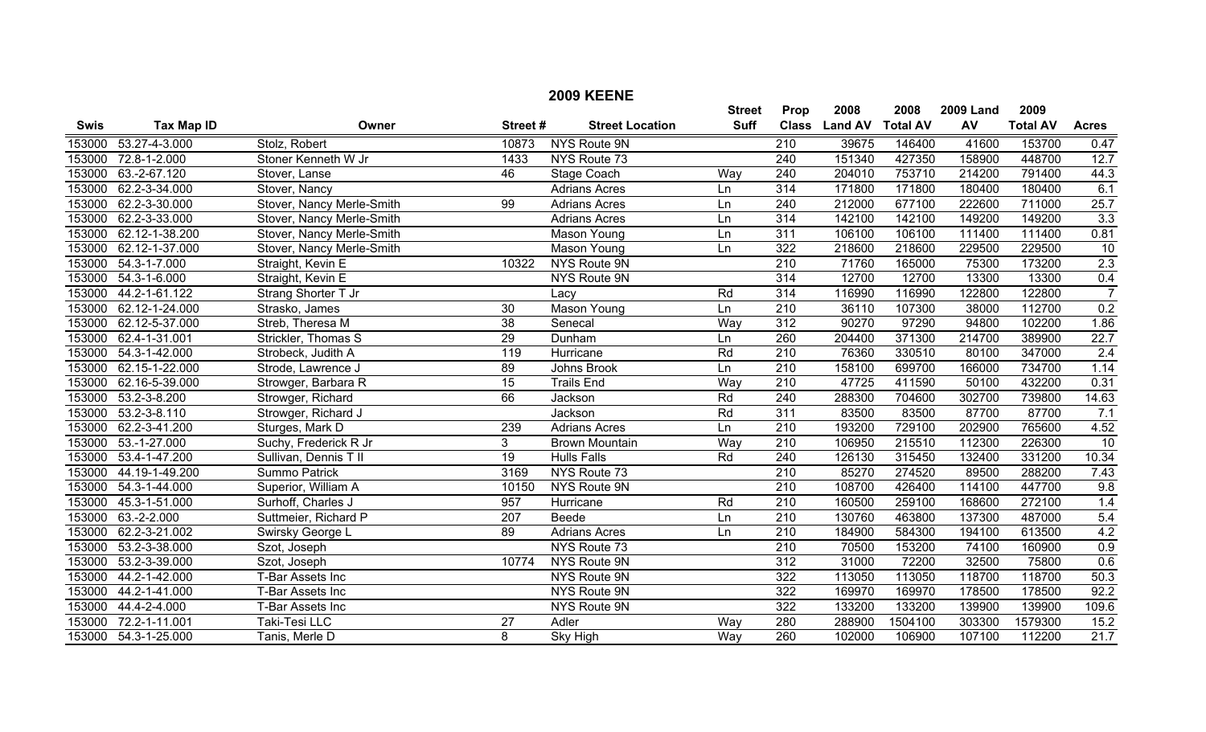## 2009 KEENE

| Swis | Tax Map ID | Owner | Street # | Street Location | Street Suff | Prop Class | 2008 Land AV | 2008 Total AV | 2009 Land AV | 2009 Total AV | Acres |
|---|---|---|---|---|---|---|---|---|---|---|---|
| 153000 | 53.27-4-3.000 | Stolz, Robert | 10873 | NYS Route 9N | | 210 | 39675 | 146400 | 41600 | 153700 | 0.47 |
| 153000 | 72.8-1-2.000 | Stoner Kenneth W Jr | 1433 | NYS Route 73 | | 240 | 151340 | 427350 | 158900 | 448700 | 12.7 |
| 153000 | 63.-2-67.120 | Stover, Lanse | 46 | Stage Coach | Way | 240 | 204010 | 753710 | 214200 | 791400 | 44.3 |
| 153000 | 62.2-3-34.000 | Stover, Nancy | | Adrians Acres | Ln | 314 | 171800 | 171800 | 180400 | 180400 | 6.1 |
| 153000 | 62.2-3-30.000 | Stover, Nancy Merle-Smith | 99 | Adrians Acres | Ln | 240 | 212000 | 677100 | 222600 | 711000 | 25.7 |
| 153000 | 62.2-3-33.000 | Stover, Nancy Merle-Smith | | Adrians Acres | Ln | 314 | 142100 | 142100 | 149200 | 149200 | 3.3 |
| 153000 | 62.12-1-38.200 | Stover, Nancy Merle-Smith | | Mason Young | Ln | 311 | 106100 | 106100 | 111400 | 111400 | 0.81 |
| 153000 | 62.12-1-37.000 | Stover, Nancy Merle-Smith | | Mason Young | Ln | 322 | 218600 | 218600 | 229500 | 229500 | 10 |
| 153000 | 54.3-1-7.000 | Straight, Kevin E | 10322 | NYS Route 9N | | 210 | 71760 | 165000 | 75300 | 173200 | 2.3 |
| 153000 | 54.3-1-6.000 | Straight, Kevin E | | NYS Route 9N | | 314 | 12700 | 12700 | 13300 | 13300 | 0.4 |
| 153000 | 44.2-1-61.122 | Strang Shorter T Jr | | Lacy | Rd | 314 | 116990 | 116990 | 122800 | 122800 | 7 |
| 153000 | 62.12-1-24.000 | Strasko, James | 30 | Mason Young | Ln | 210 | 36110 | 107300 | 38000 | 112700 | 0.2 |
| 153000 | 62.12-5-37.000 | Streb, Theresa M | 38 | Senecal | Way | 312 | 90270 | 97290 | 94800 | 102200 | 1.86 |
| 153000 | 62.4-1-31.001 | Strickler, Thomas S | 29 | Dunham | Ln | 260 | 204400 | 371300 | 214700 | 389900 | 22.7 |
| 153000 | 54.3-1-42.000 | Strobeck, Judith A | 119 | Hurricane | Rd | 210 | 76360 | 330510 | 80100 | 347000 | 2.4 |
| 153000 | 62.15-1-22.000 | Strode, Lawrence J | 89 | Johns Brook | Ln | 210 | 158100 | 699700 | 166000 | 734700 | 1.14 |
| 153000 | 62.16-5-39.000 | Strowger, Barbara R | 15 | Trails End | Way | 210 | 47725 | 411590 | 50100 | 432200 | 0.31 |
| 153000 | 53.2-3-8.200 | Strowger, Richard | 66 | Jackson | Rd | 240 | 288300 | 704600 | 302700 | 739800 | 14.63 |
| 153000 | 53.2-3-8.110 | Strowger, Richard J | | Jackson | Rd | 311 | 83500 | 83500 | 87700 | 87700 | 7.1 |
| 153000 | 62.2-3-41.200 | Sturges, Mark D | 239 | Adrians Acres | Ln | 210 | 193200 | 729100 | 202900 | 765600 | 4.52 |
| 153000 | 53.-1-27.000 | Suchy, Frederick R Jr | 3 | Brown Mountain | Way | 210 | 106950 | 215510 | 112300 | 226300 | 10 |
| 153000 | 53.4-1-47.200 | Sullivan, Dennis T II | 19 | Hulls Falls | Rd | 240 | 126130 | 315450 | 132400 | 331200 | 10.34 |
| 153000 | 44.19-1-49.200 | Summo Patrick | 3169 | NYS Route 73 | | 210 | 85270 | 274520 | 89500 | 288200 | 7.43 |
| 153000 | 54.3-1-44.000 | Superior, William A | 10150 | NYS Route 9N | | 210 | 108700 | 426400 | 114100 | 447700 | 9.8 |
| 153000 | 45.3-1-51.000 | Surhoff, Charles J | 957 | Hurricane | Rd | 210 | 160500 | 259100 | 168600 | 272100 | 1.4 |
| 153000 | 63.-2-2.000 | Suttmeier, Richard P | 207 | Beede | Ln | 210 | 130760 | 463800 | 137300 | 487000 | 5.4 |
| 153000 | 62.2-3-21.002 | Swirsky George L | 89 | Adrians Acres | Ln | 210 | 184900 | 584300 | 194100 | 613500 | 4.2 |
| 153000 | 53.2-3-38.000 | Szot, Joseph | | NYS Route 73 | | 210 | 70500 | 153200 | 74100 | 160900 | 0.9 |
| 153000 | 53.2-3-39.000 | Szot, Joseph | 10774 | NYS Route 9N | | 312 | 31000 | 72200 | 32500 | 75800 | 0.6 |
| 153000 | 44.2-1-42.000 | T-Bar Assets Inc | | NYS Route 9N | | 322 | 113050 | 113050 | 118700 | 118700 | 50.3 |
| 153000 | 44.2-1-41.000 | T-Bar Assets Inc | | NYS Route 9N | | 322 | 169970 | 169970 | 178500 | 178500 | 92.2 |
| 153000 | 44.4-2-4.000 | T-Bar Assets Inc | | NYS Route 9N | | 322 | 133200 | 133200 | 139900 | 139900 | 109.6 |
| 153000 | 72.2-1-11.001 | Taki-Tesi LLC | 27 | Adler | Way | 280 | 288900 | 1504100 | 303300 | 1579300 | 15.2 |
| 153000 | 54.3-1-25.000 | Tanis, Merle D | 8 | Sky High | Way | 260 | 102000 | 106900 | 107100 | 112200 | 21.7 |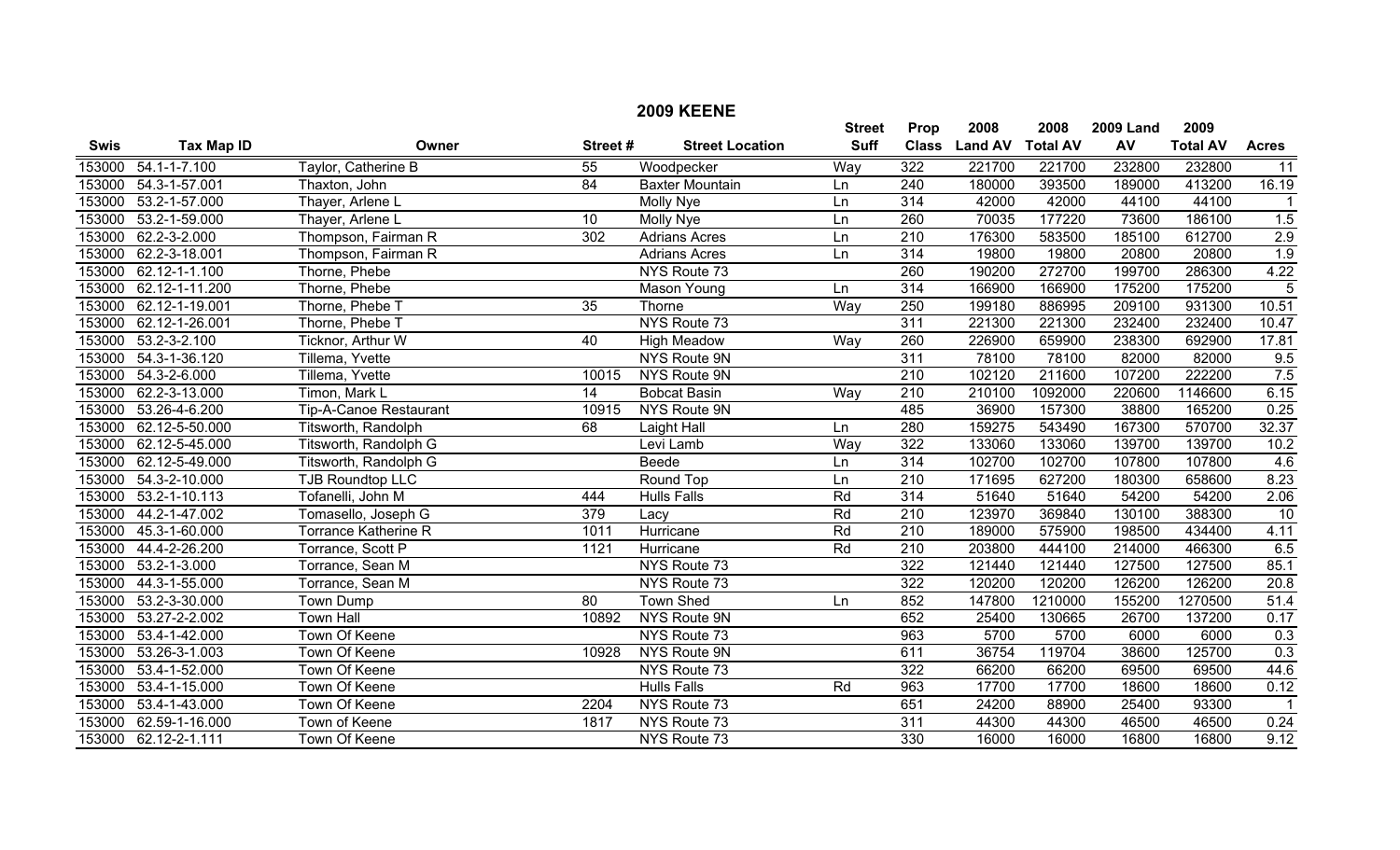# 2009 KEENE

| Swis | Tax Map ID | Owner | Street # | Street Location | Street Suff | Prop Class | 2008 Land AV | 2008 Total AV | 2009 Land AV | 2009 Total AV | Acres |
|---|---|---|---|---|---|---|---|---|---|---|---|
| 153000 | 54.1-1-7.100 | Taylor, Catherine B | 55 | Woodpecker | Way | 322 | 221700 | 221700 | 232800 | 232800 | 11 |
| 153000 | 54.3-1-57.001 | Thaxton, John | 84 | Baxter Mountain | Ln | 240 | 180000 | 393500 | 189000 | 413200 | 16.19 |
| 153000 | 53.2-1-57.000 | Thayer, Arlene L | | Molly Nye | Ln | 314 | 42000 | 42000 | 44100 | 44100 | 1 |
| 153000 | 53.2-1-59.000 | Thayer, Arlene L | 10 | Molly Nye | Ln | 260 | 70035 | 177220 | 73600 | 186100 | 1.5 |
| 153000 | 62.2-3-2.000 | Thompson, Fairman R | 302 | Adrians Acres | Ln | 210 | 176300 | 583500 | 185100 | 612700 | 2.9 |
| 153000 | 62.2-3-18.001 | Thompson, Fairman R | | Adrians Acres | Ln | 314 | 19800 | 19800 | 20800 | 20800 | 1.9 |
| 153000 | 62.12-1-1.100 | Thorne, Phebe | | NYS Route 73 | | 260 | 190200 | 272700 | 199700 | 286300 | 4.22 |
| 153000 | 62.12-1-11.200 | Thorne, Phebe | | Mason Young | Ln | 314 | 166900 | 166900 | 175200 | 175200 | 5 |
| 153000 | 62.12-1-19.001 | Thorne, Phebe T | 35 | Thorne | Way | 250 | 199180 | 886995 | 209100 | 931300 | 10.51 |
| 153000 | 62.12-1-26.001 | Thorne, Phebe T | | NYS Route 73 | | 311 | 221300 | 221300 | 232400 | 232400 | 10.47 |
| 153000 | 53.2-3-2.100 | Ticknor, Arthur W | 40 | High Meadow | Way | 260 | 226900 | 659900 | 238300 | 692900 | 17.81 |
| 153000 | 54.3-1-36.120 | Tillema, Yvette | | NYS Route 9N | | 311 | 78100 | 78100 | 82000 | 82000 | 9.5 |
| 153000 | 54.3-2-6.000 | Tillema, Yvette | 10015 | NYS Route 9N | | 210 | 102120 | 211600 | 107200 | 222200 | 7.5 |
| 153000 | 62.2-3-13.000 | Timon, Mark L | 14 | Bobcat Basin | Way | 210 | 210100 | 1092000 | 220600 | 1146600 | 6.15 |
| 153000 | 53.26-4-6.200 | Tip-A-Canoe Restaurant | 10915 | NYS Route 9N | | 485 | 36900 | 157300 | 38800 | 165200 | 0.25 |
| 153000 | 62.12-5-50.000 | Titsworth, Randolph | 68 | Laight Hall | Ln | 280 | 159275 | 543490 | 167300 | 570700 | 32.37 |
| 153000 | 62.12-5-45.000 | Titsworth, Randolph G | | Levi Lamb | Way | 322 | 133060 | 133060 | 139700 | 139700 | 10.2 |
| 153000 | 62.12-5-49.000 | Titsworth, Randolph G | | Beede | Ln | 314 | 102700 | 102700 | 107800 | 107800 | 4.6 |
| 153000 | 54.3-2-10.000 | TJB Roundtop LLC | | Round Top | Ln | 210 | 171695 | 627200 | 180300 | 658600 | 8.23 |
| 153000 | 53.2-1-10.113 | Tofanelli, John M | 444 | Hulls Falls | Rd | 314 | 51640 | 51640 | 54200 | 54200 | 2.06 |
| 153000 | 44.2-1-47.002 | Tomasello, Joseph G | 379 | Lacy | Rd | 210 | 123970 | 369840 | 130100 | 388300 | 10 |
| 153000 | 45.3-1-60.000 | Torrance Katherine R | 1011 | Hurricane | Rd | 210 | 189000 | 575900 | 198500 | 434400 | 4.11 |
| 153000 | 44.4-2-26.200 | Torrance, Scott P | 1121 | Hurricane | Rd | 210 | 203800 | 444100 | 214000 | 466300 | 6.5 |
| 153000 | 53.2-1-3.000 | Torrance, Sean M | | NYS Route 73 | | 322 | 121440 | 121440 | 127500 | 127500 | 85.1 |
| 153000 | 44.3-1-55.000 | Torrance, Sean M | | NYS Route 73 | | 322 | 120200 | 120200 | 126200 | 126200 | 20.8 |
| 153000 | 53.2-3-30.000 | Town Dump | 80 | Town Shed | Ln | 852 | 147800 | 1210000 | 155200 | 1270500 | 51.4 |
| 153000 | 53.27-2-2.002 | Town Hall | 10892 | NYS Route 9N | | 652 | 25400 | 130665 | 26700 | 137200 | 0.17 |
| 153000 | 53.4-1-42.000 | Town Of Keene | | NYS Route 73 | | 963 | 5700 | 5700 | 6000 | 6000 | 0.3 |
| 153000 | 53.26-3-1.003 | Town Of Keene | 10928 | NYS Route 9N | | 611 | 36754 | 119704 | 38600 | 125700 | 0.3 |
| 153000 | 53.4-1-52.000 | Town Of Keene | | NYS Route 73 | | 322 | 66200 | 66200 | 69500 | 69500 | 44.6 |
| 153000 | 53.4-1-15.000 | Town Of Keene | | Hulls Falls | Rd | 963 | 17700 | 17700 | 18600 | 18600 | 0.12 |
| 153000 | 53.4-1-43.000 | Town Of Keene | 2204 | NYS Route 73 | | 651 | 24200 | 88900 | 25400 | 93300 | 1 |
| 153000 | 62.59-1-16.000 | Town of Keene | 1817 | NYS Route 73 | | 311 | 44300 | 44300 | 46500 | 46500 | 0.24 |
| 153000 | 62.12-2-1.111 | Town Of Keene | | NYS Route 73 | | 330 | 16000 | 16000 | 16800 | 16800 | 9.12 |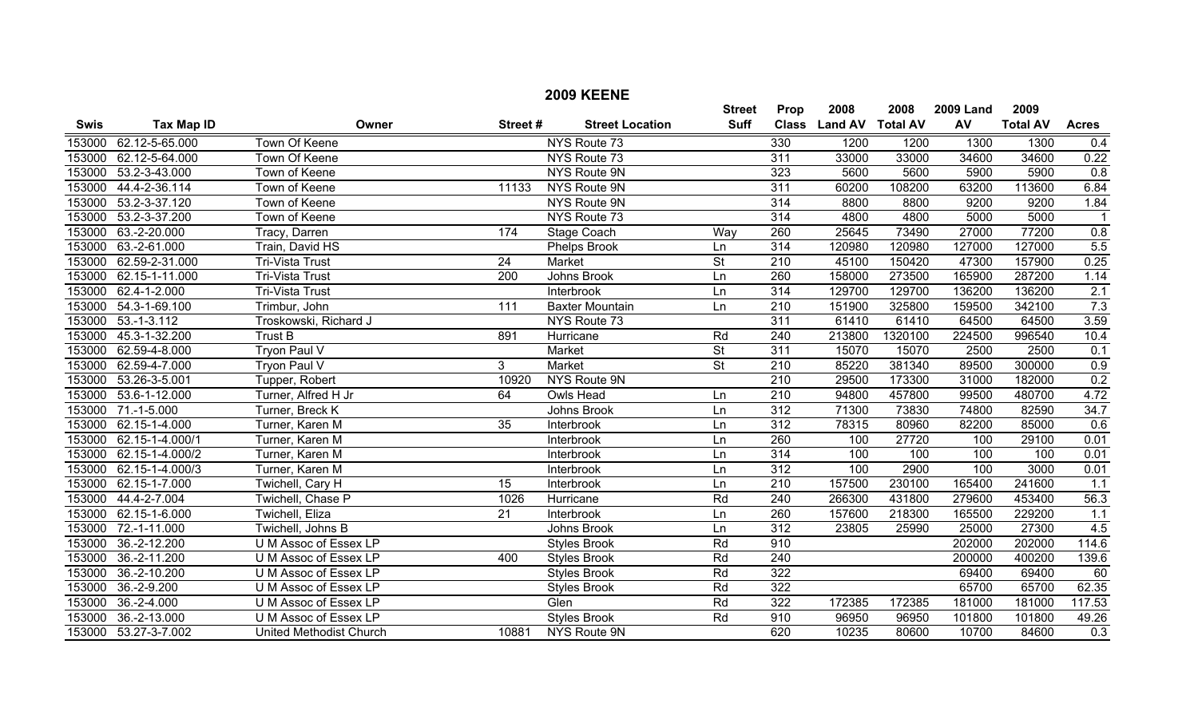# 2009 KEENE

| Swis | Tax Map ID | Owner | Street # | Street Location | Street Suff | Prop Class | 2008 Land AV | 2008 Total AV | 2009 Land AV | 2009 Total AV | Acres |
|---|---|---|---|---|---|---|---|---|---|---|---|
| 153000 | 62.12-5-65.000 | Town Of Keene | | NYS Route 73 | | 330 | 1200 | 1200 | 1300 | 1300 | 0.4 |
| 153000 | 62.12-5-64.000 | Town Of Keene | | NYS Route 73 | | 311 | 33000 | 33000 | 34600 | 34600 | 0.22 |
| 153000 | 53.2-3-43.000 | Town of Keene | | NYS Route 9N | | 323 | 5600 | 5600 | 5900 | 5900 | 0.8 |
| 153000 | 44.4-2-36.114 | Town of Keene | 11133 | NYS Route 9N | | 311 | 60200 | 108200 | 63200 | 113600 | 6.84 |
| 153000 | 53.2-3-37.120 | Town of Keene | | NYS Route 9N | | 314 | 8800 | 8800 | 9200 | 9200 | 1.84 |
| 153000 | 53.2-3-37.200 | Town of Keene | | NYS Route 73 | | 314 | 4800 | 4800 | 5000 | 5000 | 1 |
| 153000 | 63.-2-20.000 | Tracy, Darren | 174 | Stage Coach | Way | 260 | 25645 | 73490 | 27000 | 77200 | 0.8 |
| 153000 | 63.-2-61.000 | Train, David HS | | Phelps Brook | Ln | 314 | 120980 | 120980 | 127000 | 127000 | 5.5 |
| 153000 | 62.59-2-31.000 | Tri-Vista Trust | 24 | Market | St | 210 | 45100 | 150420 | 47300 | 157900 | 0.25 |
| 153000 | 62.15-1-11.000 | Tri-Vista Trust | 200 | Johns Brook | Ln | 260 | 158000 | 273500 | 165900 | 287200 | 1.14 |
| 153000 | 62.4-1-2.000 | Tri-Vista Trust | | Interbrook | Ln | 314 | 129700 | 129700 | 136200 | 136200 | 2.1 |
| 153000 | 54.3-1-69.100 | Trimbur, John | 111 | Baxter Mountain | Ln | 210 | 151900 | 325800 | 159500 | 342100 | 7.3 |
| 153000 | 53.-1-3.112 | Troskowski, Richard J | | NYS Route 73 | | 311 | 61410 | 61410 | 64500 | 64500 | 3.59 |
| 153000 | 45.3-1-32.200 | Trust B | 891 | Hurricane | Rd | 240 | 213800 | 1320100 | 224500 | 996540 | 10.4 |
| 153000 | 62.59-4-8.000 | Tryon Paul V | | Market | St | 311 | 15070 | 15070 | 2500 | 2500 | 0.1 |
| 153000 | 62.59-4-7.000 | Tryon Paul V | 3 | Market | St | 210 | 85220 | 381340 | 89500 | 300000 | 0.9 |
| 153000 | 53.26-3-5.001 | Tupper, Robert | 10920 | NYS Route 9N | | 210 | 29500 | 173300 | 31000 | 182000 | 0.2 |
| 153000 | 53.6-1-12.000 | Turner, Alfred H Jr | 64 | Owls Head | Ln | 210 | 94800 | 457800 | 99500 | 480700 | 4.72 |
| 153000 | 71.-1-5.000 | Turner, Breck K | | Johns Brook | Ln | 312 | 71300 | 73830 | 74800 | 82590 | 34.7 |
| 153000 | 62.15-1-4.000 | Turner, Karen M | 35 | Interbrook | Ln | 312 | 78315 | 80960 | 82200 | 85000 | 0.6 |
| 153000 | 62.15-1-4.000/1 | Turner, Karen M | | Interbrook | Ln | 260 | 100 | 27720 | 100 | 29100 | 0.01 |
| 153000 | 62.15-1-4.000/2 | Turner, Karen M | | Interbrook | Ln | 314 | 100 | 100 | 100 | 100 | 0.01 |
| 153000 | 62.15-1-4.000/3 | Turner, Karen M | | Interbrook | Ln | 312 | 100 | 2900 | 100 | 3000 | 0.01 |
| 153000 | 62.15-1-7.000 | Twichell, Cary H | 15 | Interbrook | Ln | 210 | 157500 | 230100 | 165400 | 241600 | 1.1 |
| 153000 | 44.4-2-7.004 | Twichell, Chase P | 1026 | Hurricane | Rd | 240 | 266300 | 431800 | 279600 | 453400 | 56.3 |
| 153000 | 62.15-1-6.000 | Twichell, Eliza | 21 | Interbrook | Ln | 260 | 157600 | 218300 | 165500 | 229200 | 1.1 |
| 153000 | 72.-1-11.000 | Twichell, Johns B | | Johns Brook | Ln | 312 | 23805 | 25990 | 25000 | 27300 | 4.5 |
| 153000 | 36.-2-12.200 | U M Assoc of Essex LP | | Styles Brook | Rd | 910 | | | 202000 | 202000 | 114.6 |
| 153000 | 36.-2-11.200 | U M Assoc of Essex LP | 400 | Styles Brook | Rd | 240 | | | 200000 | 400200 | 139.6 |
| 153000 | 36.-2-10.200 | U M Assoc of Essex LP | | Styles Brook | Rd | 322 | | | 69400 | 69400 | 60 |
| 153000 | 36.-2-9.200 | U M Assoc of Essex LP | | Styles Brook | Rd | 322 | | | 65700 | 65700 | 62.35 |
| 153000 | 36.-2-4.000 | U M Assoc of Essex LP | | Glen | Rd | 322 | 172385 | 172385 | 181000 | 181000 | 117.53 |
| 153000 | 36.-2-13.000 | U M Assoc of Essex LP | | Styles Brook | Rd | 910 | 96950 | 96950 | 101800 | 101800 | 49.26 |
| 153000 | 53.27-3-7.002 | United Methodist Church | 10881 | NYS Route 9N | | 620 | 10235 | 80600 | 10700 | 84600 | 0.3 |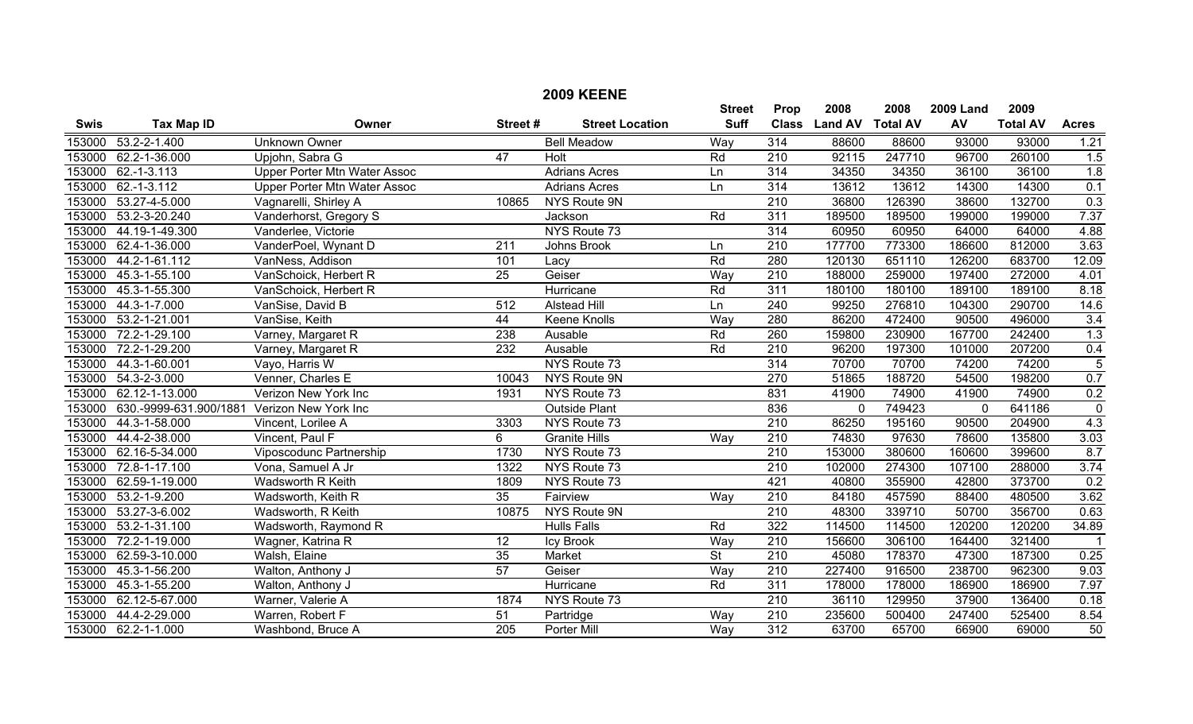## 2009 KEENE

| Swis | Tax Map ID | Owner | Street # | Street Location | Street Suff | Prop Class | 2008 Land AV | 2008 Total AV | 2009 Land AV | 2009 Total AV | Acres |
|---|---|---|---|---|---|---|---|---|---|---|---|
| 153000 | 53.2-2-1.400 | Unknown Owner | | Bell Meadow | Way | 314 | 88600 | 88600 | 93000 | 93000 | 1.21 |
| 153000 | 62.2-1-36.000 | Upjohn, Sabra G | 47 | Holt | Rd | 210 | 92115 | 247710 | 96700 | 260100 | 1.5 |
| 153000 | 62.-1-3.113 | Upper Porter Mtn Water Assoc | | Adrians Acres | Ln | 314 | 34350 | 34350 | 36100 | 36100 | 1.8 |
| 153000 | 62.-1-3.112 | Upper Porter Mtn Water Assoc | | Adrians Acres | Ln | 314 | 13612 | 13612 | 14300 | 14300 | 0.1 |
| 153000 | 53.27-4-5.000 | Vagnarelli, Shirley A | 10865 | NYS Route 9N | | 210 | 36800 | 126390 | 38600 | 132700 | 0.3 |
| 153000 | 53.2-3-20.240 | Vanderhorst, Gregory S | | Jackson | Rd | 311 | 189500 | 189500 | 199000 | 199000 | 7.37 |
| 153000 | 44.19-1-49.300 | Vanderlee, Victorie | | NYS Route 73 | | 314 | 60950 | 60950 | 64000 | 64000 | 4.88 |
| 153000 | 62.4-1-36.000 | VanderPoel, Wynant D | 211 | Johns Brook | Ln | 210 | 177700 | 773300 | 186600 | 812000 | 3.63 |
| 153000 | 44.2-1-61.112 | VanNess, Addison | 101 | Lacy | Rd | 280 | 120130 | 651110 | 126200 | 683700 | 12.09 |
| 153000 | 45.3-1-55.100 | VanSchoick, Herbert R | 25 | Geiser | Way | 210 | 188000 | 259000 | 197400 | 272000 | 4.01 |
| 153000 | 45.3-1-55.300 | VanSchoick, Herbert R | | Hurricane | Rd | 311 | 180100 | 180100 | 189100 | 189100 | 8.18 |
| 153000 | 44.3-1-7.000 | VanSise, David B | 512 | Alstead Hill | Ln | 240 | 99250 | 276810 | 104300 | 290700 | 14.6 |
| 153000 | 53.2-1-21.001 | VanSise, Keith | 44 | Keene Knolls | Way | 280 | 86200 | 472400 | 90500 | 496000 | 3.4 |
| 153000 | 72.2-1-29.100 | Varney, Margaret R | 238 | Ausable | Rd | 260 | 159800 | 230900 | 167700 | 242400 | 1.3 |
| 153000 | 72.2-1-29.200 | Varney, Margaret R | 232 | Ausable | Rd | 210 | 96200 | 197300 | 101000 | 207200 | 0.4 |
| 153000 | 44.3-1-60.001 | Vayo, Harris W | | NYS Route 73 | | 314 | 70700 | 70700 | 74200 | 74200 | 5 |
| 153000 | 54.3-2-3.000 | Venner, Charles E | 10043 | NYS Route 9N | | 270 | 51865 | 188720 | 54500 | 198200 | 0.7 |
| 153000 | 62.12-1-13.000 | Verizon New York Inc | 1931 | NYS Route 73 | | 831 | 41900 | 74900 | 41900 | 74900 | 0.2 |
| 153000 | 630.-9999-631.900/1881 | Verizon New York Inc | | Outside Plant | | 836 | 0 | 749423 | 0 | 641186 | 0 |
| 153000 | 44.3-1-58.000 | Vincent, Lorilee A | 3303 | NYS Route 73 | | 210 | 86250 | 195160 | 90500 | 204900 | 4.3 |
| 153000 | 44.4-2-38.000 | Vincent, Paul F | 6 | Granite Hills | Way | 210 | 74830 | 97630 | 78600 | 135800 | 3.03 |
| 153000 | 62.16-5-34.000 | Viposcodunc Partnership | 1730 | NYS Route 73 | | 210 | 153000 | 380600 | 160600 | 399600 | 8.7 |
| 153000 | 72.8-1-17.100 | Vona, Samuel A Jr | 1322 | NYS Route 73 | | 210 | 102000 | 274300 | 107100 | 288000 | 3.74 |
| 153000 | 62.59-1-19.000 | Wadsworth R Keith | 1809 | NYS Route 73 | | 421 | 40800 | 355900 | 42800 | 373700 | 0.2 |
| 153000 | 53.2-1-9.200 | Wadsworth, Keith R | 35 | Fairview | Way | 210 | 84180 | 457590 | 88400 | 480500 | 3.62 |
| 153000 | 53.27-3-6.002 | Wadsworth, R Keith | 10875 | NYS Route 9N | | 210 | 48300 | 339710 | 50700 | 356700 | 0.63 |
| 153000 | 53.2-1-31.100 | Wadsworth, Raymond R | | Hulls Falls | Rd | 322 | 114500 | 114500 | 120200 | 120200 | 34.89 |
| 153000 | 72.2-1-19.000 | Wagner, Katrina R | 12 | Icy Brook | Way | 210 | 156600 | 306100 | 164400 | 321400 | 1 |
| 153000 | 62.59-3-10.000 | Walsh, Elaine | 35 | Market | St | 210 | 45080 | 178370 | 47300 | 187300 | 0.25 |
| 153000 | 45.3-1-56.200 | Walton, Anthony J | 57 | Geiser | Way | 210 | 227400 | 916500 | 238700 | 962300 | 9.03 |
| 153000 | 45.3-1-55.200 | Walton, Anthony J | | Hurricane | Rd | 311 | 178000 | 178000 | 186900 | 186900 | 7.97 |
| 153000 | 62.12-5-67.000 | Warner, Valerie A | 1874 | NYS Route 73 | | 210 | 36110 | 129950 | 37900 | 136400 | 0.18 |
| 153000 | 44.4-2-29.000 | Warren, Robert F | 51 | Partridge | Way | 210 | 235600 | 500400 | 247400 | 525400 | 8.54 |
| 153000 | 62.2-1-1.000 | Washbond, Bruce A | 205 | Porter Mill | Way | 312 | 63700 | 65700 | 66900 | 69000 | 50 |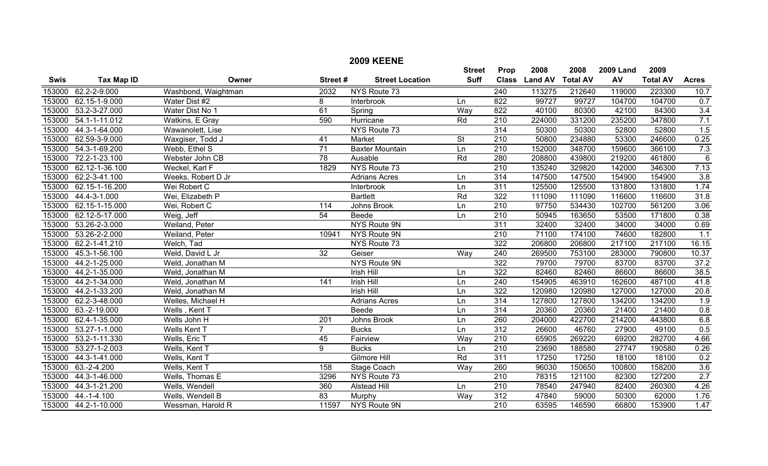# 2009 KEENE

| Swis | Tax Map ID | Owner | Street # | Street Location | Street Suff | Prop Class | 2008 Land AV | 2008 Total AV | 2009 Land AV | 2009 Total AV | Acres |
|---|---|---|---|---|---|---|---|---|---|---|---|
| 153000 | 62.2-2-9.000 | Washbond, Waightman | 2032 | NYS Route 73 | | 240 | 113275 | 212640 | 119000 | 223300 | 10.7 |
| 153000 | 62.15-1-9.000 | Water Dist #2 | 8 | Interbrook | Ln | 822 | 99727 | 99727 | 104700 | 104700 | 0.7 |
| 153000 | 53.2-3-27.000 | Water Dist No 1 | 61 | Spring | Way | 822 | 40100 | 80300 | 42100 | 84300 | 3.4 |
| 153000 | 54.1-1-11.012 | Watkins, E Gray | 590 | Hurricane | Rd | 210 | 224000 | 331200 | 235200 | 347800 | 7.1 |
| 153000 | 44.3-1-64.000 | Wawanolett, Lise | | NYS Route 73 | | 314 | 50300 | 50300 | 52800 | 52800 | 1.5 |
| 153000 | 62.59-3-9.000 | Waxgiser, Todd J | 41 | Market | St | 210 | 50800 | 234880 | 53300 | 246600 | 0.25 |
| 153000 | 54.3-1-69.200 | Webb, Ethel S | 71 | Baxter Mountain | Ln | 210 | 152000 | 348700 | 159600 | 366100 | 7.3 |
| 153000 | 72.2-1-23.100 | Webster John CB | 78 | Ausable | Rd | 280 | 208800 | 439800 | 219200 | 461800 | 6 |
| 153000 | 62.12-1-36.100 | Weckel, Karl F | 1829 | NYS Route 73 | | 210 | 135240 | 329820 | 142000 | 346300 | 7.13 |
| 153000 | 62.2-3-41.100 | Weeks, Robert D Jr | | Adrians Acres | Ln | 314 | 147500 | 147500 | 154900 | 154900 | 3.8 |
| 153000 | 62.15-1-16.200 | Wei Robert C | | Interbrook | Ln | 311 | 125500 | 125500 | 131800 | 131800 | 1.74 |
| 153000 | 44.4-3-1.000 | Wei, Elizabeth P | | Bartlett | Rd | 322 | 111090 | 111090 | 116600 | 116600 | 31.8 |
| 153000 | 62.15-1-15.000 | Wei, Robert C | 114 | Johns Brook | Ln | 210 | 97750 | 534430 | 102700 | 561200 | 3.06 |
| 153000 | 62.12-5-17.000 | Weig, Jeff | 54 | Beede | Ln | 210 | 50945 | 163650 | 53500 | 171800 | 0.38 |
| 153000 | 53.26-2-3.000 | Weiland, Peter | | NYS Route 9N | | 311 | 32400 | 32400 | 34000 | 34000 | 0.69 |
| 153000 | 53.26-2-2.000 | Weiland, Peter | 10941 | NYS Route 9N | | 210 | 71100 | 174100 | 74600 | 182800 | 1.1 |
| 153000 | 62.2-1-41.210 | Welch, Tad | | NYS Route 73 | | 322 | 206800 | 206800 | 217100 | 217100 | 16.15 |
| 153000 | 45.3-1-56.100 | Weld, David L Jr | 32 | Geiser | Way | 240 | 269500 | 753100 | 283000 | 790800 | 10.37 |
| 153000 | 44.2-1-25.000 | Weld, Jonathan M | | NYS Route 9N | | 322 | 79700 | 79700 | 83700 | 83700 | 37.2 |
| 153000 | 44.2-1-35.000 | Weld, Jonathan M | | Irish Hill | Ln | 322 | 82460 | 82460 | 86600 | 86600 | 38.5 |
| 153000 | 44.2-1-34.000 | Weld, Jonathan M | 141 | Irish Hill | Ln | 240 | 154905 | 463910 | 162600 | 487100 | 41.8 |
| 153000 | 44.2-1-33.200 | Weld, Jonathan M | | Irish Hill | Ln | 322 | 120980 | 120980 | 127000 | 127000 | 20.8 |
| 153000 | 62.2-3-48.000 | Welles, Michael H | | Adrians Acres | Ln | 314 | 127800 | 127800 | 134200 | 134200 | 1.9 |
| 153000 | 63.-2-19.000 | Wells , Kent T | | Beede | Ln | 314 | 20360 | 20360 | 21400 | 21400 | 0.8 |
| 153000 | 62.4-1-35.000 | Wells John H | 201 | Johns Brook | Ln | 260 | 204000 | 422700 | 214200 | 443800 | 6.8 |
| 153000 | 53.27-1-1.000 | Wells Kent T | 7 | Bucks | Ln | 312 | 26600 | 46760 | 27900 | 49100 | 0.5 |
| 153000 | 53.2-1-11.330 | Wells, Eric T | 45 | Fairview | Way | 210 | 65905 | 269220 | 69200 | 282700 | 4.66 |
| 153000 | 53.27-1-2.003 | Wells, Kent T | 9 | Bucks | Ln | 210 | 23690 | 188580 | 27747 | 190580 | 0.26 |
| 153000 | 44.3-1-41.000 | Wells, Kent T | | Gilmore Hill | Rd | 311 | 17250 | 17250 | 18100 | 18100 | 0.2 |
| 153000 | 63.-2-4.200 | Wells, Kent T | 158 | Stage Coach | Way | 260 | 96030 | 150650 | 100800 | 158200 | 3.6 |
| 153000 | 44.3-1-46.000 | Wells, Thomas E | 3296 | NYS Route 73 | | 210 | 78315 | 121100 | 82300 | 127200 | 2.7 |
| 153000 | 44.3-1-21.200 | Wells, Wendell | 360 | Alstead Hill | Ln | 210 | 78540 | 247940 | 82400 | 260300 | 4.26 |
| 153000 | 44.-1-4.100 | Wells, Wendell B | 83 | Murphy | Way | 312 | 47840 | 59000 | 50300 | 62000 | 1.76 |
| 153000 | 44.2-1-10.000 | Wessman, Harold R | 11597 | NYS Route 9N | | 210 | 63595 | 146590 | 66800 | 153900 | 1.47 |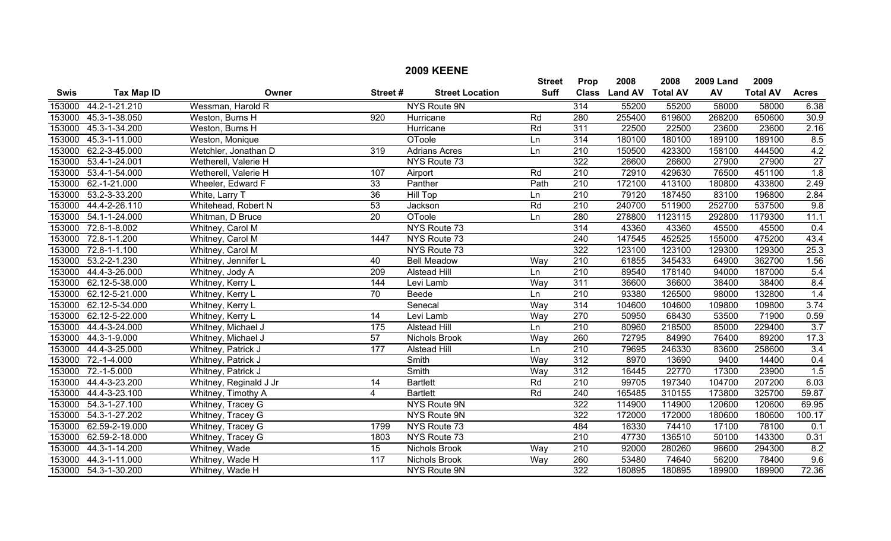## 2009 KEENE

| Swis | Tax Map ID | Owner | Street # | Street Location | Street Suff | Prop Class | 2008 Land AV | 2008 Total AV | 2009 Land AV | 2009 Total AV | Acres |
|---|---|---|---|---|---|---|---|---|---|---|---|
| 153000 | 44.2-1-21.210 | Wessman, Harold R | | NYS Route 9N | | 314 | 55200 | 55200 | 58000 | 58000 | 6.38 |
| 153000 | 45.3-1-38.050 | Weston, Burns H | 920 | Hurricane | Rd | 280 | 255400 | 619600 | 268200 | 650600 | 30.9 |
| 153000 | 45.3-1-34.200 | Weston, Burns H | | Hurricane | Rd | 311 | 22500 | 22500 | 23600 | 23600 | 2.16 |
| 153000 | 45.3-1-11.000 | Weston, Monique | | OToole | Ln | 314 | 180100 | 180100 | 189100 | 189100 | 8.5 |
| 153000 | 62.2-3-45.000 | Wetchler, Jonathan D | 319 | Adrians Acres | Ln | 210 | 150500 | 423300 | 158100 | 444500 | 4.2 |
| 153000 | 53.4-1-24.001 | Wetherell, Valerie H | | NYS Route 73 | | 322 | 26600 | 26600 | 27900 | 27900 | 27 |
| 153000 | 53.4-1-54.000 | Wetherell, Valerie H | 107 | Airport | Rd | 210 | 72910 | 429630 | 76500 | 451100 | 1.8 |
| 153000 | 62.-1-21.000 | Wheeler, Edward F | 33 | Panther | Path | 210 | 172100 | 413100 | 180800 | 433800 | 2.49 |
| 153000 | 53.2-3-33.200 | White, Larry T | 36 | Hill Top | Ln | 210 | 79120 | 187450 | 83100 | 196800 | 2.84 |
| 153000 | 44.4-2-26.110 | Whitehead, Robert N | 53 | Jackson | Rd | 210 | 240700 | 511900 | 252700 | 537500 | 9.8 |
| 153000 | 54.1-1-24.000 | Whitman, D Bruce | 20 | OToole | Ln | 280 | 278800 | 1123115 | 292800 | 1179300 | 11.1 |
| 153000 | 72.8-1-8.002 | Whitney, Carol M | | NYS Route 73 | | 314 | 43360 | 43360 | 45500 | 45500 | 0.4 |
| 153000 | 72.8-1-1.200 | Whitney, Carol M | 1447 | NYS Route 73 | | 240 | 147545 | 452525 | 155000 | 475200 | 43.4 |
| 153000 | 72.8-1-1.100 | Whitney, Carol M | | NYS Route 73 | | 322 | 123100 | 123100 | 129300 | 129300 | 25.3 |
| 153000 | 53.2-1.230 | Whitney, Jennifer L | 40 | Bell Meadow | Way | 210 | 61855 | 345433 | 64900 | 362700 | 1.56 |
| 153000 | 44.4-3-26.000 | Whitney, Jody A | 209 | Alstead Hill | Ln | 210 | 89540 | 178140 | 94000 | 187000 | 5.4 |
| 153000 | 62.12-5-38.000 | Whitney, Kerry L | 144 | Levi Lamb | Way | 311 | 36600 | 36600 | 38400 | 38400 | 8.4 |
| 153000 | 62.12-5-21.000 | Whitney, Kerry L | 70 | Beede | Ln | 210 | 93380 | 126500 | 98000 | 132800 | 1.4 |
| 153000 | 62.12-5-34.000 | Whitney, Kerry L | | Senecal | Way | 314 | 104600 | 104600 | 109800 | 109800 | 3.74 |
| 153000 | 62.12-5-22.000 | Whitney, Kerry L | 14 | Levi Lamb | Way | 270 | 50950 | 68430 | 53500 | 71900 | 0.59 |
| 153000 | 44.4-3-24.000 | Whitney, Michael J | 175 | Alstead Hill | Ln | 210 | 80960 | 218500 | 85000 | 229400 | 3.7 |
| 153000 | 44.3-1-9.000 | Whitney, Michael J | 57 | Nichols Brook | Way | 260 | 72795 | 84990 | 76400 | 89200 | 17.3 |
| 153000 | 44.4-3-25.000 | Whitney, Patrick J | 177 | Alstead Hill | Ln | 210 | 79695 | 246330 | 83600 | 258600 | 3.4 |
| 153000 | 72.-1-4.000 | Whitney, Patrick J | | Smith | Way | 312 | 8970 | 13690 | 9400 | 14400 | 0.4 |
| 153000 | 72.-1-5.000 | Whitney, Patrick J | | Smith | Way | 312 | 16445 | 22770 | 17300 | 23900 | 1.5 |
| 153000 | 44.4-3-23.200 | Whitney, Reginald J Jr | 14 | Bartlett | Rd | 210 | 99705 | 197340 | 104700 | 207200 | 6.03 |
| 153000 | 44.4-3-23.100 | Whitney, Timothy A | 4 | Bartlett | Rd | 240 | 165485 | 310155 | 173800 | 325700 | 59.87 |
| 153000 | 54.3-1-27.100 | Whitney, Tracey G | | NYS Route 9N | | 322 | 114900 | 114900 | 120600 | 120600 | 69.95 |
| 153000 | 54.3-1-27.202 | Whitney, Tracey G | | NYS Route 9N | | 322 | 172000 | 172000 | 180600 | 180600 | 100.17 |
| 153000 | 62.59-2-19.000 | Whitney, Tracey G | 1799 | NYS Route 73 | | 484 | 16330 | 74410 | 17100 | 78100 | 0.1 |
| 153000 | 62.59-2-18.000 | Whitney, Tracey G | 1803 | NYS Route 73 | | 210 | 47730 | 136510 | 50100 | 143300 | 0.31 |
| 153000 | 44.3-1-14.200 | Whitney, Wade | 15 | Nichols Brook | Way | 210 | 92000 | 280260 | 96600 | 294300 | 8.2 |
| 153000 | 44.3-1-11.000 | Whitney, Wade H | 117 | Nichols Brook | Way | 260 | 53480 | 74640 | 56200 | 78400 | 9.6 |
| 153000 | 54.3-1-30.200 | Whitney, Wade H | | NYS Route 9N | | 322 | 180895 | 180895 | 189900 | 189900 | 72.36 |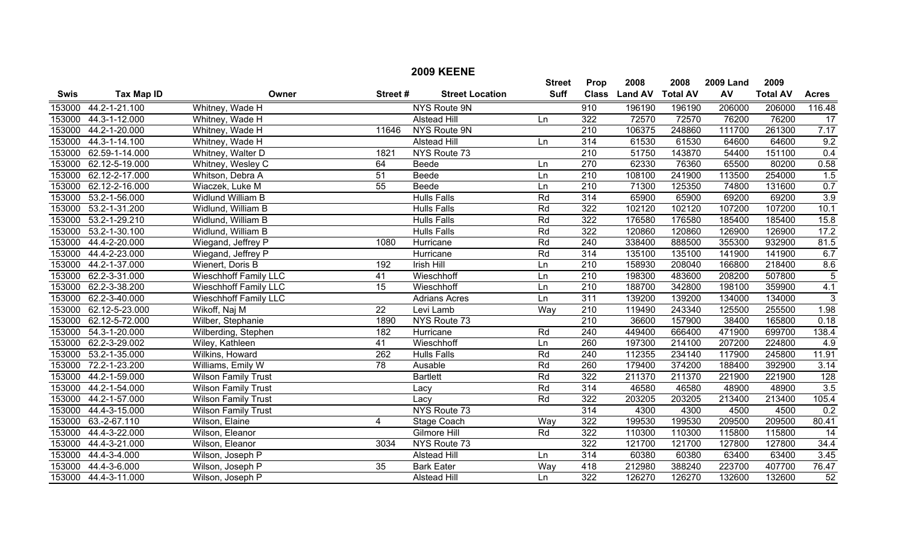# 2009 KEENE

| Swis | Tax Map ID | Owner | Street # | Street Location | Street Suff | Prop Class | 2008 Land AV | 2008 Total AV | 2009 Land AV | 2009 Total AV | Acres |
|---|---|---|---|---|---|---|---|---|---|---|---|
| 153000 | 44.2-1-21.100 | Whitney, Wade H | | NYS Route 9N | | 910 | 196190 | 196190 | 206000 | 206000 | 116.48 |
| 153000 | 44.3-1-12.000 | Whitney, Wade H | | Alstead Hill | Ln | 322 | 72570 | 72570 | 76200 | 76200 | 17 |
| 153000 | 44.2-1-20.000 | Whitney, Wade H | 11646 | NYS Route 9N | | 210 | 106375 | 248860 | 111700 | 261300 | 7.17 |
| 153000 | 44.3-1-14.100 | Whitney, Wade H | | Alstead Hill | Ln | 314 | 61530 | 61530 | 64600 | 64600 | 9.2 |
| 153000 | 62.59-1-14.000 | Whitney, Walter D | 1821 | NYS Route 73 | | 210 | 51750 | 143870 | 54400 | 151100 | 0.4 |
| 153000 | 62.12-5-19.000 | Whitney, Wesley C | 64 | Beede | Ln | 270 | 62330 | 76360 | 65500 | 80200 | 0.58 |
| 153000 | 62.12-2-17.000 | Whitson, Debra A | 51 | Beede | Ln | 210 | 108100 | 241900 | 113500 | 254000 | 1.5 |
| 153000 | 62.12-2-16.000 | Wiaczek, Luke M | 55 | Beede | Ln | 210 | 71300 | 125350 | 74800 | 131600 | 0.7 |
| 153000 | 53.2-1-56.000 | Widlund William B | | Hulls Falls | Rd | 314 | 65900 | 65900 | 69200 | 69200 | 3.9 |
| 153000 | 53.2-1-31.200 | Widlund, William B | | Hulls Falls | Rd | 322 | 102120 | 102120 | 107200 | 107200 | 10.1 |
| 153000 | 53.2-1-29.210 | Widlund, William B | | Hulls Falls | Rd | 322 | 176580 | 176580 | 185400 | 185400 | 15.8 |
| 153000 | 53.2-1-30.100 | Widlund, William B | | Hulls Falls | Rd | 322 | 120860 | 120860 | 126900 | 126900 | 17.2 |
| 153000 | 44.4-2-20.000 | Wiegand, Jeffrey P | 1080 | Hurricane | Rd | 240 | 338400 | 888500 | 355300 | 932900 | 81.5 |
| 153000 | 44.4-2-23.000 | Wiegand, Jeffrey P | | Hurricane | Rd | 314 | 135100 | 135100 | 141900 | 141900 | 6.7 |
| 153000 | 44.2-1-37.000 | Wienert, Doris B | 192 | Irish Hill | Ln | 210 | 158930 | 208040 | 166800 | 218400 | 8.6 |
| 153000 | 62.2-3-31.000 | Wieschhoff Family LLC | 41 | Wieschhoff | Ln | 210 | 198300 | 483600 | 208200 | 507800 | 5 |
| 153000 | 62.2-3-38.200 | Wieschhoff Family LLC | 15 | Wieschhoff | Ln | 210 | 188700 | 342800 | 198100 | 359900 | 4.1 |
| 153000 | 62.2-3-40.000 | Wieschhoff Family LLC | | Adrians Acres | Ln | 311 | 139200 | 139200 | 134000 | 134000 | 3 |
| 153000 | 62.12-5-23.000 | Wikoff, Naj M | 22 | Levi Lamb | Way | 210 | 119490 | 243340 | 125500 | 255500 | 1.98 |
| 153000 | 62.12-5-72.000 | Wilber, Stephanie | 1890 | NYS Route 73 | | 210 | 36600 | 157900 | 38400 | 165800 | 0.18 |
| 153000 | 54.3-1-20.000 | Wilberding, Stephen | 182 | Hurricane | Rd | 240 | 449400 | 666400 | 471900 | 699700 | 138.4 |
| 153000 | 62.2-3-29.002 | Wiley, Kathleen | 41 | Wieschhoff | Ln | 260 | 197300 | 214100 | 207200 | 224800 | 4.9 |
| 153000 | 53.2-1-35.000 | Wilkins, Howard | 262 | Hulls Falls | Rd | 240 | 112355 | 234140 | 117900 | 245800 | 11.91 |
| 153000 | 72.2-1-23.200 | Williams, Emily W | 78 | Ausable | Rd | 260 | 179400 | 374200 | 188400 | 392900 | 3.14 |
| 153000 | 44.2-1-59.000 | Wilson Family Trust | | Bartlett | Rd | 322 | 211370 | 211370 | 221900 | 221900 | 128 |
| 153000 | 44.2-1-54.000 | Wilson Family Trust | | Lacy | Rd | 314 | 46580 | 46580 | 48900 | 48900 | 3.5 |
| 153000 | 44.2-1-57.000 | Wilson Family Trust | | Lacy | Rd | 322 | 203205 | 203205 | 213400 | 213400 | 105.4 |
| 153000 | 44.4-3-15.000 | Wilson Family Trust | | NYS Route 73 | | 314 | 4300 | 4300 | 4500 | 4500 | 0.2 |
| 153000 | 63.-2-67.110 | Wilson, Elaine | 4 | Stage Coach | Way | 322 | 199530 | 199530 | 209500 | 209500 | 80.41 |
| 153000 | 44.4-3-22.000 | Wilson, Eleanor | | Gilmore Hill | Rd | 322 | 110300 | 110300 | 115800 | 115800 | 14 |
| 153000 | 44.4-3-21.000 | Wilson, Eleanor | 3034 | NYS Route 73 | | 322 | 121700 | 121700 | 127800 | 127800 | 34.4 |
| 153000 | 44.4-3-4.000 | Wilson, Joseph P | | Alstead Hill | Ln | 314 | 60380 | 60380 | 63400 | 63400 | 3.45 |
| 153000 | 44.4-3-6.000 | Wilson, Joseph P | 35 | Bark Eater | Way | 418 | 212980 | 388240 | 223700 | 407700 | 76.47 |
| 153000 | 44.4-3-11.000 | Wilson, Joseph P | | Alstead Hill | Ln | 322 | 126270 | 126270 | 132600 | 132600 | 52 |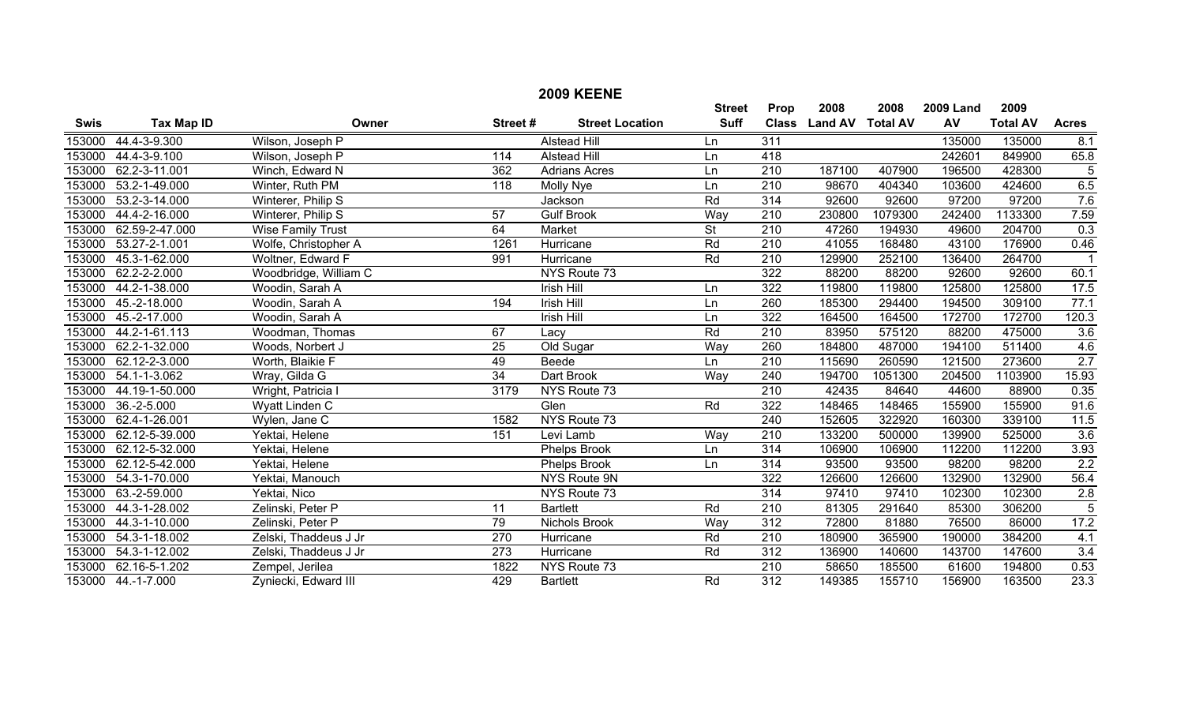## 2009 KEENE

| Swis | Tax Map ID | Owner | Street # | Street Location | Street Suff | Prop Class | 2008 Land AV | 2008 Total AV | 2009 Land AV | 2009 Total AV | Acres |
|---|---|---|---|---|---|---|---|---|---|---|---|
| 153000 | 44.4-3-9.300 | Wilson, Joseph P | | Alstead Hill | Ln | 311 | | | 135000 | 135000 | 8.1 |
| 153000 | 44.4-3-9.100 | Wilson, Joseph P | 114 | Alstead Hill | Ln | 418 | | | 242601 | 849900 | 65.8 |
| 153000 | 62.2-3-11.001 | Winch, Edward N | 362 | Adrians Acres | Ln | 210 | 187100 | 407900 | 196500 | 428300 | 5 |
| 153000 | 53.2-1-49.000 | Winter, Ruth PM | 118 | Molly Nye | Ln | 210 | 98670 | 404340 | 103600 | 424600 | 6.5 |
| 153000 | 53.2-3-14.000 | Winterer, Philip S | | Jackson | Rd | 314 | 92600 | 92600 | 97200 | 97200 | 7.6 |
| 153000 | 44.4-2-16.000 | Winterer, Philip S | 57 | Gulf Brook | Way | 210 | 230800 | 1079300 | 242400 | 1133300 | 7.59 |
| 153000 | 62.59-2-47.000 | Wise Family Trust | 64 | Market | St | 210 | 47260 | 194930 | 49600 | 204700 | 0.3 |
| 153000 | 53.27-2-1.001 | Wolfe, Christopher A | 1261 | Hurricane | Rd | 210 | 41055 | 168480 | 43100 | 176900 | 0.46 |
| 153000 | 45.3-1-62.000 | Woltner, Edward F | 991 | Hurricane | Rd | 210 | 129900 | 252100 | 136400 | 264700 | 1 |
| 153000 | 62.2-2-2.000 | Woodbridge, William C | | NYS Route 73 | | 322 | 88200 | 88200 | 92600 | 92600 | 60.1 |
| 153000 | 44.2-1-38.000 | Woodin, Sarah A | | Irish Hill | Ln | 322 | 119800 | 119800 | 125800 | 125800 | 17.5 |
| 153000 | 45.-2-18.000 | Woodin, Sarah A | 194 | Irish Hill | Ln | 260 | 185300 | 294400 | 194500 | 309100 | 77.1 |
| 153000 | 45.-2-17.000 | Woodin, Sarah A | | Irish Hill | Ln | 322 | 164500 | 164500 | 172700 | 172700 | 120.3 |
| 153000 | 44.2-1-61.113 | Woodman, Thomas | 67 | Lacy | Rd | 210 | 83950 | 575120 | 88200 | 475000 | 3.6 |
| 153000 | 62.2-1-32.000 | Woods, Norbert J | 25 | Old Sugar | Way | 260 | 184800 | 487000 | 194100 | 511400 | 4.6 |
| 153000 | 62.12-2-3.000 | Worth, Blaikie F | 49 | Beede | Ln | 210 | 115690 | 260590 | 121500 | 273600 | 2.7 |
| 153000 | 54.1-1-3.062 | Wray, Gilda G | 34 | Dart Brook | Way | 240 | 194700 | 1051300 | 204500 | 1103900 | 15.93 |
| 153000 | 44.19-1-50.000 | Wright, Patricia I | 3179 | NYS Route 73 | | 210 | 42435 | 84640 | 44600 | 88900 | 0.35 |
| 153000 | 36.-2-5.000 | Wyatt Linden C | | Glen | Rd | 322 | 148465 | 148465 | 155900 | 155900 | 91.6 |
| 153000 | 62.4-1-26.001 | Wylen, Jane C | 1582 | NYS Route 73 | | 240 | 152605 | 322920 | 160300 | 339100 | 11.5 |
| 153000 | 62.12-5-39.000 | Yektai, Helene | 151 | Levi Lamb | Way | 210 | 133200 | 500000 | 139900 | 525000 | 3.6 |
| 153000 | 62.12-5-32.000 | Yektai, Helene | | Phelps Brook | Ln | 314 | 106900 | 106900 | 112200 | 112200 | 3.93 |
| 153000 | 62.12-5-42.000 | Yektai, Helene | | Phelps Brook | Ln | 314 | 93500 | 93500 | 98200 | 98200 | 2.2 |
| 153000 | 54.3-1-70.000 | Yektai, Manouch | | NYS Route 9N | | 322 | 126600 | 126600 | 132900 | 132900 | 56.4 |
| 153000 | 63.-2-59.000 | Yektai, Nico | | NYS Route 73 | | 314 | 97410 | 97410 | 102300 | 102300 | 2.8 |
| 153000 | 44.3-1-28.002 | Zelinski, Peter P | 11 | Bartlett | Rd | 210 | 81305 | 291640 | 85300 | 306200 | 5 |
| 153000 | 44.3-1-10.000 | Zelinski, Peter P | 79 | Nichols Brook | Way | 312 | 72800 | 81880 | 76500 | 86000 | 17.2 |
| 153000 | 54.3-1-18.002 | Zelski, Thaddeus J Jr | 270 | Hurricane | Rd | 210 | 180900 | 365900 | 190000 | 384200 | 4.1 |
| 153000 | 54.3-1-12.002 | Zelski, Thaddeus J Jr | 273 | Hurricane | Rd | 312 | 136900 | 140600 | 143700 | 147600 | 3.4 |
| 153000 | 62.16-5-1.202 | Zempel, Jerilea | 1822 | NYS Route 73 | | 210 | 58650 | 185500 | 61600 | 194800 | 0.53 |
| 153000 | 44.-1-7.000 | Zyniecki, Edward III | 429 | Bartlett | Rd | 312 | 149385 | 155710 | 156900 | 163500 | 23.3 |